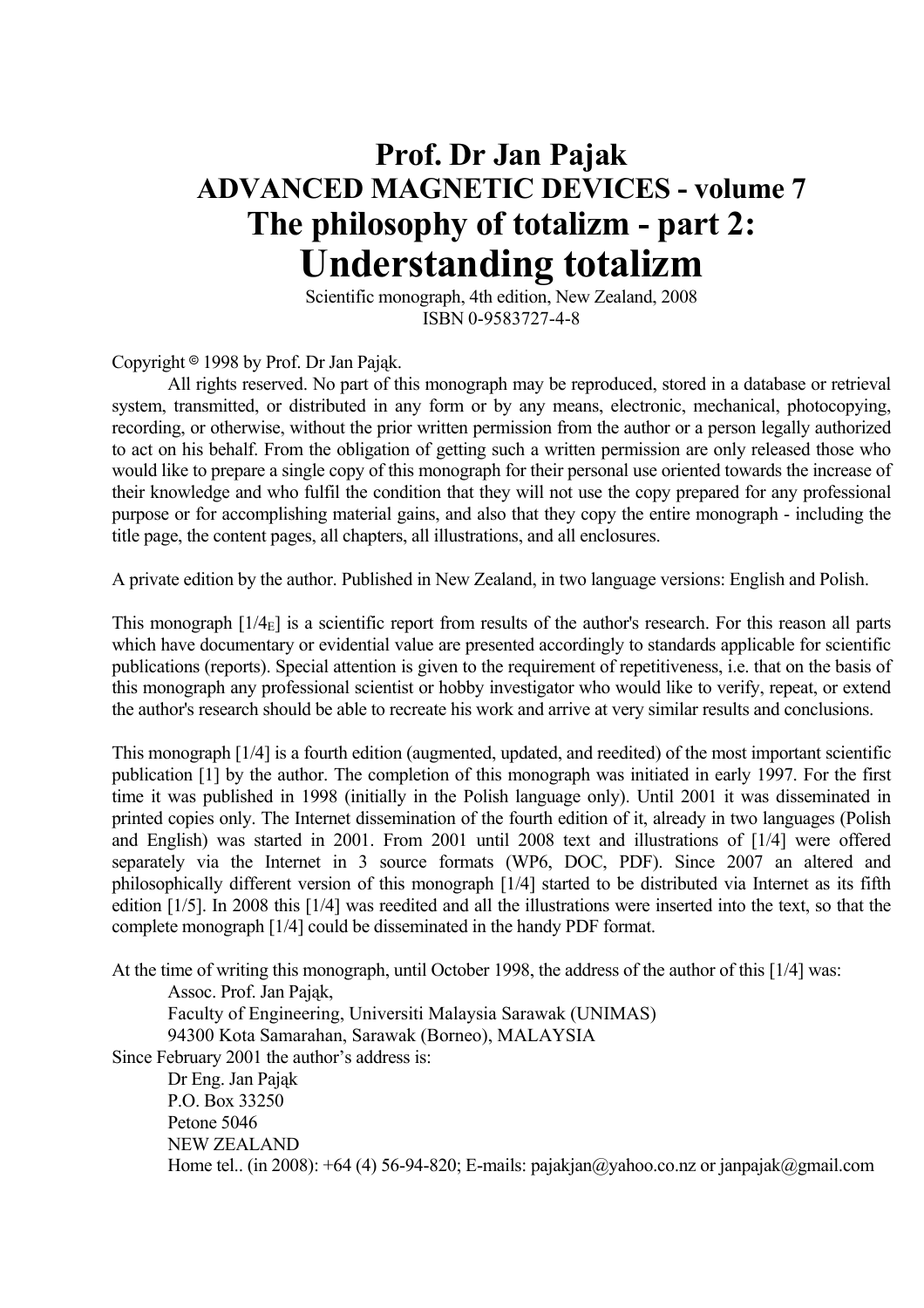# Prof. Dr Jan Pajak
## ADVANCED MAGNETIC DEVICES - volume 7
## The philosophy of totalizm - part 2:
# Understanding totalizm

Scientific monograph, 4th edition, New Zealand, 2008
ISBN 0-9583727-4-8

Copyright © 1998 by Prof. Dr Jan Pająk.

All rights reserved. No part of this monograph may be reproduced, stored in a database or retrieval system, transmitted, or distributed in any form or by any means, electronic, mechanical, photocopying, recording, or otherwise, without the prior written permission from the author or a person legally authorized to act on his behalf. From the obligation of getting such a written permission are only released those who would like to prepare a single copy of this monograph for their personal use oriented towards the increase of their knowledge and who fulfil the condition that they will not use the copy prepared for any professional purpose or for accomplishing material gains, and also that they copy the entire monograph - including the title page, the content pages, all chapters, all illustrations, and all enclosures.

A private edition by the author. Published in New Zealand, in two language versions: English and Polish.

This monograph [$1/4_E$] is a scientific report from results of the author's research. For this reason all parts which have documentary or evidential value are presented accordingly to standards applicable for scientific publications (reports). Special attention is given to the requirement of repetitiveness, i.e. that on the basis of this monograph any professional scientist or hobby investigator who would like to verify, repeat, or extend the author's research should be able to recreate his work and arrive at very similar results and conclusions.

This monograph [1/4] is a fourth edition (augmented, updated, and reedited) of the most important scientific publication [1] by the author. The completion of this monograph was initiated in early 1997. For the first time it was published in 1998 (initially in the Polish language only). Until 2001 it was disseminated in printed copies only. The Internet dissemination of the fourth edition of it, already in two languages (Polish and English) was started in 2001. From 2001 until 2008 text and illustrations of [1/4] were offered separately via the Internet in 3 source formats (WP6, DOC, PDF). Since 2007 an altered and philosophically different version of this monograph [1/4] started to be distributed via Internet as its fifth edition [1/5]. In 2008 this [1/4] was reedited and all the illustrations were inserted into the text, so that the complete monograph [1/4] could be disseminated in the handy PDF format.

At the time of writing this monograph, until October 1998, the address of the author of this [1/4] was:

Assoc. Prof. Jan Pająk,
Faculty of Engineering, Universiti Malaysia Sarawak (UNIMAS)
94300 Kota Samarahan, Sarawak (Borneo), MALAYSIA

Since February 2001 the author's address is:

Dr Eng. Jan Pająk
P.O. Box 33250
Petone 5046
NEW ZEALAND
Home tel.. (in 2008): +64 (4) 56-94-820; E-mails: pajakjan@yahoo.co.nz or janpajak@gmail.com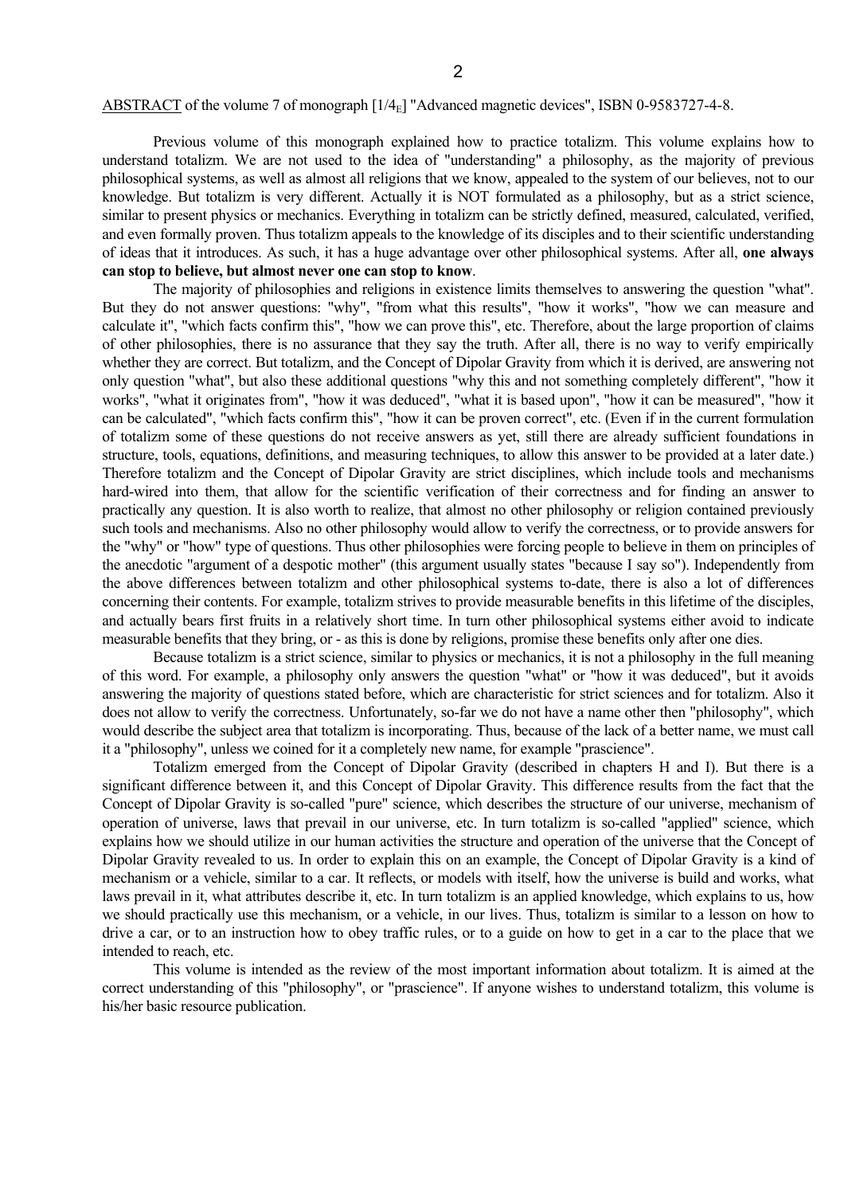ABSTRACT of the volume 7 of monograph [1/$4_E$] "Advanced magnetic devices", ISBN 0-9583727-4-8.

Previous volume of this monograph explained how to practice totalizm. This volume explains how to understand totalizm. We are not used to the idea of "understanding" a philosophy, as the majority of previous philosophical systems, as well as almost all religions that we know, appealed to the system of our believes, not to our knowledge. But totalizm is very different. Actually it is NOT formulated as a philosophy, but as a strict science, similar to present physics or mechanics. Everything in totalizm can be strictly defined, measured, calculated, verified, and even formally proven. Thus totalizm appeals to the knowledge of its disciples and to their scientific understanding of ideas that it introduces. As such, it has a huge advantage over other philosophical systems. After all, **one always can stop to believe, but almost never one can stop to know**.

The majority of philosophies and religions in existence limits themselves to answering the question "what". But they do not answer questions: "why", "from what this results", "how it works", "how we can measure and calculate it", "which facts confirm this", "how we can prove this", etc. Therefore, about the large proportion of claims of other philosophies, there is no assurance that they say the truth. After all, there is no way to verify empirically whether they are correct. But totalizm, and the Concept of Dipolar Gravity from which it is derived, are answering not only question "what", but also these additional questions "why this and not something completely different", "how it works", "what it originates from", "how it was deduced", "what it is based upon", "how it can be measured", "how it can be calculated", "which facts confirm this", "how it can be proven correct", etc. (Even if in the current formulation of totalizm some of these questions do not receive answers as yet, still there are already sufficient foundations in structure, tools, equations, definitions, and measuring techniques, to allow this answer to be provided at a later date.) Therefore totalizm and the Concept of Dipolar Gravity are strict disciplines, which include tools and mechanisms hard-wired into them, that allow for the scientific verification of their correctness and for finding an answer to practically any question. It is also worth to realize, that almost no other philosophy or religion contained previously such tools and mechanisms. Also no other philosophy would allow to verify the correctness, or to provide answers for the "why" or "how" type of questions. Thus other philosophies were forcing people to believe in them on principles of the anecdotic "argument of a despotic mother" (this argument usually states "because I say so"). Independently from the above differences between totalizm and other philosophical systems to-date, there is also a lot of differences concerning their contents. For example, totalizm strives to provide measurable benefits in this lifetime of the disciples, and actually bears first fruits in a relatively short time. In turn other philosophical systems either avoid to indicate measurable benefits that they bring, or - as this is done by religions, promise these benefits only after one dies.

Because totalizm is a strict science, similar to physics or mechanics, it is not a philosophy in the full meaning of this word. For example, a philosophy only answers the question "what" or "how it was deduced", but it avoids answering the majority of questions stated before, which are characteristic for strict sciences and for totalizm. Also it does not allow to verify the correctness. Unfortunately, so-far we do not have a name other then "philosophy", which would describe the subject area that totalizm is incorporating. Thus, because of the lack of a better name, we must call it a "philosophy", unless we coined for it a completely new name, for example "prascience".

Totalizm emerged from the Concept of Dipolar Gravity (described in chapters H and I). But there is a significant difference between it, and this Concept of Dipolar Gravity. This difference results from the fact that the Concept of Dipolar Gravity is so-called "pure" science, which describes the structure of our universe, mechanism of operation of universe, laws that prevail in our universe, etc. In turn totalizm is so-called "applied" science, which explains how we should utilize in our human activities the structure and operation of the universe that the Concept of Dipolar Gravity revealed to us. In order to explain this on an example, the Concept of Dipolar Gravity is a kind of mechanism or a vehicle, similar to a car. It reflects, or models with itself, how the universe is build and works, what laws prevail in it, what attributes describe it, etc. In turn totalizm is an applied knowledge, which explains to us, how we should practically use this mechanism, or a vehicle, in our lives. Thus, totalizm is similar to a lesson on how to drive a car, or to an instruction how to obey traffic rules, or to a guide on how to get in a car to the place that we intended to reach, etc.

This volume is intended as the review of the most important information about totalizm. It is aimed at the correct understanding of this "philosophy", or "prascience". If anyone wishes to understand totalizm, this volume is his/her basic resource publication.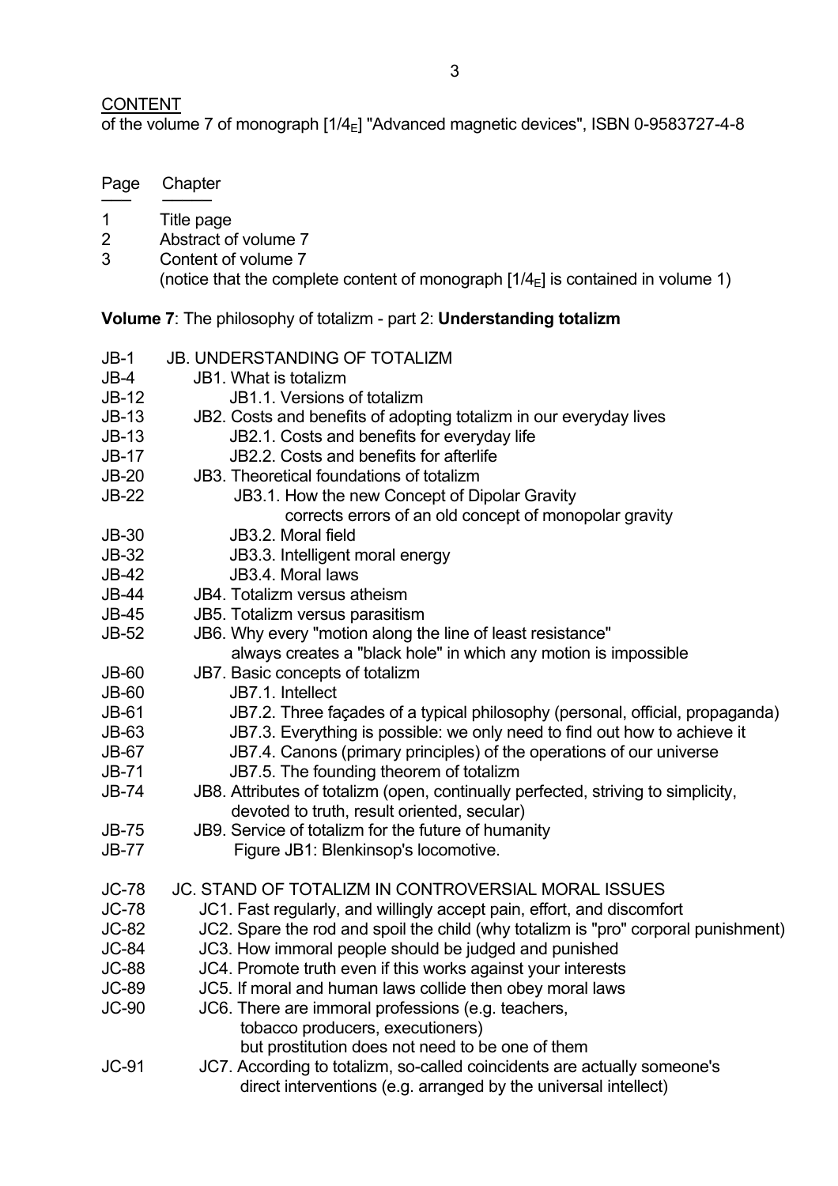CONTENT

of the volume 7 of monograph [1/4$_E$] "Advanced magnetic devices", ISBN 0-9583727-4-8

| Page | Chapter |
| --- | --- |
| 1 | Title page |
| 2 | Abstract of volume 7 |
| 3 | Content of volume 7 |
| | (notice that the complete content of monograph [1/4$_E$] is contained in volume 1) |

**Volume 7**: The philosophy of totalizm - part 2: **Understanding totalizm**

| | |
| --- | --- |
| JB-1 | JB. UNDERSTANDING OF TOTALIZM |
| JB-4 | JB1. What is totalizm |
| JB-12 | JB1.1. Versions of totalizm |
| JB-13 | JB2. Costs and benefits of adopting totalizm in our everyday lives |
| JB-13 | JB2.1. Costs and benefits for everyday life |
| JB-17 | JB2.2. Costs and benefits for afterlife |
| JB-20 | JB3. Theoretical foundations of totalizm |
| JB-22 | JB3.1. How the new Concept of Dipolar Gravity corrects errors of an old concept of monopolar gravity |
| JB-30 | JB3.2. Moral field |
| JB-32 | JB3.3. Intelligent moral energy |
| JB-42 | JB3.4. Moral laws |
| JB-44 | JB4. Totalizm versus atheism |
| JB-45 | JB5. Totalizm versus parasitism |
| JB-52 | JB6. Why every "motion along the line of least resistance" always creates a "black hole" in which any motion is impossible |
| JB-60 | JB7. Basic concepts of totalizm |
| JB-60 | JB7.1. Intellect |
| JB-61 | JB7.2. Three façades of a typical philosophy (personal, official, propaganda) |
| JB-63 | JB7.3. Everything is possible: we only need to find out how to achieve it |
| JB-67 | JB7.4. Canons (primary principles) of the operations of our universe |
| JB-71 | JB7.5. The founding theorem of totalizm |
| JB-74 | JB8. Attributes of totalizm (open, continually perfected, striving to simplicity, devoted to truth, result oriented, secular) |
| JB-75 | JB9. Service of totalizm for the future of humanity |
| JB-77 | Figure JB1: Blenkinsop's locomotive. |
| | |
| JC-78 | JC. STAND OF TOTALIZM IN CONTROVERSIAL MORAL ISSUES |
| JC-78 | JC1. Fast regularly, and willingly accept pain, effort, and discomfort |
| JC-82 | JC2. Spare the rod and spoil the child (why totalizm is "pro" corporal punishment) |
| JC-84 | JC3. How immoral people should be judged and punished |
| JC-88 | JC4. Promote truth even if this works against your interests |
| JC-89 | JC5. If moral and human laws collide then obey moral laws |
| JC-90 | JC6. There are immoral professions (e.g. teachers, tobacco producers, executioners) but prostitution does not need to be one of them |
| JC-91 | JC7. According to totalizm, so-called coincidents are actually someone's direct interventions (e.g. arranged by the universal intellect) |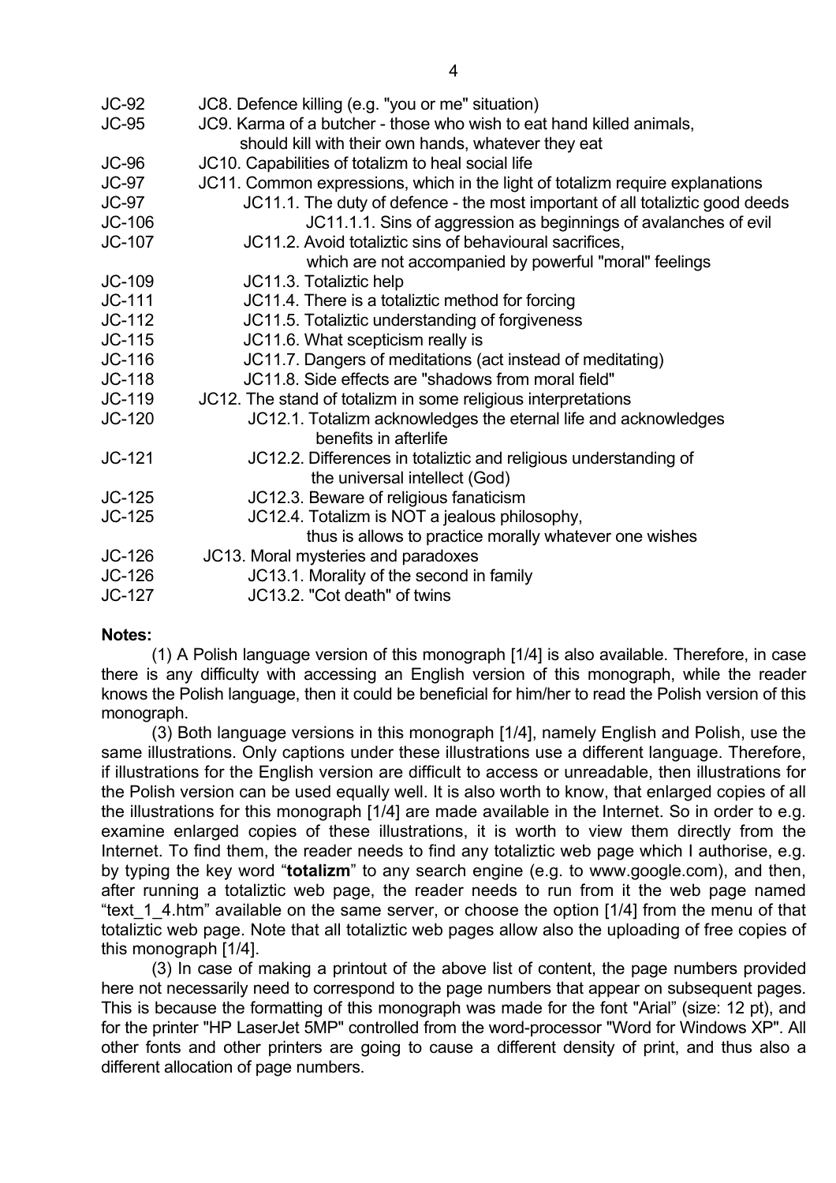| | |
|---|---|
| JC-92 | JC8. Defence killing (e.g. "you or me" situation) |
| JC-95 | JC9. Karma of a butcher - those who wish to eat hand killed animals, should kill with their own hands, whatever they eat |
| JC-96 | JC10. Capabilities of totalizm to heal social life |
| JC-97 | JC11. Common expressions, which in the light of totalizm require explanations |
| JC-97 | JC11.1. The duty of defence - the most important of all totaliztic good deeds |
| JC-106 | JC11.1.1. Sins of aggression as beginnings of avalanches of evil |
| JC-107 | JC11.2. Avoid totaliztic sins of behavioural sacrifices, which are not accompanied by powerful "moral" feelings |
| JC-109 | JC11.3. Totaliztic help |
| JC-111 | JC11.4. There is a totaliztic method for forcing |
| JC-112 | JC11.5. Totaliztic understanding of forgiveness |
| JC-115 | JC11.6. What scepticism really is |
| JC-116 | JC11.7. Dangers of meditations (act instead of meditating) |
| JC-118 | JC11.8. Side effects are "shadows from moral field" |
| JC-119 | JC12. The stand of totalizm in some religious interpretations |
| JC-120 | JC12.1. Totalizm acknowledges the eternal life and acknowledges benefits in afterlife |
| JC-121 | JC12.2. Differences in totaliztic and religious understanding of the universal intellect (God) |
| JC-125 | JC12.3. Beware of religious fanaticism |
| JC-125 | JC12.4. Totalizm is NOT a jealous philosophy, thus is allows to practice morally whatever one wishes |
| JC-126 | JC13. Moral mysteries and paradoxes |
| JC-126 | JC13.1. Morality of the second in family |
| JC-127 | JC13.2. "Cot death" of twins |

**Notes:**

(1) A Polish language version of this monograph [1/4] is also available. Therefore, in case there is any difficulty with accessing an English version of this monograph, while the reader knows the Polish language, then it could be beneficial for him/her to read the Polish version of this monograph.

(3) Both language versions in this monograph [1/4], namely English and Polish, use the same illustrations. Only captions under these illustrations use a different language. Therefore, if illustrations for the English version are difficult to access or unreadable, then illustrations for the Polish version can be used equally well. It is also worth to know, that enlarged copies of all the illustrations for this monograph [1/4] are made available in the Internet. So in order to e.g. examine enlarged copies of these illustrations, it is worth to view them directly from the Internet. To find them, the reader needs to find any totaliztic web page which I authorise, e.g. by typing the key word "**totalizm**" to any search engine (e.g. to www.google.com), and then, after running a totaliztic web page, the reader needs to run from it the web page named "text_1_4.htm" available on the same server, or choose the option [1/4] from the menu of that totaliztic web page. Note that all totaliztic web pages allow also the uploading of free copies of this monograph [1/4].

(3) In case of making a printout of the above list of content, the page numbers provided here not necessarily need to correspond to the page numbers that appear on subsequent pages. This is because the formatting of this monograph was made for the font "Arial" (size: 12 pt), and for the printer "HP LaserJet 5MP" controlled from the word-processor "Word for Windows XP". All other fonts and other printers are going to cause a different density of print, and thus also a different allocation of page numbers.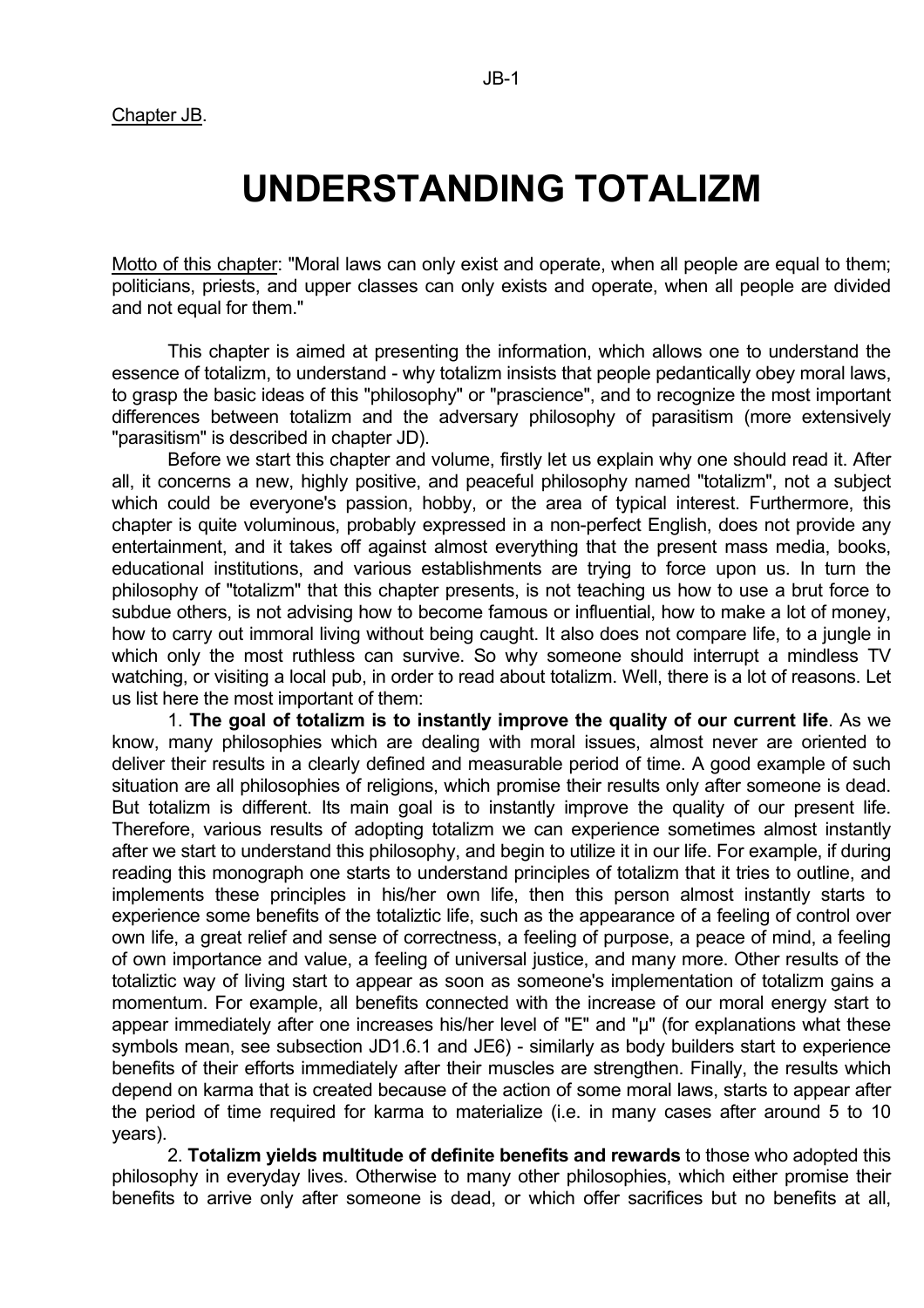Chapter JB.

# UNDERSTANDING TOTALIZM

Motto of this chapter: "Moral laws can only exist and operate, when all people are equal to them; politicians, priests, and upper classes can only exists and operate, when all people are divided and not equal for them."

This chapter is aimed at presenting the information, which allows one to understand the essence of totalizm, to understand - why totalizm insists that people pedantically obey moral laws, to grasp the basic ideas of this "philosophy" or "prascience", and to recognize the most important differences between totalizm and the adversary philosophy of parasitism (more extensively "parasitism" is described in chapter JD).

Before we start this chapter and volume, firstly let us explain why one should read it. After all, it concerns a new, highly positive, and peaceful philosophy named "totalizm", not a subject which could be everyone's passion, hobby, or the area of typical interest. Furthermore, this chapter is quite voluminous, probably expressed in a non-perfect English, does not provide any entertainment, and it takes off against almost everything that the present mass media, books, educational institutions, and various establishments are trying to force upon us. In turn the philosophy of "totalizm" that this chapter presents, is not teaching us how to use a brut force to subdue others, is not advising how to become famous or influential, how to make a lot of money, how to carry out immoral living without being caught. It also does not compare life, to a jungle in which only the most ruthless can survive. So why someone should interrupt a mindless TV watching, or visiting a local pub, in order to read about totalizm. Well, there is a lot of reasons. Let us list here the most important of them:

1. **The goal of totalizm is to instantly improve the quality of our current life**. As we know, many philosophies which are dealing with moral issues, almost never are oriented to deliver their results in a clearly defined and measurable period of time. A good example of such situation are all philosophies of religions, which promise their results only after someone is dead. But totalizm is different. Its main goal is to instantly improve the quality of our present life. Therefore, various results of adopting totalizm we can experience sometimes almost instantly after we start to understand this philosophy, and begin to utilize it in our life. For example, if during reading this monograph one starts to understand principles of totalizm that it tries to outline, and implements these principles in his/her own life, then this person almost instantly starts to experience some benefits of the totaliztic life, such as the appearance of a feeling of control over own life, a great relief and sense of correctness, a feeling of purpose, a peace of mind, a feeling of own importance and value, a feeling of universal justice, and many more. Other results of the totaliztic way of living start to appear as soon as someone's implementation of totalizm gains a momentum. For example, all benefits connected with the increase of our moral energy start to appear immediately after one increases his/her level of "E" and "μ" (for explanations what these symbols mean, see subsection JD1.6.1 and JE6) - similarly as body builders start to experience benefits of their efforts immediately after their muscles are strengthen. Finally, the results which depend on karma that is created because of the action of some moral laws, starts to appear after the period of time required for karma to materialize (i.e. in many cases after around 5 to 10 years).

2. **Totalizm yields multitude of definite benefits and rewards** to those who adopted this philosophy in everyday lives. Otherwise to many other philosophies, which either promise their benefits to arrive only after someone is dead, or which offer sacrifices but no benefits at all,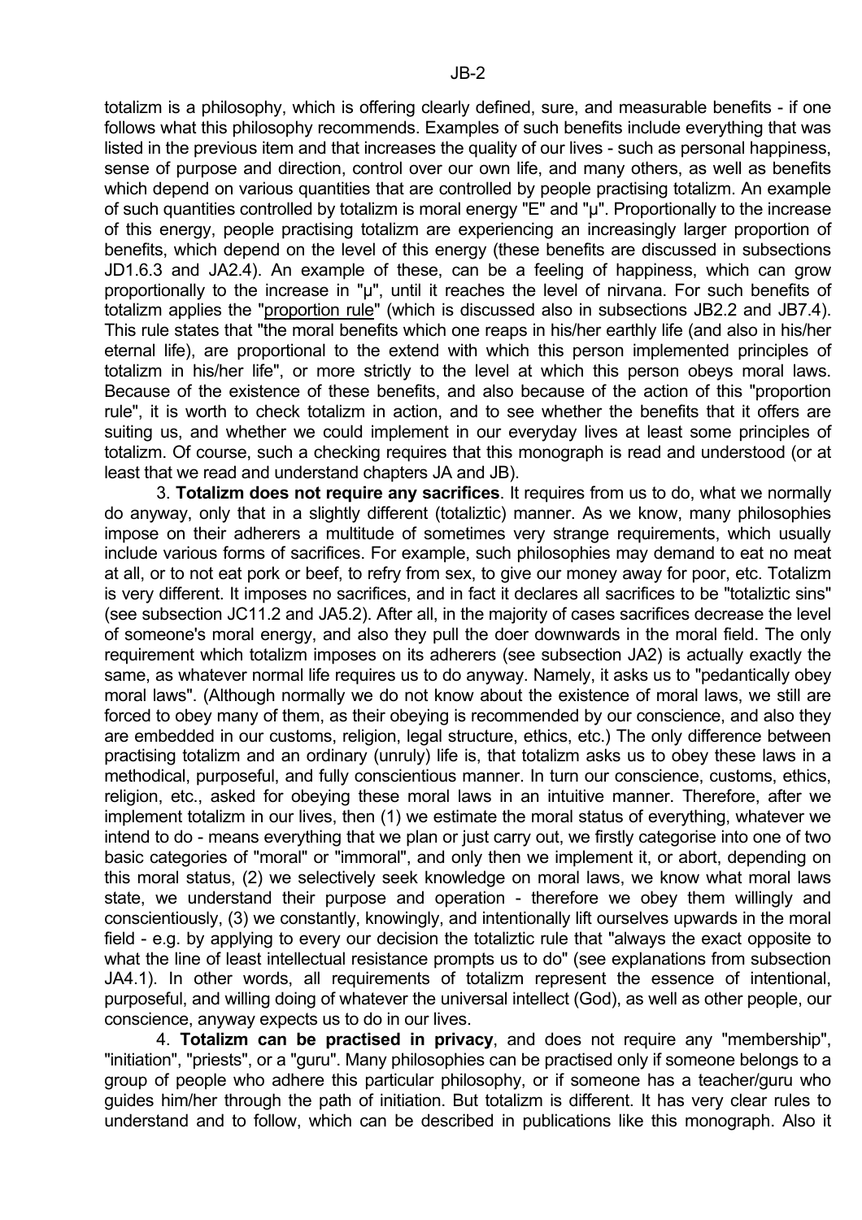totalizm is a philosophy, which is offering clearly defined, sure, and measurable benefits - if one follows what this philosophy recommends. Examples of such benefits include everything that was listed in the previous item and that increases the quality of our lives - such as personal happiness, sense of purpose and direction, control over our own life, and many others, as well as benefits which depend on various quantities that are controlled by people practising totalizm. An example of such quantities controlled by totalizm is moral energy "E" and "μ". Proportionally to the increase of this energy, people practising totalizm are experiencing an increasingly larger proportion of benefits, which depend on the level of this energy (these benefits are discussed in subsections JD1.6.3 and JA2.4). An example of these, can be a feeling of happiness, which can grow proportionally to the increase in "μ", until it reaches the level of nirvana. For such benefits of totalizm applies the "proportion rule" (which is discussed also in subsections JB2.2 and JB7.4). This rule states that "the moral benefits which one reaps in his/her earthly life (and also in his/her eternal life), are proportional to the extend with which this person implemented principles of totalizm in his/her life", or more strictly to the level at which this person obeys moral laws. Because of the existence of these benefits, and also because of the action of this "proportion rule", it is worth to check totalizm in action, and to see whether the benefits that it offers are suiting us, and whether we could implement in our everyday lives at least some principles of totalizm. Of course, such a checking requires that this monograph is read and understood (or at least that we read and understand chapters JA and JB).

3. **Totalizm does not require any sacrifices**. It requires from us to do, what we normally do anyway, only that in a slightly different (totaliztic) manner. As we know, many philosophies impose on their adherers a multitude of sometimes very strange requirements, which usually include various forms of sacrifices. For example, such philosophies may demand to eat no meat at all, or to not eat pork or beef, to refry from sex, to give our money away for poor, etc. Totalizm is very different. It imposes no sacrifices, and in fact it declares all sacrifices to be "totaliztic sins" (see subsection JC11.2 and JA5.2). After all, in the majority of cases sacrifices decrease the level of someone's moral energy, and also they pull the doer downwards in the moral field. The only requirement which totalizm imposes on its adherers (see subsection JA2) is actually exactly the same, as whatever normal life requires us to do anyway. Namely, it asks us to "pedantically obey moral laws". (Although normally we do not know about the existence of moral laws, we still are forced to obey many of them, as their obeying is recommended by our conscience, and also they are embedded in our customs, religion, legal structure, ethics, etc.) The only difference between practising totalizm and an ordinary (unruly) life is, that totalizm asks us to obey these laws in a methodical, purposeful, and fully conscientious manner. In turn our conscience, customs, ethics, religion, etc., asked for obeying these moral laws in an intuitive manner. Therefore, after we implement totalizm in our lives, then (1) we estimate the moral status of everything, whatever we intend to do - means everything that we plan or just carry out, we firstly categorise into one of two basic categories of "moral" or "immoral", and only then we implement it, or abort, depending on this moral status, (2) we selectively seek knowledge on moral laws, we know what moral laws state, we understand their purpose and operation - therefore we obey them willingly and conscientiously, (3) we constantly, knowingly, and intentionally lift ourselves upwards in the moral field - e.g. by applying to every our decision the totaliztic rule that "always the exact opposite to what the line of least intellectual resistance prompts us to do" (see explanations from subsection JA4.1). In other words, all requirements of totalizm represent the essence of intentional, purposeful, and willing doing of whatever the universal intellect (God), as well as other people, our conscience, anyway expects us to do in our lives.

4. **Totalizm can be practised in privacy**, and does not require any "membership", "initiation", "priests", or a "guru". Many philosophies can be practised only if someone belongs to a group of people who adhere this particular philosophy, or if someone has a teacher/guru who guides him/her through the path of initiation. But totalizm is different. It has very clear rules to understand and to follow, which can be described in publications like this monograph. Also it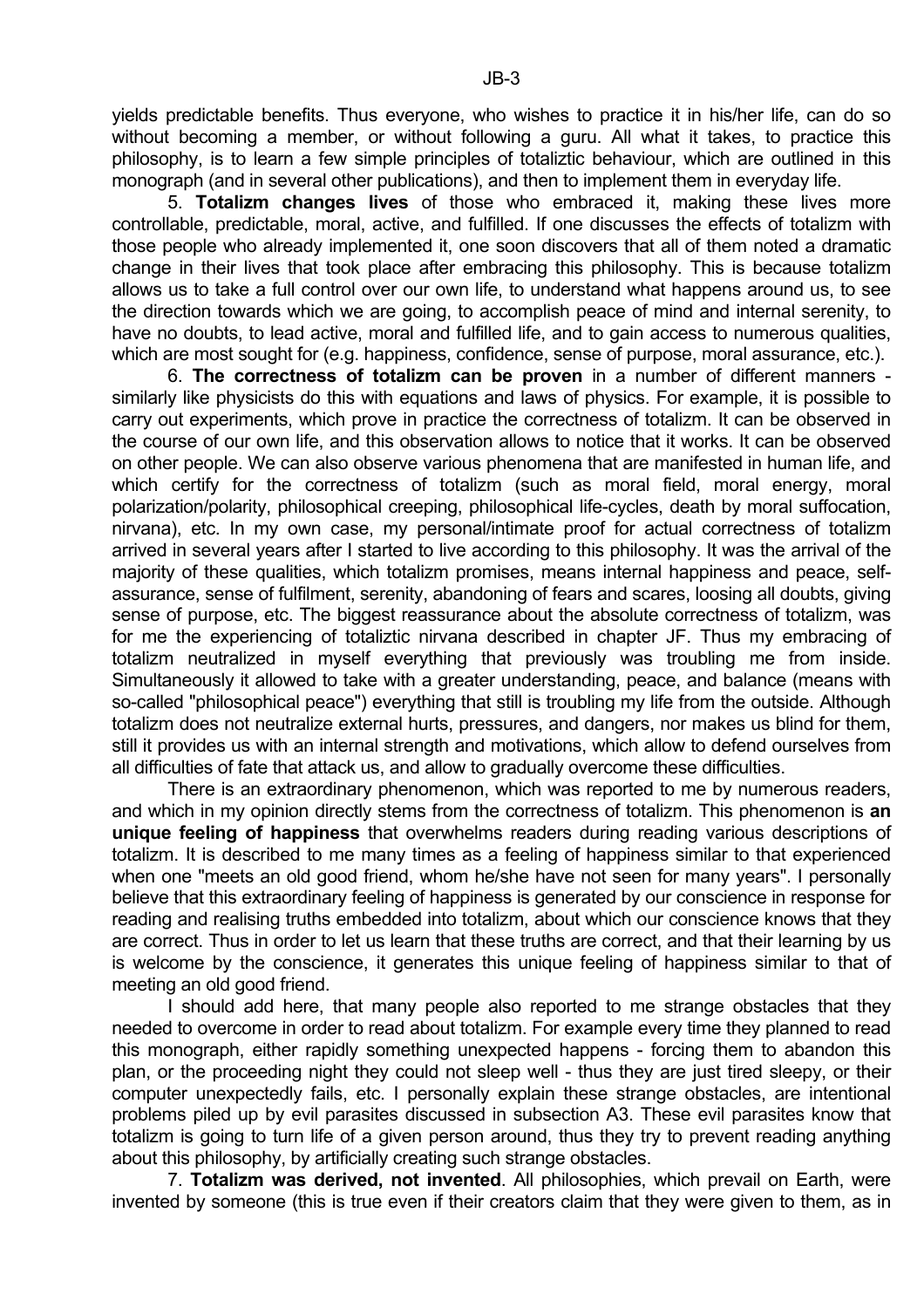yields predictable benefits. Thus everyone, who wishes to practice it in his/her life, can do so without becoming a member, or without following a guru. All what it takes, to practice this philosophy, is to learn a few simple principles of totaliztic behaviour, which are outlined in this monograph (and in several other publications), and then to implement them in everyday life.

5. **Totalizm changes lives** of those who embraced it, making these lives more controllable, predictable, moral, active, and fulfilled. If one discusses the effects of totalizm with those people who already implemented it, one soon discovers that all of them noted a dramatic change in their lives that took place after embracing this philosophy. This is because totalizm allows us to take a full control over our own life, to understand what happens around us, to see the direction towards which we are going, to accomplish peace of mind and internal serenity, to have no doubts, to lead active, moral and fulfilled life, and to gain access to numerous qualities, which are most sought for (e.g. happiness, confidence, sense of purpose, moral assurance, etc.).

6. **The correctness of totalizm can be proven** in a number of different manners - similarly like physicists do this with equations and laws of physics. For example, it is possible to carry out experiments, which prove in practice the correctness of totalizm. It can be observed in the course of our own life, and this observation allows to notice that it works. It can be observed on other people. We can also observe various phenomena that are manifested in human life, and which certify for the correctness of totalizm (such as moral field, moral energy, moral polarization/polarity, philosophical creeping, philosophical life-cycles, death by moral suffocation, nirvana), etc. In my own case, my personal/intimate proof for actual correctness of totalizm arrived in several years after I started to live according to this philosophy. It was the arrival of the majority of these qualities, which totalizm promises, means internal happiness and peace, self-assurance, sense of fulfilment, serenity, abandoning of fears and scares, loosing all doubts, giving sense of purpose, etc. The biggest reassurance about the absolute correctness of totalizm, was for me the experiencing of totaliztic nirvana described in chapter JF. Thus my embracing of totalizm neutralized in myself everything that previously was troubling me from inside. Simultaneously it allowed to take with a greater understanding, peace, and balance (means with so-called "philosophical peace") everything that still is troubling my life from the outside. Although totalizm does not neutralize external hurts, pressures, and dangers, nor makes us blind for them, still it provides us with an internal strength and motivations, which allow to defend ourselves from all difficulties of fate that attack us, and allow to gradually overcome these difficulties.

There is an extraordinary phenomenon, which was reported to me by numerous readers, and which in my opinion directly stems from the correctness of totalizm. This phenomenon is **an unique feeling of happiness** that overwhelms readers during reading various descriptions of totalizm. It is described to me many times as a feeling of happiness similar to that experienced when one "meets an old good friend, whom he/she have not seen for many years". I personally believe that this extraordinary feeling of happiness is generated by our conscience in response for reading and realising truths embedded into totalizm, about which our conscience knows that they are correct. Thus in order to let us learn that these truths are correct, and that their learning by us is welcome by the conscience, it generates this unique feeling of happiness similar to that of meeting an old good friend.

I should add here, that many people also reported to me strange obstacles that they needed to overcome in order to read about totalizm. For example every time they planned to read this monograph, either rapidly something unexpected happens - forcing them to abandon this plan, or the proceeding night they could not sleep well - thus they are just tired sleepy, or their computer unexpectedly fails, etc. I personally explain these strange obstacles, are intentional problems piled up by evil parasites discussed in subsection A3. These evil parasites know that totalizm is going to turn life of a given person around, thus they try to prevent reading anything about this philosophy, by artificially creating such strange obstacles.

7. **Totalizm was derived, not invented**. All philosophies, which prevail on Earth, were invented by someone (this is true even if their creators claim that they were given to them, as in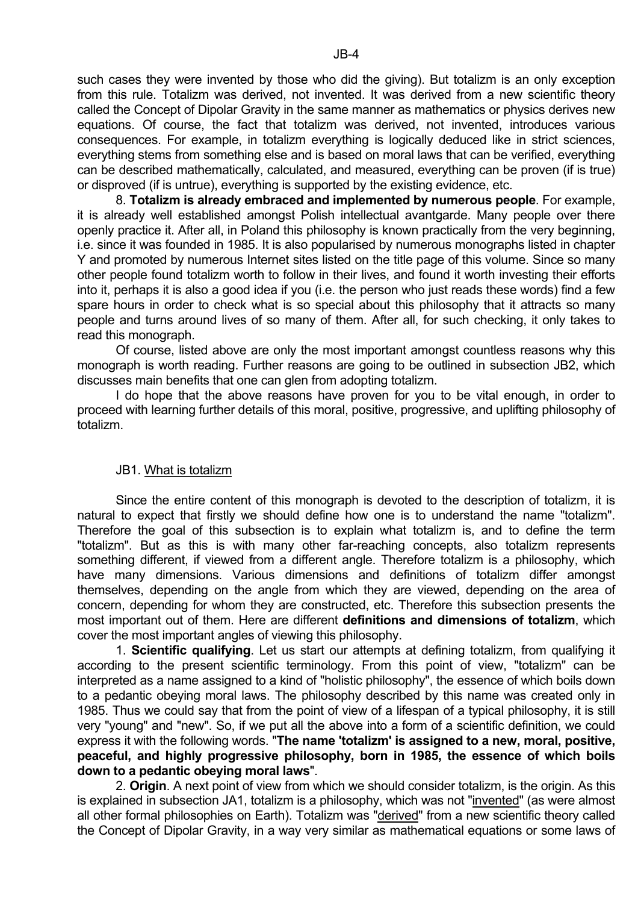such cases they were invented by those who did the giving). But totalizm is an only exception from this rule. Totalizm was derived, not invented. It was derived from a new scientific theory called the Concept of Dipolar Gravity in the same manner as mathematics or physics derives new equations. Of course, the fact that totalizm was derived, not invented, introduces various consequences. For example, in totalizm everything is logically deduced like in strict sciences, everything stems from something else and is based on moral laws that can be verified, everything can be described mathematically, calculated, and measured, everything can be proven (if is true) or disproved (if is untrue), everything is supported by the existing evidence, etc.

8. **Totalizm is already embraced and implemented by numerous people**. For example, it is already well established amongst Polish intellectual avantgarde. Many people over there openly practice it. After all, in Poland this philosophy is known practically from the very beginning, i.e. since it was founded in 1985. It is also popularised by numerous monographs listed in chapter Y and promoted by numerous Internet sites listed on the title page of this volume. Since so many other people found totalizm worth to follow in their lives, and found it worth investing their efforts into it, perhaps it is also a good idea if you (i.e. the person who just reads these words) find a few spare hours in order to check what is so special about this philosophy that it attracts so many people and turns around lives of so many of them. After all, for such checking, it only takes to read this monograph.

Of course, listed above are only the most important amongst countless reasons why this monograph is worth reading. Further reasons are going to be outlined in subsection JB2, which discusses main benefits that one can glen from adopting totalizm.

I do hope that the above reasons have proven for you to be vital enough, in order to proceed with learning further details of this moral, positive, progressive, and uplifting philosophy of totalizm.

## JB1. What is totalizm

Since the entire content of this monograph is devoted to the description of totalizm, it is natural to expect that firstly we should define how one is to understand the name "totalizm". Therefore the goal of this subsection is to explain what totalizm is, and to define the term "totalizm". But as this is with many other far-reaching concepts, also totalizm represents something different, if viewed from a different angle. Therefore totalizm is a philosophy, which have many dimensions. Various dimensions and definitions of totalizm differ amongst themselves, depending on the angle from which they are viewed, depending on the area of concern, depending for whom they are constructed, etc. Therefore this subsection presents the most important out of them. Here are different **definitions and dimensions of totalizm**, which cover the most important angles of viewing this philosophy.

1. **Scientific qualifying**. Let us start our attempts at defining totalizm, from qualifying it according to the present scientific terminology. From this point of view, "totalizm" can be interpreted as a name assigned to a kind of "holistic philosophy", the essence of which boils down to a pedantic obeying moral laws. The philosophy described by this name was created only in 1985. Thus we could say that from the point of view of a lifespan of a typical philosophy, it is still very "young" and "new". So, if we put all the above into a form of a scientific definition, we could express it with the following words. "**The name 'totalizm' is assigned to a new, moral, positive, peaceful, and highly progressive philosophy, born in 1985, the essence of which boils down to a pedantic obeying moral laws**".

2. **Origin**. A next point of view from which we should consider totalizm, is the origin. As this is explained in subsection JA1, totalizm is a philosophy, which was not "invented" (as were almost all other formal philosophies on Earth). Totalizm was "derived" from a new scientific theory called the Concept of Dipolar Gravity, in a way very similar as mathematical equations or some laws of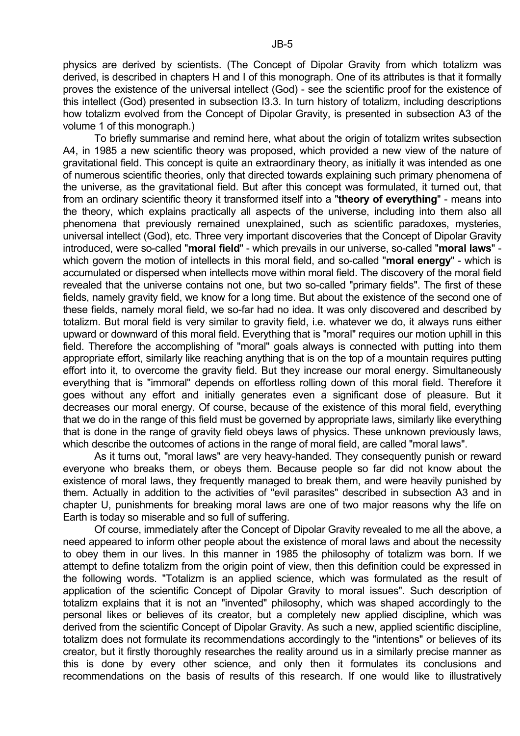physics are derived by scientists. (The Concept of Dipolar Gravity from which totalizm was derived, is described in chapters H and I of this monograph. One of its attributes is that it formally proves the existence of the universal intellect (God) - see the scientific proof for the existence of this intellect (God) presented in subsection I3.3. In turn history of totalizm, including descriptions how totalizm evolved from the Concept of Dipolar Gravity, is presented in subsection A3 of the volume 1 of this monograph.)

To briefly summarise and remind here, what about the origin of totalizm writes subsection A4, in 1985 a new scientific theory was proposed, which provided a new view of the nature of gravitational field. This concept is quite an extraordinary theory, as initially it was intended as one of numerous scientific theories, only that directed towards explaining such primary phenomena of the universe, as the gravitational field. But after this concept was formulated, it turned out, that from an ordinary scientific theory it transformed itself into a "**theory of everything**" - means into the theory, which explains practically all aspects of the universe, including into them also all phenomena that previously remained unexplained, such as scientific paradoxes, mysteries, universal intellect (God), etc. Three very important discoveries that the Concept of Dipolar Gravity introduced, were so-called "**moral field**" - which prevails in our universe, so-called "**moral laws**" - which govern the motion of intellects in this moral field, and so-called "**moral energy**" - which is accumulated or dispersed when intellects move within moral field. The discovery of the moral field revealed that the universe contains not one, but two so-called "primary fields". The first of these fields, namely gravity field, we know for a long time. But about the existence of the second one of these fields, namely moral field, we so-far had no idea. It was only discovered and described by totalizm. But moral field is very similar to gravity field, i.e. whatever we do, it always runs either upward or downward of this moral field. Everything that is "moral" requires our motion uphill in this field. Therefore the accomplishing of "moral" goals always is connected with putting into them appropriate effort, similarly like reaching anything that is on the top of a mountain requires putting effort into it, to overcome the gravity field. But they increase our moral energy. Simultaneously everything that is "immoral" depends on effortless rolling down of this moral field. Therefore it goes without any effort and initially generates even a significant dose of pleasure. But it decreases our moral energy. Of course, because of the existence of this moral field, everything that we do in the range of this field must be governed by appropriate laws, similarly like everything that is done in the range of gravity field obeys laws of physics. These unknown previously laws, which describe the outcomes of actions in the range of moral field, are called "moral laws".

As it turns out, "moral laws" are very heavy-handed. They consequently punish or reward everyone who breaks them, or obeys them. Because people so far did not know about the existence of moral laws, they frequently managed to break them, and were heavily punished by them. Actually in addition to the activities of "evil parasites" described in subsection A3 and in chapter U, punishments for breaking moral laws are one of two major reasons why the life on Earth is today so miserable and so full of suffering.

Of course, immediately after the Concept of Dipolar Gravity revealed to me all the above, a need appeared to inform other people about the existence of moral laws and about the necessity to obey them in our lives. In this manner in 1985 the philosophy of totalizm was born. If we attempt to define totalizm from the origin point of view, then this definition could be expressed in the following words. "Totalizm is an applied science, which was formulated as the result of application of the scientific Concept of Dipolar Gravity to moral issues". Such description of totalizm explains that it is not an "invented" philosophy, which was shaped accordingly to the personal likes or believes of its creator, but a completely new applied discipline, which was derived from the scientific Concept of Dipolar Gravity. As such a new, applied scientific discipline, totalizm does not formulate its recommendations accordingly to the "intentions" or believes of its creator, but it firstly thoroughly researches the reality around us in a similarly precise manner as this is done by every other science, and only then it formulates its conclusions and recommendations on the basis of results of this research. If one would like to illustratively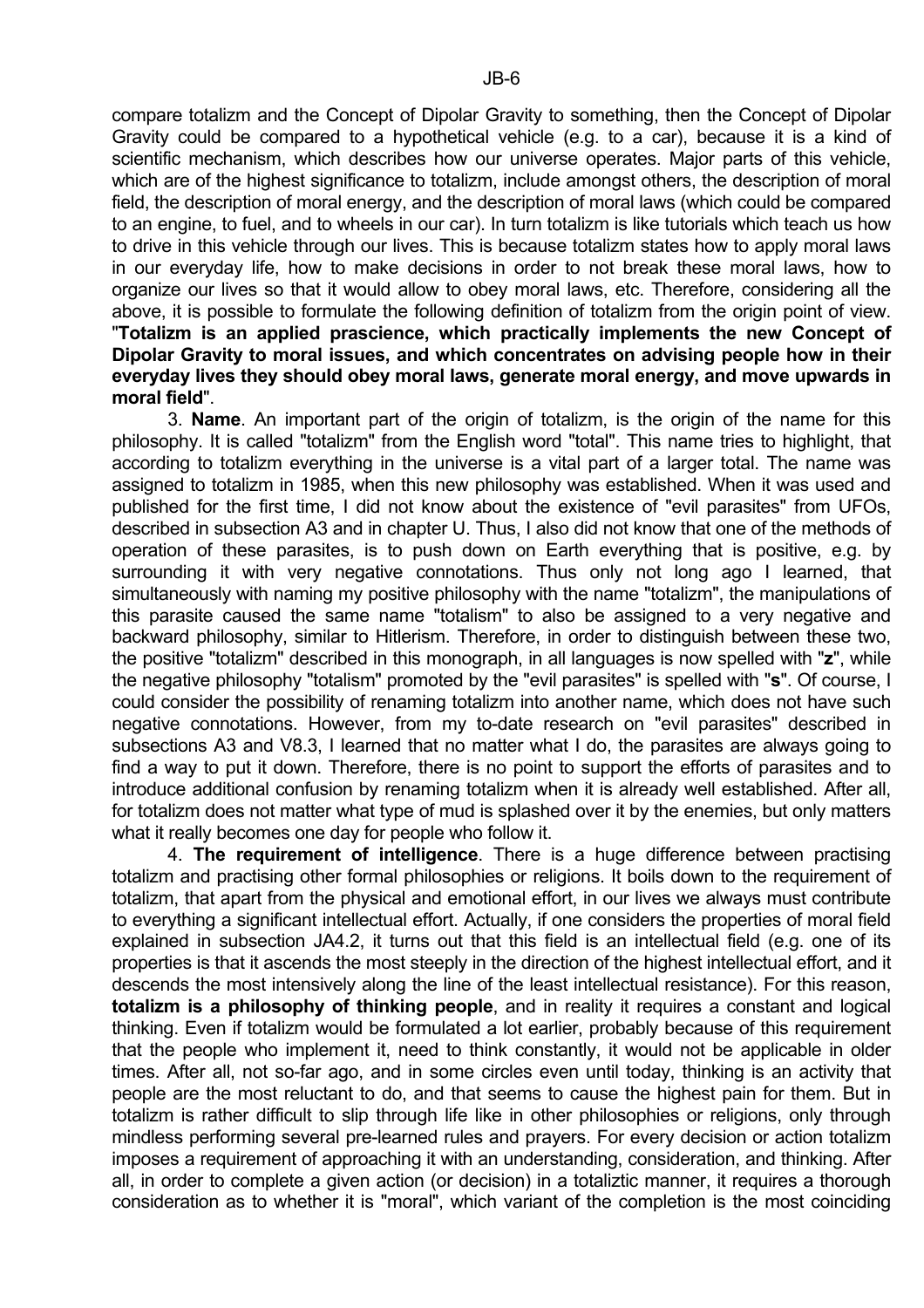compare totalizm and the Concept of Dipolar Gravity to something, then the Concept of Dipolar Gravity could be compared to a hypothetical vehicle (e.g. to a car), because it is a kind of scientific mechanism, which describes how our universe operates. Major parts of this vehicle, which are of the highest significance to totalizm, include amongst others, the description of moral field, the description of moral energy, and the description of moral laws (which could be compared to an engine, to fuel, and to wheels in our car). In turn totalizm is like tutorials which teach us how to drive in this vehicle through our lives. This is because totalizm states how to apply moral laws in our everyday life, how to make decisions in order to not break these moral laws, how to organize our lives so that it would allow to obey moral laws, etc. Therefore, considering all the above, it is possible to formulate the following definition of totalizm from the origin point of view. "**Totalizm is an applied prascience, which practically implements the new Concept of Dipolar Gravity to moral issues, and which concentrates on advising people how in their everyday lives they should obey moral laws, generate moral energy, and move upwards in moral field**".

3. **Name**. An important part of the origin of totalizm, is the origin of the name for this philosophy. It is called "totalizm" from the English word "total". This name tries to highlight, that according to totalizm everything in the universe is a vital part of a larger total. The name was assigned to totalizm in 1985, when this new philosophy was established. When it was used and published for the first time, I did not know about the existence of "evil parasites" from UFOs, described in subsection A3 and in chapter U. Thus, I also did not know that one of the methods of operation of these parasites, is to push down on Earth everything that is positive, e.g. by surrounding it with very negative connotations. Thus only not long ago I learned, that simultaneously with naming my positive philosophy with the name "totalizm", the manipulations of this parasite caused the same name "totalism" to also be assigned to a very negative and backward philosophy, similar to Hitlerism. Therefore, in order to distinguish between these two, the positive "totalizm" described in this monograph, in all languages is now spelled with "**z**", while the negative philosophy "totalism" promoted by the "evil parasites" is spelled with "**s**". Of course, I could consider the possibility of renaming totalizm into another name, which does not have such negative connotations. However, from my to-date research on "evil parasites" described in subsections A3 and V8.3, I learned that no matter what I do, the parasites are always going to find a way to put it down. Therefore, there is no point to support the efforts of parasites and to introduce additional confusion by renaming totalizm when it is already well established. After all, for totalizm does not matter what type of mud is splashed over it by the enemies, but only matters what it really becomes one day for people who follow it.

4. **The requirement of intelligence**. There is a huge difference between practising totalizm and practising other formal philosophies or religions. It boils down to the requirement of totalizm, that apart from the physical and emotional effort, in our lives we always must contribute to everything a significant intellectual effort. Actually, if one considers the properties of moral field explained in subsection JA4.2, it turns out that this field is an intellectual field (e.g. one of its properties is that it ascends the most steeply in the direction of the highest intellectual effort, and it descends the most intensively along the line of the least intellectual resistance). For this reason, **totalizm is a philosophy of thinking people**, and in reality it requires a constant and logical thinking. Even if totalizm would be formulated a lot earlier, probably because of this requirement that the people who implement it, need to think constantly, it would not be applicable in older times. After all, not so-far ago, and in some circles even until today, thinking is an activity that people are the most reluctant to do, and that seems to cause the highest pain for them. But in totalizm is rather difficult to slip through life like in other philosophies or religions, only through mindless performing several pre-learned rules and prayers. For every decision or action totalizm imposes a requirement of approaching it with an understanding, consideration, and thinking. After all, in order to complete a given action (or decision) in a totaliztic manner, it requires a thorough consideration as to whether it is "moral", which variant of the completion is the most coinciding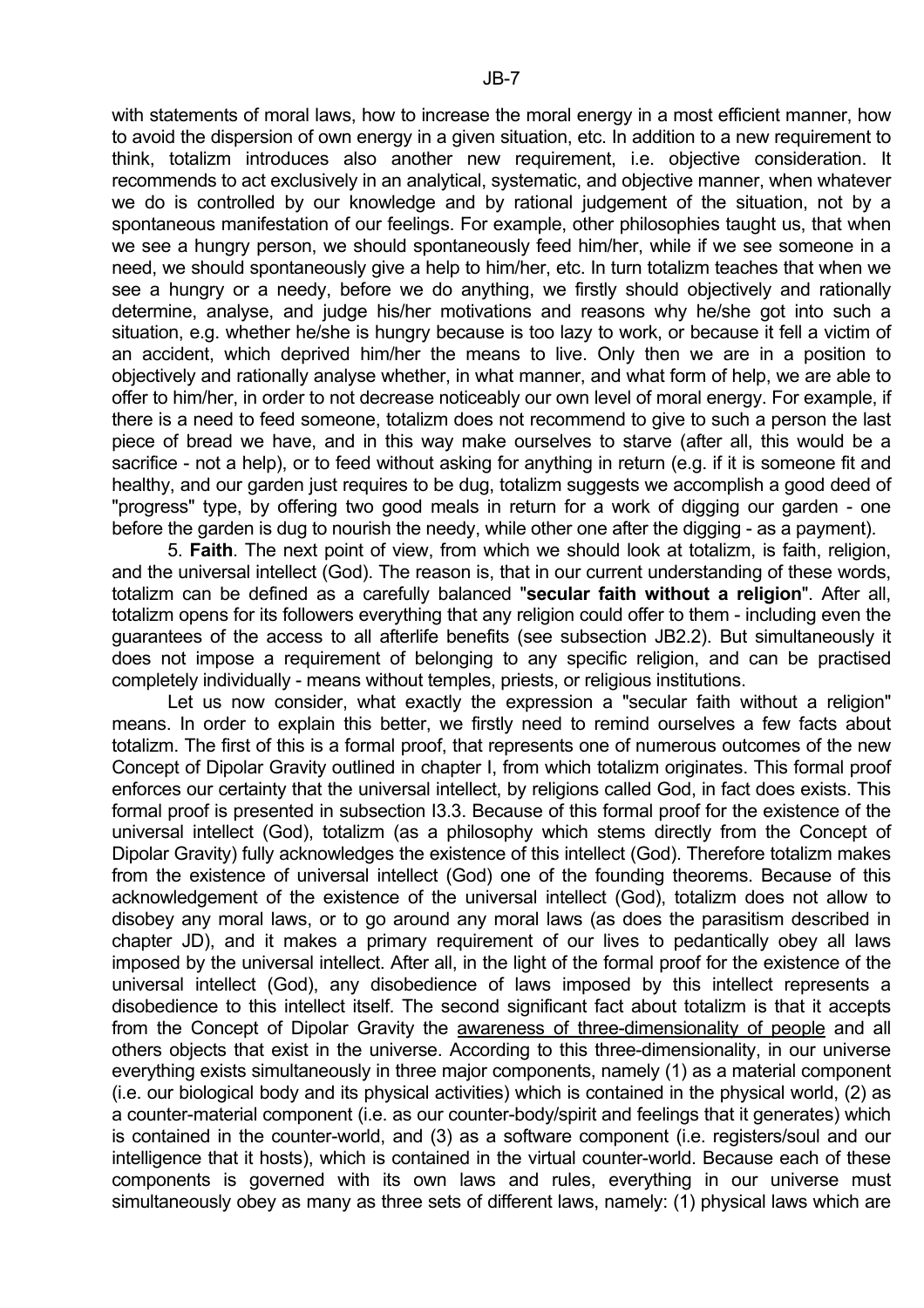with statements of moral laws, how to increase the moral energy in a most efficient manner, how to avoid the dispersion of own energy in a given situation, etc. In addition to a new requirement to think, totalizm introduces also another new requirement, i.e. objective consideration. It recommends to act exclusively in an analytical, systematic, and objective manner, when whatever we do is controlled by our knowledge and by rational judgement of the situation, not by a spontaneous manifestation of our feelings. For example, other philosophies taught us, that when we see a hungry person, we should spontaneously feed him/her, while if we see someone in a need, we should spontaneously give a help to him/her, etc. In turn totalizm teaches that when we see a hungry or a needy, before we do anything, we firstly should objectively and rationally determine, analyse, and judge his/her motivations and reasons why he/she got into such a situation, e.g. whether he/she is hungry because is too lazy to work, or because it fell a victim of an accident, which deprived him/her the means to live. Only then we are in a position to objectively and rationally analyse whether, in what manner, and what form of help, we are able to offer to him/her, in order to not decrease noticeably our own level of moral energy. For example, if there is a need to feed someone, totalizm does not recommend to give to such a person the last piece of bread we have, and in this way make ourselves to starve (after all, this would be a sacrifice - not a help), or to feed without asking for anything in return (e.g. if it is someone fit and healthy, and our garden just requires to be dug, totalizm suggests we accomplish a good deed of "progress" type, by offering two good meals in return for a work of digging our garden - one before the garden is dug to nourish the needy, while other one after the digging - as a payment).

5. **Faith**. The next point of view, from which we should look at totalizm, is faith, religion, and the universal intellect (God). The reason is, that in our current understanding of these words, totalizm can be defined as a carefully balanced "**secular faith without a religion**". After all, totalizm opens for its followers everything that any religion could offer to them - including even the guarantees of the access to all afterlife benefits (see subsection JB2.2). But simultaneously it does not impose a requirement of belonging to any specific religion, and can be practised completely individually - means without temples, priests, or religious institutions.

Let us now consider, what exactly the expression a "secular faith without a religion" means. In order to explain this better, we firstly need to remind ourselves a few facts about totalizm. The first of this is a formal proof, that represents one of numerous outcomes of the new Concept of Dipolar Gravity outlined in chapter I, from which totalizm originates. This formal proof enforces our certainty that the universal intellect, by religions called God, in fact does exists. This formal proof is presented in subsection I3.3. Because of this formal proof for the existence of the universal intellect (God), totalizm (as a philosophy which stems directly from the Concept of Dipolar Gravity) fully acknowledges the existence of this intellect (God). Therefore totalizm makes from the existence of universal intellect (God) one of the founding theorems. Because of this acknowledgement of the existence of the universal intellect (God), totalizm does not allow to disobey any moral laws, or to go around any moral laws (as does the parasitism described in chapter JD), and it makes a primary requirement of our lives to pedantically obey all laws imposed by the universal intellect. After all, in the light of the formal proof for the existence of the universal intellect (God), any disobedience of laws imposed by this intellect represents a disobedience to this intellect itself. The second significant fact about totalizm is that it accepts from the Concept of Dipolar Gravity the awareness of three-dimensionality of people and all others objects that exist in the universe. According to this three-dimensionality, in our universe everything exists simultaneously in three major components, namely (1) as a material component (i.e. our biological body and its physical activities) which is contained in the physical world, (2) as a counter-material component (i.e. as our counter-body/spirit and feelings that it generates) which is contained in the counter-world, and (3) as a software component (i.e. registers/soul and our intelligence that it hosts), which is contained in the virtual counter-world. Because each of these components is governed with its own laws and rules, everything in our universe must simultaneously obey as many as three sets of different laws, namely: (1) physical laws which are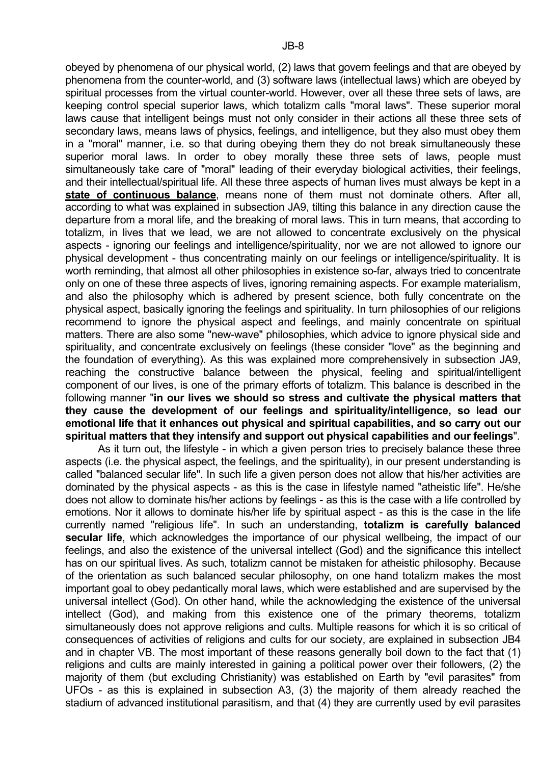obeyed by phenomena of our physical world, (2) laws that govern feelings and that are obeyed by phenomena from the counter-world, and (3) software laws (intellectual laws) which are obeyed by spiritual processes from the virtual counter-world. However, over all these three sets of laws, are keeping control special superior laws, which totalizm calls "moral laws". These superior moral laws cause that intelligent beings must not only consider in their actions all these three sets of secondary laws, means laws of physics, feelings, and intelligence, but they also must obey them in a "moral" manner, i.e. so that during obeying them they do not break simultaneously these superior moral laws. In order to obey morally these three sets of laws, people must simultaneously take care of "moral" leading of their everyday biological activities, their feelings, and their intellectual/spiritual life. All these three aspects of human lives must always be kept in a **state of continuous balance**, means none of them must not dominate others. After all, according to what was explained in subsection JA9, tilting this balance in any direction cause the departure from a moral life, and the breaking of moral laws. This in turn means, that according to totalizm, in lives that we lead, we are not allowed to concentrate exclusively on the physical aspects - ignoring our feelings and intelligence/spirituality, nor we are not allowed to ignore our physical development - thus concentrating mainly on our feelings or intelligence/spirituality. It is worth reminding, that almost all other philosophies in existence so-far, always tried to concentrate only on one of these three aspects of lives, ignoring remaining aspects. For example materialism, and also the philosophy which is adhered by present science, both fully concentrate on the physical aspect, basically ignoring the feelings and spirituality. In turn philosophies of our religions recommend to ignore the physical aspect and feelings, and mainly concentrate on spiritual matters. There are also some "new-wave" philosophies, which advice to ignore physical side and spirituality, and concentrate exclusively on feelings (these consider "love" as the beginning and the foundation of everything). As this was explained more comprehensively in subsection JA9, reaching the constructive balance between the physical, feeling and spiritual/intelligent component of our lives, is one of the primary efforts of totalizm. This balance is described in the following manner "**in our lives we should so stress and cultivate the physical matters that they cause the development of our feelings and spirituality/intelligence, so lead our emotional life that it enhances out physical and spiritual capabilities, and so carry out our spiritual matters that they intensify and support out physical capabilities and our feelings**".

As it turn out, the lifestyle - in which a given person tries to precisely balance these three aspects (i.e. the physical aspect, the feelings, and the spirituality), in our present understanding is called "balanced secular life". In such life a given person does not allow that his/her activities are dominated by the physical aspects - as this is the case in lifestyle named "atheistic life". He/she does not allow to dominate his/her actions by feelings - as this is the case with a life controlled by emotions. Nor it allows to dominate his/her life by spiritual aspect - as this is the case in the life currently named "religious life". In such an understanding, **totalizm is carefully balanced secular life**, which acknowledges the importance of our physical wellbeing, the impact of our feelings, and also the existence of the universal intellect (God) and the significance this intellect has on our spiritual lives. As such, totalizm cannot be mistaken for atheistic philosophy. Because of the orientation as such balanced secular philosophy, on one hand totalizm makes the most important goal to obey pedantically moral laws, which were established and are supervised by the universal intellect (God). On other hand, while the acknowledging the existence of the universal intellect (God), and making from this existence one of the primary theorems, totalizm simultaneously does not approve religions and cults. Multiple reasons for which it is so critical of consequences of activities of religions and cults for our society, are explained in subsection JB4 and in chapter VB. The most important of these reasons generally boil down to the fact that (1) religions and cults are mainly interested in gaining a political power over their followers, (2) the majority of them (but excluding Christianity) was established on Earth by "evil parasites" from UFOs - as this is explained in subsection A3, (3) the majority of them already reached the stadium of advanced institutional parasitism, and that (4) they are currently used by evil parasites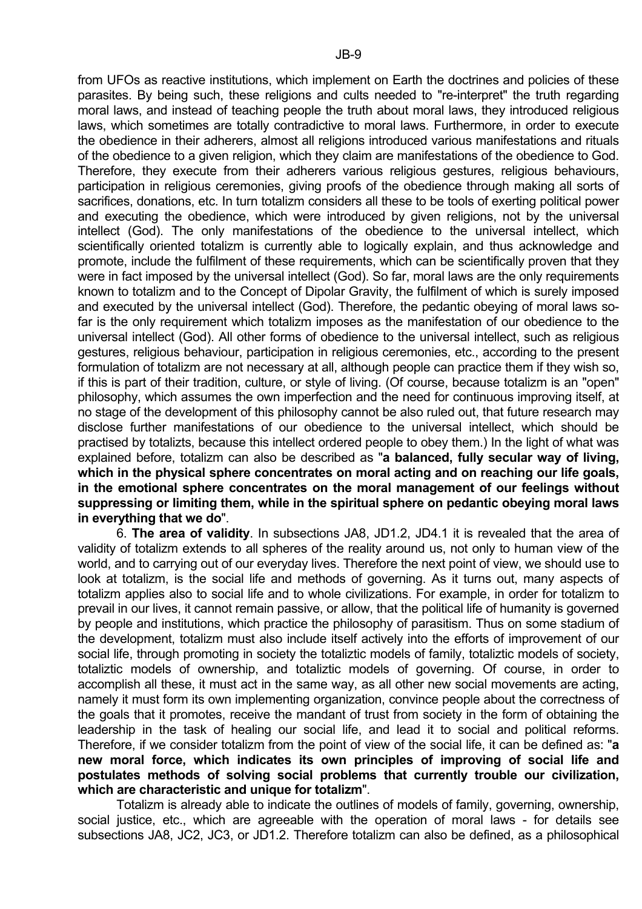from UFOs as reactive institutions, which implement on Earth the doctrines and policies of these parasites. By being such, these religions and cults needed to "re-interpret" the truth regarding moral laws, and instead of teaching people the truth about moral laws, they introduced religious laws, which sometimes are totally contradictive to moral laws. Furthermore, in order to execute the obedience in their adherers, almost all religions introduced various manifestations and rituals of the obedience to a given religion, which they claim are manifestations of the obedience to God. Therefore, they execute from their adherers various religious gestures, religious behaviours, participation in religious ceremonies, giving proofs of the obedience through making all sorts of sacrifices, donations, etc. In turn totalizm considers all these to be tools of exerting political power and executing the obedience, which were introduced by given religions, not by the universal intellect (God). The only manifestations of the obedience to the universal intellect, which scientifically oriented totalizm is currently able to logically explain, and thus acknowledge and promote, include the fulfilment of these requirements, which can be scientifically proven that they were in fact imposed by the universal intellect (God). So far, moral laws are the only requirements known to totalizm and to the Concept of Dipolar Gravity, the fulfilment of which is surely imposed and executed by the universal intellect (God). Therefore, the pedantic obeying of moral laws so-far is the only requirement which totalizm imposes as the manifestation of our obedience to the universal intellect (God). All other forms of obedience to the universal intellect, such as religious gestures, religious behaviour, participation in religious ceremonies, etc., according to the present formulation of totalizm are not necessary at all, although people can practice them if they wish so, if this is part of their tradition, culture, or style of living. (Of course, because totalizm is an "open" philosophy, which assumes the own imperfection and the need for continuous improving itself, at no stage of the development of this philosophy cannot be also ruled out, that future research may disclose further manifestations of our obedience to the universal intellect, which should be practised by totalizts, because this intellect ordered people to obey them.) In the light of what was explained before, totalizm can also be described as "**a balanced, fully secular way of living, which in the physical sphere concentrates on moral acting and on reaching our life goals, in the emotional sphere concentrates on the moral management of our feelings without suppressing or limiting them, while in the spiritual sphere on pedantic obeying moral laws in everything that we do**".

6. **The area of validity**. In subsections JA8, JD1.2, JD4.1 it is revealed that the area of validity of totalizm extends to all spheres of the reality around us, not only to human view of the world, and to carrying out of our everyday lives. Therefore the next point of view, we should use to look at totalizm, is the social life and methods of governing. As it turns out, many aspects of totalizm applies also to social life and to whole civilizations. For example, in order for totalizm to prevail in our lives, it cannot remain passive, or allow, that the political life of humanity is governed by people and institutions, which practice the philosophy of parasitism. Thus on some stadium of the development, totalizm must also include itself actively into the efforts of improvement of our social life, through promoting in society the totaliztic models of family, totaliztic models of society, totaliztic models of ownership, and totaliztic models of governing. Of course, in order to accomplish all these, it must act in the same way, as all other new social movements are acting, namely it must form its own implementing organization, convince people about the correctness of the goals that it promotes, receive the mandant of trust from society in the form of obtaining the leadership in the task of healing our social life, and lead it to social and political reforms. Therefore, if we consider totalizm from the point of view of the social life, it can be defined as: "**a new moral force, which indicates its own principles of improving of social life and postulates methods of solving social problems that currently trouble our civilization, which are characteristic and unique for totalizm**".

Totalizm is already able to indicate the outlines of models of family, governing, ownership, social justice, etc., which are agreeable with the operation of moral laws - for details see subsections JA8, JC2, JC3, or JD1.2. Therefore totalizm can also be defined, as a philosophical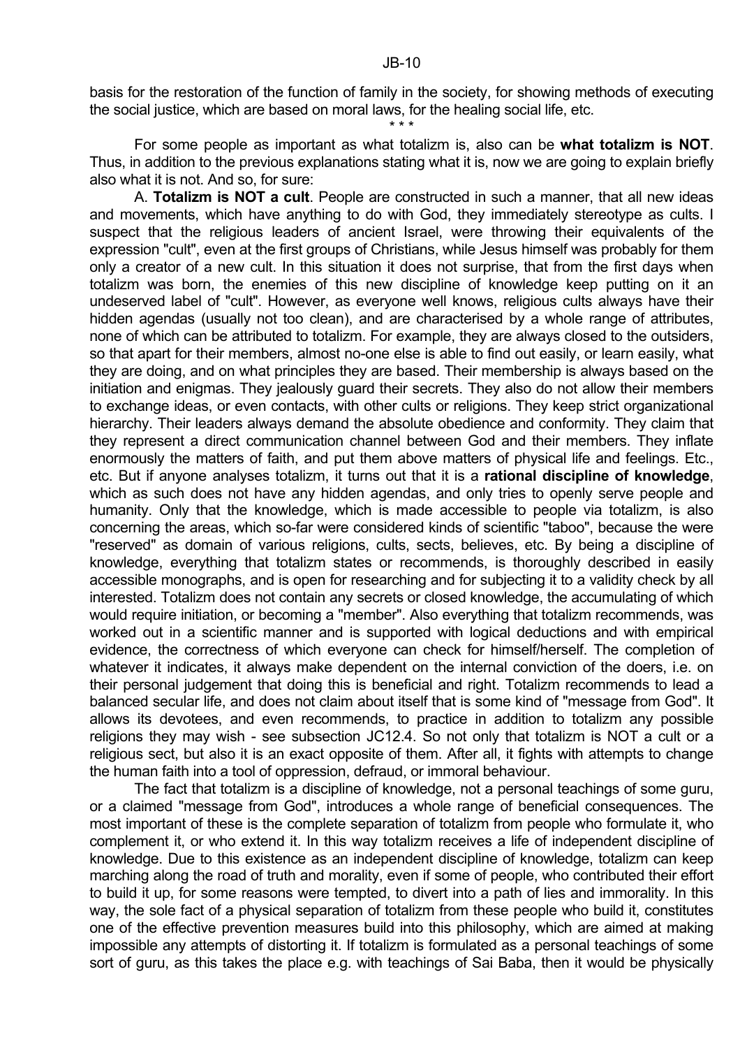basis for the restoration of the function of family in the society, for showing methods of executing the social justice, which are based on moral laws, for the healing social life, etc.

\* \* \*

For some people as important as what totalizm is, also can be **what totalizm is NOT**. Thus, in addition to the previous explanations stating what it is, now we are going to explain briefly also what it is not. And so, for sure:

A. **Totalizm is NOT a cult**. People are constructed in such a manner, that all new ideas and movements, which have anything to do with God, they immediately stereotype as cults. I suspect that the religious leaders of ancient Israel, were throwing their equivalents of the expression "cult", even at the first groups of Christians, while Jesus himself was probably for them only a creator of a new cult. In this situation it does not surprise, that from the first days when totalizm was born, the enemies of this new discipline of knowledge keep putting on it an undeserved label of "cult". However, as everyone well knows, religious cults always have their hidden agendas (usually not too clean), and are characterised by a whole range of attributes, none of which can be attributed to totalizm. For example, they are always closed to the outsiders, so that apart for their members, almost no-one else is able to find out easily, or learn easily, what they are doing, and on what principles they are based. Their membership is always based on the initiation and enigmas. They jealously guard their secrets. They also do not allow their members to exchange ideas, or even contacts, with other cults or religions. They keep strict organizational hierarchy. Their leaders always demand the absolute obedience and conformity. They claim that they represent a direct communication channel between God and their members. They inflate enormously the matters of faith, and put them above matters of physical life and feelings. Etc., etc. But if anyone analyses totalizm, it turns out that it is a **rational discipline of knowledge**, which as such does not have any hidden agendas, and only tries to openly serve people and humanity. Only that the knowledge, which is made accessible to people via totalizm, is also concerning the areas, which so-far were considered kinds of scientific "taboo", because the were "reserved" as domain of various religions, cults, sects, believes, etc. By being a discipline of knowledge, everything that totalizm states or recommends, is thoroughly described in easily accessible monographs, and is open for researching and for subjecting it to a validity check by all interested. Totalizm does not contain any secrets or closed knowledge, the accumulating of which would require initiation, or becoming a "member". Also everything that totalizm recommends, was worked out in a scientific manner and is supported with logical deductions and with empirical evidence, the correctness of which everyone can check for himself/herself. The completion of whatever it indicates, it always make dependent on the internal conviction of the doers, i.e. on their personal judgement that doing this is beneficial and right. Totalizm recommends to lead a balanced secular life, and does not claim about itself that is some kind of "message from God". It allows its devotees, and even recommends, to practice in addition to totalizm any possible religions they may wish - see subsection JC12.4. So not only that totalizm is NOT a cult or a religious sect, but also it is an exact opposite of them. After all, it fights with attempts to change the human faith into a tool of oppression, defraud, or immoral behaviour.

The fact that totalizm is a discipline of knowledge, not a personal teachings of some guru, or a claimed "message from God", introduces a whole range of beneficial consequences. The most important of these is the complete separation of totalizm from people who formulate it, who complement it, or who extend it. In this way totalizm receives a life of independent discipline of knowledge. Due to this existence as an independent discipline of knowledge, totalizm can keep marching along the road of truth and morality, even if some of people, who contributed their effort to build it up, for some reasons were tempted, to divert into a path of lies and immorality. In this way, the sole fact of a physical separation of totalizm from these people who build it, constitutes one of the effective prevention measures build into this philosophy, which are aimed at making impossible any attempts of distorting it. If totalizm is formulated as a personal teachings of some sort of guru, as this takes the place e.g. with teachings of Sai Baba, then it would be physically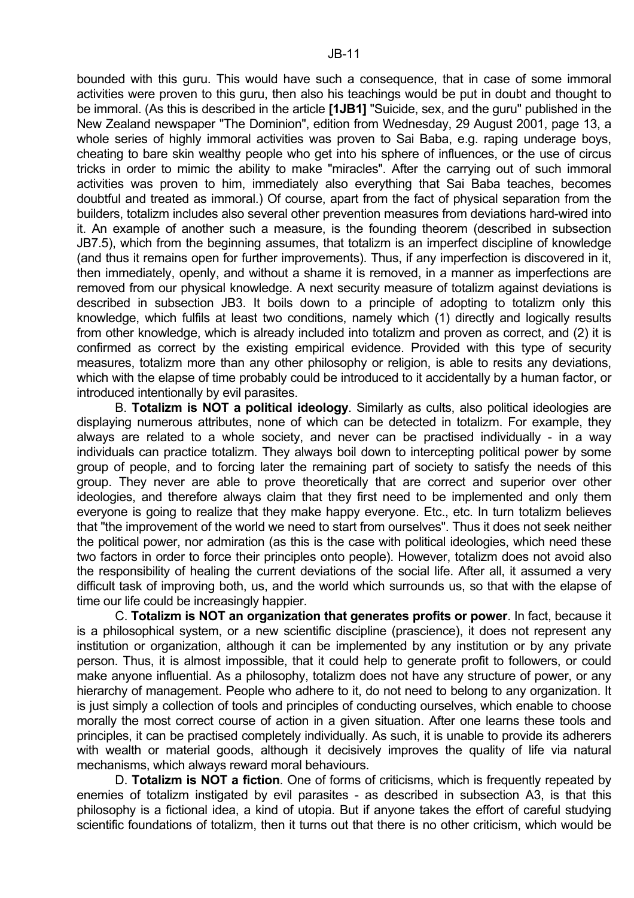bounded with this guru. This would have such a consequence, that in case of some immoral activities were proven to this guru, then also his teachings would be put in doubt and thought to be immoral. (As this is described in the article **[1JB1]** "Suicide, sex, and the guru" published in the New Zealand newspaper "The Dominion", edition from Wednesday, 29 August 2001, page 13, a whole series of highly immoral activities was proven to Sai Baba, e.g. raping underage boys, cheating to bare skin wealthy people who get into his sphere of influences, or the use of circus tricks in order to mimic the ability to make "miracles". After the carrying out of such immoral activities was proven to him, immediately also everything that Sai Baba teaches, becomes doubtful and treated as immoral.) Of course, apart from the fact of physical separation from the builders, totalizm includes also several other prevention measures from deviations hard-wired into it. An example of another such a measure, is the founding theorem (described in subsection JB7.5), which from the beginning assumes, that totalizm is an imperfect discipline of knowledge (and thus it remains open for further improvements). Thus, if any imperfection is discovered in it, then immediately, openly, and without a shame it is removed, in a manner as imperfections are removed from our physical knowledge. A next security measure of totalizm against deviations is described in subsection JB3. It boils down to a principle of adopting to totalizm only this knowledge, which fulfils at least two conditions, namely which (1) directly and logically results from other knowledge, which is already included into totalizm and proven as correct, and (2) it is confirmed as correct by the existing empirical evidence. Provided with this type of security measures, totalizm more than any other philosophy or religion, is able to resits any deviations, which with the elapse of time probably could be introduced to it accidentally by a human factor, or introduced intentionally by evil parasites.

B. **Totalizm is NOT a political ideology**. Similarly as cults, also political ideologies are displaying numerous attributes, none of which can be detected in totalizm. For example, they always are related to a whole society, and never can be practised individually - in a way individuals can practice totalizm. They always boil down to intercepting political power by some group of people, and to forcing later the remaining part of society to satisfy the needs of this group. They never are able to prove theoretically that are correct and superior over other ideologies, and therefore always claim that they first need to be implemented and only them everyone is going to realize that they make happy everyone. Etc., etc. In turn totalizm believes that "the improvement of the world we need to start from ourselves". Thus it does not seek neither the political power, nor admiration (as this is the case with political ideologies, which need these two factors in order to force their principles onto people). However, totalizm does not avoid also the responsibility of healing the current deviations of the social life. After all, it assumed a very difficult task of improving both, us, and the world which surrounds us, so that with the elapse of time our life could be increasingly happier.

C. **Totalizm is NOT an organization that generates profits or power**. In fact, because it is a philosophical system, or a new scientific discipline (prascience), it does not represent any institution or organization, although it can be implemented by any institution or by any private person. Thus, it is almost impossible, that it could help to generate profit to followers, or could make anyone influential. As a philosophy, totalizm does not have any structure of power, or any hierarchy of management. People who adhere to it, do not need to belong to any organization. It is just simply a collection of tools and principles of conducting ourselves, which enable to choose morally the most correct course of action in a given situation. After one learns these tools and principles, it can be practised completely individually. As such, it is unable to provide its adherers with wealth or material goods, although it decisively improves the quality of life via natural mechanisms, which always reward moral behaviours.

D. **Totalizm is NOT a fiction**. One of forms of criticisms, which is frequently repeated by enemies of totalizm instigated by evil parasites - as described in subsection A3, is that this philosophy is a fictional idea, a kind of utopia. But if anyone takes the effort of careful studying scientific foundations of totalizm, then it turns out that there is no other criticism, which would be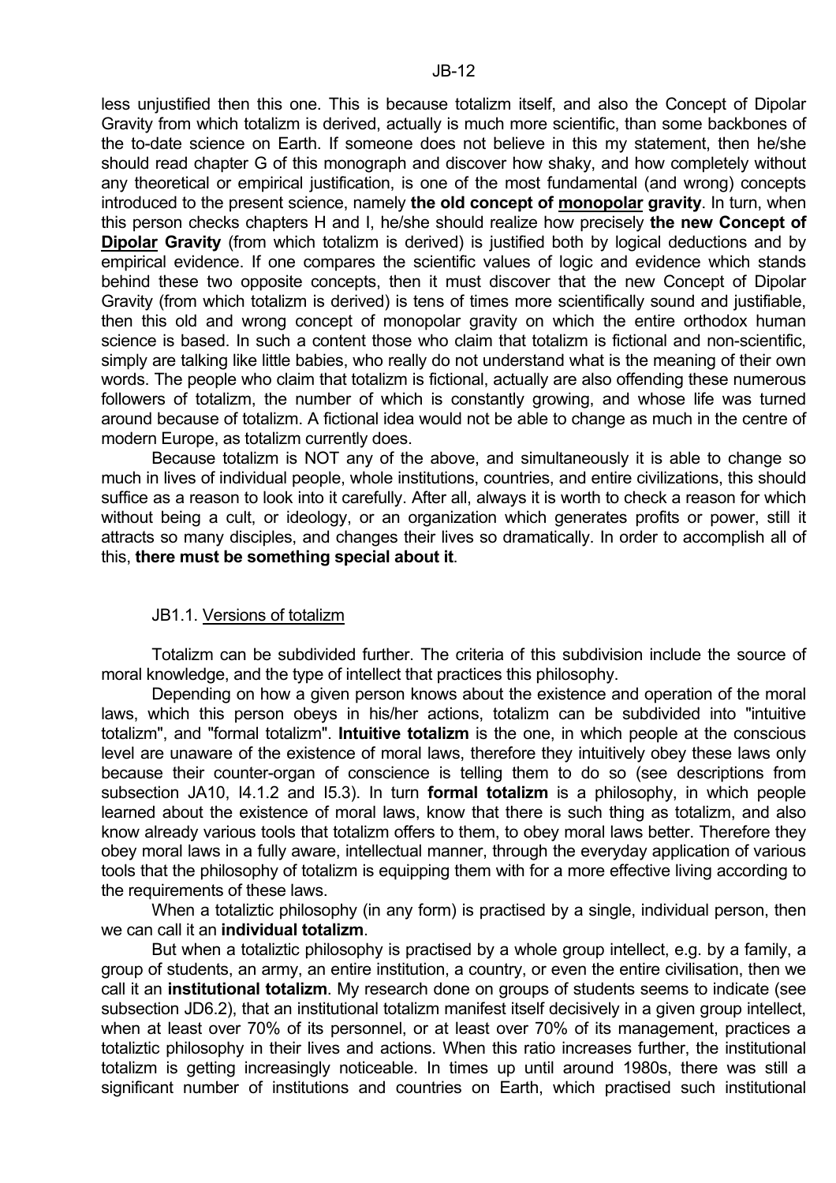less unjustified then this one. This is because totalizm itself, and also the Concept of Dipolar Gravity from which totalizm is derived, actually is much more scientific, than some backbones of the to-date science on Earth. If someone does not believe in this my statement, then he/she should read chapter G of this monograph and discover how shaky, and how completely without any theoretical or empirical justification, is one of the most fundamental (and wrong) concepts introduced to the present science, namely **the old concept of <u>monopolar</u> gravity**. In turn, when this person checks chapters H and I, he/she should realize how precisely **the new Concept of <u>Dipolar</u> Gravity** (from which totalizm is derived) is justified both by logical deductions and by empirical evidence. If one compares the scientific values of logic and evidence which stands behind these two opposite concepts, then it must discover that the new Concept of Dipolar Gravity (from which totalizm is derived) is tens of times more scientifically sound and justifiable, then this old and wrong concept of monopolar gravity on which the entire orthodox human science is based. In such a content those who claim that totalizm is fictional and non-scientific, simply are talking like little babies, who really do not understand what is the meaning of their own words. The people who claim that totalizm is fictional, actually are also offending these numerous followers of totalizm, the number of which is constantly growing, and whose life was turned around because of totalizm. A fictional idea would not be able to change as much in the centre of modern Europe, as totalizm currently does.

Because totalizm is NOT any of the above, and simultaneously it is able to change so much in lives of individual people, whole institutions, countries, and entire civilizations, this should suffice as a reason to look into it carefully. After all, always it is worth to check a reason for which without being a cult, or ideology, or an organization which generates profits or power, still it attracts so many disciples, and changes their lives so dramatically. In order to accomplish all of this, **there must be something special about it**.

### JB1.1. Versions of totalizm

Totalizm can be subdivided further. The criteria of this subdivision include the source of moral knowledge, and the type of intellect that practices this philosophy.

Depending on how a given person knows about the existence and operation of the moral laws, which this person obeys in his/her actions, totalizm can be subdivided into "intuitive totalizm", and "formal totalizm". **Intuitive totalizm** is the one, in which people at the conscious level are unaware of the existence of moral laws, therefore they intuitively obey these laws only because their counter-organ of conscience is telling them to do so (see descriptions from subsection JA10, I4.1.2 and I5.3). In turn **formal totalizm** is a philosophy, in which people learned about the existence of moral laws, know that there is such thing as totalizm, and also know already various tools that totalizm offers to them, to obey moral laws better. Therefore they obey moral laws in a fully aware, intellectual manner, through the everyday application of various tools that the philosophy of totalizm is equipping them with for a more effective living according to the requirements of these laws.

When a totaliztic philosophy (in any form) is practised by a single, individual person, then we can call it an **individual totalizm**.

But when a totaliztic philosophy is practised by a whole group intellect, e.g. by a family, a group of students, an army, an entire institution, a country, or even the entire civilisation, then we call it an **institutional totalizm**. My research done on groups of students seems to indicate (see subsection JD6.2), that an institutional totalizm manifest itself decisively in a given group intellect, when at least over 70% of its personnel, or at least over 70% of its management, practices a totaliztic philosophy in their lives and actions. When this ratio increases further, the institutional totalizm is getting increasingly noticeable. In times up until around 1980s, there was still a significant number of institutions and countries on Earth, which practised such institutional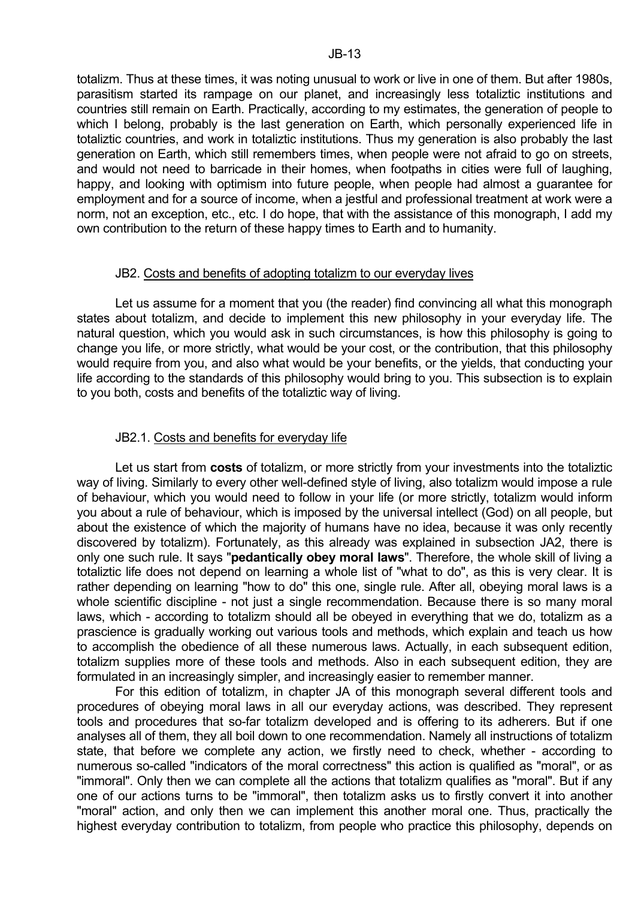totalizm. Thus at these times, it was noting unusual to work or live in one of them. But after 1980s, parasitism started its rampage on our planet, and increasingly less totaliztic institutions and countries still remain on Earth. Practically, according to my estimates, the generation of people to which I belong, probably is the last generation on Earth, which personally experienced life in totaliztic countries, and work in totaliztic institutions. Thus my generation is also probably the last generation on Earth, which still remembers times, when people were not afraid to go on streets, and would not need to barricade in their homes, when footpaths in cities were full of laughing, happy, and looking with optimism into future people, when people had almost a guarantee for employment and for a source of income, when a jestful and professional treatment at work were a norm, not an exception, etc., etc. I do hope, that with the assistance of this monograph, I add my own contribution to the return of these happy times to Earth and to humanity.

## JB2. Costs and benefits of adopting totalizm to our everyday lives

Let us assume for a moment that you (the reader) find convincing all what this monograph states about totalizm, and decide to implement this new philosophy in your everyday life. The natural question, which you would ask in such circumstances, is how this philosophy is going to change you life, or more strictly, what would be your cost, or the contribution, that this philosophy would require from you, and also what would be your benefits, or the yields, that conducting your life according to the standards of this philosophy would bring to you. This subsection is to explain to you both, costs and benefits of the totaliztic way of living.

### JB2.1. Costs and benefits for everyday life

Let us start from **costs** of totalizm, or more strictly from your investments into the totaliztic way of living. Similarly to every other well-defined style of living, also totalizm would impose a rule of behaviour, which you would need to follow in your life (or more strictly, totalizm would inform you about a rule of behaviour, which is imposed by the universal intellect (God) on all people, but about the existence of which the majority of humans have no idea, because it was only recently discovered by totalizm). Fortunately, as this already was explained in subsection JA2, there is only one such rule. It says "**pedantically obey moral laws**". Therefore, the whole skill of living a totaliztic life does not depend on learning a whole list of "what to do", as this is very clear. It is rather depending on learning "how to do" this one, single rule. After all, obeying moral laws is a whole scientific discipline - not just a single recommendation. Because there is so many moral laws, which - according to totalizm should all be obeyed in everything that we do, totalizm as a prascience is gradually working out various tools and methods, which explain and teach us how to accomplish the obedience of all these numerous laws. Actually, in each subsequent edition, totalizm supplies more of these tools and methods. Also in each subsequent edition, they are formulated in an increasingly simpler, and increasingly easier to remember manner.

For this edition of totalizm, in chapter JA of this monograph several different tools and procedures of obeying moral laws in all our everyday actions, was described. They represent tools and procedures that so-far totalizm developed and is offering to its adherers. But if one analyses all of them, they all boil down to one recommendation. Namely all instructions of totalizm state, that before we complete any action, we firstly need to check, whether - according to numerous so-called "indicators of the moral correctness" this action is qualified as "moral", or as "immoral". Only then we can complete all the actions that totalizm qualifies as "moral". But if any one of our actions turns to be "immoral", then totalizm asks us to firstly convert it into another "moral" action, and only then we can implement this another moral one. Thus, practically the highest everyday contribution to totalizm, from people who practice this philosophy, depends on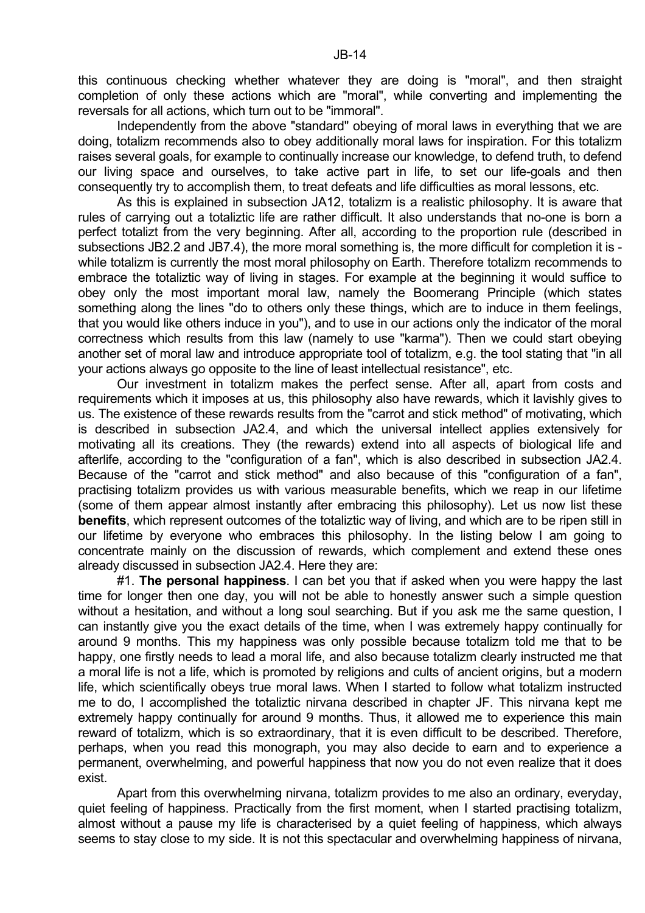this continuous checking whether whatever they are doing is "moral", and then straight completion of only these actions which are "moral", while converting and implementing the reversals for all actions, which turn out to be "immoral".

Independently from the above "standard" obeying of moral laws in everything that we are doing, totalizm recommends also to obey additionally moral laws for inspiration. For this totalizm raises several goals, for example to continually increase our knowledge, to defend truth, to defend our living space and ourselves, to take active part in life, to set our life-goals and then consequently try to accomplish them, to treat defeats and life difficulties as moral lessons, etc.

As this is explained in subsection JA12, totalizm is a realistic philosophy. It is aware that rules of carrying out a totaliztic life are rather difficult. It also understands that no-one is born a perfect totalizt from the very beginning. After all, according to the proportion rule (described in subsections JB2.2 and JB7.4), the more moral something is, the more difficult for completion it is - while totalizm is currently the most moral philosophy on Earth. Therefore totalizm recommends to embrace the totaliztic way of living in stages. For example at the beginning it would suffice to obey only the most important moral law, namely the Boomerang Principle (which states something along the lines "do to others only these things, which are to induce in them feelings, that you would like others induce in you"), and to use in our actions only the indicator of the moral correctness which results from this law (namely to use "karma"). Then we could start obeying another set of moral law and introduce appropriate tool of totalizm, e.g. the tool stating that "in all your actions always go opposite to the line of least intellectual resistance", etc.

Our investment in totalizm makes the perfect sense. After all, apart from costs and requirements which it imposes at us, this philosophy also have rewards, which it lavishly gives to us. The existence of these rewards results from the "carrot and stick method" of motivating, which is described in subsection JA2.4, and which the universal intellect applies extensively for motivating all its creations. They (the rewards) extend into all aspects of biological life and afterlife, according to the "configuration of a fan", which is also described in subsection JA2.4. Because of the "carrot and stick method" and also because of this "configuration of a fan", practising totalizm provides us with various measurable benefits, which we reap in our lifetime (some of them appear almost instantly after embracing this philosophy). Let us now list these **benefits**, which represent outcomes of the totaliztic way of living, and which are to be ripen still in our lifetime by everyone who embraces this philosophy. In the listing below I am going to concentrate mainly on the discussion of rewards, which complement and extend these ones already discussed in subsection JA2.4. Here they are:

#1. **The personal happiness**. I can bet you that if asked when you were happy the last time for longer then one day, you will not be able to honestly answer such a simple question without a hesitation, and without a long soul searching. But if you ask me the same question, I can instantly give you the exact details of the time, when I was extremely happy continually for around 9 months. This my happiness was only possible because totalizm told me that to be happy, one firstly needs to lead a moral life, and also because totalizm clearly instructed me that a moral life is not a life, which is promoted by religions and cults of ancient origins, but a modern life, which scientifically obeys true moral laws. When I started to follow what totalizm instructed me to do, I accomplished the totaliztic nirvana described in chapter JF. This nirvana kept me extremely happy continually for around 9 months. Thus, it allowed me to experience this main reward of totalizm, which is so extraordinary, that it is even difficult to be described. Therefore, perhaps, when you read this monograph, you may also decide to earn and to experience a permanent, overwhelming, and powerful happiness that now you do not even realize that it does exist.

Apart from this overwhelming nirvana, totalizm provides to me also an ordinary, everyday, quiet feeling of happiness. Practically from the first moment, when I started practising totalizm, almost without a pause my life is characterised by a quiet feeling of happiness, which always seems to stay close to my side. It is not this spectacular and overwhelming happiness of nirvana,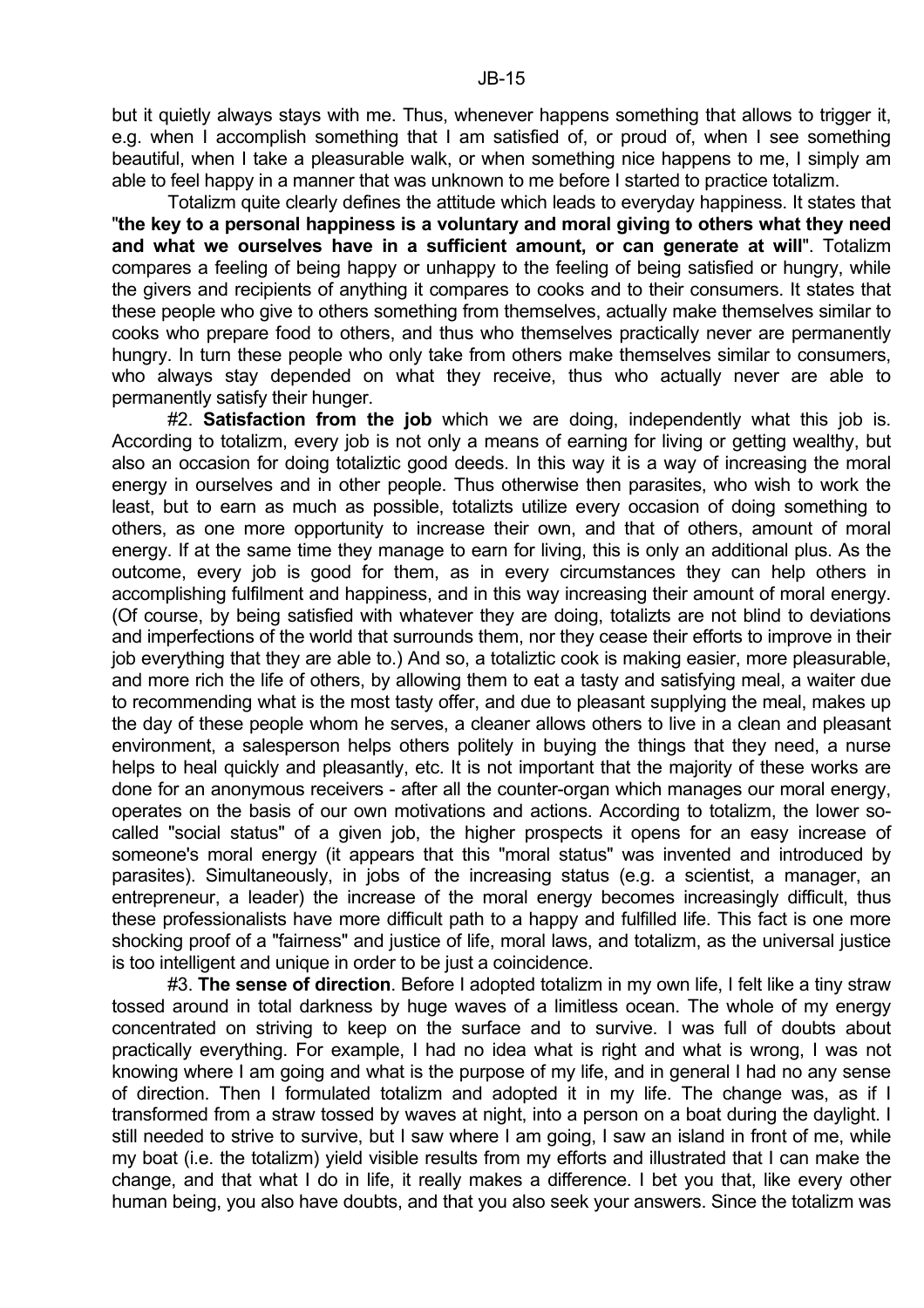but it quietly always stays with me. Thus, whenever happens something that allows to trigger it, e.g. when I accomplish something that I am satisfied of, or proud of, when I see something beautiful, when I take a pleasurable walk, or when something nice happens to me, I simply am able to feel happy in a manner that was unknown to me before I started to practice totalizm.

Totalizm quite clearly defines the attitude which leads to everyday happiness. It states that "**the key to a personal happiness is a voluntary and moral giving to others what they need and what we ourselves have in a sufficient amount, or can generate at will**". Totalizm compares a feeling of being happy or unhappy to the feeling of being satisfied or hungry, while the givers and recipients of anything it compares to cooks and to their consumers. It states that these people who give to others something from themselves, actually make themselves similar to cooks who prepare food to others, and thus who themselves practically never are permanently hungry. In turn these people who only take from others make themselves similar to consumers, who always stay depended on what they receive, thus who actually never are able to permanently satisfy their hunger.

#2. **Satisfaction from the job** which we are doing, independently what this job is. According to totalizm, every job is not only a means of earning for living or getting wealthy, but also an occasion for doing totaliztic good deeds. In this way it is a way of increasing the moral energy in ourselves and in other people. Thus otherwise then parasites, who wish to work the least, but to earn as much as possible, totalizts utilize every occasion of doing something to others, as one more opportunity to increase their own, and that of others, amount of moral energy. If at the same time they manage to earn for living, this is only an additional plus. As the outcome, every job is good for them, as in every circumstances they can help others in accomplishing fulfilment and happiness, and in this way increasing their amount of moral energy. (Of course, by being satisfied with whatever they are doing, totalizts are not blind to deviations and imperfections of the world that surrounds them, nor they cease their efforts to improve in their job everything that they are able to.) And so, a totaliztic cook is making easier, more pleasurable, and more rich the life of others, by allowing them to eat a tasty and satisfying meal, a waiter due to recommending what is the most tasty offer, and due to pleasant supplying the meal, makes up the day of these people whom he serves, a cleaner allows others to live in a clean and pleasant environment, a salesperson helps others politely in buying the things that they need, a nurse helps to heal quickly and pleasantly, etc. It is not important that the majority of these works are done for an anonymous receivers - after all the counter-organ which manages our moral energy, operates on the basis of our own motivations and actions. According to totalizm, the lower so-called "social status" of a given job, the higher prospects it opens for an easy increase of someone's moral energy (it appears that this "moral status" was invented and introduced by parasites). Simultaneously, in jobs of the increasing status (e.g. a scientist, a manager, an entrepreneur, a leader) the increase of the moral energy becomes increasingly difficult, thus these professionalists have more difficult path to a happy and fulfilled life. This fact is one more shocking proof of a "fairness" and justice of life, moral laws, and totalizm, as the universal justice is too intelligent and unique in order to be just a coincidence.

#3. **The sense of direction**. Before I adopted totalizm in my own life, I felt like a tiny straw tossed around in total darkness by huge waves of a limitless ocean. The whole of my energy concentrated on striving to keep on the surface and to survive. I was full of doubts about practically everything. For example, I had no idea what is right and what is wrong, I was not knowing where I am going and what is the purpose of my life, and in general I had no any sense of direction. Then I formulated totalizm and adopted it in my life. The change was, as if I transformed from a straw tossed by waves at night, into a person on a boat during the daylight. I still needed to strive to survive, but I saw where I am going, I saw an island in front of me, while my boat (i.e. the totalizm) yield visible results from my efforts and illustrated that I can make the change, and that what I do in life, it really makes a difference. I bet you that, like every other human being, you also have doubts, and that you also seek your answers. Since the totalizm was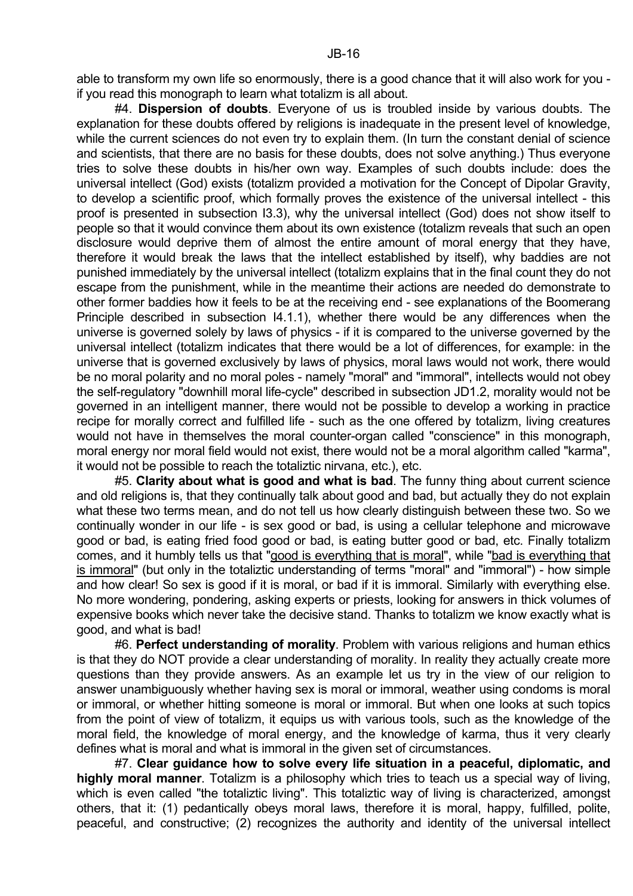able to transform my own life so enormously, there is a good chance that it will also work for you - if you read this monograph to learn what totalizm is all about.

#4. **Dispersion of doubts**. Everyone of us is troubled inside by various doubts. The explanation for these doubts offered by religions is inadequate in the present level of knowledge, while the current sciences do not even try to explain them. (In turn the constant denial of science and scientists, that there are no basis for these doubts, does not solve anything.) Thus everyone tries to solve these doubts in his/her own way. Examples of such doubts include: does the universal intellect (God) exists (totalizm provided a motivation for the Concept of Dipolar Gravity, to develop a scientific proof, which formally proves the existence of the universal intellect - this proof is presented in subsection I3.3), why the universal intellect (God) does not show itself to people so that it would convince them about its own existence (totalizm reveals that such an open disclosure would deprive them of almost the entire amount of moral energy that they have, therefore it would break the laws that the intellect established by itself), why baddies are not punished immediately by the universal intellect (totalizm explains that in the final count they do not escape from the punishment, while in the meantime their actions are needed do demonstrate to other former baddies how it feels to be at the receiving end - see explanations of the Boomerang Principle described in subsection I4.1.1), whether there would be any differences when the universe is governed solely by laws of physics - if it is compared to the universe governed by the universal intellect (totalizm indicates that there would be a lot of differences, for example: in the universe that is governed exclusively by laws of physics, moral laws would not work, there would be no moral polarity and no moral poles - namely "moral" and "immoral", intellects would not obey the self-regulatory "downhill moral life-cycle" described in subsection JD1.2, morality would not be governed in an intelligent manner, there would not be possible to develop a working in practice recipe for morally correct and fulfilled life - such as the one offered by totalizm, living creatures would not have in themselves the moral counter-organ called "conscience" in this monograph, moral energy nor moral field would not exist, there would not be a moral algorithm called "karma", it would not be possible to reach the totaliztic nirvana, etc.), etc.

#5. **Clarity about what is good and what is bad**. The funny thing about current science and old religions is, that they continually talk about good and bad, but actually they do not explain what these two terms mean, and do not tell us how clearly distinguish between these two. So we continually wonder in our life - is sex good or bad, is using a cellular telephone and microwave good or bad, is eating fried food good or bad, is eating butter good or bad, etc. Finally totalizm comes, and it humbly tells us that "good is everything that is moral", while "bad is everything that is immoral" (but only in the totaliztic understanding of terms "moral" and "immoral") - how simple and how clear! So sex is good if it is moral, or bad if it is immoral. Similarly with everything else. No more wondering, pondering, asking experts or priests, looking for answers in thick volumes of expensive books which never take the decisive stand. Thanks to totalizm we know exactly what is good, and what is bad!

#6. **Perfect understanding of morality**. Problem with various religions and human ethics is that they do NOT provide a clear understanding of morality. In reality they actually create more questions than they provide answers. As an example let us try in the view of our religion to answer unambiguously whether having sex is moral or immoral, weather using condoms is moral or immoral, or whether hitting someone is moral or immoral. But when one looks at such topics from the point of view of totalizm, it equips us with various tools, such as the knowledge of the moral field, the knowledge of moral energy, and the knowledge of karma, thus it very clearly defines what is moral and what is immoral in the given set of circumstances.

#7. **Clear guidance how to solve every life situation in a peaceful, diplomatic, and highly moral manner**. Totalizm is a philosophy which tries to teach us a special way of living, which is even called "the totaliztic living". This totaliztic way of living is characterized, amongst others, that it: (1) pedantically obeys moral laws, therefore it is moral, happy, fulfilled, polite, peaceful, and constructive; (2) recognizes the authority and identity of the universal intellect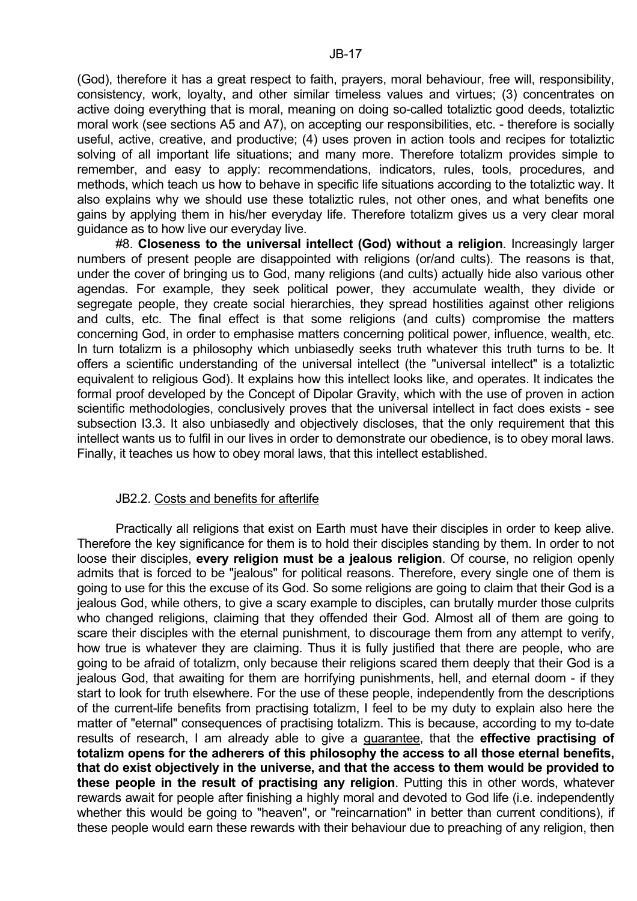(God), therefore it has a great respect to faith, prayers, moral behaviour, free will, responsibility, consistency, work, loyalty, and other similar timeless values and virtues; (3) concentrates on active doing everything that is moral, meaning on doing so-called totaliztic good deeds, totaliztic moral work (see sections A5 and A7), on accepting our responsibilities, etc. - therefore is socially useful, active, creative, and productive; (4) uses proven in action tools and recipes for totaliztic solving of all important life situations; and many more. Therefore totalizm provides simple to remember, and easy to apply: recommendations, indicators, rules, tools, procedures, and methods, which teach us how to behave in specific life situations according to the totaliztic way. It also explains why we should use these totaliztic rules, not other ones, and what benefits one gains by applying them in his/her everyday life. Therefore totalizm gives us a very clear moral guidance as to how live our everyday live.

#8. **Closeness to the universal intellect (God) without a religion**. Increasingly larger numbers of present people are disappointed with religions (or/and cults). The reasons is that, under the cover of bringing us to God, many religions (and cults) actually hide also various other agendas. For example, they seek political power, they accumulate wealth, they divide or segregate people, they create social hierarchies, they spread hostilities against other religions and cults, etc. The final effect is that some religions (and cults) compromise the matters concerning God, in order to emphasise matters concerning political power, influence, wealth, etc. In turn totalizm is a philosophy which unbiasedly seeks truth whatever this truth turns to be. It offers a scientific understanding of the universal intellect (the "universal intellect" is a totaliztic equivalent to religious God). It explains how this intellect looks like, and operates. It indicates the formal proof developed by the Concept of Dipolar Gravity, which with the use of proven in action scientific methodologies, conclusively proves that the universal intellect in fact does exists - see subsection I3.3. It also unbiasedly and objectively discloses, that the only requirement that this intellect wants us to fulfil in our lives in order to demonstrate our obedience, is to obey moral laws. Finally, it teaches us how to obey moral laws, that this intellect established.

## JB2.2. Costs and benefits for afterlife

Practically all religions that exist on Earth must have their disciples in order to keep alive. Therefore the key significance for them is to hold their disciples standing by them. In order to not loose their disciples, **every religion must be a jealous religion**. Of course, no religion openly admits that is forced to be "jealous" for political reasons. Therefore, every single one of them is going to use for this the excuse of its God. So some religions are going to claim that their God is a jealous God, while others, to give a scary example to disciples, can brutally murder those culprits who changed religions, claiming that they offended their God. Almost all of them are going to scare their disciples with the eternal punishment, to discourage them from any attempt to verify, how true is whatever they are claiming. Thus it is fully justified that there are people, who are going to be afraid of totalizm, only because their religions scared them deeply that their God is a jealous God, that awaiting for them are horrifying punishments, hell, and eternal doom - if they start to look for truth elsewhere. For the use of these people, independently from the descriptions of the current-life benefits from practising totalizm, I feel to be my duty to explain also here the matter of "eternal" consequences of practising totalizm. This is because, according to my to-date results of research, I am already able to give a guarantee, that the **effective practising of totalizm opens for the adherers of this philosophy the access to all those eternal benefits, that do exist objectively in the universe, and that the access to them would be provided to these people in the result of practising any religion**. Putting this in other words, whatever rewards await for people after finishing a highly moral and devoted to God life (i.e. independently whether this would be going to "heaven", or "reincarnation" in better than current conditions), if these people would earn these rewards with their behaviour due to preaching of any religion, then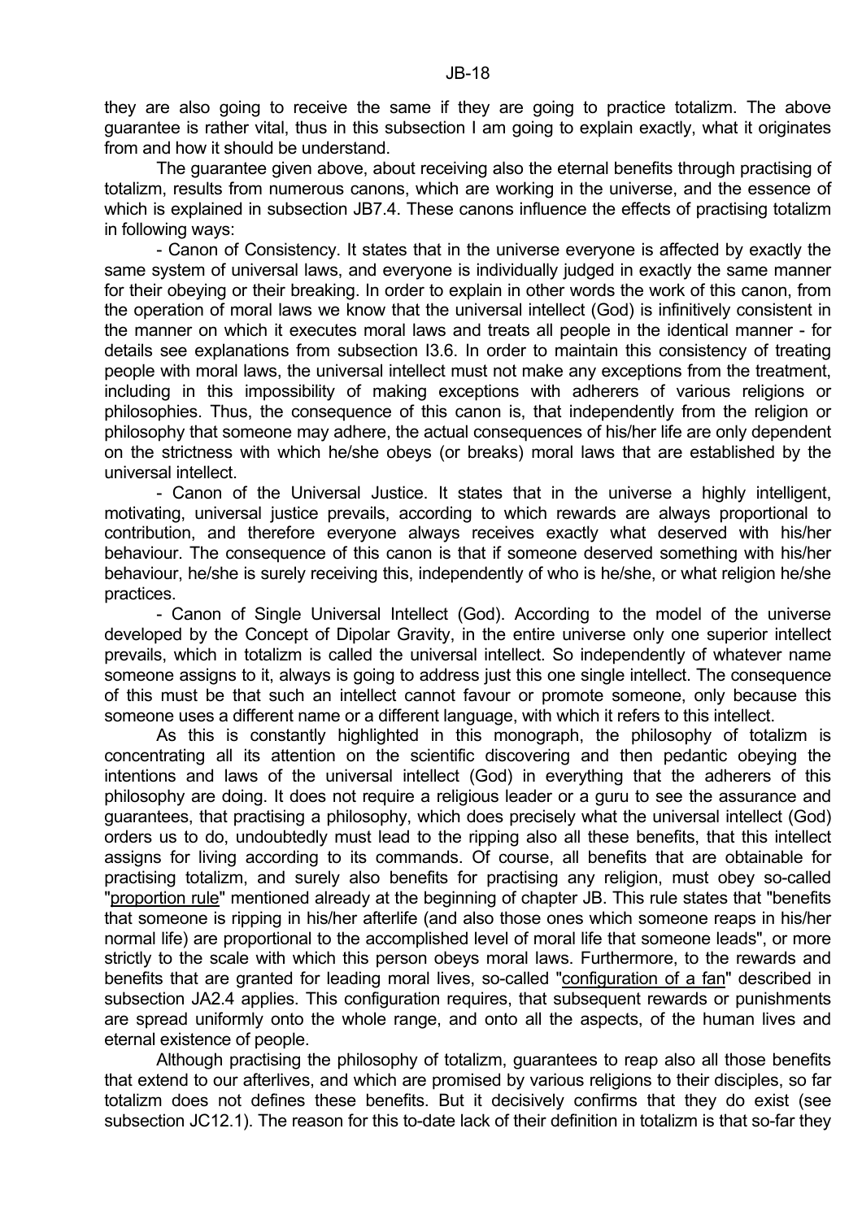they are also going to receive the same if they are going to practice totalizm. The above guarantee is rather vital, thus in this subsection I am going to explain exactly, what it originates from and how it should be understand.

The guarantee given above, about receiving also the eternal benefits through practising of totalizm, results from numerous canons, which are working in the universe, and the essence of which is explained in subsection JB7.4. These canons influence the effects of practising totalizm in following ways:

- Canon of Consistency. It states that in the universe everyone is affected by exactly the same system of universal laws, and everyone is individually judged in exactly the same manner for their obeying or their breaking. In order to explain in other words the work of this canon, from the operation of moral laws we know that the universal intellect (God) is infinitively consistent in the manner on which it executes moral laws and treats all people in the identical manner - for details see explanations from subsection I3.6. In order to maintain this consistency of treating people with moral laws, the universal intellect must not make any exceptions from the treatment, including in this impossibility of making exceptions with adherers of various religions or philosophies. Thus, the consequence of this canon is, that independently from the religion or philosophy that someone may adhere, the actual consequences of his/her life are only dependent on the strictness with which he/she obeys (or breaks) moral laws that are established by the universal intellect.

- Canon of the Universal Justice. It states that in the universe a highly intelligent, motivating, universal justice prevails, according to which rewards are always proportional to contribution, and therefore everyone always receives exactly what deserved with his/her behaviour. The consequence of this canon is that if someone deserved something with his/her behaviour, he/she is surely receiving this, independently of who is he/she, or what religion he/she practices.

- Canon of Single Universal Intellect (God). According to the model of the universe developed by the Concept of Dipolar Gravity, in the entire universe only one superior intellect prevails, which in totalizm is called the universal intellect. So independently of whatever name someone assigns to it, always is going to address just this one single intellect. The consequence of this must be that such an intellect cannot favour or promote someone, only because this someone uses a different name or a different language, with which it refers to this intellect.

As this is constantly highlighted in this monograph, the philosophy of totalizm is concentrating all its attention on the scientific discovering and then pedantic obeying the intentions and laws of the universal intellect (God) in everything that the adherers of this philosophy are doing. It does not require a religious leader or a guru to see the assurance and guarantees, that practising a philosophy, which does precisely what the universal intellect (God) orders us to do, undoubtedly must lead to the ripping also all these benefits, that this intellect assigns for living according to its commands. Of course, all benefits that are obtainable for practising totalizm, and surely also benefits for practising any religion, must obey so-called "proportion rule" mentioned already at the beginning of chapter JB. This rule states that "benefits that someone is ripping in his/her afterlife (and also those ones which someone reaps in his/her normal life) are proportional to the accomplished level of moral life that someone leads", or more strictly to the scale with which this person obeys moral laws. Furthermore, to the rewards and benefits that are granted for leading moral lives, so-called "configuration of a fan" described in subsection JA2.4 applies. This configuration requires, that subsequent rewards or punishments are spread uniformly onto the whole range, and onto all the aspects, of the human lives and eternal existence of people.

Although practising the philosophy of totalizm, guarantees to reap also all those benefits that extend to our afterlives, and which are promised by various religions to their disciples, so far totalizm does not defines these benefits. But it decisively confirms that they do exist (see subsection JC12.1). The reason for this to-date lack of their definition in totalizm is that so-far they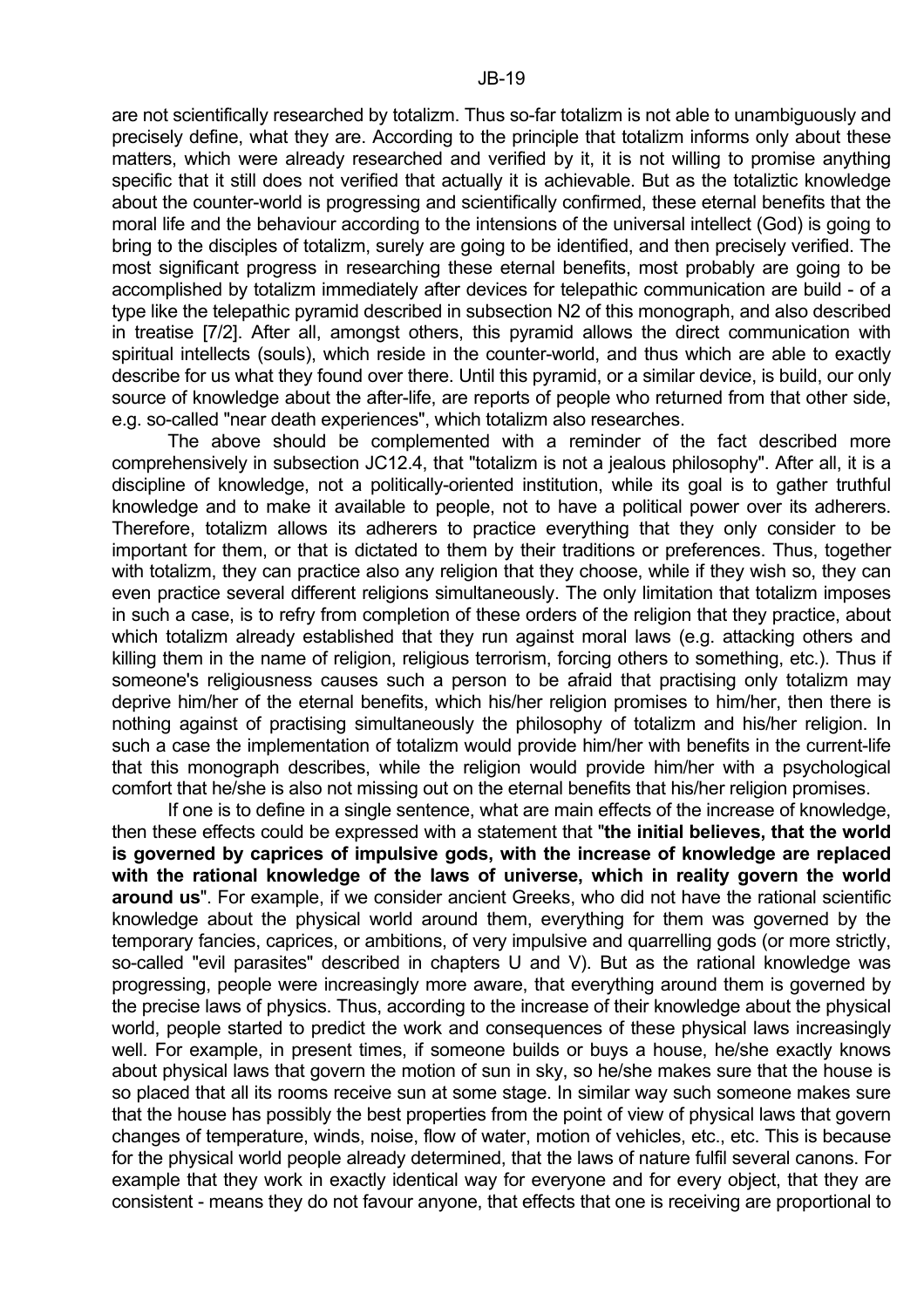are not scientifically researched by totalizm. Thus so-far totalizm is not able to unambiguously and precisely define, what they are. According to the principle that totalizm informs only about these matters, which were already researched and verified by it, it is not willing to promise anything specific that it still does not verified that actually it is achievable. But as the totaliztic knowledge about the counter-world is progressing and scientifically confirmed, these eternal benefits that the moral life and the behaviour according to the intensions of the universal intellect (God) is going to bring to the disciples of totalizm, surely are going to be identified, and then precisely verified. The most significant progress in researching these eternal benefits, most probably are going to be accomplished by totalizm immediately after devices for telepathic communication are build - of a type like the telepathic pyramid described in subsection N2 of this monograph, and also described in treatise [7/2]. After all, amongst others, this pyramid allows the direct communication with spiritual intellects (souls), which reside in the counter-world, and thus which are able to exactly describe for us what they found over there. Until this pyramid, or a similar device, is build, our only source of knowledge about the after-life, are reports of people who returned from that other side, e.g. so-called "near death experiences", which totalizm also researches.

The above should be complemented with a reminder of the fact described more comprehensively in subsection JC12.4, that "totalizm is not a jealous philosophy". After all, it is a discipline of knowledge, not a politically-oriented institution, while its goal is to gather truthful knowledge and to make it available to people, not to have a political power over its adherers. Therefore, totalizm allows its adherers to practice everything that they only consider to be important for them, or that is dictated to them by their traditions or preferences. Thus, together with totalizm, they can practice also any religion that they choose, while if they wish so, they can even practice several different religions simultaneously. The only limitation that totalizm imposes in such a case, is to refry from completion of these orders of the religion that they practice, about which totalizm already established that they run against moral laws (e.g. attacking others and killing them in the name of religion, religious terrorism, forcing others to something, etc.). Thus if someone's religiousness causes such a person to be afraid that practising only totalizm may deprive him/her of the eternal benefits, which his/her religion promises to him/her, then there is nothing against of practising simultaneously the philosophy of totalizm and his/her religion. In such a case the implementation of totalizm would provide him/her with benefits in the current-life that this monograph describes, while the religion would provide him/her with a psychological comfort that he/she is also not missing out on the eternal benefits that his/her religion promises.

If one is to define in a single sentence, what are main effects of the increase of knowledge, then these effects could be expressed with a statement that "**the initial believes, that the world is governed by caprices of impulsive gods, with the increase of knowledge are replaced with the rational knowledge of the laws of universe, which in reality govern the world around us**". For example, if we consider ancient Greeks, who did not have the rational scientific knowledge about the physical world around them, everything for them was governed by the temporary fancies, caprices, or ambitions, of very impulsive and quarrelling gods (or more strictly, so-called "evil parasites" described in chapters U and V). But as the rational knowledge was progressing, people were increasingly more aware, that everything around them is governed by the precise laws of physics. Thus, according to the increase of their knowledge about the physical world, people started to predict the work and consequences of these physical laws increasingly well. For example, in present times, if someone builds or buys a house, he/she exactly knows about physical laws that govern the motion of sun in sky, so he/she makes sure that the house is so placed that all its rooms receive sun at some stage. In similar way such someone makes sure that the house has possibly the best properties from the point of view of physical laws that govern changes of temperature, winds, noise, flow of water, motion of vehicles, etc., etc. This is because for the physical world people already determined, that the laws of nature fulfil several canons. For example that they work in exactly identical way for everyone and for every object, that they are consistent - means they do not favour anyone, that effects that one is receiving are proportional to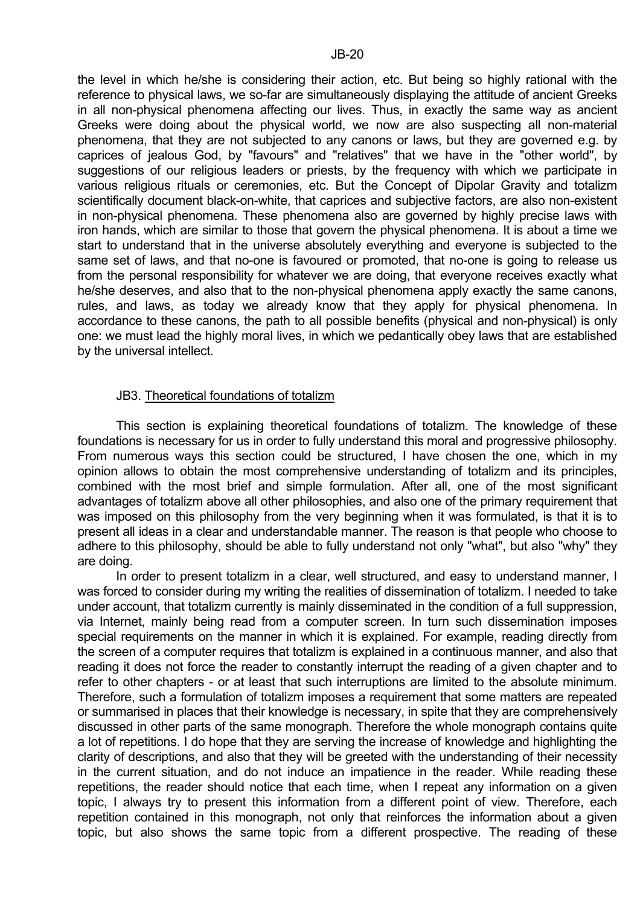the level in which he/she is considering their action, etc. But being so highly rational with the reference to physical laws, we so-far are simultaneously displaying the attitude of ancient Greeks in all non-physical phenomena affecting our lives. Thus, in exactly the same way as ancient Greeks were doing about the physical world, we now are also suspecting all non-material phenomena, that they are not subjected to any canons or laws, but they are governed e.g. by caprices of jealous God, by "favours" and "relatives" that we have in the "other world", by suggestions of our religious leaders or priests, by the frequency with which we participate in various religious rituals or ceremonies, etc. But the Concept of Dipolar Gravity and totalizm scientifically document black-on-white, that caprices and subjective factors, are also non-existent in non-physical phenomena. These phenomena also are governed by highly precise laws with iron hands, which are similar to those that govern the physical phenomena. It is about a time we start to understand that in the universe absolutely everything and everyone is subjected to the same set of laws, and that no-one is favoured or promoted, that no-one is going to release us from the personal responsibility for whatever we are doing, that everyone receives exactly what he/she deserves, and also that to the non-physical phenomena apply exactly the same canons, rules, and laws, as today we already know that they apply for physical phenomena. In accordance to these canons, the path to all possible benefits (physical and non-physical) is only one: we must lead the highly moral lives, in which we pedantically obey laws that are established by the universal intellect.

## JB3. Theoretical foundations of totalizm

This section is explaining theoretical foundations of totalizm. The knowledge of these foundations is necessary for us in order to fully understand this moral and progressive philosophy. From numerous ways this section could be structured, I have chosen the one, which in my opinion allows to obtain the most comprehensive understanding of totalizm and its principles, combined with the most brief and simple formulation. After all, one of the most significant advantages of totalizm above all other philosophies, and also one of the primary requirement that was imposed on this philosophy from the very beginning when it was formulated, is that it is to present all ideas in a clear and understandable manner. The reason is that people who choose to adhere to this philosophy, should be able to fully understand not only "what", but also "why" they are doing.

In order to present totalizm in a clear, well structured, and easy to understand manner, I was forced to consider during my writing the realities of dissemination of totalizm. I needed to take under account, that totalizm currently is mainly disseminated in the condition of a full suppression, via Internet, mainly being read from a computer screen. In turn such dissemination imposes special requirements on the manner in which it is explained. For example, reading directly from the screen of a computer requires that totalizm is explained in a continuous manner, and also that reading it does not force the reader to constantly interrupt the reading of a given chapter and to refer to other chapters - or at least that such interruptions are limited to the absolute minimum. Therefore, such a formulation of totalizm imposes a requirement that some matters are repeated or summarised in places that their knowledge is necessary, in spite that they are comprehensively discussed in other parts of the same monograph. Therefore the whole monograph contains quite a lot of repetitions. I do hope that they are serving the increase of knowledge and highlighting the clarity of descriptions, and also that they will be greeted with the understanding of their necessity in the current situation, and do not induce an impatience in the reader. While reading these repetitions, the reader should notice that each time, when I repeat any information on a given topic, I always try to present this information from a different point of view. Therefore, each repetition contained in this monograph, not only that reinforces the information about a given topic, but also shows the same topic from a different prospective. The reading of these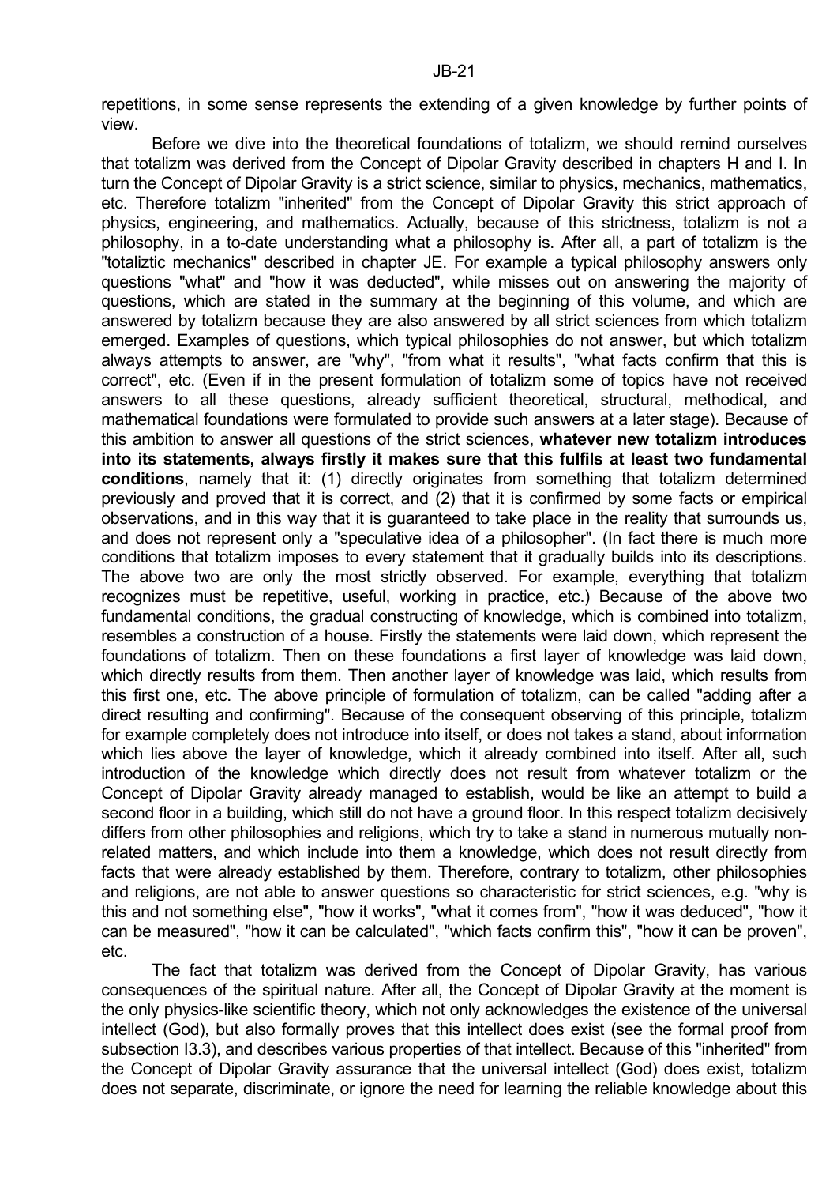repetitions, in some sense represents the extending of a given knowledge by further points of view.

Before we dive into the theoretical foundations of totalizm, we should remind ourselves that totalizm was derived from the Concept of Dipolar Gravity described in chapters H and I. In turn the Concept of Dipolar Gravity is a strict science, similar to physics, mechanics, mathematics, etc. Therefore totalizm "inherited" from the Concept of Dipolar Gravity this strict approach of physics, engineering, and mathematics. Actually, because of this strictness, totalizm is not a philosophy, in a to-date understanding what a philosophy is. After all, a part of totalizm is the "totaliztic mechanics" described in chapter JE. For example a typical philosophy answers only questions "what" and "how it was deducted", while misses out on answering the majority of questions, which are stated in the summary at the beginning of this volume, and which are answered by totalizm because they are also answered by all strict sciences from which totalizm emerged. Examples of questions, which typical philosophies do not answer, but which totalizm always attempts to answer, are "why", "from what it results", "what facts confirm that this is correct", etc. (Even if in the present formulation of totalizm some of topics have not received answers to all these questions, already sufficient theoretical, structural, methodical, and mathematical foundations were formulated to provide such answers at a later stage). Because of this ambition to answer all questions of the strict sciences, **whatever new totalizm introduces into its statements, always firstly it makes sure that this fulfils at least two fundamental conditions**, namely that it: (1) directly originates from something that totalizm determined previously and proved that it is correct, and (2) that it is confirmed by some facts or empirical observations, and in this way that it is guaranteed to take place in the reality that surrounds us, and does not represent only a "speculative idea of a philosopher". (In fact there is much more conditions that totalizm imposes to every statement that it gradually builds into its descriptions. The above two are only the most strictly observed. For example, everything that totalizm recognizes must be repetitive, useful, working in practice, etc.) Because of the above two fundamental conditions, the gradual constructing of knowledge, which is combined into totalizm, resembles a construction of a house. Firstly the statements were laid down, which represent the foundations of totalizm. Then on these foundations a first layer of knowledge was laid down, which directly results from them. Then another layer of knowledge was laid, which results from this first one, etc. The above principle of formulation of totalizm, can be called "adding after a direct resulting and confirming". Because of the consequent observing of this principle, totalizm for example completely does not introduce into itself, or does not takes a stand, about information which lies above the layer of knowledge, which it already combined into itself. After all, such introduction of the knowledge which directly does not result from whatever totalizm or the Concept of Dipolar Gravity already managed to establish, would be like an attempt to build a second floor in a building, which still do not have a ground floor. In this respect totalizm decisively differs from other philosophies and religions, which try to take a stand in numerous mutually non-related matters, and which include into them a knowledge, which does not result directly from facts that were already established by them. Therefore, contrary to totalizm, other philosophies and religions, are not able to answer questions so characteristic for strict sciences, e.g. "why is this and not something else", "how it works", "what it comes from", "how it was deduced", "how it can be measured", "how it can be calculated", "which facts confirm this", "how it can be proven", etc.

The fact that totalizm was derived from the Concept of Dipolar Gravity, has various consequences of the spiritual nature. After all, the Concept of Dipolar Gravity at the moment is the only physics-like scientific theory, which not only acknowledges the existence of the universal intellect (God), but also formally proves that this intellect does exist (see the formal proof from subsection I3.3), and describes various properties of that intellect. Because of this "inherited" from the Concept of Dipolar Gravity assurance that the universal intellect (God) does exist, totalizm does not separate, discriminate, or ignore the need for learning the reliable knowledge about this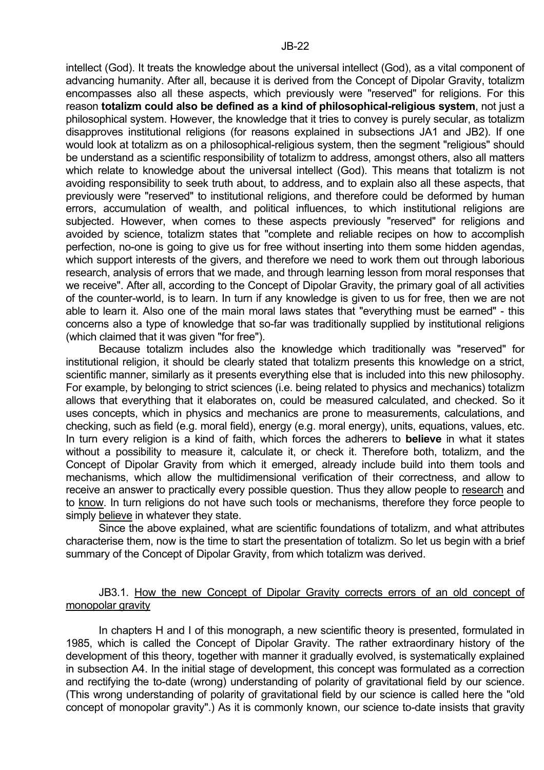intellect (God). It treats the knowledge about the universal intellect (God), as a vital component of advancing humanity. After all, because it is derived from the Concept of Dipolar Gravity, totalizm encompasses also all these aspects, which previously were "reserved" for religions. For this reason **totalizm could also be defined as a kind of philosophical-religious system**, not just a philosophical system. However, the knowledge that it tries to convey is purely secular, as totalizm disapproves institutional religions (for reasons explained in subsections JA1 and JB2). If one would look at totalizm as on a philosophical-religious system, then the segment "religious" should be understand as a scientific responsibility of totalizm to address, amongst others, also all matters which relate to knowledge about the universal intellect (God). This means that totalizm is not avoiding responsibility to seek truth about, to address, and to explain also all these aspects, that previously were "reserved" to institutional religions, and therefore could be deformed by human errors, accumulation of wealth, and political influences, to which institutional religions are subjected. However, when comes to these aspects previously "reserved" for religions and avoided by science, totalizm states that "complete and reliable recipes on how to accomplish perfection, no-one is going to give us for free without inserting into them some hidden agendas, which support interests of the givers, and therefore we need to work them out through laborious research, analysis of errors that we made, and through learning lesson from moral responses that we receive". After all, according to the Concept of Dipolar Gravity, the primary goal of all activities of the counter-world, is to learn. In turn if any knowledge is given to us for free, then we are not able to learn it. Also one of the main moral laws states that "everything must be earned" - this concerns also a type of knowledge that so-far was traditionally supplied by institutional religions (which claimed that it was given "for free").

Because totalizm includes also the knowledge which traditionally was "reserved" for institutional religion, it should be clearly stated that totalizm presents this knowledge on a strict, scientific manner, similarly as it presents everything else that is included into this new philosophy. For example, by belonging to strict sciences (i.e. being related to physics and mechanics) totalizm allows that everything that it elaborates on, could be measured calculated, and checked. So it uses concepts, which in physics and mechanics are prone to measurements, calculations, and checking, such as field (e.g. moral field), energy (e.g. moral energy), units, equations, values, etc. In turn every religion is a kind of faith, which forces the adherers to **believe** in what it states without a possibility to measure it, calculate it, or check it. Therefore both, totalizm, and the Concept of Dipolar Gravity from which it emerged, already include build into them tools and mechanisms, which allow the multidimensional verification of their correctness, and allow to receive an answer to practically every possible question. Thus they allow people to research and to know. In turn religions do not have such tools or mechanisms, therefore they force people to simply believe in whatever they state.

Since the above explained, what are scientific foundations of totalizm, and what attributes characterise them, now is the time to start the presentation of totalizm. So let us begin with a brief summary of the Concept of Dipolar Gravity, from which totalizm was derived.

### JB3.1. How the new Concept of Dipolar Gravity corrects errors of an old concept of monopolar gravity

In chapters H and I of this monograph, a new scientific theory is presented, formulated in 1985, which is called the Concept of Dipolar Gravity. The rather extraordinary history of the development of this theory, together with manner it gradually evolved, is systematically explained in subsection A4. In the initial stage of development, this concept was formulated as a correction and rectifying the to-date (wrong) understanding of polarity of gravitational field by our science. (This wrong understanding of polarity of gravitational field by our science is called here the "old concept of monopolar gravity".) As it is commonly known, our science to-date insists that gravity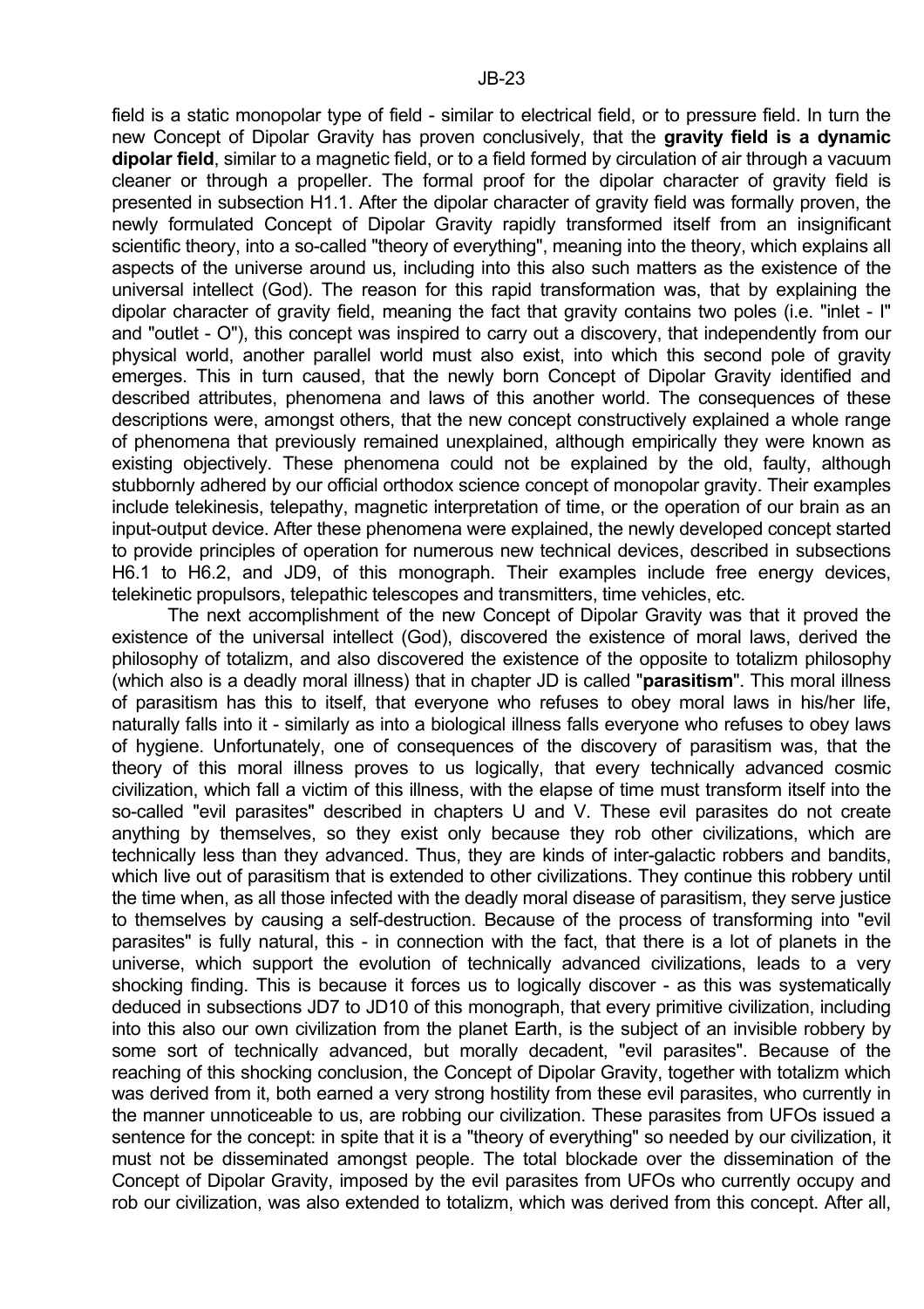field is a static monopolar type of field - similar to electrical field, or to pressure field. In turn the new Concept of Dipolar Gravity has proven conclusively, that the **gravity field is a dynamic dipolar field**, similar to a magnetic field, or to a field formed by circulation of air through a vacuum cleaner or through a propeller. The formal proof for the dipolar character of gravity field is presented in subsection H1.1. After the dipolar character of gravity field was formally proven, the newly formulated Concept of Dipolar Gravity rapidly transformed itself from an insignificant scientific theory, into a so-called "theory of everything", meaning into the theory, which explains all aspects of the universe around us, including into this also such matters as the existence of the universal intellect (God). The reason for this rapid transformation was, that by explaining the dipolar character of gravity field, meaning the fact that gravity contains two poles (i.e. "inlet - I" and "outlet - O"), this concept was inspired to carry out a discovery, that independently from our physical world, another parallel world must also exist, into which this second pole of gravity emerges. This in turn caused, that the newly born Concept of Dipolar Gravity identified and described attributes, phenomena and laws of this another world. The consequences of these descriptions were, amongst others, that the new concept constructively explained a whole range of phenomena that previously remained unexplained, although empirically they were known as existing objectively. These phenomena could not be explained by the old, faulty, although stubbornly adhered by our official orthodox science concept of monopolar gravity. Their examples include telekinesis, telepathy, magnetic interpretation of time, or the operation of our brain as an input-output device. After these phenomena were explained, the newly developed concept started to provide principles of operation for numerous new technical devices, described in subsections H6.1 to H6.2, and JD9, of this monograph. Their examples include free energy devices, telekinetic propulsors, telepathic telescopes and transmitters, time vehicles, etc.

The next accomplishment of the new Concept of Dipolar Gravity was that it proved the existence of the universal intellect (God), discovered the existence of moral laws, derived the philosophy of totalizm, and also discovered the existence of the opposite to totalizm philosophy (which also is a deadly moral illness) that in chapter JD is called "**parasitism**". This moral illness of parasitism has this to itself, that everyone who refuses to obey moral laws in his/her life, naturally falls into it - similarly as into a biological illness falls everyone who refuses to obey laws of hygiene. Unfortunately, one of consequences of the discovery of parasitism was, that the theory of this moral illness proves to us logically, that every technically advanced cosmic civilization, which fall a victim of this illness, with the elapse of time must transform itself into the so-called "evil parasites" described in chapters U and V. These evil parasites do not create anything by themselves, so they exist only because they rob other civilizations, which are technically less than they advanced. Thus, they are kinds of inter-galactic robbers and bandits, which live out of parasitism that is extended to other civilizations. They continue this robbery until the time when, as all those infected with the deadly moral disease of parasitism, they serve justice to themselves by causing a self-destruction. Because of the process of transforming into "evil parasites" is fully natural, this - in connection with the fact, that there is a lot of planets in the universe, which support the evolution of technically advanced civilizations, leads to a very shocking finding. This is because it forces us to logically discover - as this was systematically deduced in subsections JD7 to JD10 of this monograph, that every primitive civilization, including into this also our own civilization from the planet Earth, is the subject of an invisible robbery by some sort of technically advanced, but morally decadent, "evil parasites". Because of the reaching of this shocking conclusion, the Concept of Dipolar Gravity, together with totalizm which was derived from it, both earned a very strong hostility from these evil parasites, who currently in the manner unnoticeable to us, are robbing our civilization. These parasites from UFOs issued a sentence for the concept: in spite that it is a "theory of everything" so needed by our civilization, it must not be disseminated amongst people. The total blockade over the dissemination of the Concept of Dipolar Gravity, imposed by the evil parasites from UFOs who currently occupy and rob our civilization, was also extended to totalizm, which was derived from this concept. After all,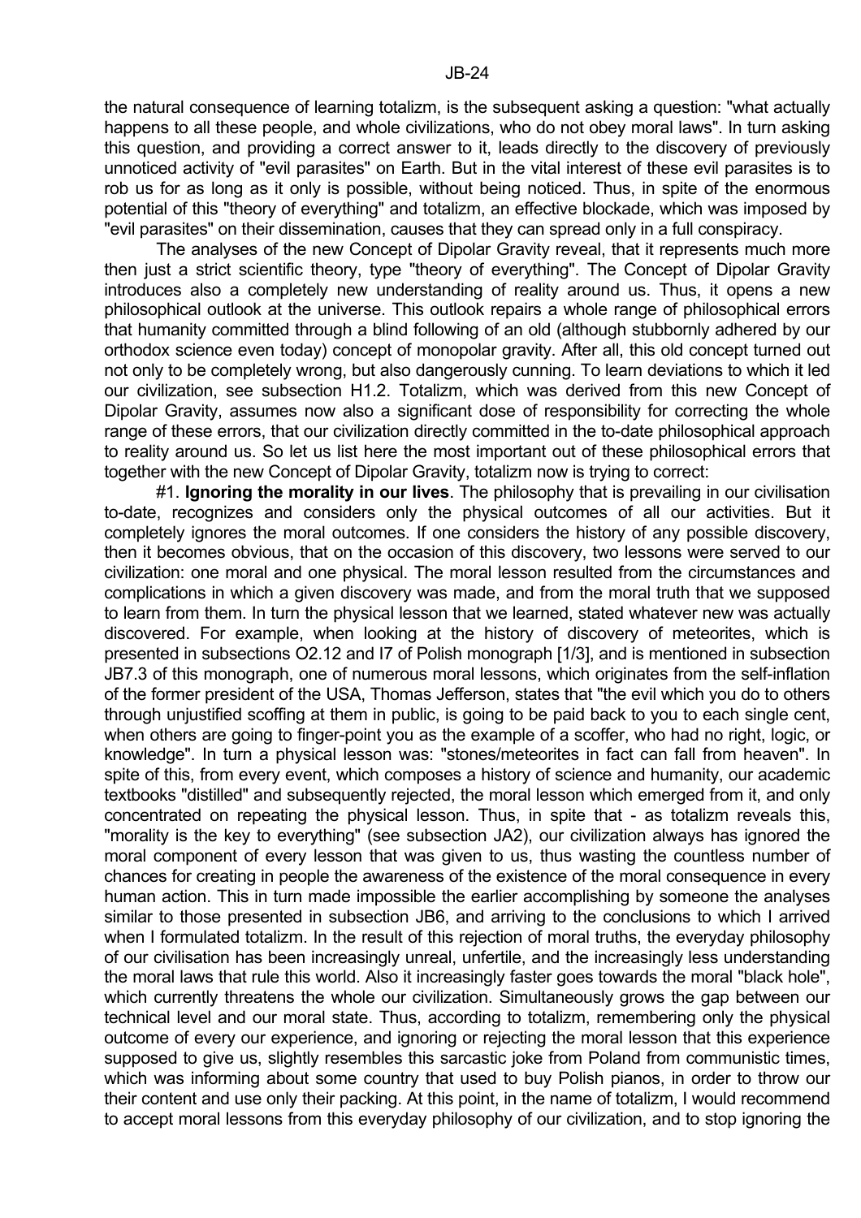the natural consequence of learning totalizm, is the subsequent asking a question: "what actually happens to all these people, and whole civilizations, who do not obey moral laws". In turn asking this question, and providing a correct answer to it, leads directly to the discovery of previously unnoticed activity of "evil parasites" on Earth. But in the vital interest of these evil parasites is to rob us for as long as it only is possible, without being noticed. Thus, in spite of the enormous potential of this "theory of everything" and totalizm, an effective blockade, which was imposed by "evil parasites" on their dissemination, causes that they can spread only in a full conspiracy.

The analyses of the new Concept of Dipolar Gravity reveal, that it represents much more then just a strict scientific theory, type "theory of everything". The Concept of Dipolar Gravity introduces also a completely new understanding of reality around us. Thus, it opens a new philosophical outlook at the universe. This outlook repairs a whole range of philosophical errors that humanity committed through a blind following of an old (although stubbornly adhered by our orthodox science even today) concept of monopolar gravity. After all, this old concept turned out not only to be completely wrong, but also dangerously cunning. To learn deviations to which it led our civilization, see subsection H1.2. Totalizm, which was derived from this new Concept of Dipolar Gravity, assumes now also a significant dose of responsibility for correcting the whole range of these errors, that our civilization directly committed in the to-date philosophical approach to reality around us. So let us list here the most important out of these philosophical errors that together with the new Concept of Dipolar Gravity, totalizm now is trying to correct:

#1. **Ignoring the morality in our lives**. The philosophy that is prevailing in our civilisation to-date, recognizes and considers only the physical outcomes of all our activities. But it completely ignores the moral outcomes. If one considers the history of any possible discovery, then it becomes obvious, that on the occasion of this discovery, two lessons were served to our civilization: one moral and one physical. The moral lesson resulted from the circumstances and complications in which a given discovery was made, and from the moral truth that we supposed to learn from them. In turn the physical lesson that we learned, stated whatever new was actually discovered. For example, when looking at the history of discovery of meteorites, which is presented in subsections O2.12 and I7 of Polish monograph [1/3], and is mentioned in subsection JB7.3 of this monograph, one of numerous moral lessons, which originates from the self-inflation of the former president of the USA, Thomas Jefferson, states that "the evil which you do to others through unjustified scoffing at them in public, is going to be paid back to you to each single cent, when others are going to finger-point you as the example of a scoffer, who had no right, logic, or knowledge". In turn a physical lesson was: "stones/meteorites in fact can fall from heaven". In spite of this, from every event, which composes a history of science and humanity, our academic textbooks "distilled" and subsequently rejected, the moral lesson which emerged from it, and only concentrated on repeating the physical lesson. Thus, in spite that - as totalizm reveals this, "morality is the key to everything" (see subsection JA2), our civilization always has ignored the moral component of every lesson that was given to us, thus wasting the countless number of chances for creating in people the awareness of the existence of the moral consequence in every human action. This in turn made impossible the earlier accomplishing by someone the analyses similar to those presented in subsection JB6, and arriving to the conclusions to which I arrived when I formulated totalizm. In the result of this rejection of moral truths, the everyday philosophy of our civilisation has been increasingly unreal, unfertile, and the increasingly less understanding the moral laws that rule this world. Also it increasingly faster goes towards the moral "black hole", which currently threatens the whole our civilization. Simultaneously grows the gap between our technical level and our moral state. Thus, according to totalizm, remembering only the physical outcome of every our experience, and ignoring or rejecting the moral lesson that this experience supposed to give us, slightly resembles this sarcastic joke from Poland from communistic times, which was informing about some country that used to buy Polish pianos, in order to throw our their content and use only their packing. At this point, in the name of totalizm, I would recommend to accept moral lessons from this everyday philosophy of our civilization, and to stop ignoring the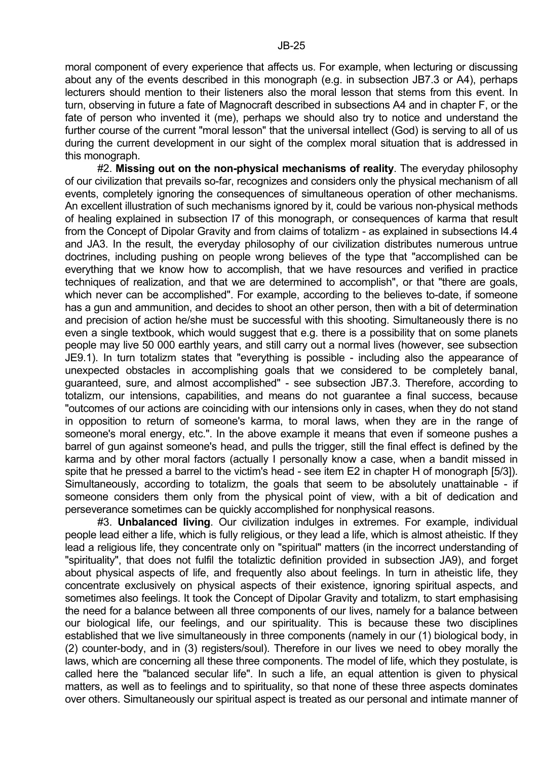moral component of every experience that affects us. For example, when lecturing or discussing about any of the events described in this monograph (e.g. in subsection JB7.3 or A4), perhaps lecturers should mention to their listeners also the moral lesson that stems from this event. In turn, observing in future a fate of Magnocraft described in subsections A4 and in chapter F, or the fate of person who invented it (me), perhaps we should also try to notice and understand the further course of the current "moral lesson" that the universal intellect (God) is serving to all of us during the current development in our sight of the complex moral situation that is addressed in this monograph.

#2. **Missing out on the non-physical mechanisms of reality**. The everyday philosophy of our civilization that prevails so-far, recognizes and considers only the physical mechanism of all events, completely ignoring the consequences of simultaneous operation of other mechanisms. An excellent illustration of such mechanisms ignored by it, could be various non-physical methods of healing explained in subsection I7 of this monograph, or consequences of karma that result from the Concept of Dipolar Gravity and from claims of totalizm - as explained in subsections I4.4 and JA3. In the result, the everyday philosophy of our civilization distributes numerous untrue doctrines, including pushing on people wrong believes of the type that "accomplished can be everything that we know how to accomplish, that we have resources and verified in practice techniques of realization, and that we are determined to accomplish", or that "there are goals, which never can be accomplished". For example, according to the believes to-date, if someone has a gun and ammunition, and decides to shoot an other person, then with a bit of determination and precision of action he/she must be successful with this shooting. Simultaneously there is no even a single textbook, which would suggest that e.g. there is a possibility that on some planets people may live 50 000 earthly years, and still carry out a normal lives (however, see subsection JE9.1). In turn totalizm states that "everything is possible - including also the appearance of unexpected obstacles in accomplishing goals that we considered to be completely banal, guaranteed, sure, and almost accomplished" - see subsection JB7.3. Therefore, according to totalizm, our intensions, capabilities, and means do not guarantee a final success, because "outcomes of our actions are coinciding with our intensions only in cases, when they do not stand in opposition to return of someone's karma, to moral laws, when they are in the range of someone's moral energy, etc.". In the above example it means that even if someone pushes a barrel of gun against someone's head, and pulls the trigger, still the final effect is defined by the karma and by other moral factors (actually I personally know a case, when a bandit missed in spite that he pressed a barrel to the victim's head - see item E2 in chapter H of monograph [5/3]). Simultaneously, according to totalizm, the goals that seem to be absolutely unattainable - if someone considers them only from the physical point of view, with a bit of dedication and perseverance sometimes can be quickly accomplished for nonphysical reasons.

#3. **Unbalanced living**. Our civilization indulges in extremes. For example, individual people lead either a life, which is fully religious, or they lead a life, which is almost atheistic. If they lead a religious life, they concentrate only on "spiritual" matters (in the incorrect understanding of "spirituality", that does not fulfil the totaliztic definition provided in subsection JA9), and forget about physical aspects of life, and frequently also about feelings. In turn in atheistic life, they concentrate exclusively on physical aspects of their existence, ignoring spiritual aspects, and sometimes also feelings. It took the Concept of Dipolar Gravity and totalizm, to start emphasising the need for a balance between all three components of our lives, namely for a balance between our biological life, our feelings, and our spirituality. This is because these two disciplines established that we live simultaneously in three components (namely in our (1) biological body, in (2) counter-body, and in (3) registers/soul). Therefore in our lives we need to obey morally the laws, which are concerning all these three components. The model of life, which they postulate, is called here the "balanced secular life". In such a life, an equal attention is given to physical matters, as well as to feelings and to spirituality, so that none of these three aspects dominates over others. Simultaneously our spiritual aspect is treated as our personal and intimate manner of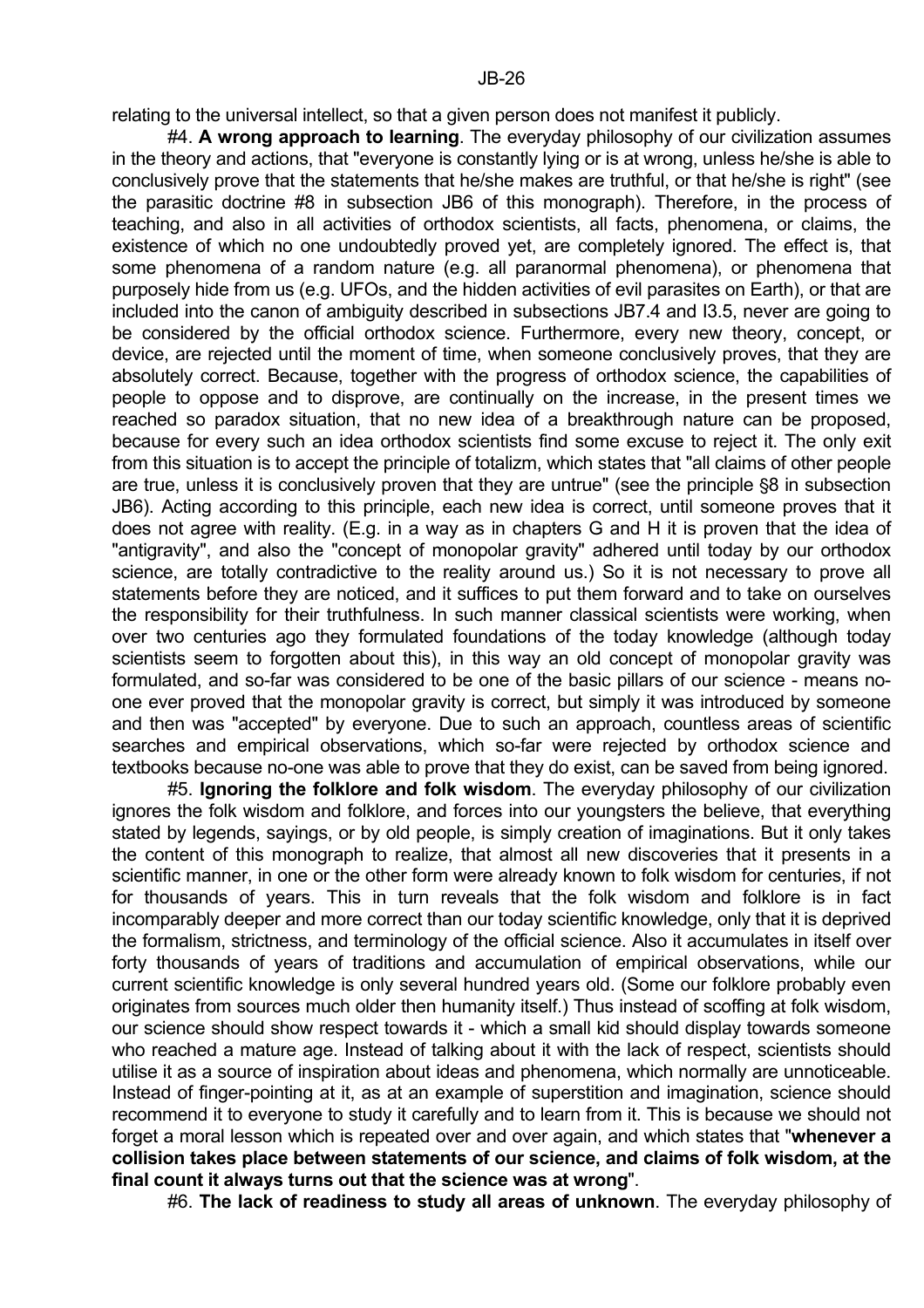relating to the universal intellect, so that a given person does not manifest it publicly.

#4. **A wrong approach to learning**. The everyday philosophy of our civilization assumes in the theory and actions, that "everyone is constantly lying or is at wrong, unless he/she is able to conclusively prove that the statements that he/she makes are truthful, or that he/she is right" (see the parasitic doctrine #8 in subsection JB6 of this monograph). Therefore, in the process of teaching, and also in all activities of orthodox scientists, all facts, phenomena, or claims, the existence of which no one undoubtedly proved yet, are completely ignored. The effect is, that some phenomena of a random nature (e.g. all paranormal phenomena), or phenomena that purposely hide from us (e.g. UFOs, and the hidden activities of evil parasites on Earth), or that are included into the canon of ambiguity described in subsections JB7.4 and I3.5, never are going to be considered by the official orthodox science. Furthermore, every new theory, concept, or device, are rejected until the moment of time, when someone conclusively proves, that they are absolutely correct. Because, together with the progress of orthodox science, the capabilities of people to oppose and to disprove, are continually on the increase, in the present times we reached so paradox situation, that no new idea of a breakthrough nature can be proposed, because for every such an idea orthodox scientists find some excuse to reject it. The only exit from this situation is to accept the principle of totalizm, which states that "all claims of other people are true, unless it is conclusively proven that they are untrue" (see the principle §8 in subsection JB6). Acting according to this principle, each new idea is correct, until someone proves that it does not agree with reality. (E.g. in a way as in chapters G and H it is proven that the idea of "antigravity", and also the "concept of monopolar gravity" adhered until today by our orthodox science, are totally contradictive to the reality around us.) So it is not necessary to prove all statements before they are noticed, and it suffices to put them forward and to take on ourselves the responsibility for their truthfulness. In such manner classical scientists were working, when over two centuries ago they formulated foundations of the today knowledge (although today scientists seem to forgotten about this), in this way an old concept of monopolar gravity was formulated, and so-far was considered to be one of the basic pillars of our science - means no-one ever proved that the monopolar gravity is correct, but simply it was introduced by someone and then was "accepted" by everyone. Due to such an approach, countless areas of scientific searches and empirical observations, which so-far were rejected by orthodox science and textbooks because no-one was able to prove that they do exist, can be saved from being ignored.

#5. **Ignoring the folklore and folk wisdom**. The everyday philosophy of our civilization ignores the folk wisdom and folklore, and forces into our youngsters the believe, that everything stated by legends, sayings, or by old people, is simply creation of imaginations. But it only takes the content of this monograph to realize, that almost all new discoveries that it presents in a scientific manner, in one or the other form were already known to folk wisdom for centuries, if not for thousands of years. This in turn reveals that the folk wisdom and folklore is in fact incomparably deeper and more correct than our today scientific knowledge, only that it is deprived the formalism, strictness, and terminology of the official science. Also it accumulates in itself over forty thousands of years of traditions and accumulation of empirical observations, while our current scientific knowledge is only several hundred years old. (Some our folklore probably even originates from sources much older then humanity itself.) Thus instead of scoffing at folk wisdom, our science should show respect towards it - which a small kid should display towards someone who reached a mature age. Instead of talking about it with the lack of respect, scientists should utilise it as a source of inspiration about ideas and phenomena, which normally are unnoticeable. Instead of finger-pointing at it, as at an example of superstition and imagination, science should recommend it to everyone to study it carefully and to learn from it. This is because we should not forget a moral lesson which is repeated over and over again, and which states that "**whenever a collision takes place between statements of our science, and claims of folk wisdom, at the final count it always turns out that the science was at wrong**".

#6. **The lack of readiness to study all areas of unknown**. The everyday philosophy of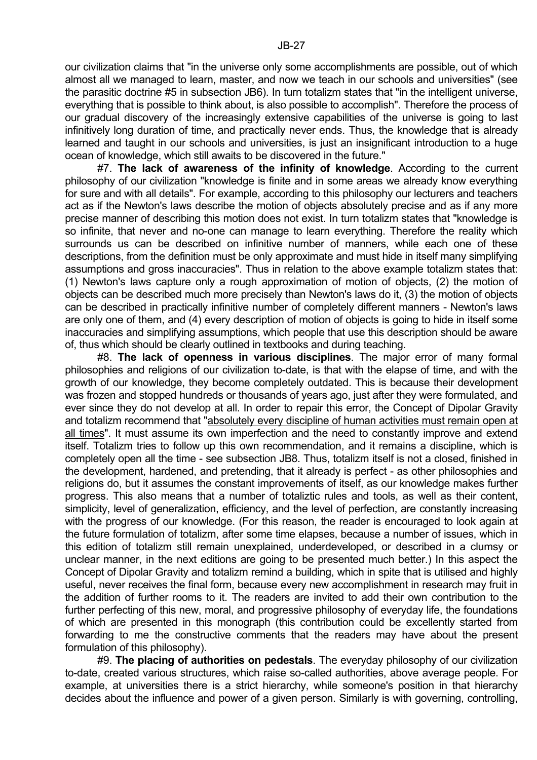our civilization claims that "in the universe only some accomplishments are possible, out of which almost all we managed to learn, master, and now we teach in our schools and universities" (see the parasitic doctrine #5 in subsection JB6). In turn totalizm states that "in the intelligent universe, everything that is possible to think about, is also possible to accomplish". Therefore the process of our gradual discovery of the increasingly extensive capabilities of the universe is going to last infinitively long duration of time, and practically never ends. Thus, the knowledge that is already learned and taught in our schools and universities, is just an insignificant introduction to a huge ocean of knowledge, which still awaits to be discovered in the future."

#7. **The lack of awareness of the infinity of knowledge**. According to the current philosophy of our civilization "knowledge is finite and in some areas we already know everything for sure and with all details". For example, according to this philosophy our lecturers and teachers act as if the Newton's laws describe the motion of objects absolutely precise and as if any more precise manner of describing this motion does not exist. In turn totalizm states that "knowledge is so infinite, that never and no-one can manage to learn everything. Therefore the reality which surrounds us can be described on infinitive number of manners, while each one of these descriptions, from the definition must be only approximate and must hide in itself many simplifying assumptions and gross inaccuracies". Thus in relation to the above example totalizm states that: (1) Newton's laws capture only a rough approximation of motion of objects, (2) the motion of objects can be described much more precisely than Newton's laws do it, (3) the motion of objects can be described in practically infinitive number of completely different manners - Newton's laws are only one of them, and (4) every description of motion of objects is going to hide in itself some inaccuracies and simplifying assumptions, which people that use this description should be aware of, thus which should be clearly outlined in textbooks and during teaching.

#8. **The lack of openness in various disciplines**. The major error of many formal philosophies and religions of our civilization to-date, is that with the elapse of time, and with the growth of our knowledge, they become completely outdated. This is because their development was frozen and stopped hundreds or thousands of years ago, just after they were formulated, and ever since they do not develop at all. In order to repair this error, the Concept of Dipolar Gravity and totalizm recommend that "absolutely every discipline of human activities must remain open at all times". It must assume its own imperfection and the need to constantly improve and extend itself. Totalizm tries to follow up this own recommendation, and it remains a discipline, which is completely open all the time - see subsection JB8. Thus, totalizm itself is not a closed, finished in the development, hardened, and pretending, that it already is perfect - as other philosophies and religions do, but it assumes the constant improvements of itself, as our knowledge makes further progress. This also means that a number of totaliztic rules and tools, as well as their content, simplicity, level of generalization, efficiency, and the level of perfection, are constantly increasing with the progress of our knowledge. (For this reason, the reader is encouraged to look again at the future formulation of totalizm, after some time elapses, because a number of issues, which in this edition of totalizm still remain unexplained, underdeveloped, or described in a clumsy or unclear manner, in the next editions are going to be presented much better.) In this aspect the Concept of Dipolar Gravity and totalizm remind a building, which in spite that is utilised and highly useful, never receives the final form, because every new accomplishment in research may fruit in the addition of further rooms to it. The readers are invited to add their own contribution to the further perfecting of this new, moral, and progressive philosophy of everyday life, the foundations of which are presented in this monograph (this contribution could be excellently started from forwarding to me the constructive comments that the readers may have about the present formulation of this philosophy).

#9. **The placing of authorities on pedestals**. The everyday philosophy of our civilization to-date, created various structures, which raise so-called authorities, above average people. For example, at universities there is a strict hierarchy, while someone's position in that hierarchy decides about the influence and power of a given person. Similarly is with governing, controlling,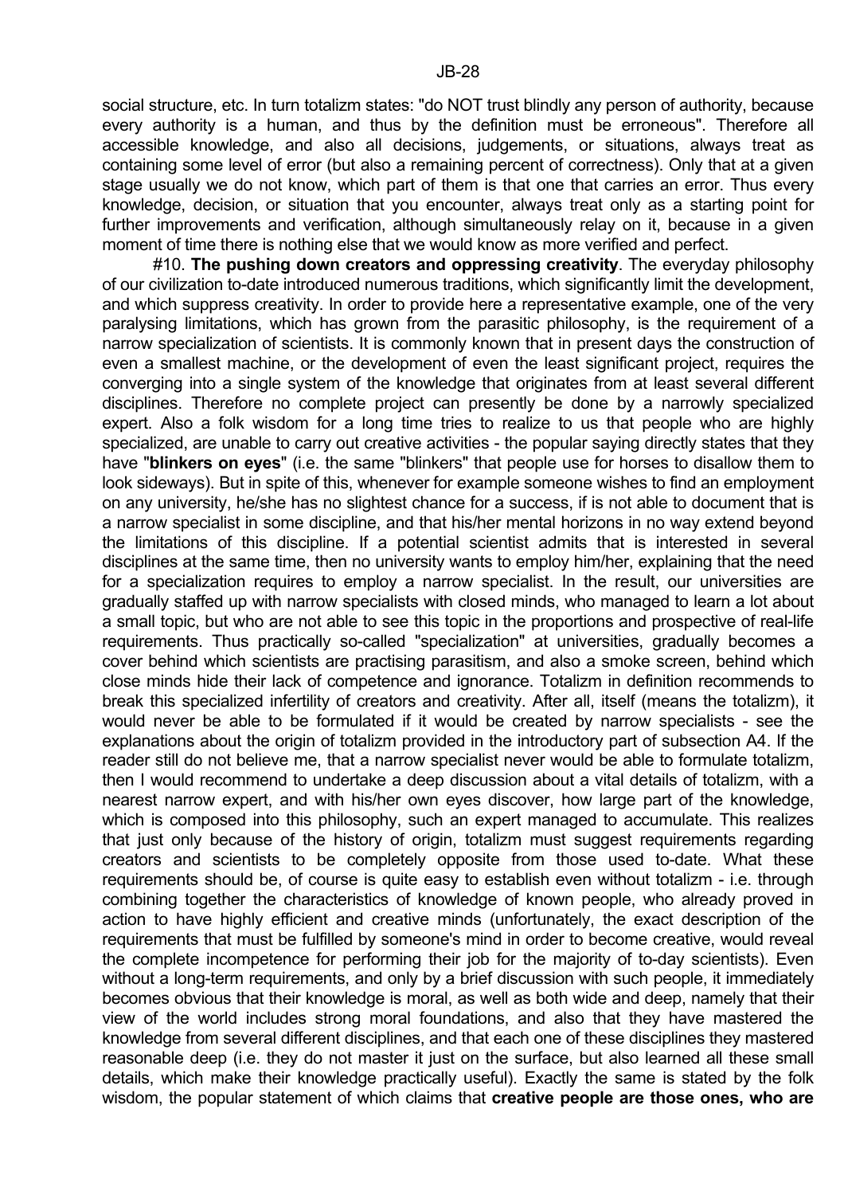social structure, etc. In turn totalizm states: "do NOT trust blindly any person of authority, because every authority is a human, and thus by the definition must be erroneous". Therefore all accessible knowledge, and also all decisions, judgements, or situations, always treat as containing some level of error (but also a remaining percent of correctness). Only that at a given stage usually we do not know, which part of them is that one that carries an error. Thus every knowledge, decision, or situation that you encounter, always treat only as a starting point for further improvements and verification, although simultaneously relay on it, because in a given moment of time there is nothing else that we would know as more verified and perfect.

#10. **The pushing down creators and oppressing creativity**. The everyday philosophy of our civilization to-date introduced numerous traditions, which significantly limit the development, and which suppress creativity. In order to provide here a representative example, one of the very paralysing limitations, which has grown from the parasitic philosophy, is the requirement of a narrow specialization of scientists. It is commonly known that in present days the construction of even a smallest machine, or the development of even the least significant project, requires the converging into a single system of the knowledge that originates from at least several different disciplines. Therefore no complete project can presently be done by a narrowly specialized expert. Also a folk wisdom for a long time tries to realize to us that people who are highly specialized, are unable to carry out creative activities - the popular saying directly states that they have "**blinkers on eyes**" (i.e. the same "blinkers" that people use for horses to disallow them to look sideways). But in spite of this, whenever for example someone wishes to find an employment on any university, he/she has no slightest chance for a success, if is not able to document that is a narrow specialist in some discipline, and that his/her mental horizons in no way extend beyond the limitations of this discipline. If a potential scientist admits that is interested in several disciplines at the same time, then no university wants to employ him/her, explaining that the need for a specialization requires to employ a narrow specialist. In the result, our universities are gradually staffed up with narrow specialists with closed minds, who managed to learn a lot about a small topic, but who are not able to see this topic in the proportions and prospective of real-life requirements. Thus practically so-called "specialization" at universities, gradually becomes a cover behind which scientists are practising parasitism, and also a smoke screen, behind which close minds hide their lack of competence and ignorance. Totalizm in definition recommends to break this specialized infertility of creators and creativity. After all, itself (means the totalizm), it would never be able to be formulated if it would be created by narrow specialists - see the explanations about the origin of totalizm provided in the introductory part of subsection A4. If the reader still do not believe me, that a narrow specialist never would be able to formulate totalizm, then I would recommend to undertake a deep discussion about a vital details of totalizm, with a nearest narrow expert, and with his/her own eyes discover, how large part of the knowledge, which is composed into this philosophy, such an expert managed to accumulate. This realizes that just only because of the history of origin, totalizm must suggest requirements regarding creators and scientists to be completely opposite from those used to-date. What these requirements should be, of course is quite easy to establish even without totalizm - i.e. through combining together the characteristics of knowledge of known people, who already proved in action to have highly efficient and creative minds (unfortunately, the exact description of the requirements that must be fulfilled by someone's mind in order to become creative, would reveal the complete incompetence for performing their job for the majority of to-day scientists). Even without a long-term requirements, and only by a brief discussion with such people, it immediately becomes obvious that their knowledge is moral, as well as both wide and deep, namely that their view of the world includes strong moral foundations, and also that they have mastered the knowledge from several different disciplines, and that each one of these disciplines they mastered reasonable deep (i.e. they do not master it just on the surface, but also learned all these small details, which make their knowledge practically useful). Exactly the same is stated by the folk wisdom, the popular statement of which claims that **creative people are those ones, who are**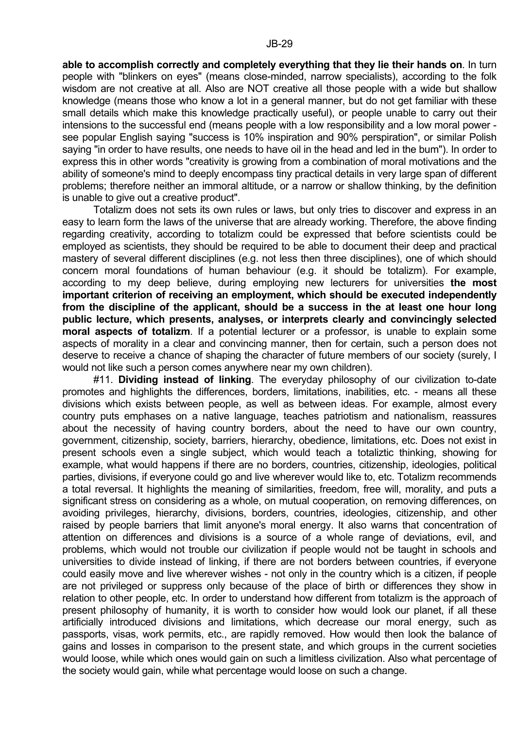**able to accomplish correctly and completely everything that they lie their hands on**. In turn people with "blinkers on eyes" (means close-minded, narrow specialists), according to the folk wisdom are not creative at all. Also are NOT creative all those people with a wide but shallow knowledge (means those who know a lot in a general manner, but do not get familiar with these small details which make this knowledge practically useful), or people unable to carry out their intensions to the successful end (means people with a low responsibility and a low moral power - see popular English saying "success is 10% inspiration and 90% perspiration", or similar Polish saying "in order to have results, one needs to have oil in the head and led in the bum"). In order to express this in other words "creativity is growing from a combination of moral motivations and the ability of someone's mind to deeply encompass tiny practical details in very large span of different problems; therefore neither an immoral altitude, or a narrow or shallow thinking, by the definition is unable to give out a creative product".

Totalizm does not sets its own rules or laws, but only tries to discover and express in an easy to learn form the laws of the universe that are already working. Therefore, the above finding regarding creativity, according to totalizm could be expressed that before scientists could be employed as scientists, they should be required to be able to document their deep and practical mastery of several different disciplines (e.g. not less then three disciplines), one of which should concern moral foundations of human behaviour (e.g. it should be totalizm). For example, according to my deep believe, during employing new lecturers for universities **the most important criterion of receiving an employment, which should be executed independently from the discipline of the applicant, should be a success in the at least one hour long public lecture, which presents, analyses, or interprets clearly and convincingly selected moral aspects of totalizm**. If a potential lecturer or a professor, is unable to explain some aspects of morality in a clear and convincing manner, then for certain, such a person does not deserve to receive a chance of shaping the character of future members of our society (surely, I would not like such a person comes anywhere near my own children).

#11. **Dividing instead of linking**. The everyday philosophy of our civilization to-date promotes and highlights the differences, borders, limitations, inabilities, etc. - means all these divisions which exists between people, as well as between ideas. For example, almost every country puts emphases on a native language, teaches patriotism and nationalism, reassures about the necessity of having country borders, about the need to have our own country, government, citizenship, society, barriers, hierarchy, obedience, limitations, etc. Does not exist in present schools even a single subject, which would teach a totaliztic thinking, showing for example, what would happens if there are no borders, countries, citizenship, ideologies, political parties, divisions, if everyone could go and live wherever would like to, etc. Totalizm recommends a total reversal. It highlights the meaning of similarities, freedom, free will, morality, and puts a significant stress on considering as a whole, on mutual cooperation, on removing differences, on avoiding privileges, hierarchy, divisions, borders, countries, ideologies, citizenship, and other raised by people barriers that limit anyone's moral energy. It also warns that concentration of attention on differences and divisions is a source of a whole range of deviations, evil, and problems, which would not trouble our civilization if people would not be taught in schools and universities to divide instead of linking, if there are not borders between countries, if everyone could easily move and live wherever wishes - not only in the country which is a citizen, if people are not privileged or suppress only because of the place of birth or differences they show in relation to other people, etc. In order to understand how different from totalizm is the approach of present philosophy of humanity, it is worth to consider how would look our planet, if all these artificially introduced divisions and limitations, which decrease our moral energy, such as passports, visas, work permits, etc., are rapidly removed. How would then look the balance of gains and losses in comparison to the present state, and which groups in the current societies would loose, while which ones would gain on such a limitless civilization. Also what percentage of the society would gain, while what percentage would loose on such a change.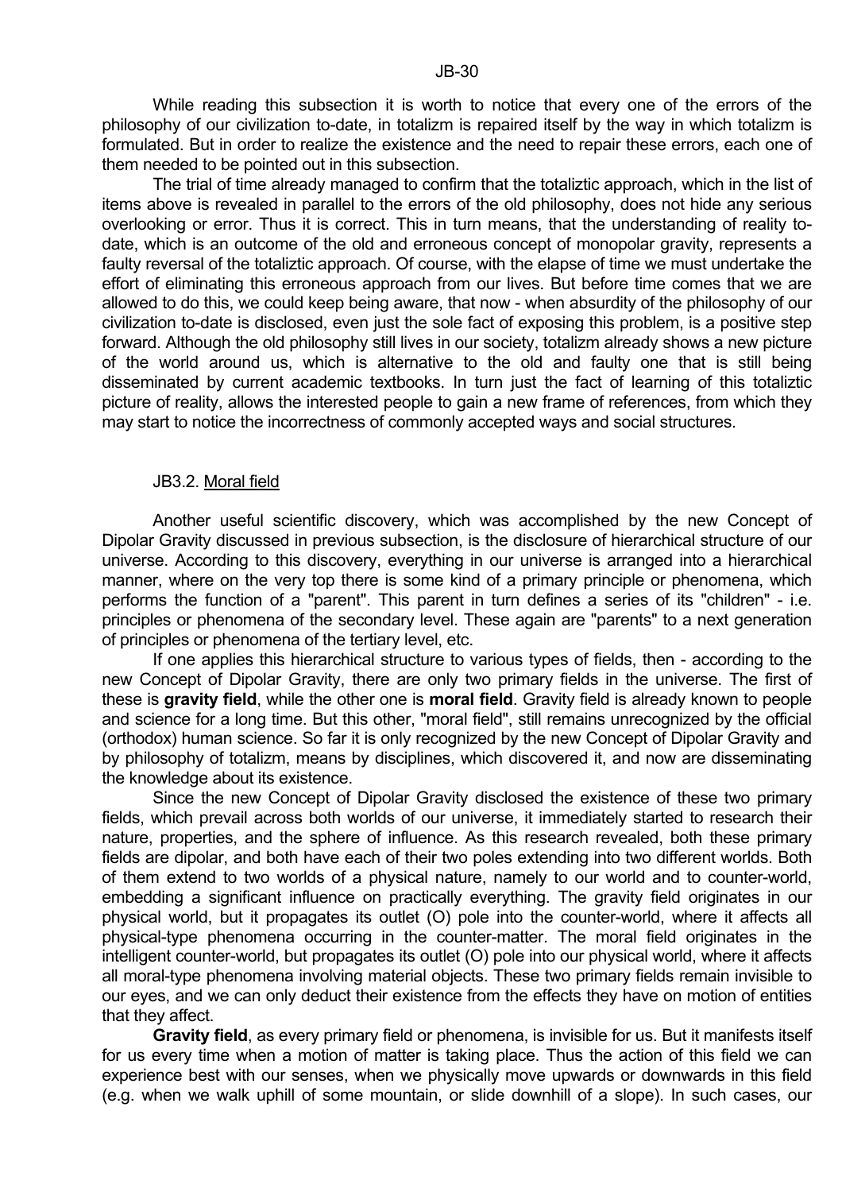While reading this subsection it is worth to notice that every one of the errors of the philosophy of our civilization to-date, in totalizm is repaired itself by the way in which totalizm is formulated. But in order to realize the existence and the need to repair these errors, each one of them needed to be pointed out in this subsection.

The trial of time already managed to confirm that the totaliztic approach, which in the list of items above is revealed in parallel to the errors of the old philosophy, does not hide any serious overlooking or error. Thus it is correct. This in turn means, that the understanding of reality to-date, which is an outcome of the old and erroneous concept of monopolar gravity, represents a faulty reversal of the totaliztic approach. Of course, with the elapse of time we must undertake the effort of eliminating this erroneous approach from our lives. But before time comes that we are allowed to do this, we could keep being aware, that now - when absurdity of the philosophy of our civilization to-date is disclosed, even just the sole fact of exposing this problem, is a positive step forward. Although the old philosophy still lives in our society, totalizm already shows a new picture of the world around us, which is alternative to the old and faulty one that is still being disseminated by current academic textbooks. In turn just the fact of learning of this totaliztic picture of reality, allows the interested people to gain a new frame of references, from which they may start to notice the incorrectness of commonly accepted ways and social structures.

### JB3.2. Moral field

Another useful scientific discovery, which was accomplished by the new Concept of Dipolar Gravity discussed in previous subsection, is the disclosure of hierarchical structure of our universe. According to this discovery, everything in our universe is arranged into a hierarchical manner, where on the very top there is some kind of a primary principle or phenomena, which performs the function of a "parent". This parent in turn defines a series of its "children" - i.e. principles or phenomena of the secondary level. These again are "parents" to a next generation of principles or phenomena of the tertiary level, etc.

If one applies this hierarchical structure to various types of fields, then - according to the new Concept of Dipolar Gravity, there are only two primary fields in the universe. The first of these is **gravity field**, while the other one is **moral field**. Gravity field is already known to people and science for a long time. But this other, "moral field", still remains unrecognized by the official (orthodox) human science. So far it is only recognized by the new Concept of Dipolar Gravity and by philosophy of totalizm, means by disciplines, which discovered it, and now are disseminating the knowledge about its existence.

Since the new Concept of Dipolar Gravity disclosed the existence of these two primary fields, which prevail across both worlds of our universe, it immediately started to research their nature, properties, and the sphere of influence. As this research revealed, both these primary fields are dipolar, and both have each of their two poles extending into two different worlds. Both of them extend to two worlds of a physical nature, namely to our world and to counter-world, embedding a significant influence on practically everything. The gravity field originates in our physical world, but it propagates its outlet (O) pole into the counter-world, where it affects all physical-type phenomena occurring in the counter-matter. The moral field originates in the intelligent counter-world, but propagates its outlet (O) pole into our physical world, where it affects all moral-type phenomena involving material objects. These two primary fields remain invisible to our eyes, and we can only deduct their existence from the effects they have on motion of entities that they affect.

**Gravity field**, as every primary field or phenomena, is invisible for us. But it manifests itself for us every time when a motion of matter is taking place. Thus the action of this field we can experience best with our senses, when we physically move upwards or downwards in this field (e.g. when we walk uphill of some mountain, or slide downhill of a slope). In such cases, our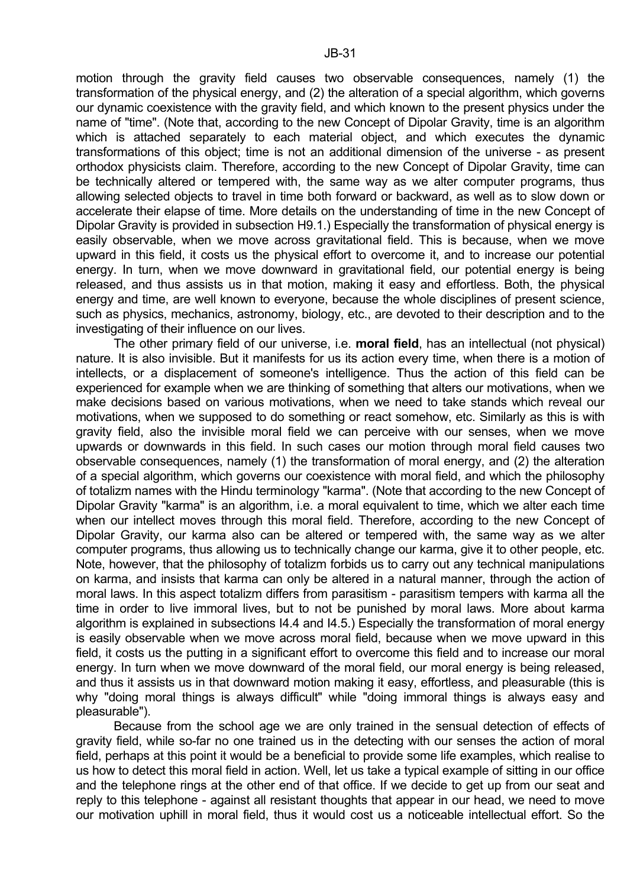motion through the gravity field causes two observable consequences, namely (1) the transformation of the physical energy, and (2) the alteration of a special algorithm, which governs our dynamic coexistence with the gravity field, and which known to the present physics under the name of "time". (Note that, according to the new Concept of Dipolar Gravity, time is an algorithm which is attached separately to each material object, and which executes the dynamic transformations of this object; time is not an additional dimension of the universe - as present orthodox physicists claim. Therefore, according to the new Concept of Dipolar Gravity, time can be technically altered or tempered with, the same way as we alter computer programs, thus allowing selected objects to travel in time both forward or backward, as well as to slow down or accelerate their elapse of time. More details on the understanding of time in the new Concept of Dipolar Gravity is provided in subsection H9.1.) Especially the transformation of physical energy is easily observable, when we move across gravitational field. This is because, when we move upward in this field, it costs us the physical effort to overcome it, and to increase our potential energy. In turn, when we move downward in gravitational field, our potential energy is being released, and thus assists us in that motion, making it easy and effortless. Both, the physical energy and time, are well known to everyone, because the whole disciplines of present science, such as physics, mechanics, astronomy, biology, etc., are devoted to their description and to the investigating of their influence on our lives.

The other primary field of our universe, i.e. **moral field**, has an intellectual (not physical) nature. It is also invisible. But it manifests for us its action every time, when there is a motion of intellects, or a displacement of someone's intelligence. Thus the action of this field can be experienced for example when we are thinking of something that alters our motivations, when we make decisions based on various motivations, when we need to take stands which reveal our motivations, when we supposed to do something or react somehow, etc. Similarly as this is with gravity field, also the invisible moral field we can perceive with our senses, when we move upwards or downwards in this field. In such cases our motion through moral field causes two observable consequences, namely (1) the transformation of moral energy, and (2) the alteration of a special algorithm, which governs our coexistence with moral field, and which the philosophy of totalizm names with the Hindu terminology "karma". (Note that according to the new Concept of Dipolar Gravity "karma" is an algorithm, i.e. a moral equivalent to time, which we alter each time when our intellect moves through this moral field. Therefore, according to the new Concept of Dipolar Gravity, our karma also can be altered or tempered with, the same way as we alter computer programs, thus allowing us to technically change our karma, give it to other people, etc. Note, however, that the philosophy of totalizm forbids us to carry out any technical manipulations on karma, and insists that karma can only be altered in a natural manner, through the action of moral laws. In this aspect totalizm differs from parasitism - parasitism tempers with karma all the time in order to live immoral lives, but to not be punished by moral laws. More about karma algorithm is explained in subsections I4.4 and I4.5.) Especially the transformation of moral energy is easily observable when we move across moral field, because when we move upward in this field, it costs us the putting in a significant effort to overcome this field and to increase our moral energy. In turn when we move downward of the moral field, our moral energy is being released, and thus it assists us in that downward motion making it easy, effortless, and pleasurable (this is why "doing moral things is always difficult" while "doing immoral things is always easy and pleasurable").

Because from the school age we are only trained in the sensual detection of effects of gravity field, while so-far no one trained us in the detecting with our senses the action of moral field, perhaps at this point it would be a beneficial to provide some life examples, which realise to us how to detect this moral field in action. Well, let us take a typical example of sitting in our office and the telephone rings at the other end of that office. If we decide to get up from our seat and reply to this telephone - against all resistant thoughts that appear in our head, we need to move our motivation uphill in moral field, thus it would cost us a noticeable intellectual effort. So the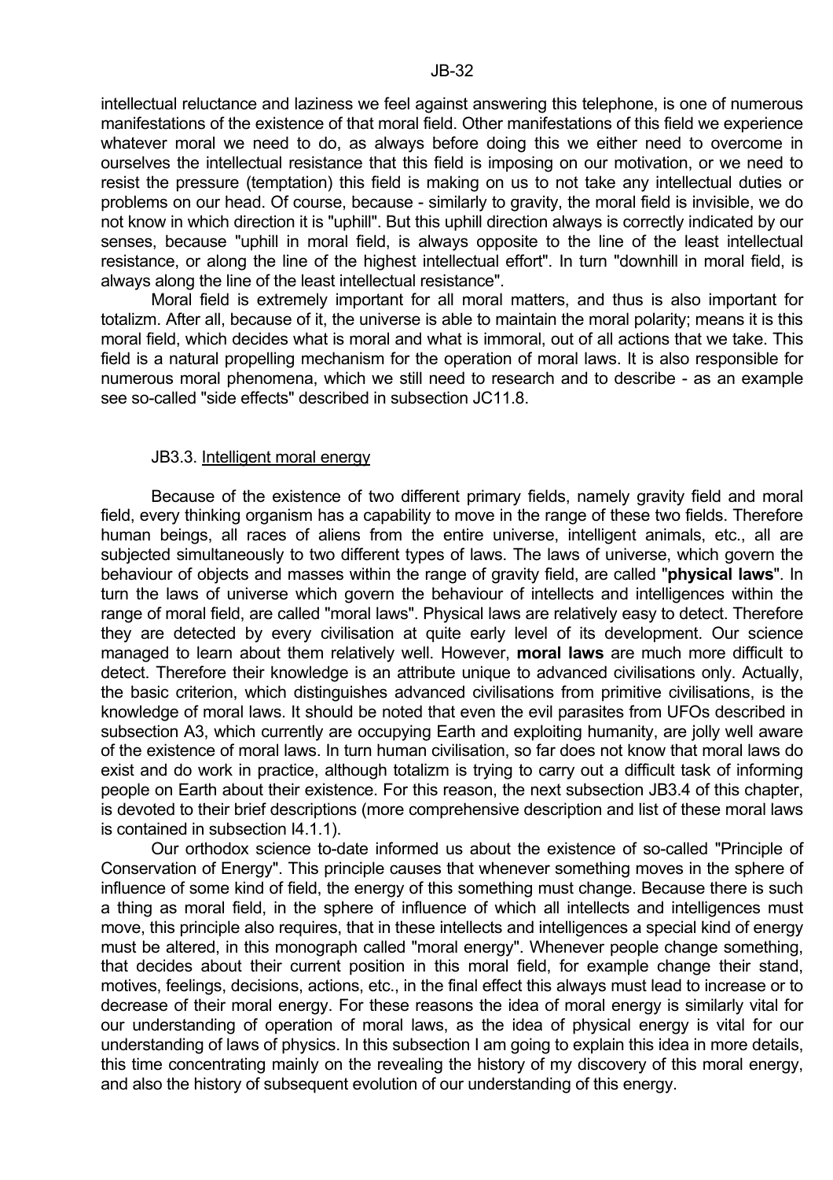intellectual reluctance and laziness we feel against answering this telephone, is one of numerous manifestations of the existence of that moral field. Other manifestations of this field we experience whatever moral we need to do, as always before doing this we either need to overcome in ourselves the intellectual resistance that this field is imposing on our motivation, or we need to resist the pressure (temptation) this field is making on us to not take any intellectual duties or problems on our head. Of course, because - similarly to gravity, the moral field is invisible, we do not know in which direction it is "uphill". But this uphill direction always is correctly indicated by our senses, because "uphill in moral field, is always opposite to the line of the least intellectual resistance, or along the line of the highest intellectual effort". In turn "downhill in moral field, is always along the line of the least intellectual resistance".

Moral field is extremely important for all moral matters, and thus is also important for totalizm. After all, because of it, the universe is able to maintain the moral polarity; means it is this moral field, which decides what is moral and what is immoral, out of all actions that we take. This field is a natural propelling mechanism for the operation of moral laws. It is also responsible for numerous moral phenomena, which we still need to research and to describe - as an example see so-called "side effects" described in subsection JC11.8.

### JB3.3. Intelligent moral energy

Because of the existence of two different primary fields, namely gravity field and moral field, every thinking organism has a capability to move in the range of these two fields. Therefore human beings, all races of aliens from the entire universe, intelligent animals, etc., all are subjected simultaneously to two different types of laws. The laws of universe, which govern the behaviour of objects and masses within the range of gravity field, are called "**physical laws**". In turn the laws of universe which govern the behaviour of intellects and intelligences within the range of moral field, are called "moral laws". Physical laws are relatively easy to detect. Therefore they are detected by every civilisation at quite early level of its development. Our science managed to learn about them relatively well. However, **moral laws** are much more difficult to detect. Therefore their knowledge is an attribute unique to advanced civilisations only. Actually, the basic criterion, which distinguishes advanced civilisations from primitive civilisations, is the knowledge of moral laws. It should be noted that even the evil parasites from UFOs described in subsection A3, which currently are occupying Earth and exploiting humanity, are jolly well aware of the existence of moral laws. In turn human civilisation, so far does not know that moral laws do exist and do work in practice, although totalizm is trying to carry out a difficult task of informing people on Earth about their existence. For this reason, the next subsection JB3.4 of this chapter, is devoted to their brief descriptions (more comprehensive description and list of these moral laws is contained in subsection I4.1.1).

Our orthodox science to-date informed us about the existence of so-called "Principle of Conservation of Energy". This principle causes that whenever something moves in the sphere of influence of some kind of field, the energy of this something must change. Because there is such a thing as moral field, in the sphere of influence of which all intellects and intelligences must move, this principle also requires, that in these intellects and intelligences a special kind of energy must be altered, in this monograph called "moral energy". Whenever people change something, that decides about their current position in this moral field, for example change their stand, motives, feelings, decisions, actions, etc., in the final effect this always must lead to increase or to decrease of their moral energy. For these reasons the idea of moral energy is similarly vital for our understanding of operation of moral laws, as the idea of physical energy is vital for our understanding of laws of physics. In this subsection I am going to explain this idea in more details, this time concentrating mainly on the revealing the history of my discovery of this moral energy, and also the history of subsequent evolution of our understanding of this energy.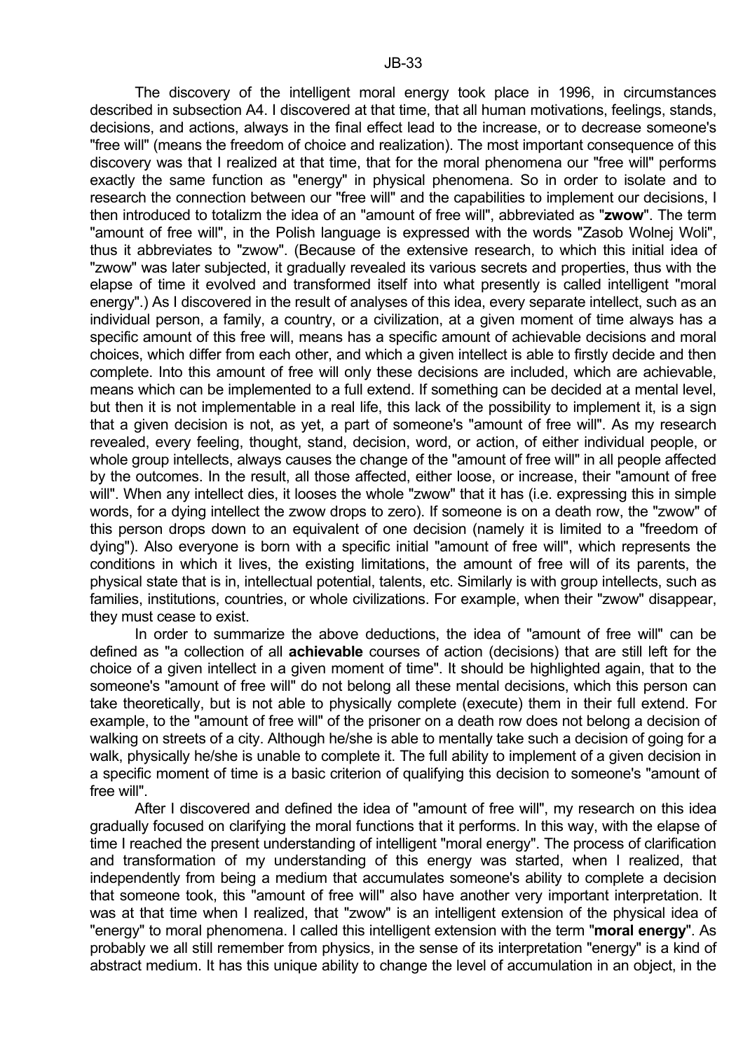The discovery of the intelligent moral energy took place in 1996, in circumstances described in subsection A4. I discovered at that time, that all human motivations, feelings, stands, decisions, and actions, always in the final effect lead to the increase, or to decrease someone's "free will" (means the freedom of choice and realization). The most important consequence of this discovery was that I realized at that time, that for the moral phenomena our "free will" performs exactly the same function as "energy" in physical phenomena. So in order to isolate and to research the connection between our "free will" and the capabilities to implement our decisions, I then introduced to totalizm the idea of an "amount of free will", abbreviated as "**zwow**". The term "amount of free will", in the Polish language is expressed with the words "Zasob Wolnej Woli", thus it abbreviates to "zwow". (Because of the extensive research, to which this initial idea of "zwow" was later subjected, it gradually revealed its various secrets and properties, thus with the elapse of time it evolved and transformed itself into what presently is called intelligent "moral energy".) As I discovered in the result of analyses of this idea, every separate intellect, such as an individual person, a family, a country, or a civilization, at a given moment of time always has a specific amount of this free will, means has a specific amount of achievable decisions and moral choices, which differ from each other, and which a given intellect is able to firstly decide and then complete. Into this amount of free will only these decisions are included, which are achievable, means which can be implemented to a full extend. If something can be decided at a mental level, but then it is not implementable in a real life, this lack of the possibility to implement it, is a sign that a given decision is not, as yet, a part of someone's "amount of free will". As my research revealed, every feeling, thought, stand, decision, word, or action, of either individual people, or whole group intellects, always causes the change of the "amount of free will" in all people affected by the outcomes. In the result, all those affected, either loose, or increase, their "amount of free will". When any intellect dies, it looses the whole "zwow" that it has (i.e. expressing this in simple words, for a dying intellect the zwow drops to zero). If someone is on a death row, the "zwow" of this person drops down to an equivalent of one decision (namely it is limited to a "freedom of dying"). Also everyone is born with a specific initial "amount of free will", which represents the conditions in which it lives, the existing limitations, the amount of free will of its parents, the physical state that is in, intellectual potential, talents, etc. Similarly is with group intellects, such as families, institutions, countries, or whole civilizations. For example, when their "zwow" disappear, they must cease to exist.

In order to summarize the above deductions, the idea of "amount of free will" can be defined as "a collection of all **achievable** courses of action (decisions) that are still left for the choice of a given intellect in a given moment of time". It should be highlighted again, that to the someone's "amount of free will" do not belong all these mental decisions, which this person can take theoretically, but is not able to physically complete (execute) them in their full extend. For example, to the "amount of free will" of the prisoner on a death row does not belong a decision of walking on streets of a city. Although he/she is able to mentally take such a decision of going for a walk, physically he/she is unable to complete it. The full ability to implement of a given decision in a specific moment of time is a basic criterion of qualifying this decision to someone's "amount of free will".

After I discovered and defined the idea of "amount of free will", my research on this idea gradually focused on clarifying the moral functions that it performs. In this way, with the elapse of time I reached the present understanding of intelligent "moral energy". The process of clarification and transformation of my understanding of this energy was started, when I realized, that independently from being a medium that accumulates someone's ability to complete a decision that someone took, this "amount of free will" also have another very important interpretation. It was at that time when I realized, that "zwow" is an intelligent extension of the physical idea of "energy" to moral phenomena. I called this intelligent extension with the term "**moral energy**". As probably we all still remember from physics, in the sense of its interpretation "energy" is a kind of abstract medium. It has this unique ability to change the level of accumulation in an object, in the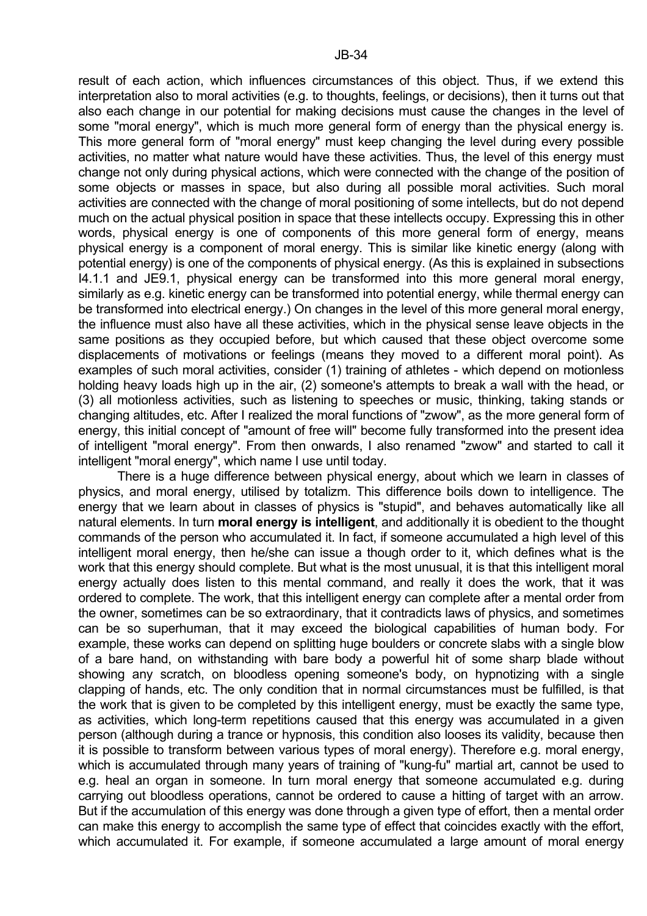result of each action, which influences circumstances of this object. Thus, if we extend this interpretation also to moral activities (e.g. to thoughts, feelings, or decisions), then it turns out that also each change in our potential for making decisions must cause the changes in the level of some "moral energy", which is much more general form of energy than the physical energy is. This more general form of "moral energy" must keep changing the level during every possible activities, no matter what nature would have these activities. Thus, the level of this energy must change not only during physical actions, which were connected with the change of the position of some objects or masses in space, but also during all possible moral activities. Such moral activities are connected with the change of moral positioning of some intellects, but do not depend much on the actual physical position in space that these intellects occupy. Expressing this in other words, physical energy is one of components of this more general form of energy, means physical energy is a component of moral energy. This is similar like kinetic energy (along with potential energy) is one of the components of physical energy. (As this is explained in subsections I4.1.1 and JE9.1, physical energy can be transformed into this more general moral energy, similarly as e.g. kinetic energy can be transformed into potential energy, while thermal energy can be transformed into electrical energy.) On changes in the level of this more general moral energy, the influence must also have all these activities, which in the physical sense leave objects in the same positions as they occupied before, but which caused that these object overcome some displacements of motivations or feelings (means they moved to a different moral point). As examples of such moral activities, consider (1) training of athletes - which depend on motionless holding heavy loads high up in the air, (2) someone's attempts to break a wall with the head, or (3) all motionless activities, such as listening to speeches or music, thinking, taking stands or changing altitudes, etc. After I realized the moral functions of "zwow", as the more general form of energy, this initial concept of "amount of free will" become fully transformed into the present idea of intelligent "moral energy". From then onwards, I also renamed "zwow" and started to call it intelligent "moral energy", which name I use until today.

There is a huge difference between physical energy, about which we learn in classes of physics, and moral energy, utilised by totalizm. This difference boils down to intelligence. The energy that we learn about in classes of physics is "stupid", and behaves automatically like all natural elements. In turn **moral energy is intelligent**, and additionally it is obedient to the thought commands of the person who accumulated it. In fact, if someone accumulated a high level of this intelligent moral energy, then he/she can issue a though order to it, which defines what is the work that this energy should complete. But what is the most unusual, it is that this intelligent moral energy actually does listen to this mental command, and really it does the work, that it was ordered to complete. The work, that this intelligent energy can complete after a mental order from the owner, sometimes can be so extraordinary, that it contradicts laws of physics, and sometimes can be so superhuman, that it may exceed the biological capabilities of human body. For example, these works can depend on splitting huge boulders or concrete slabs with a single blow of a bare hand, on withstanding with bare body a powerful hit of some sharp blade without showing any scratch, on bloodless opening someone's body, on hypnotizing with a single clapping of hands, etc. The only condition that in normal circumstances must be fulfilled, is that the work that is given to be completed by this intelligent energy, must be exactly the same type, as activities, which long-term repetitions caused that this energy was accumulated in a given person (although during a trance or hypnosis, this condition also looses its validity, because then it is possible to transform between various types of moral energy). Therefore e.g. moral energy, which is accumulated through many years of training of "kung-fu" martial art, cannot be used to e.g. heal an organ in someone. In turn moral energy that someone accumulated e.g. during carrying out bloodless operations, cannot be ordered to cause a hitting of target with an arrow. But if the accumulation of this energy was done through a given type of effort, then a mental order can make this energy to accomplish the same type of effect that coincides exactly with the effort, which accumulated it. For example, if someone accumulated a large amount of moral energy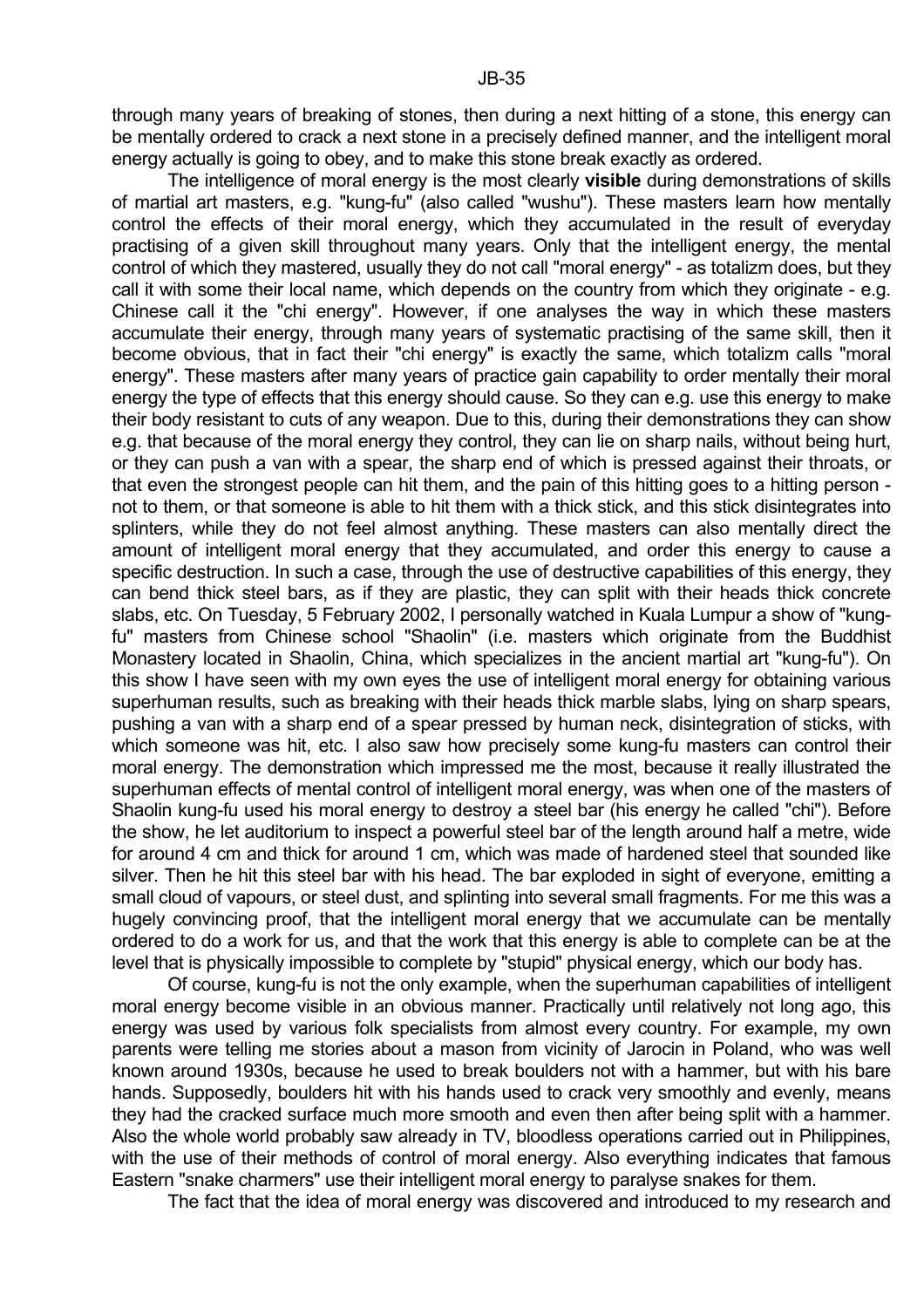through many years of breaking of stones, then during a next hitting of a stone, this energy can be mentally ordered to crack a next stone in a precisely defined manner, and the intelligent moral energy actually is going to obey, and to make this stone break exactly as ordered.

The intelligence of moral energy is the most clearly **visible** during demonstrations of skills of martial art masters, e.g. "kung-fu" (also called "wushu"). These masters learn how mentally control the effects of their moral energy, which they accumulated in the result of everyday practising of a given skill throughout many years. Only that the intelligent energy, the mental control of which they mastered, usually they do not call "moral energy" - as totalizm does, but they call it with some their local name, which depends on the country from which they originate - e.g. Chinese call it the "chi energy". However, if one analyses the way in which these masters accumulate their energy, through many years of systematic practising of the same skill, then it become obvious, that in fact their "chi energy" is exactly the same, which totalizm calls "moral energy". These masters after many years of practice gain capability to order mentally their moral energy the type of effects that this energy should cause. So they can e.g. use this energy to make their body resistant to cuts of any weapon. Due to this, during their demonstrations they can show e.g. that because of the moral energy they control, they can lie on sharp nails, without being hurt, or they can push a van with a spear, the sharp end of which is pressed against their throats, or that even the strongest people can hit them, and the pain of this hitting goes to a hitting person - not to them, or that someone is able to hit them with a thick stick, and this stick disintegrates into splinters, while they do not feel almost anything. These masters can also mentally direct the amount of intelligent moral energy that they accumulated, and order this energy to cause a specific destruction. In such a case, through the use of destructive capabilities of this energy, they can bend thick steel bars, as if they are plastic, they can split with their heads thick concrete slabs, etc. On Tuesday, 5 February 2002, I personally watched in Kuala Lumpur a show of "kung-fu" masters from Chinese school "Shaolin" (i.e. masters which originate from the Buddhist Monastery located in Shaolin, China, which specializes in the ancient martial art "kung-fu"). On this show I have seen with my own eyes the use of intelligent moral energy for obtaining various superhuman results, such as breaking with their heads thick marble slabs, lying on sharp spears, pushing a van with a sharp end of a spear pressed by human neck, disintegration of sticks, with which someone was hit, etc. I also saw how precisely some kung-fu masters can control their moral energy. The demonstration which impressed me the most, because it really illustrated the superhuman effects of mental control of intelligent moral energy, was when one of the masters of Shaolin kung-fu used his moral energy to destroy a steel bar (his energy he called "chi"). Before the show, he let auditorium to inspect a powerful steel bar of the length around half a metre, wide for around 4 cm and thick for around 1 cm, which was made of hardened steel that sounded like silver. Then he hit this steel bar with his head. The bar exploded in sight of everyone, emitting a small cloud of vapours, or steel dust, and splinting into several small fragments. For me this was a hugely convincing proof, that the intelligent moral energy that we accumulate can be mentally ordered to do a work for us, and that the work that this energy is able to complete can be at the level that is physically impossible to complete by "stupid" physical energy, which our body has.

Of course, kung-fu is not the only example, when the superhuman capabilities of intelligent moral energy become visible in an obvious manner. Practically until relatively not long ago, this energy was used by various folk specialists from almost every country. For example, my own parents were telling me stories about a mason from vicinity of Jarocin in Poland, who was well known around 1930s, because he used to break boulders not with a hammer, but with his bare hands. Supposedly, boulders hit with his hands used to crack very smoothly and evenly, means they had the cracked surface much more smooth and even then after being split with a hammer. Also the whole world probably saw already in TV, bloodless operations carried out in Philippines, with the use of their methods of control of moral energy. Also everything indicates that famous Eastern "snake charmers" use their intelligent moral energy to paralyse snakes for them.

The fact that the idea of moral energy was discovered and introduced to my research and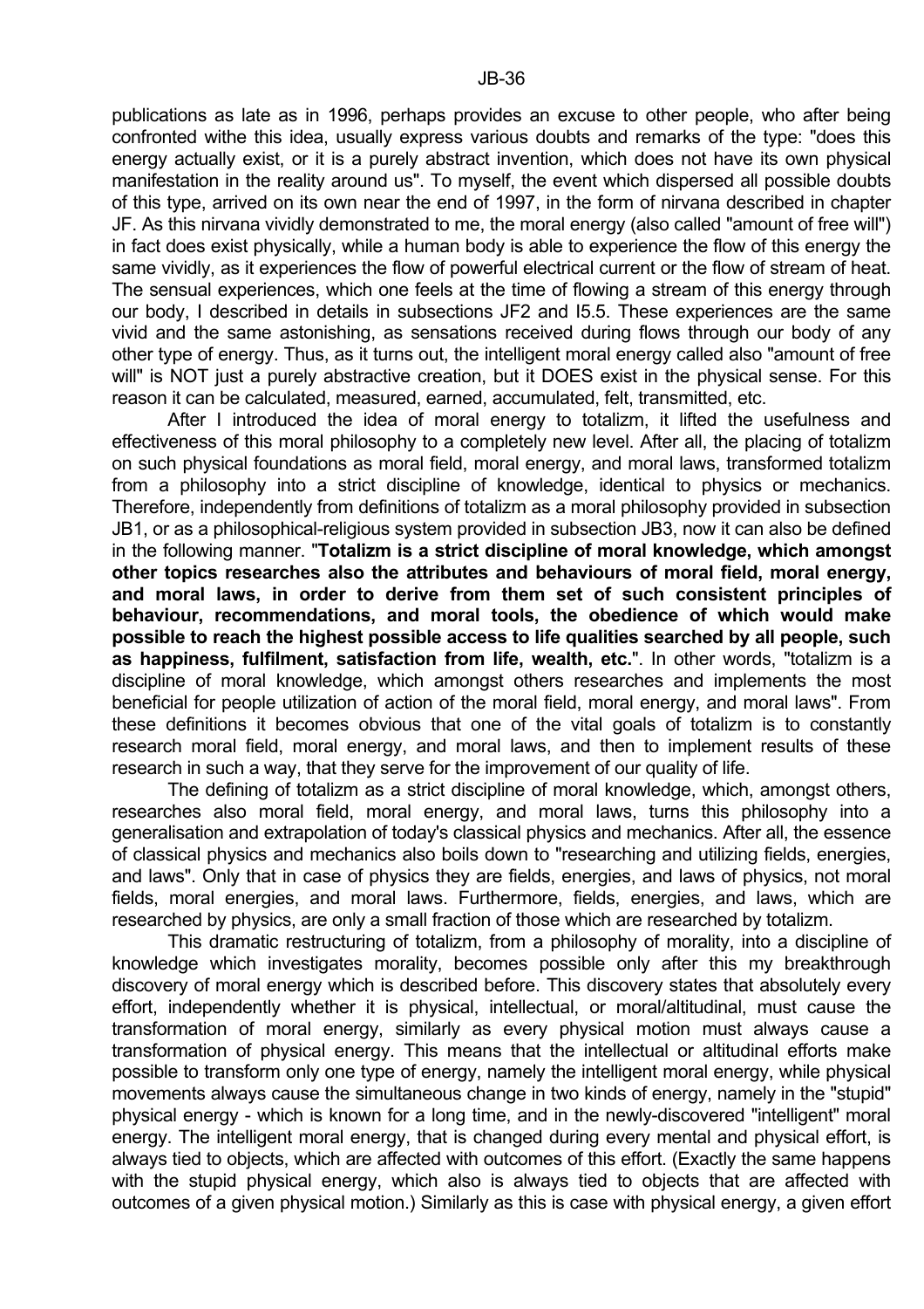publications as late as in 1996, perhaps provides an excuse to other people, who after being confronted withe this idea, usually express various doubts and remarks of the type: "does this energy actually exist, or it is a purely abstract invention, which does not have its own physical manifestation in the reality around us". To myself, the event which dispersed all possible doubts of this type, arrived on its own near the end of 1997, in the form of nirvana described in chapter JF. As this nirvana vividly demonstrated to me, the moral energy (also called "amount of free will") in fact does exist physically, while a human body is able to experience the flow of this energy the same vividly, as it experiences the flow of powerful electrical current or the flow of stream of heat. The sensual experiences, which one feels at the time of flowing a stream of this energy through our body, I described in details in subsections JF2 and I5.5. These experiences are the same vivid and the same astonishing, as sensations received during flows through our body of any other type of energy. Thus, as it turns out, the intelligent moral energy called also "amount of free will" is NOT just a purely abstractive creation, but it DOES exist in the physical sense. For this reason it can be calculated, measured, earned, accumulated, felt, transmitted, etc.

After I introduced the idea of moral energy to totalizm, it lifted the usefulness and effectiveness of this moral philosophy to a completely new level. After all, the placing of totalizm on such physical foundations as moral field, moral energy, and moral laws, transformed totalizm from a philosophy into a strict discipline of knowledge, identical to physics or mechanics. Therefore, independently from definitions of totalizm as a moral philosophy provided in subsection JB1, or as a philosophical-religious system provided in subsection JB3, now it can also be defined in the following manner. "**Totalizm is a strict discipline of moral knowledge, which amongst other topics researches also the attributes and behaviours of moral field, moral energy, and moral laws, in order to derive from them set of such consistent principles of behaviour, recommendations, and moral tools, the obedience of which would make possible to reach the highest possible access to life qualities searched by all people, such as happiness, fulfilment, satisfaction from life, wealth, etc.**". In other words, "totalizm is a discipline of moral knowledge, which amongst others researches and implements the most beneficial for people utilization of action of the moral field, moral energy, and moral laws". From these definitions it becomes obvious that one of the vital goals of totalizm is to constantly research moral field, moral energy, and moral laws, and then to implement results of these research in such a way, that they serve for the improvement of our quality of life.

The defining of totalizm as a strict discipline of moral knowledge, which, amongst others, researches also moral field, moral energy, and moral laws, turns this philosophy into a generalisation and extrapolation of today's classical physics and mechanics. After all, the essence of classical physics and mechanics also boils down to "researching and utilizing fields, energies, and laws". Only that in case of physics they are fields, energies, and laws of physics, not moral fields, moral energies, and moral laws. Furthermore, fields, energies, and laws, which are researched by physics, are only a small fraction of those which are researched by totalizm.

This dramatic restructuring of totalizm, from a philosophy of morality, into a discipline of knowledge which investigates morality, becomes possible only after this my breakthrough discovery of moral energy which is described before. This discovery states that absolutely every effort, independently whether it is physical, intellectual, or moral/altitudinal, must cause the transformation of moral energy, similarly as every physical motion must always cause a transformation of physical energy. This means that the intellectual or altitudinal efforts make possible to transform only one type of energy, namely the intelligent moral energy, while physical movements always cause the simultaneous change in two kinds of energy, namely in the "stupid" physical energy - which is known for a long time, and in the newly-discovered "intelligent" moral energy. The intelligent moral energy, that is changed during every mental and physical effort, is always tied to objects, which are affected with outcomes of this effort. (Exactly the same happens with the stupid physical energy, which also is always tied to objects that are affected with outcomes of a given physical motion.) Similarly as this is case with physical energy, a given effort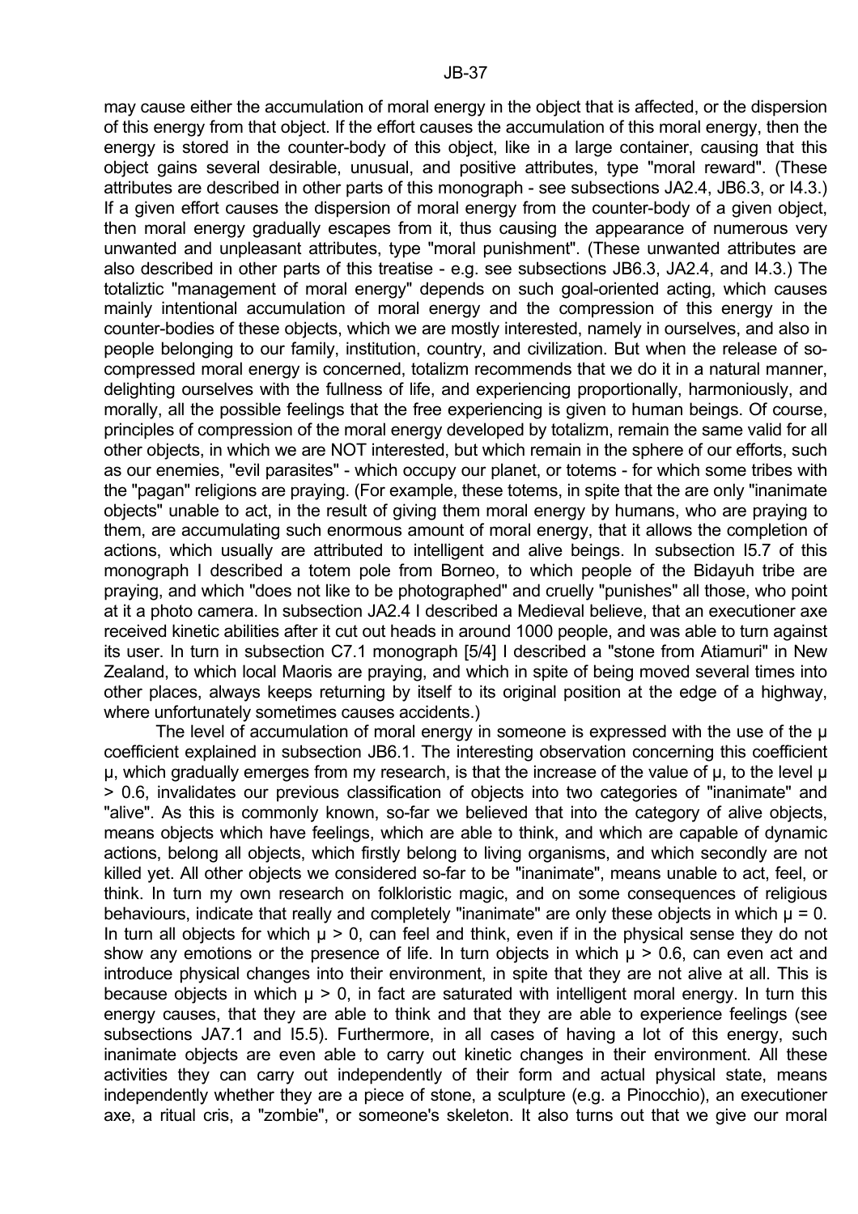may cause either the accumulation of moral energy in the object that is affected, or the dispersion of this energy from that object. If the effort causes the accumulation of this moral energy, then the energy is stored in the counter-body of this object, like in a large container, causing that this object gains several desirable, unusual, and positive attributes, type "moral reward". (These attributes are described in other parts of this monograph - see subsections JA2.4, JB6.3, or I4.3.) If a given effort causes the dispersion of moral energy from the counter-body of a given object, then moral energy gradually escapes from it, thus causing the appearance of numerous very unwanted and unpleasant attributes, type "moral punishment". (These unwanted attributes are also described in other parts of this treatise - e.g. see subsections JB6.3, JA2.4, and I4.3.) The totaliztic "management of moral energy" depends on such goal-oriented acting, which causes mainly intentional accumulation of moral energy and the compression of this energy in the counter-bodies of these objects, which we are mostly interested, namely in ourselves, and also in people belonging to our family, institution, country, and civilization. But when the release of so-compressed moral energy is concerned, totalizm recommends that we do it in a natural manner, delighting ourselves with the fullness of life, and experiencing proportionally, harmoniously, and morally, all the possible feelings that the free experiencing is given to human beings. Of course, principles of compression of the moral energy developed by totalizm, remain the same valid for all other objects, in which we are NOT interested, but which remain in the sphere of our efforts, such as our enemies, "evil parasites" - which occupy our planet, or totems - for which some tribes with the "pagan" religions are praying. (For example, these totems, in spite that the are only "inanimate objects" unable to act, in the result of giving them moral energy by humans, who are praying to them, are accumulating such enormous amount of moral energy, that it allows the completion of actions, which usually are attributed to intelligent and alive beings. In subsection I5.7 of this monograph I described a totem pole from Borneo, to which people of the Bidayuh tribe are praying, and which "does not like to be photographed" and cruelly "punishes" all those, who point at it a photo camera. In subsection JA2.4 I described a Medieval believe, that an executioner axe received kinetic abilities after it cut out heads in around 1000 people, and was able to turn against its user. In turn in subsection C7.1 monograph [5/4] I described a "stone from Atiamuri" in New Zealand, to which local Maoris are praying, and which in spite of being moved several times into other places, always keeps returning by itself to its original position at the edge of a highway, where unfortunately sometimes causes accidents.)

The level of accumulation of moral energy in someone is expressed with the use of the $\mu$ coefficient explained in subsection JB6.1. The interesting observation concerning this coefficient $\mu$, which gradually emerges from my research, is that the increase of the value of $\mu$, to the level $\mu > 0.6$, invalidates our previous classification of objects into two categories of "inanimate" and "alive". As this is commonly known, so-far we believed that into the category of alive objects, means objects which have feelings, which are able to think, and which are capable of dynamic actions, belong all objects, which firstly belong to living organisms, and which secondly are not killed yet. All other objects we considered so-far to be "inanimate", means unable to act, feel, or think. In turn my own research on folkloristic magic, and on some consequences of religious behaviours, indicate that really and completely "inanimate" are only these objects in which $\mu = 0$. In turn all objects for which $\mu > 0$, can feel and think, even if in the physical sense they do not show any emotions or the presence of life. In turn objects in which $\mu > 0.6$, can even act and introduce physical changes into their environment, in spite that they are not alive at all. This is because objects in which $\mu > 0$, in fact are saturated with intelligent moral energy. In turn this energy causes, that they are able to think and that they are able to experience feelings (see subsections JA7.1 and I5.5). Furthermore, in all cases of having a lot of this energy, such inanimate objects are even able to carry out kinetic changes in their environment. All these activities they can carry out independently of their form and actual physical state, means independently whether they are a piece of stone, a sculpture (e.g. a Pinocchio), an executioner axe, a ritual cris, a "zombie", or someone's skeleton. It also turns out that we give our moral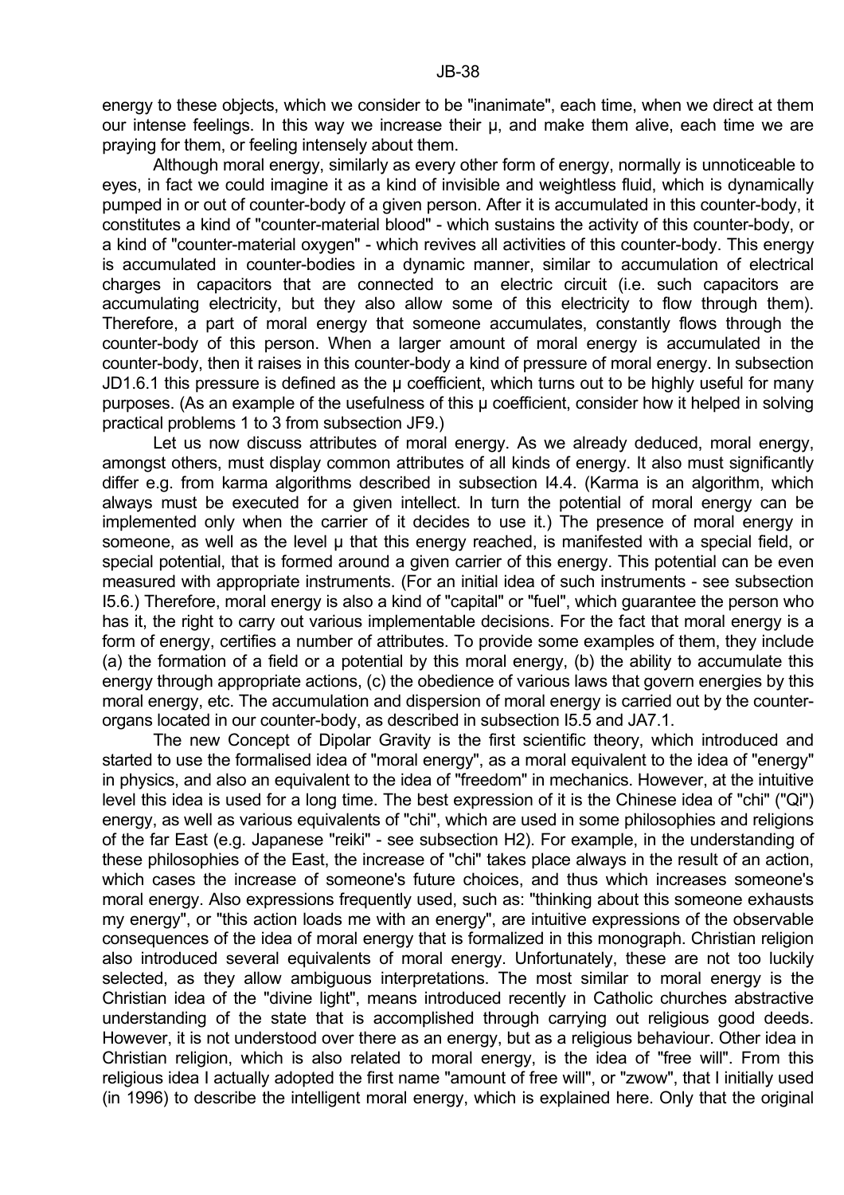energy to these objects, which we consider to be "inanimate", each time, when we direct at them our intense feelings. In this way we increase their μ, and make them alive, each time we are praying for them, or feeling intensely about them.

Although moral energy, similarly as every other form of energy, normally is unnoticeable to eyes, in fact we could imagine it as a kind of invisible and weightless fluid, which is dynamically pumped in or out of counter-body of a given person. After it is accumulated in this counter-body, it constitutes a kind of "counter-material blood" - which sustains the activity of this counter-body, or a kind of "counter-material oxygen" - which revives all activities of this counter-body. This energy is accumulated in counter-bodies in a dynamic manner, similar to accumulation of electrical charges in capacitors that are connected to an electric circuit (i.e. such capacitors are accumulating electricity, but they also allow some of this electricity to flow through them). Therefore, a part of moral energy that someone accumulates, constantly flows through the counter-body of this person. When a larger amount of moral energy is accumulated in the counter-body, then it raises in this counter-body a kind of pressure of moral energy. In subsection JD1.6.1 this pressure is defined as the μ coefficient, which turns out to be highly useful for many purposes. (As an example of the usefulness of this μ coefficient, consider how it helped in solving practical problems 1 to 3 from subsection JF9.)

Let us now discuss attributes of moral energy. As we already deduced, moral energy, amongst others, must display common attributes of all kinds of energy. It also must significantly differ e.g. from karma algorithms described in subsection I4.4. (Karma is an algorithm, which always must be executed for a given intellect. In turn the potential of moral energy can be implemented only when the carrier of it decides to use it.) The presence of moral energy in someone, as well as the level μ that this energy reached, is manifested with a special field, or special potential, that is formed around a given carrier of this energy. This potential can be even measured with appropriate instruments. (For an initial idea of such instruments - see subsection I5.6.) Therefore, moral energy is also a kind of "capital" or "fuel", which guarantee the person who has it, the right to carry out various implementable decisions. For the fact that moral energy is a form of energy, certifies a number of attributes. To provide some examples of them, they include (a) the formation of a field or a potential by this moral energy, (b) the ability to accumulate this energy through appropriate actions, (c) the obedience of various laws that govern energies by this moral energy, etc. The accumulation and dispersion of moral energy is carried out by the counter-organs located in our counter-body, as described in subsection I5.5 and JA7.1.

The new Concept of Dipolar Gravity is the first scientific theory, which introduced and started to use the formalised idea of "moral energy", as a moral equivalent to the idea of "energy" in physics, and also an equivalent to the idea of "freedom" in mechanics. However, at the intuitive level this idea is used for a long time. The best expression of it is the Chinese idea of "chi" ("Qi") energy, as well as various equivalents of "chi", which are used in some philosophies and religions of the far East (e.g. Japanese "reiki" - see subsection H2). For example, in the understanding of these philosophies of the East, the increase of "chi" takes place always in the result of an action, which cases the increase of someone's future choices, and thus which increases someone's moral energy. Also expressions frequently used, such as: "thinking about this someone exhausts my energy", or "this action loads me with an energy", are intuitive expressions of the observable consequences of the idea of moral energy that is formalized in this monograph. Christian religion also introduced several equivalents of moral energy. Unfortunately, these are not too luckily selected, as they allow ambiguous interpretations. The most similar to moral energy is the Christian idea of the "divine light", means introduced recently in Catholic churches abstractive understanding of the state that is accomplished through carrying out religious good deeds. However, it is not understood over there as an energy, but as a religious behaviour. Other idea in Christian religion, which is also related to moral energy, is the idea of "free will". From this religious idea I actually adopted the first name "amount of free will", or "zwow", that I initially used (in 1996) to describe the intelligent moral energy, which is explained here. Only that the original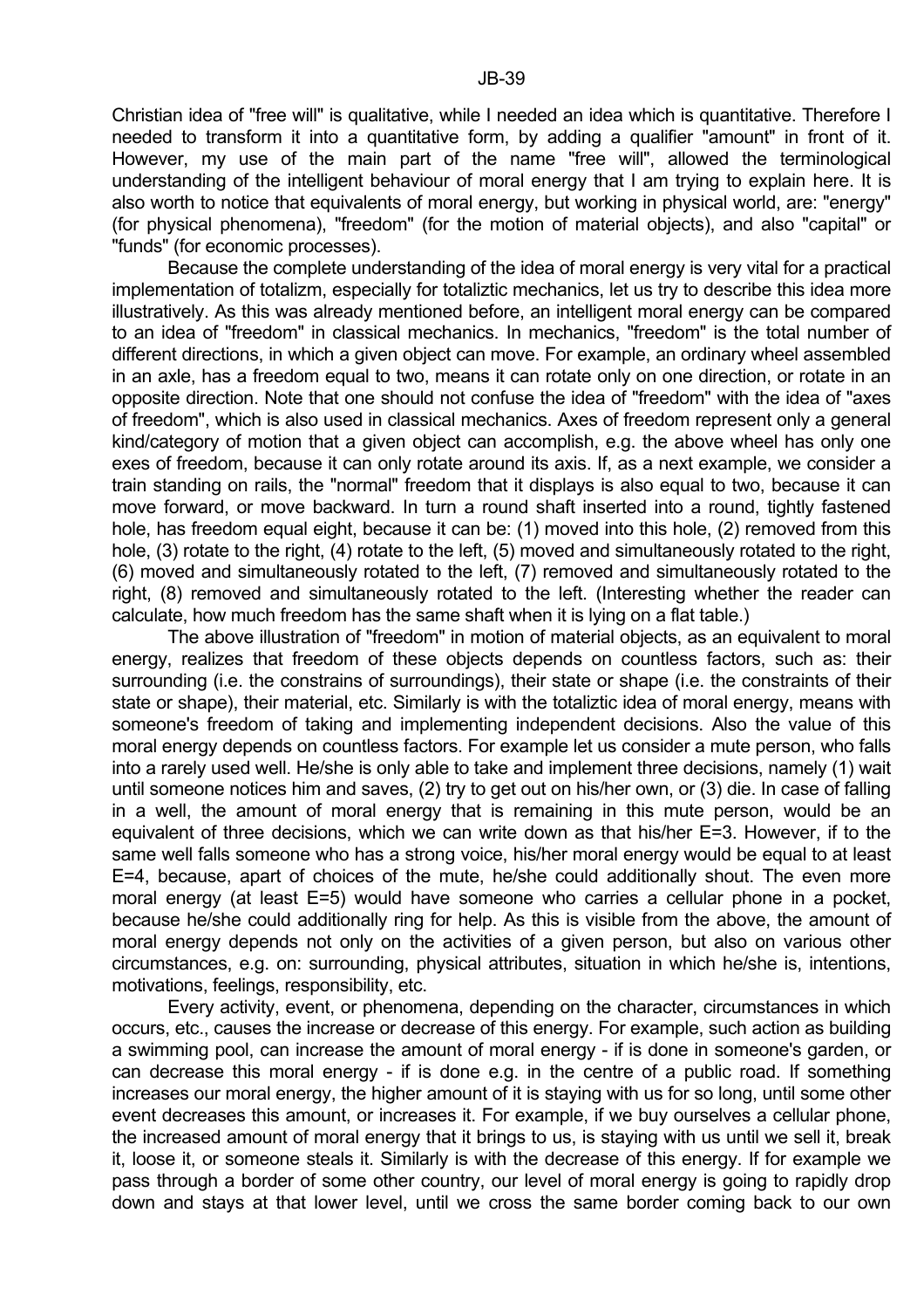Christian idea of "free will" is qualitative, while I needed an idea which is quantitative. Therefore I needed to transform it into a quantitative form, by adding a qualifier "amount" in front of it. However, my use of the main part of the name "free will", allowed the terminological understanding of the intelligent behaviour of moral energy that I am trying to explain here. It is also worth to notice that equivalents of moral energy, but working in physical world, are: "energy" (for physical phenomena), "freedom" (for the motion of material objects), and also "capital" or "funds" (for economic processes).

Because the complete understanding of the idea of moral energy is very vital for a practical implementation of totalizm, especially for totaliztic mechanics, let us try to describe this idea more illustratively. As this was already mentioned before, an intelligent moral energy can be compared to an idea of "freedom" in classical mechanics. In mechanics, "freedom" is the total number of different directions, in which a given object can move. For example, an ordinary wheel assembled in an axle, has a freedom equal to two, means it can rotate only on one direction, or rotate in an opposite direction. Note that one should not confuse the idea of "freedom" with the idea of "axes of freedom", which is also used in classical mechanics. Axes of freedom represent only a general kind/category of motion that a given object can accomplish, e.g. the above wheel has only one exes of freedom, because it can only rotate around its axis. If, as a next example, we consider a train standing on rails, the "normal" freedom that it displays is also equal to two, because it can move forward, or move backward. In turn a round shaft inserted into a round, tightly fastened hole, has freedom equal eight, because it can be: (1) moved into this hole, (2) removed from this hole, (3) rotate to the right, (4) rotate to the left, (5) moved and simultaneously rotated to the right, (6) moved and simultaneously rotated to the left, (7) removed and simultaneously rotated to the right, (8) removed and simultaneously rotated to the left. (Interesting whether the reader can calculate, how much freedom has the same shaft when it is lying on a flat table.)

The above illustration of "freedom" in motion of material objects, as an equivalent to moral energy, realizes that freedom of these objects depends on countless factors, such as: their surrounding (i.e. the constrains of surroundings), their state or shape (i.e. the constraints of their state or shape), their material, etc. Similarly is with the totaliztic idea of moral energy, means with someone's freedom of taking and implementing independent decisions. Also the value of this moral energy depends on countless factors. For example let us consider a mute person, who falls into a rarely used well. He/she is only able to take and implement three decisions, namely (1) wait until someone notices him and saves, (2) try to get out on his/her own, or (3) die. In case of falling in a well, the amount of moral energy that is remaining in this mute person, would be an equivalent of three decisions, which we can write down as that his/her E=3. However, if to the same well falls someone who has a strong voice, his/her moral energy would be equal to at least E=4, because, apart of choices of the mute, he/she could additionally shout. The even more moral energy (at least E=5) would have someone who carries a cellular phone in a pocket, because he/she could additionally ring for help. As this is visible from the above, the amount of moral energy depends not only on the activities of a given person, but also on various other circumstances, e.g. on: surrounding, physical attributes, situation in which he/she is, intentions, motivations, feelings, responsibility, etc.

Every activity, event, or phenomena, depending on the character, circumstances in which occurs, etc., causes the increase or decrease of this energy. For example, such action as building a swimming pool, can increase the amount of moral energy - if is done in someone's garden, or can decrease this moral energy - if is done e.g. in the centre of a public road. If something increases our moral energy, the higher amount of it is staying with us for so long, until some other event decreases this amount, or increases it. For example, if we buy ourselves a cellular phone, the increased amount of moral energy that it brings to us, is staying with us until we sell it, break it, loose it, or someone steals it. Similarly is with the decrease of this energy. If for example we pass through a border of some other country, our level of moral energy is going to rapidly drop down and stays at that lower level, until we cross the same border coming back to our own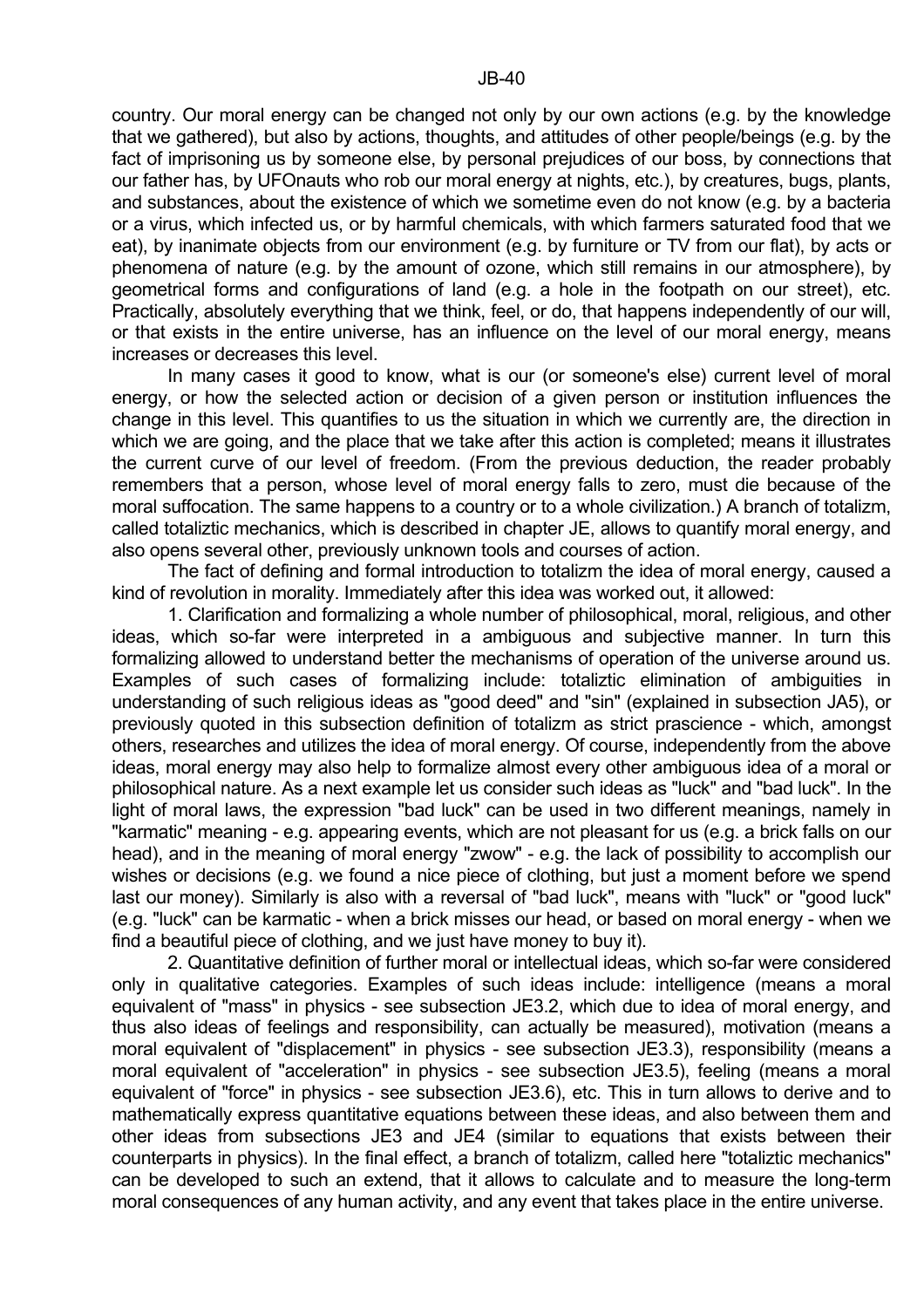country. Our moral energy can be changed not only by our own actions (e.g. by the knowledge that we gathered), but also by actions, thoughts, and attitudes of other people/beings (e.g. by the fact of imprisoning us by someone else, by personal prejudices of our boss, by connections that our father has, by UFOnauts who rob our moral energy at nights, etc.), by creatures, bugs, plants, and substances, about the existence of which we sometime even do not know (e.g. by a bacteria or a virus, which infected us, or by harmful chemicals, with which farmers saturated food that we eat), by inanimate objects from our environment (e.g. by furniture or TV from our flat), by acts or phenomena of nature (e.g. by the amount of ozone, which still remains in our atmosphere), by geometrical forms and configurations of land (e.g. a hole in the footpath on our street), etc. Practically, absolutely everything that we think, feel, or do, that happens independently of our will, or that exists in the entire universe, has an influence on the level of our moral energy, means increases or decreases this level.

In many cases it good to know, what is our (or someone's else) current level of moral energy, or how the selected action or decision of a given person or institution influences the change in this level. This quantifies to us the situation in which we currently are, the direction in which we are going, and the place that we take after this action is completed; means it illustrates the current curve of our level of freedom. (From the previous deduction, the reader probably remembers that a person, whose level of moral energy falls to zero, must die because of the moral suffocation. The same happens to a country or to a whole civilization.) A branch of totalizm, called totaliztic mechanics, which is described in chapter JE, allows to quantify moral energy, and also opens several other, previously unknown tools and courses of action.

The fact of defining and formal introduction to totalizm the idea of moral energy, caused a kind of revolution in morality. Immediately after this idea was worked out, it allowed:

1. Clarification and formalizing a whole number of philosophical, moral, religious, and other ideas, which so-far were interpreted in a ambiguous and subjective manner. In turn this formalizing allowed to understand better the mechanisms of operation of the universe around us. Examples of such cases of formalizing include: totaliztic elimination of ambiguities in understanding of such religious ideas as "good deed" and "sin" (explained in subsection JA5), or previously quoted in this subsection definition of totalizm as strict prascience - which, amongst others, researches and utilizes the idea of moral energy. Of course, independently from the above ideas, moral energy may also help to formalize almost every other ambiguous idea of a moral or philosophical nature. As a next example let us consider such ideas as "luck" and "bad luck". In the light of moral laws, the expression "bad luck" can be used in two different meanings, namely in "karmatic" meaning - e.g. appearing events, which are not pleasant for us (e.g. a brick falls on our head), and in the meaning of moral energy "zwow" - e.g. the lack of possibility to accomplish our wishes or decisions (e.g. we found a nice piece of clothing, but just a moment before we spend last our money). Similarly is also with a reversal of "bad luck", means with "luck" or "good luck" (e.g. "luck" can be karmatic - when a brick misses our head, or based on moral energy - when we find a beautiful piece of clothing, and we just have money to buy it).

2. Quantitative definition of further moral or intellectual ideas, which so-far were considered only in qualitative categories. Examples of such ideas include: intelligence (means a moral equivalent of "mass" in physics - see subsection JE3.2, which due to idea of moral energy, and thus also ideas of feelings and responsibility, can actually be measured), motivation (means a moral equivalent of "displacement" in physics - see subsection JE3.3), responsibility (means a moral equivalent of "acceleration" in physics - see subsection JE3.5), feeling (means a moral equivalent of "force" in physics - see subsection JE3.6), etc. This in turn allows to derive and to mathematically express quantitative equations between these ideas, and also between them and other ideas from subsections JE3 and JE4 (similar to equations that exists between their counterparts in physics). In the final effect, a branch of totalizm, called here "totaliztic mechanics" can be developed to such an extend, that it allows to calculate and to measure the long-term moral consequences of any human activity, and any event that takes place in the entire universe.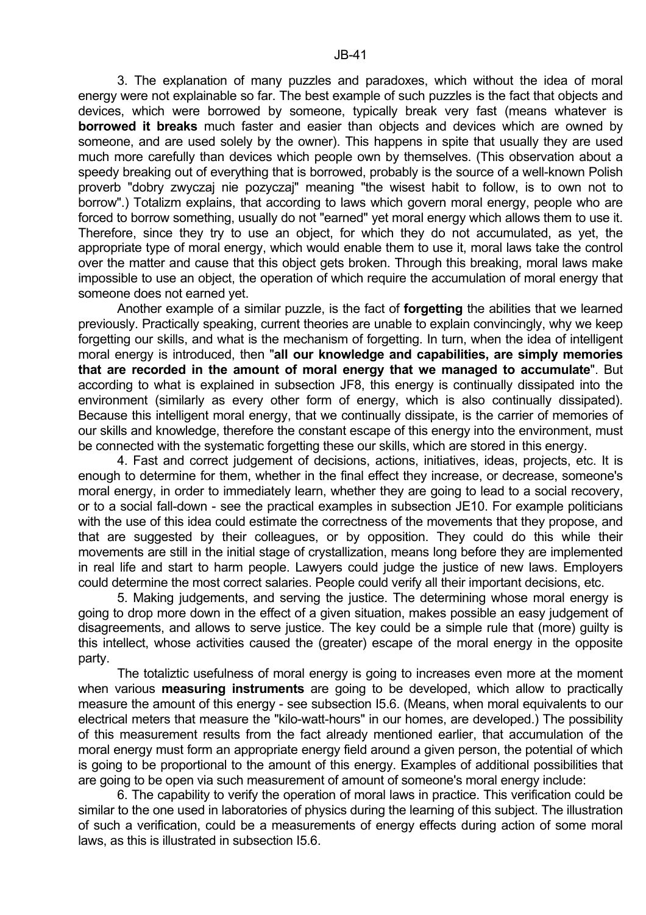3. The explanation of many puzzles and paradoxes, which without the idea of moral energy were not explainable so far. The best example of such puzzles is the fact that objects and devices, which were borrowed by someone, typically break very fast (means whatever is **borrowed it breaks** much faster and easier than objects and devices which are owned by someone, and are used solely by the owner). This happens in spite that usually they are used much more carefully than devices which people own by themselves. (This observation about a speedy breaking out of everything that is borrowed, probably is the source of a well-known Polish proverb "dobry zwyczaj nie pozyczaj" meaning "the wisest habit to follow, is to own not to borrow".) Totalizm explains, that according to laws which govern moral energy, people who are forced to borrow something, usually do not "earned" yet moral energy which allows them to use it. Therefore, since they try to use an object, for which they do not accumulated, as yet, the appropriate type of moral energy, which would enable them to use it, moral laws take the control over the matter and cause that this object gets broken. Through this breaking, moral laws make impossible to use an object, the operation of which require the accumulation of moral energy that someone does not earned yet.

Another example of a similar puzzle, is the fact of **forgetting** the abilities that we learned previously. Practically speaking, current theories are unable to explain convincingly, why we keep forgetting our skills, and what is the mechanism of forgetting. In turn, when the idea of intelligent moral energy is introduced, then "**all our knowledge and capabilities, are simply memories that are recorded in the amount of moral energy that we managed to accumulate**". But according to what is explained in subsection JF8, this energy is continually dissipated into the environment (similarly as every other form of energy, which is also continually dissipated). Because this intelligent moral energy, that we continually dissipate, is the carrier of memories of our skills and knowledge, therefore the constant escape of this energy into the environment, must be connected with the systematic forgetting these our skills, which are stored in this energy.

4. Fast and correct judgement of decisions, actions, initiatives, ideas, projects, etc. It is enough to determine for them, whether in the final effect they increase, or decrease, someone's moral energy, in order to immediately learn, whether they are going to lead to a social recovery, or to a social fall-down - see the practical examples in subsection JE10. For example politicians with the use of this idea could estimate the correctness of the movements that they propose, and that are suggested by their colleagues, or by opposition. They could do this while their movements are still in the initial stage of crystallization, means long before they are implemented in real life and start to harm people. Lawyers could judge the justice of new laws. Employers could determine the most correct salaries. People could verify all their important decisions, etc.

5. Making judgements, and serving the justice. The determining whose moral energy is going to drop more down in the effect of a given situation, makes possible an easy judgement of disagreements, and allows to serve justice. The key could be a simple rule that (more) guilty is this intellect, whose activities caused the (greater) escape of the moral energy in the opposite party.

The totaliztic usefulness of moral energy is going to increases even more at the moment when various **measuring instruments** are going to be developed, which allow to practically measure the amount of this energy - see subsection I5.6. (Means, when moral equivalents to our electrical meters that measure the "kilo-watt-hours" in our homes, are developed.) The possibility of this measurement results from the fact already mentioned earlier, that accumulation of the moral energy must form an appropriate energy field around a given person, the potential of which is going to be proportional to the amount of this energy. Examples of additional possibilities that are going to be open via such measurement of amount of someone's moral energy include:

6. The capability to verify the operation of moral laws in practice. This verification could be similar to the one used in laboratories of physics during the learning of this subject. The illustration of such a verification, could be a measurements of energy effects during action of some moral laws, as this is illustrated in subsection I5.6.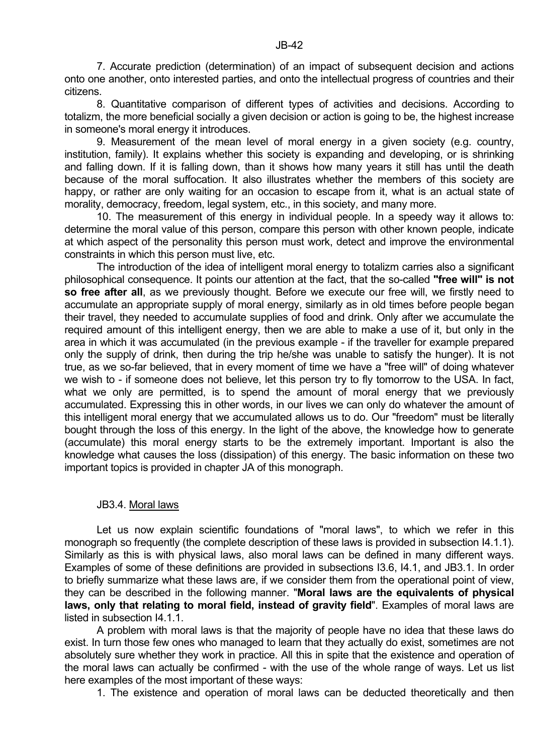7. Accurate prediction (determination) of an impact of subsequent decision and actions onto one another, onto interested parties, and onto the intellectual progress of countries and their citizens.

8. Quantitative comparison of different types of activities and decisions. According to totalizm, the more beneficial socially a given decision or action is going to be, the highest increase in someone's moral energy it introduces.

9. Measurement of the mean level of moral energy in a given society (e.g. country, institution, family). It explains whether this society is expanding and developing, or is shrinking and falling down. If it is falling down, than it shows how many years it still has until the death because of the moral suffocation. It also illustrates whether the members of this society are happy, or rather are only waiting for an occasion to escape from it, what is an actual state of morality, democracy, freedom, legal system, etc., in this society, and many more.

10. The measurement of this energy in individual people. In a speedy way it allows to: determine the moral value of this person, compare this person with other known people, indicate at which aspect of the personality this person must work, detect and improve the environmental constraints in which this person must live, etc.

The introduction of the idea of intelligent moral energy to totalizm carries also a significant philosophical consequence. It points our attention at the fact, that the so-called **"free will" is not so free after all**, as we previously thought. Before we execute our free will, we firstly need to accumulate an appropriate supply of moral energy, similarly as in old times before people began their travel, they needed to accumulate supplies of food and drink. Only after we accumulate the required amount of this intelligent energy, then we are able to make a use of it, but only in the area in which it was accumulated (in the previous example - if the traveller for example prepared only the supply of drink, then during the trip he/she was unable to satisfy the hunger). It is not true, as we so-far believed, that in every moment of time we have a "free will" of doing whatever we wish to - if someone does not believe, let this person try to fly tomorrow to the USA. In fact, what we only are permitted, is to spend the amount of moral energy that we previously accumulated. Expressing this in other words, in our lives we can only do whatever the amount of this intelligent moral energy that we accumulated allows us to do. Our "freedom" must be literally bought through the loss of this energy. In the light of the above, the knowledge how to generate (accumulate) this moral energy starts to be the extremely important. Important is also the knowledge what causes the loss (dissipation) of this energy. The basic information on these two important topics is provided in chapter JA of this monograph.

### JB3.4. Moral laws

Let us now explain scientific foundations of "moral laws", to which we refer in this monograph so frequently (the complete description of these laws is provided in subsection I4.1.1). Similarly as this is with physical laws, also moral laws can be defined in many different ways. Examples of some of these definitions are provided in subsections I3.6, I4.1, and JB3.1. In order to briefly summarize what these laws are, if we consider them from the operational point of view, they can be described in the following manner. "**Moral laws are the equivalents of physical laws, only that relating to moral field, instead of gravity field**". Examples of moral laws are listed in subsection I4.1.1.

A problem with moral laws is that the majority of people have no idea that these laws do exist. In turn those few ones who managed to learn that they actually do exist, sometimes are not absolutely sure whether they work in practice. All this in spite that the existence and operation of the moral laws can actually be confirmed - with the use of the whole range of ways. Let us list here examples of the most important of these ways:

1. The existence and operation of moral laws can be deducted theoretically and then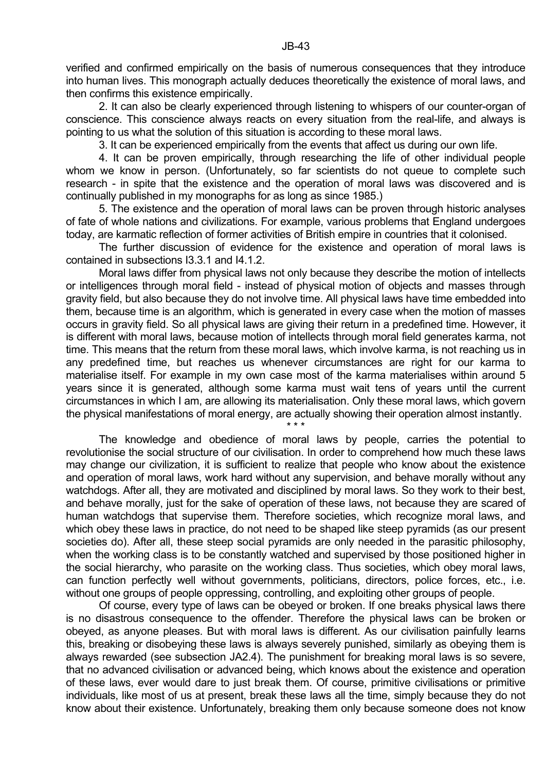verified and confirmed empirically on the basis of numerous consequences that they introduce into human lives. This monograph actually deduces theoretically the existence of moral laws, and then confirms this existence empirically.

2. It can also be clearly experienced through listening to whispers of our counter-organ of conscience. This conscience always reacts on every situation from the real-life, and always is pointing to us what the solution of this situation is according to these moral laws.

3. It can be experienced empirically from the events that affect us during our own life.

4. It can be proven empirically, through researching the life of other individual people whom we know in person. (Unfortunately, so far scientists do not queue to complete such research - in spite that the existence and the operation of moral laws was discovered and is continually published in my monographs for as long as since 1985.)

5. The existence and the operation of moral laws can be proven through historic analyses of fate of whole nations and civilizations. For example, various problems that England undergoes today, are karmatic reflection of former activities of British empire in countries that it colonised.

The further discussion of evidence for the existence and operation of moral laws is contained in subsections I3.3.1 and I4.1.2.

Moral laws differ from physical laws not only because they describe the motion of intellects or intelligences through moral field - instead of physical motion of objects and masses through gravity field, but also because they do not involve time. All physical laws have time embedded into them, because time is an algorithm, which is generated in every case when the motion of masses occurs in gravity field. So all physical laws are giving their return in a predefined time. However, it is different with moral laws, because motion of intellects through moral field generates karma, not time. This means that the return from these moral laws, which involve karma, is not reaching us in any predefined time, but reaches us whenever circumstances are right for our karma to materialise itself. For example in my own case most of the karma materialises within around 5 years since it is generated, although some karma must wait tens of years until the current circumstances in which I am, are allowing its materialisation. Only these moral laws, which govern the physical manifestations of moral energy, are actually showing their operation almost instantly.

\* \* \*

The knowledge and obedience of moral laws by people, carries the potential to revolutionise the social structure of our civilisation. In order to comprehend how much these laws may change our civilization, it is sufficient to realize that people who know about the existence and operation of moral laws, work hard without any supervision, and behave morally without any watchdogs. After all, they are motivated and disciplined by moral laws. So they work to their best, and behave morally, just for the sake of operation of these laws, not because they are scared of human watchdogs that supervise them. Therefore societies, which recognize moral laws, and which obey these laws in practice, do not need to be shaped like steep pyramids (as our present societies do). After all, these steep social pyramids are only needed in the parasitic philosophy, when the working class is to be constantly watched and supervised by those positioned higher in the social hierarchy, who parasite on the working class. Thus societies, which obey moral laws, can function perfectly well without governments, politicians, directors, police forces, etc., i.e. without one groups of people oppressing, controlling, and exploiting other groups of people.

Of course, every type of laws can be obeyed or broken. If one breaks physical laws there is no disastrous consequence to the offender. Therefore the physical laws can be broken or obeyed, as anyone pleases. But with moral laws is different. As our civilisation painfully learns this, breaking or disobeying these laws is always severely punished, similarly as obeying them is always rewarded (see subsection JA2.4). The punishment for breaking moral laws is so severe, that no advanced civilisation or advanced being, which knows about the existence and operation of these laws, ever would dare to just break them. Of course, primitive civilisations or primitive individuals, like most of us at present, break these laws all the time, simply because they do not know about their existence. Unfortunately, breaking them only because someone does not know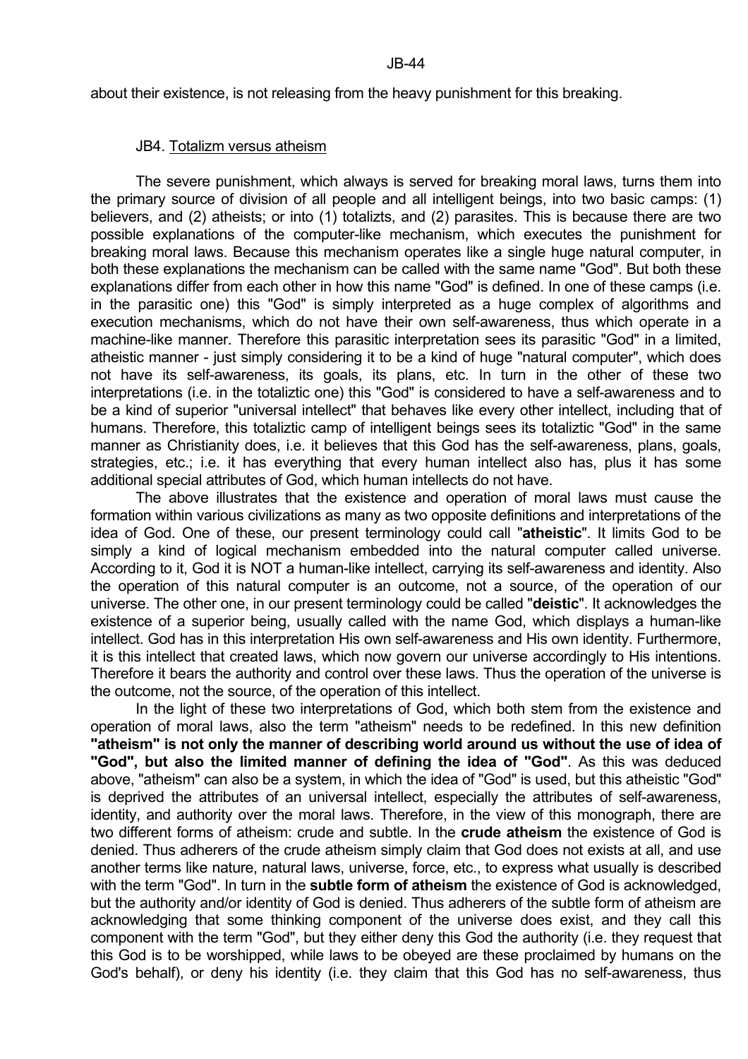about their existence, is not releasing from the heavy punishment for this breaking.

### JB4. Totalizm versus atheism

The severe punishment, which always is served for breaking moral laws, turns them into the primary source of division of all people and all intelligent beings, into two basic camps: (1) believers, and (2) atheists; or into (1) totalizts, and (2) parasites. This is because there are two possible explanations of the computer-like mechanism, which executes the punishment for breaking moral laws. Because this mechanism operates like a single huge natural computer, in both these explanations the mechanism can be called with the same name "God". But both these explanations differ from each other in how this name "God" is defined. In one of these camps (i.e. in the parasitic one) this "God" is simply interpreted as a huge complex of algorithms and execution mechanisms, which do not have their own self-awareness, thus which operate in a machine-like manner. Therefore this parasitic interpretation sees its parasitic "God" in a limited, atheistic manner - just simply considering it to be a kind of huge "natural computer", which does not have its self-awareness, its goals, its plans, etc. In turn in the other of these two interpretations (i.e. in the totaliztic one) this "God" is considered to have a self-awareness and to be a kind of superior "universal intellect" that behaves like every other intellect, including that of humans. Therefore, this totaliztic camp of intelligent beings sees its totaliztic "God" in the same manner as Christianity does, i.e. it believes that this God has the self-awareness, plans, goals, strategies, etc.; i.e. it has everything that every human intellect also has, plus it has some additional special attributes of God, which human intellects do not have.

The above illustrates that the existence and operation of moral laws must cause the formation within various civilizations as many as two opposite definitions and interpretations of the idea of God. One of these, our present terminology could call "**atheistic**". It limits God to be simply a kind of logical mechanism embedded into the natural computer called universe. According to it, God it is NOT a human-like intellect, carrying its self-awareness and identity. Also the operation of this natural computer is an outcome, not a source, of the operation of our universe. The other one, in our present terminology could be called "**deistic**". It acknowledges the existence of a superior being, usually called with the name God, which displays a human-like intellect. God has in this interpretation His own self-awareness and His own identity. Furthermore, it is this intellect that created laws, which now govern our universe accordingly to His intentions. Therefore it bears the authority and control over these laws. Thus the operation of the universe is the outcome, not the source, of the operation of this intellect.

In the light of these two interpretations of God, which both stem from the existence and operation of moral laws, also the term "atheism" needs to be redefined. In this new definition **"atheism" is not only the manner of describing world around us without the use of idea of "God", but also the limited manner of defining the idea of "God"**. As this was deduced above, "atheism" can also be a system, in which the idea of "God" is used, but this atheistic "God" is deprived the attributes of an universal intellect, especially the attributes of self-awareness, identity, and authority over the moral laws. Therefore, in the view of this monograph, there are two different forms of atheism: crude and subtle. In the **crude atheism** the existence of God is denied. Thus adherers of the crude atheism simply claim that God does not exists at all, and use another terms like nature, natural laws, universe, force, etc., to express what usually is described with the term "God". In turn in the **subtle form of atheism** the existence of God is acknowledged, but the authority and/or identity of God is denied. Thus adherers of the subtle form of atheism are acknowledging that some thinking component of the universe does exist, and they call this component with the term "God", but they either deny this God the authority (i.e. they request that this God is to be worshipped, while laws to be obeyed are these proclaimed by humans on the God's behalf), or deny his identity (i.e. they claim that this God has no self-awareness, thus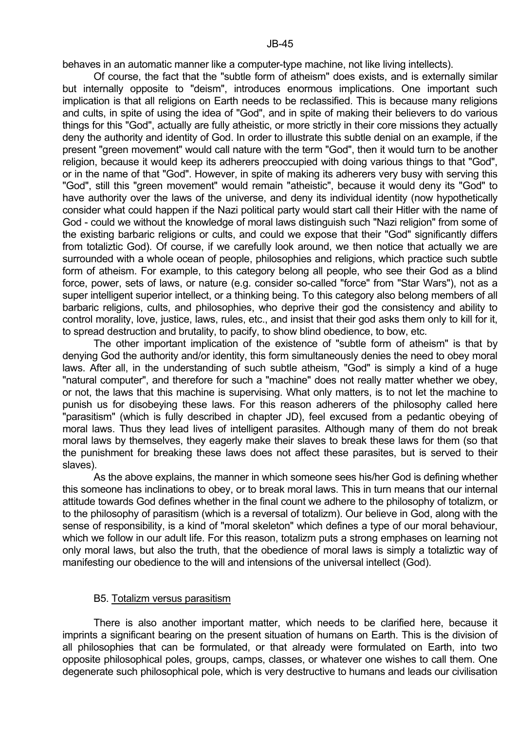behaves in an automatic manner like a computer-type machine, not like living intellects).

Of course, the fact that the "subtle form of atheism" does exists, and is externally similar but internally opposite to "deism", introduces enormous implications. One important such implication is that all religions on Earth needs to be reclassified. This is because many religions and cults, in spite of using the idea of "God", and in spite of making their believers to do various things for this "God", actually are fully atheistic, or more strictly in their core missions they actually deny the authority and identity of God. In order to illustrate this subtle denial on an example, if the present "green movement" would call nature with the term "God", then it would turn to be another religion, because it would keep its adherers preoccupied with doing various things to that "God", or in the name of that "God". However, in spite of making its adherers very busy with serving this "God", still this "green movement" would remain "atheistic", because it would deny its "God" to have authority over the laws of the universe, and deny its individual identity (now hypothetically consider what could happen if the Nazi political party would start call their Hitler with the name of God - could we without the knowledge of moral laws distinguish such "Nazi religion" from some of the existing barbaric religions or cults, and could we expose that their "God" significantly differs from totaliztic God). Of course, if we carefully look around, we then notice that actually we are surrounded with a whole ocean of people, philosophies and religions, which practice such subtle form of atheism. For example, to this category belong all people, who see their God as a blind force, power, sets of laws, or nature (e.g. consider so-called "force" from "Star Wars"), not as a super intelligent superior intellect, or a thinking being. To this category also belong members of all barbaric religions, cults, and philosophies, who deprive their god the consistency and ability to control morality, love, justice, laws, rules, etc., and insist that their god asks them only to kill for it, to spread destruction and brutality, to pacify, to show blind obedience, to bow, etc.

The other important implication of the existence of "subtle form of atheism" is that by denying God the authority and/or identity, this form simultaneously denies the need to obey moral laws. After all, in the understanding of such subtle atheism, "God" is simply a kind of a huge "natural computer", and therefore for such a "machine" does not really matter whether we obey, or not, the laws that this machine is supervising. What only matters, is to not let the machine to punish us for disobeying these laws. For this reason adherers of the philosophy called here "parasitism" (which is fully described in chapter JD), feel excused from a pedantic obeying of moral laws. Thus they lead lives of intelligent parasites. Although many of them do not break moral laws by themselves, they eagerly make their slaves to break these laws for them (so that the punishment for breaking these laws does not affect these parasites, but is served to their slaves).

As the above explains, the manner in which someone sees his/her God is defining whether this someone has inclinations to obey, or to break moral laws. This in turn means that our internal attitude towards God defines whether in the final count we adhere to the philosophy of totalizm, or to the philosophy of parasitism (which is a reversal of totalizm). Our believe in God, along with the sense of responsibility, is a kind of "moral skeleton" which defines a type of our moral behaviour, which we follow in our adult life. For this reason, totalizm puts a strong emphases on learning not only moral laws, but also the truth, that the obedience of moral laws is simply a totaliztic way of manifesting our obedience to the will and intensions of the universal intellect (God).

### B5. Totalizm versus parasitism

There is also another important matter, which needs to be clarified here, because it imprints a significant bearing on the present situation of humans on Earth. This is the division of all philosophies that can be formulated, or that already were formulated on Earth, into two opposite philosophical poles, groups, camps, classes, or whatever one wishes to call them. One degenerate such philosophical pole, which is very destructive to humans and leads our civilisation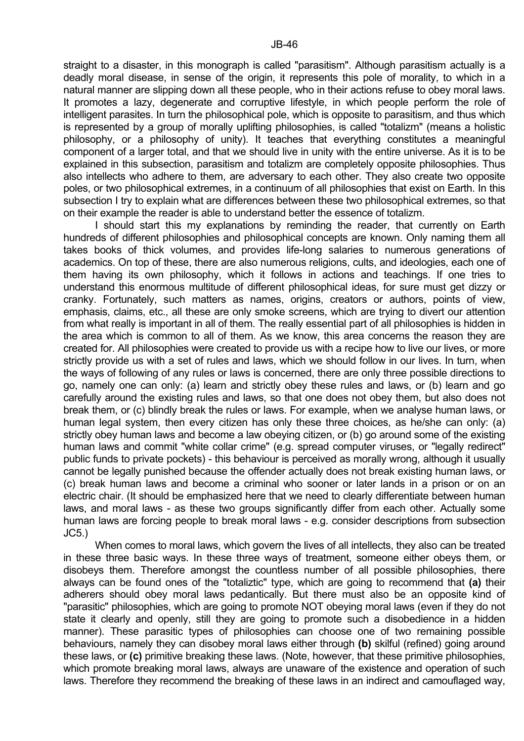straight to a disaster, in this monograph is called "parasitism". Although parasitism actually is a deadly moral disease, in sense of the origin, it represents this pole of morality, to which in a natural manner are slipping down all these people, who in their actions refuse to obey moral laws. It promotes a lazy, degenerate and corruptive lifestyle, in which people perform the role of intelligent parasites. In turn the philosophical pole, which is opposite to parasitism, and thus which is represented by a group of morally uplifting philosophies, is called "totalizm" (means a holistic philosophy, or a philosophy of unity). It teaches that everything constitutes a meaningful component of a larger total, and that we should live in unity with the entire universe. As it is to be explained in this subsection, parasitism and totalizm are completely opposite philosophies. Thus also intellects who adhere to them, are adversary to each other. They also create two opposite poles, or two philosophical extremes, in a continuum of all philosophies that exist on Earth. In this subsection I try to explain what are differences between these two philosophical extremes, so that on their example the reader is able to understand better the essence of totalizm.

I should start this my explanations by reminding the reader, that currently on Earth hundreds of different philosophies and philosophical concepts are known. Only naming them all takes books of thick volumes, and provides life-long salaries to numerous generations of academics. On top of these, there are also numerous religions, cults, and ideologies, each one of them having its own philosophy, which it follows in actions and teachings. If one tries to understand this enormous multitude of different philosophical ideas, for sure must get dizzy or cranky. Fortunately, such matters as names, origins, creators or authors, points of view, emphasis, claims, etc., all these are only smoke screens, which are trying to divert our attention from what really is important in all of them. The really essential part of all philosophies is hidden in the area which is common to all of them. As we know, this area concerns the reason they are created for. All philosophies were created to provide us with a recipe how to live our lives, or more strictly provide us with a set of rules and laws, which we should follow in our lives. In turn, when the ways of following of any rules or laws is concerned, there are only three possible directions to go, namely one can only: (a) learn and strictly obey these rules and laws, or (b) learn and go carefully around the existing rules and laws, so that one does not obey them, but also does not break them, or (c) blindly break the rules or laws. For example, when we analyse human laws, or human legal system, then every citizen has only these three choices, as he/she can only: (a) strictly obey human laws and become a law obeying citizen, or (b) go around some of the existing human laws and commit "white collar crime" (e.g. spread computer viruses, or "legally redirect" public funds to private pockets) - this behaviour is perceived as morally wrong, although it usually cannot be legally punished because the offender actually does not break existing human laws, or (c) break human laws and become a criminal who sooner or later lands in a prison or on an electric chair. (It should be emphasized here that we need to clearly differentiate between human laws, and moral laws - as these two groups significantly differ from each other. Actually some human laws are forcing people to break moral laws - e.g. consider descriptions from subsection JC5.)

When comes to moral laws, which govern the lives of all intellects, they also can be treated in these three basic ways. In these three ways of treatment, someone either obeys them, or disobeys them. Therefore amongst the countless number of all possible philosophies, there always can be found ones of the "totaliztic" type, which are going to recommend that **(a)** their adherers should obey moral laws pedantically. But there must also be an opposite kind of "parasitic" philosophies, which are going to promote NOT obeying moral laws (even if they do not state it clearly and openly, still they are going to promote such a disobedience in a hidden manner). These parasitic types of philosophies can choose one of two remaining possible behaviours, namely they can disobey moral laws either through **(b)** skilful (refined) going around these laws, or **(c)** primitive breaking these laws. (Note, however, that these primitive philosophies, which promote breaking moral laws, always are unaware of the existence and operation of such laws. Therefore they recommend the breaking of these laws in an indirect and camouflaged way,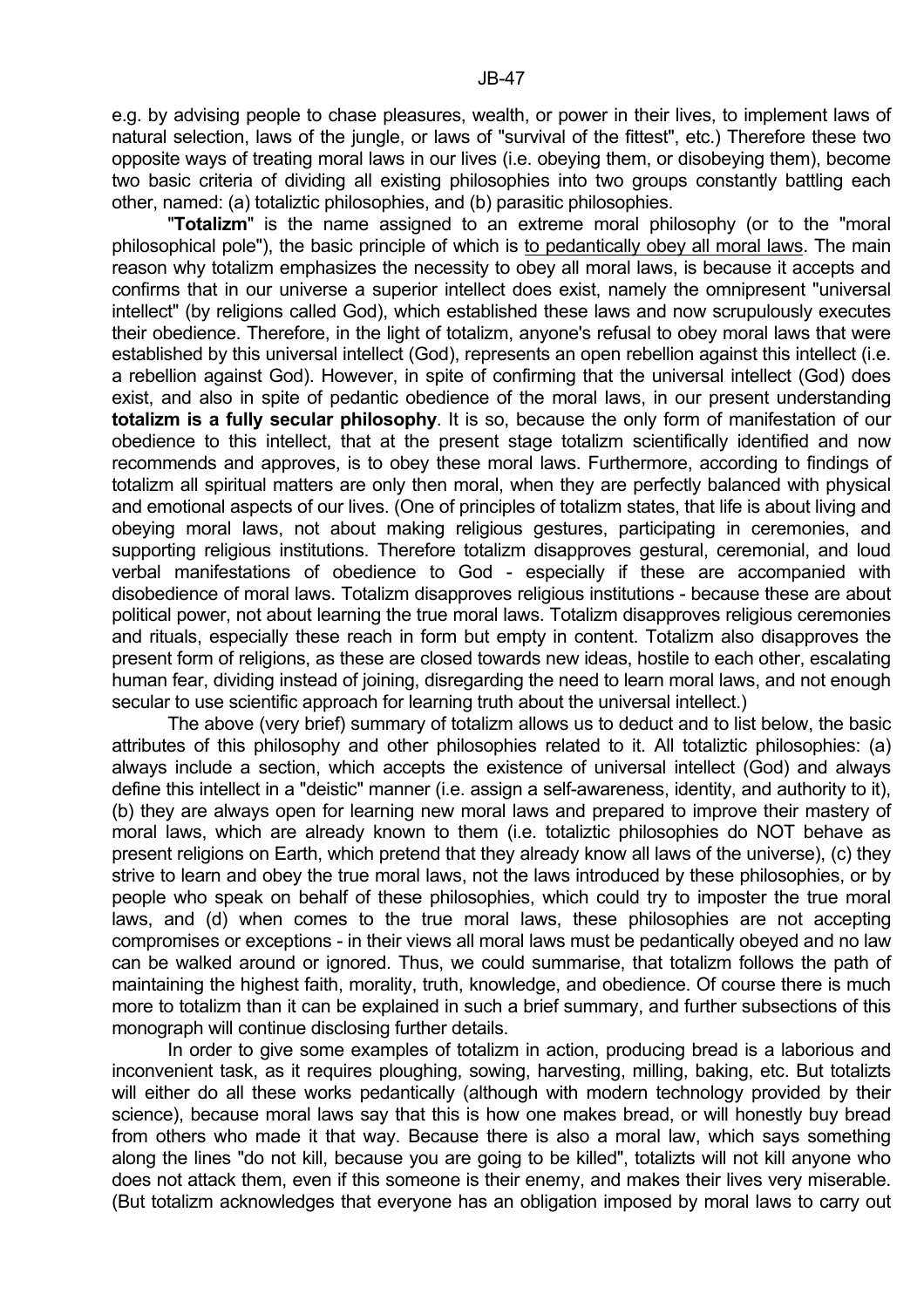e.g. by advising people to chase pleasures, wealth, or power in their lives, to implement laws of natural selection, laws of the jungle, or laws of "survival of the fittest", etc.) Therefore these two opposite ways of treating moral laws in our lives (i.e. obeying them, or disobeying them), become two basic criteria of dividing all existing philosophies into two groups constantly battling each other, named: (a) totaliztic philosophies, and (b) parasitic philosophies.

"**Totalizm**" is the name assigned to an extreme moral philosophy (or to the "moral philosophical pole"), the basic principle of which is to pedantically obey all moral laws. The main reason why totalizm emphasizes the necessity to obey all moral laws, is because it accepts and confirms that in our universe a superior intellect does exist, namely the omnipresent "universal intellect" (by religions called God), which established these laws and now scrupulously executes their obedience. Therefore, in the light of totalizm, anyone's refusal to obey moral laws that were established by this universal intellect (God), represents an open rebellion against this intellect (i.e. a rebellion against God). However, in spite of confirming that the universal intellect (God) does exist, and also in spite of pedantic obedience of the moral laws, in our present understanding **totalizm is a fully secular philosophy**. It is so, because the only form of manifestation of our obedience to this intellect, that at the present stage totalizm scientifically identified and now recommends and approves, is to obey these moral laws. Furthermore, according to findings of totalizm all spiritual matters are only then moral, when they are perfectly balanced with physical and emotional aspects of our lives. (One of principles of totalizm states, that life is about living and obeying moral laws, not about making religious gestures, participating in ceremonies, and supporting religious institutions. Therefore totalizm disapproves gestural, ceremonial, and loud verbal manifestations of obedience to God - especially if these are accompanied with disobedience of moral laws. Totalizm disapproves religious institutions - because these are about political power, not about learning the true moral laws. Totalizm disapproves religious ceremonies and rituals, especially these reach in form but empty in content. Totalizm also disapproves the present form of religions, as these are closed towards new ideas, hostile to each other, escalating human fear, dividing instead of joining, disregarding the need to learn moral laws, and not enough secular to use scientific approach for learning truth about the universal intellect.)

The above (very brief) summary of totalizm allows us to deduct and to list below, the basic attributes of this philosophy and other philosophies related to it. All totaliztic philosophies: (a) always include a section, which accepts the existence of universal intellect (God) and always define this intellect in a "deistic" manner (i.e. assign a self-awareness, identity, and authority to it), (b) they are always open for learning new moral laws and prepared to improve their mastery of moral laws, which are already known to them (i.e. totaliztic philosophies do NOT behave as present religions on Earth, which pretend that they already know all laws of the universe), (c) they strive to learn and obey the true moral laws, not the laws introduced by these philosophies, or by people who speak on behalf of these philosophies, which could try to imposter the true moral laws, and (d) when comes to the true moral laws, these philosophies are not accepting compromises or exceptions - in their views all moral laws must be pedantically obeyed and no law can be walked around or ignored. Thus, we could summarise, that totalizm follows the path of maintaining the highest faith, morality, truth, knowledge, and obedience. Of course there is much more to totalizm than it can be explained in such a brief summary, and further subsections of this monograph will continue disclosing further details.

In order to give some examples of totalizm in action, producing bread is a laborious and inconvenient task, as it requires ploughing, sowing, harvesting, milling, baking, etc. But totalizts will either do all these works pedantically (although with modern technology provided by their science), because moral laws say that this is how one makes bread, or will honestly buy bread from others who made it that way. Because there is also a moral law, which says something along the lines "do not kill, because you are going to be killed", totalizts will not kill anyone who does not attack them, even if this someone is their enemy, and makes their lives very miserable. (But totalizm acknowledges that everyone has an obligation imposed by moral laws to carry out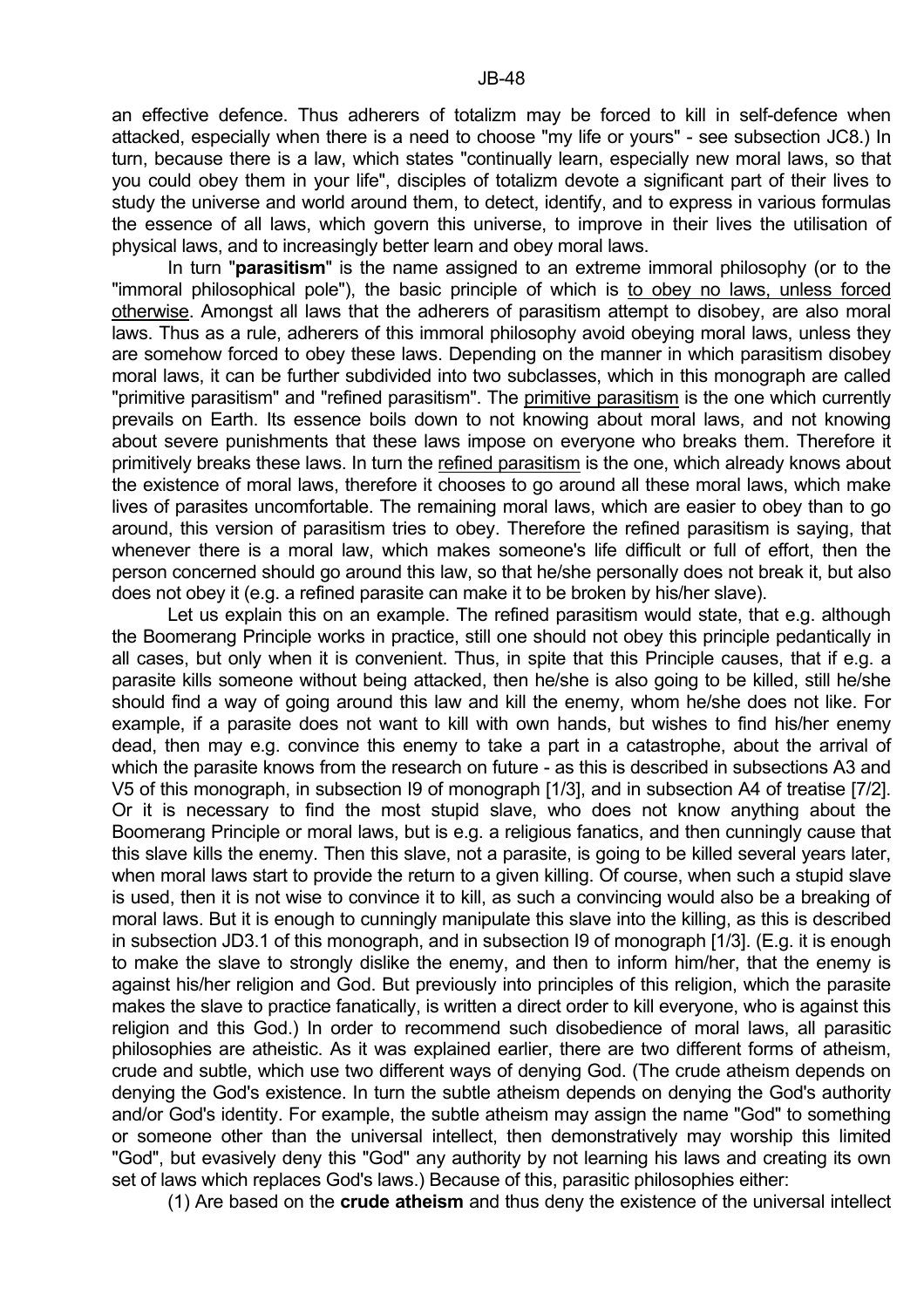an effective defence. Thus adherers of totalizm may be forced to kill in self-defence when attacked, especially when there is a need to choose "my life or yours" - see subsection JC8.) In turn, because there is a law, which states "continually learn, especially new moral laws, so that you could obey them in your life", disciples of totalizm devote a significant part of their lives to study the universe and world around them, to detect, identify, and to express in various formulas the essence of all laws, which govern this universe, to improve in their lives the utilisation of physical laws, and to increasingly better learn and obey moral laws.

In turn "**parasitism**" is the name assigned to an extreme immoral philosophy (or to the "immoral philosophical pole"), the basic principle of which is to obey no laws, unless forced otherwise. Amongst all laws that the adherers of parasitism attempt to disobey, are also moral laws. Thus as a rule, adherers of this immoral philosophy avoid obeying moral laws, unless they are somehow forced to obey these laws. Depending on the manner in which parasitism disobey moral laws, it can be further subdivided into two subclasses, which in this monograph are called "primitive parasitism" and "refined parasitism". The primitive parasitism is the one which currently prevails on Earth. Its essence boils down to not knowing about moral laws, and not knowing about severe punishments that these laws impose on everyone who breaks them. Therefore it primitively breaks these laws. In turn the refined parasitism is the one, which already knows about the existence of moral laws, therefore it chooses to go around all these moral laws, which make lives of parasites uncomfortable. The remaining moral laws, which are easier to obey than to go around, this version of parasitism tries to obey. Therefore the refined parasitism is saying, that whenever there is a moral law, which makes someone's life difficult or full of effort, then the person concerned should go around this law, so that he/she personally does not break it, but also does not obey it (e.g. a refined parasite can make it to be broken by his/her slave).

Let us explain this on an example. The refined parasitism would state, that e.g. although the Boomerang Principle works in practice, still one should not obey this principle pedantically in all cases, but only when it is convenient. Thus, in spite that this Principle causes, that if e.g. a parasite kills someone without being attacked, then he/she is also going to be killed, still he/she should find a way of going around this law and kill the enemy, whom he/she does not like. For example, if a parasite does not want to kill with own hands, but wishes to find his/her enemy dead, then may e.g. convince this enemy to take a part in a catastrophe, about the arrival of which the parasite knows from the research on future - as this is described in subsections A3 and V5 of this monograph, in subsection I9 of monograph [1/3], and in subsection A4 of treatise [7/2]. Or it is necessary to find the most stupid slave, who does not know anything about the Boomerang Principle or moral laws, but is e.g. a religious fanatics, and then cunningly cause that this slave kills the enemy. Then this slave, not a parasite, is going to be killed several years later, when moral laws start to provide the return to a given killing. Of course, when such a stupid slave is used, then it is not wise to convince it to kill, as such a convincing would also be a breaking of moral laws. But it is enough to cunningly manipulate this slave into the killing, as this is described in subsection JD3.1 of this monograph, and in subsection I9 of monograph [1/3]. (E.g. it is enough to make the slave to strongly dislike the enemy, and then to inform him/her, that the enemy is against his/her religion and God. But previously into principles of this religion, which the parasite makes the slave to practice fanatically, is written a direct order to kill everyone, who is against this religion and this God.) In order to recommend such disobedience of moral laws, all parasitic philosophies are atheistic. As it was explained earlier, there are two different forms of atheism, crude and subtle, which use two different ways of denying God. (The crude atheism depends on denying the God's existence. In turn the subtle atheism depends on denying the God's authority and/or God's identity. For example, the subtle atheism may assign the name "God" to something or someone other than the universal intellect, then demonstratively may worship this limited "God", but evasively deny this "God" any authority by not learning his laws and creating its own set of laws which replaces God's laws.) Because of this, parasitic philosophies either:

(1) Are based on the **crude atheism** and thus deny the existence of the universal intellect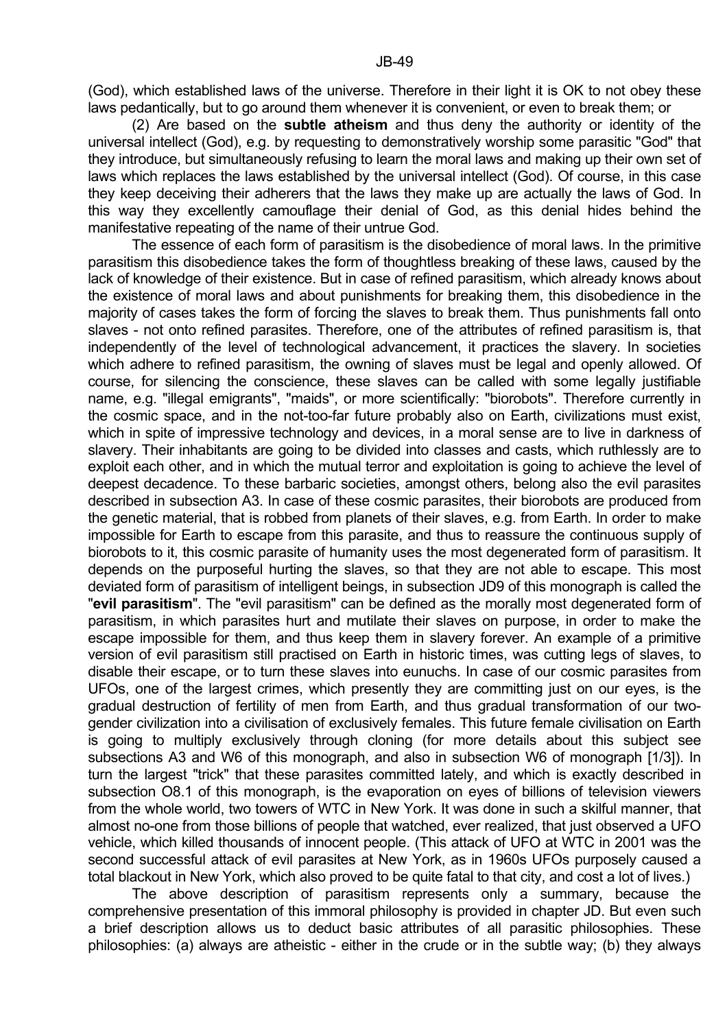(God), which established laws of the universe. Therefore in their light it is OK to not obey these laws pedantically, but to go around them whenever it is convenient, or even to break them; or

(2) Are based on the **subtle atheism** and thus deny the authority or identity of the universal intellect (God), e.g. by requesting to demonstratively worship some parasitic "God" that they introduce, but simultaneously refusing to learn the moral laws and making up their own set of laws which replaces the laws established by the universal intellect (God). Of course, in this case they keep deceiving their adherers that the laws they make up are actually the laws of God. In this way they excellently camouflage their denial of God, as this denial hides behind the manifestative repeating of the name of their untrue God.

The essence of each form of parasitism is the disobedience of moral laws. In the primitive parasitism this disobedience takes the form of thoughtless breaking of these laws, caused by the lack of knowledge of their existence. But in case of refined parasitism, which already knows about the existence of moral laws and about punishments for breaking them, this disobedience in the majority of cases takes the form of forcing the slaves to break them. Thus punishments fall onto slaves - not onto refined parasites. Therefore, one of the attributes of refined parasitism is, that independently of the level of technological advancement, it practices the slavery. In societies which adhere to refined parasitism, the owning of slaves must be legal and openly allowed. Of course, for silencing the conscience, these slaves can be called with some legally justifiable name, e.g. "illegal emigrants", "maids", or more scientifically: "biorobots". Therefore currently in the cosmic space, and in the not-too-far future probably also on Earth, civilizations must exist, which in spite of impressive technology and devices, in a moral sense are to live in darkness of slavery. Their inhabitants are going to be divided into classes and casts, which ruthlessly are to exploit each other, and in which the mutual terror and exploitation is going to achieve the level of deepest decadence. To these barbaric societies, amongst others, belong also the evil parasites described in subsection A3. In case of these cosmic parasites, their biorobots are produced from the genetic material, that is robbed from planets of their slaves, e.g. from Earth. In order to make impossible for Earth to escape from this parasite, and thus to reassure the continuous supply of biorobots to it, this cosmic parasite of humanity uses the most degenerated form of parasitism. It depends on the purposeful hurting the slaves, so that they are not able to escape. This most deviated form of parasitism of intelligent beings, in subsection JD9 of this monograph is called the "**evil parasitism**". The "evil parasitism" can be defined as the morally most degenerated form of parasitism, in which parasites hurt and mutilate their slaves on purpose, in order to make the escape impossible for them, and thus keep them in slavery forever. An example of a primitive version of evil parasitism still practised on Earth in historic times, was cutting legs of slaves, to disable their escape, or to turn these slaves into eunuchs. In case of our cosmic parasites from UFOs, one of the largest crimes, which presently they are committing just on our eyes, is the gradual destruction of fertility of men from Earth, and thus gradual transformation of our two-gender civilization into a civilisation of exclusively females. This future female civilisation on Earth is going to multiply exclusively through cloning (for more details about this subject see subsections A3 and W6 of this monograph, and also in subsection W6 of monograph [1/3]). In turn the largest "trick" that these parasites committed lately, and which is exactly described in subsection O8.1 of this monograph, is the evaporation on eyes of billions of television viewers from the whole world, two towers of WTC in New York. It was done in such a skilful manner, that almost no-one from those billions of people that watched, ever realized, that just observed a UFO vehicle, which killed thousands of innocent people. (This attack of UFO at WTC in 2001 was the second successful attack of evil parasites at New York, as in 1960s UFOs purposely caused a total blackout in New York, which also proved to be quite fatal to that city, and cost a lot of lives.)

The above description of parasitism represents only a summary, because the comprehensive presentation of this immoral philosophy is provided in chapter JD. But even such a brief description allows us to deduct basic attributes of all parasitic philosophies. These philosophies: (a) always are atheistic - either in the crude or in the subtle way; (b) they always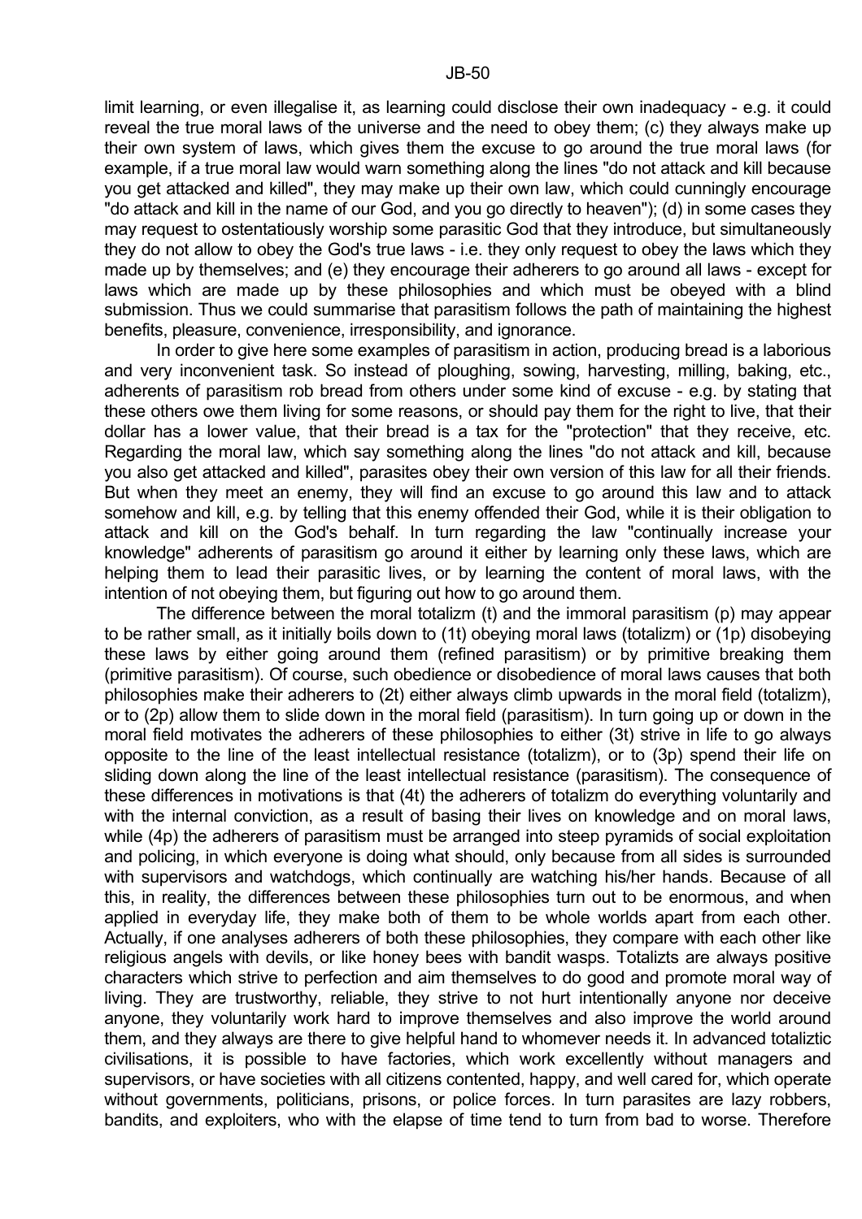limit learning, or even illegalise it, as learning could disclose their own inadequacy - e.g. it could reveal the true moral laws of the universe and the need to obey them; (c) they always make up their own system of laws, which gives them the excuse to go around the true moral laws (for example, if a true moral law would warn something along the lines "do not attack and kill because you get attacked and killed", they may make up their own law, which could cunningly encourage "do attack and kill in the name of our God, and you go directly to heaven"); (d) in some cases they may request to ostentatiously worship some parasitic God that they introduce, but simultaneously they do not allow to obey the God's true laws - i.e. they only request to obey the laws which they made up by themselves; and (e) they encourage their adherers to go around all laws - except for laws which are made up by these philosophies and which must be obeyed with a blind submission. Thus we could summarise that parasitism follows the path of maintaining the highest benefits, pleasure, convenience, irresponsibility, and ignorance.

In order to give here some examples of parasitism in action, producing bread is a laborious and very inconvenient task. So instead of ploughing, sowing, harvesting, milling, baking, etc., adherents of parasitism rob bread from others under some kind of excuse - e.g. by stating that these others owe them living for some reasons, or should pay them for the right to live, that their dollar has a lower value, that their bread is a tax for the "protection" that they receive, etc. Regarding the moral law, which say something along the lines "do not attack and kill, because you also get attacked and killed", parasites obey their own version of this law for all their friends. But when they meet an enemy, they will find an excuse to go around this law and to attack somehow and kill, e.g. by telling that this enemy offended their God, while it is their obligation to attack and kill on the God's behalf. In turn regarding the law "continually increase your knowledge" adherents of parasitism go around it either by learning only these laws, which are helping them to lead their parasitic lives, or by learning the content of moral laws, with the intention of not obeying them, but figuring out how to go around them.

The difference between the moral totalizm (t) and the immoral parasitism (p) may appear to be rather small, as it initially boils down to (1t) obeying moral laws (totalizm) or (1p) disobeying these laws by either going around them (refined parasitism) or by primitive breaking them (primitive parasitism). Of course, such obedience or disobedience of moral laws causes that both philosophies make their adherers to (2t) either always climb upwards in the moral field (totalizm), or to (2p) allow them to slide down in the moral field (parasitism). In turn going up or down in the moral field motivates the adherers of these philosophies to either (3t) strive in life to go always opposite to the line of the least intellectual resistance (totalizm), or to (3p) spend their life on sliding down along the line of the least intellectual resistance (parasitism). The consequence of these differences in motivations is that (4t) the adherers of totalizm do everything voluntarily and with the internal conviction, as a result of basing their lives on knowledge and on moral laws, while (4p) the adherers of parasitism must be arranged into steep pyramids of social exploitation and policing, in which everyone is doing what should, only because from all sides is surrounded with supervisors and watchdogs, which continually are watching his/her hands. Because of all this, in reality, the differences between these philosophies turn out to be enormous, and when applied in everyday life, they make both of them to be whole worlds apart from each other. Actually, if one analyses adherers of both these philosophies, they compare with each other like religious angels with devils, or like honey bees with bandit wasps. Totalizts are always positive characters which strive to perfection and aim themselves to do good and promote moral way of living. They are trustworthy, reliable, they strive to not hurt intentionally anyone nor deceive anyone, they voluntarily work hard to improve themselves and also improve the world around them, and they always are there to give helpful hand to whomever needs it. In advanced totaliztic civilisations, it is possible to have factories, which work excellently without managers and supervisors, or have societies with all citizens contented, happy, and well cared for, which operate without governments, politicians, prisons, or police forces. In turn parasites are lazy robbers, bandits, and exploiters, who with the elapse of time tend to turn from bad to worse. Therefore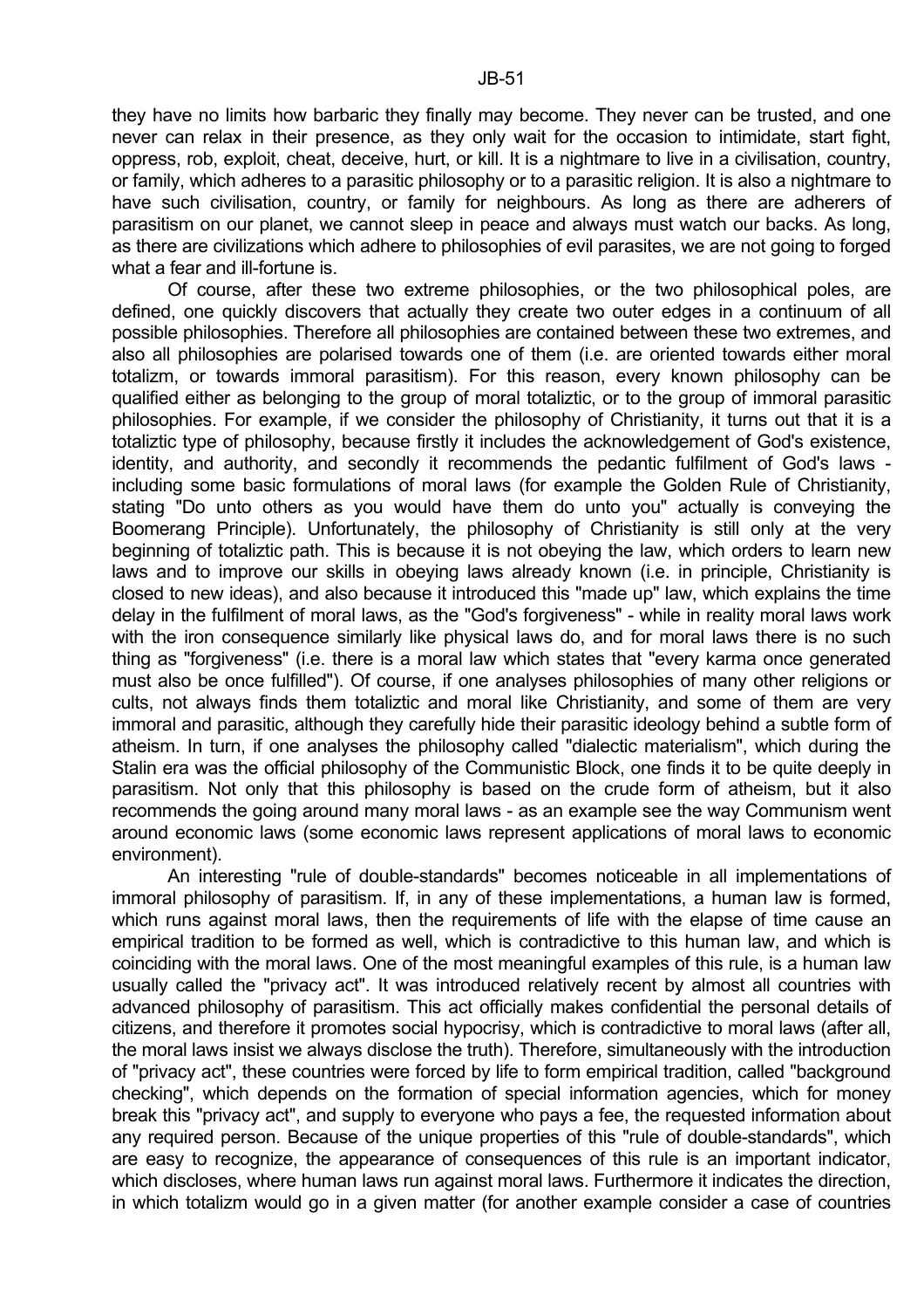they have no limits how barbaric they finally may become. They never can be trusted, and one never can relax in their presence, as they only wait for the occasion to intimidate, start fight, oppress, rob, exploit, cheat, deceive, hurt, or kill. It is a nightmare to live in a civilisation, country, or family, which adheres to a parasitic philosophy or to a parasitic religion. It is also a nightmare to have such civilisation, country, or family for neighbours. As long as there are adherers of parasitism on our planet, we cannot sleep in peace and always must watch our backs. As long, as there are civilizations which adhere to philosophies of evil parasites, we are not going to forged what a fear and ill-fortune is.

Of course, after these two extreme philosophies, or the two philosophical poles, are defined, one quickly discovers that actually they create two outer edges in a continuum of all possible philosophies. Therefore all philosophies are contained between these two extremes, and also all philosophies are polarised towards one of them (i.e. are oriented towards either moral totalizm, or towards immoral parasitism). For this reason, every known philosophy can be qualified either as belonging to the group of moral totaliztic, or to the group of immoral parasitic philosophies. For example, if we consider the philosophy of Christianity, it turns out that it is a totaliztic type of philosophy, because firstly it includes the acknowledgement of God's existence, identity, and authority, and secondly it recommends the pedantic fulfilment of God's laws - including some basic formulations of moral laws (for example the Golden Rule of Christianity, stating "Do unto others as you would have them do unto you" actually is conveying the Boomerang Principle). Unfortunately, the philosophy of Christianity is still only at the very beginning of totaliztic path. This is because it is not obeying the law, which orders to learn new laws and to improve our skills in obeying laws already known (i.e. in principle, Christianity is closed to new ideas), and also because it introduced this "made up" law, which explains the time delay in the fulfilment of moral laws, as the "God's forgiveness" - while in reality moral laws work with the iron consequence similarly like physical laws do, and for moral laws there is no such thing as "forgiveness" (i.e. there is a moral law which states that "every karma once generated must also be once fulfilled"). Of course, if one analyses philosophies of many other religions or cults, not always finds them totaliztic and moral like Christianity, and some of them are very immoral and parasitic, although they carefully hide their parasitic ideology behind a subtle form of atheism. In turn, if one analyses the philosophy called "dialectic materialism", which during the Stalin era was the official philosophy of the Communistic Block, one finds it to be quite deeply in parasitism. Not only that this philosophy is based on the crude form of atheism, but it also recommends the going around many moral laws - as an example see the way Communism went around economic laws (some economic laws represent applications of moral laws to economic environment).

An interesting "rule of double-standards" becomes noticeable in all implementations of immoral philosophy of parasitism. If, in any of these implementations, a human law is formed, which runs against moral laws, then the requirements of life with the elapse of time cause an empirical tradition to be formed as well, which is contradictive to this human law, and which is coinciding with the moral laws. One of the most meaningful examples of this rule, is a human law usually called the "privacy act". It was introduced relatively recent by almost all countries with advanced philosophy of parasitism. This act officially makes confidential the personal details of citizens, and therefore it promotes social hypocrisy, which is contradictive to moral laws (after all, the moral laws insist we always disclose the truth). Therefore, simultaneously with the introduction of "privacy act", these countries were forced by life to form empirical tradition, called "background checking", which depends on the formation of special information agencies, which for money break this "privacy act", and supply to everyone who pays a fee, the requested information about any required person. Because of the unique properties of this "rule of double-standards", which are easy to recognize, the appearance of consequences of this rule is an important indicator, which discloses, where human laws run against moral laws. Furthermore it indicates the direction, in which totalizm would go in a given matter (for another example consider a case of countries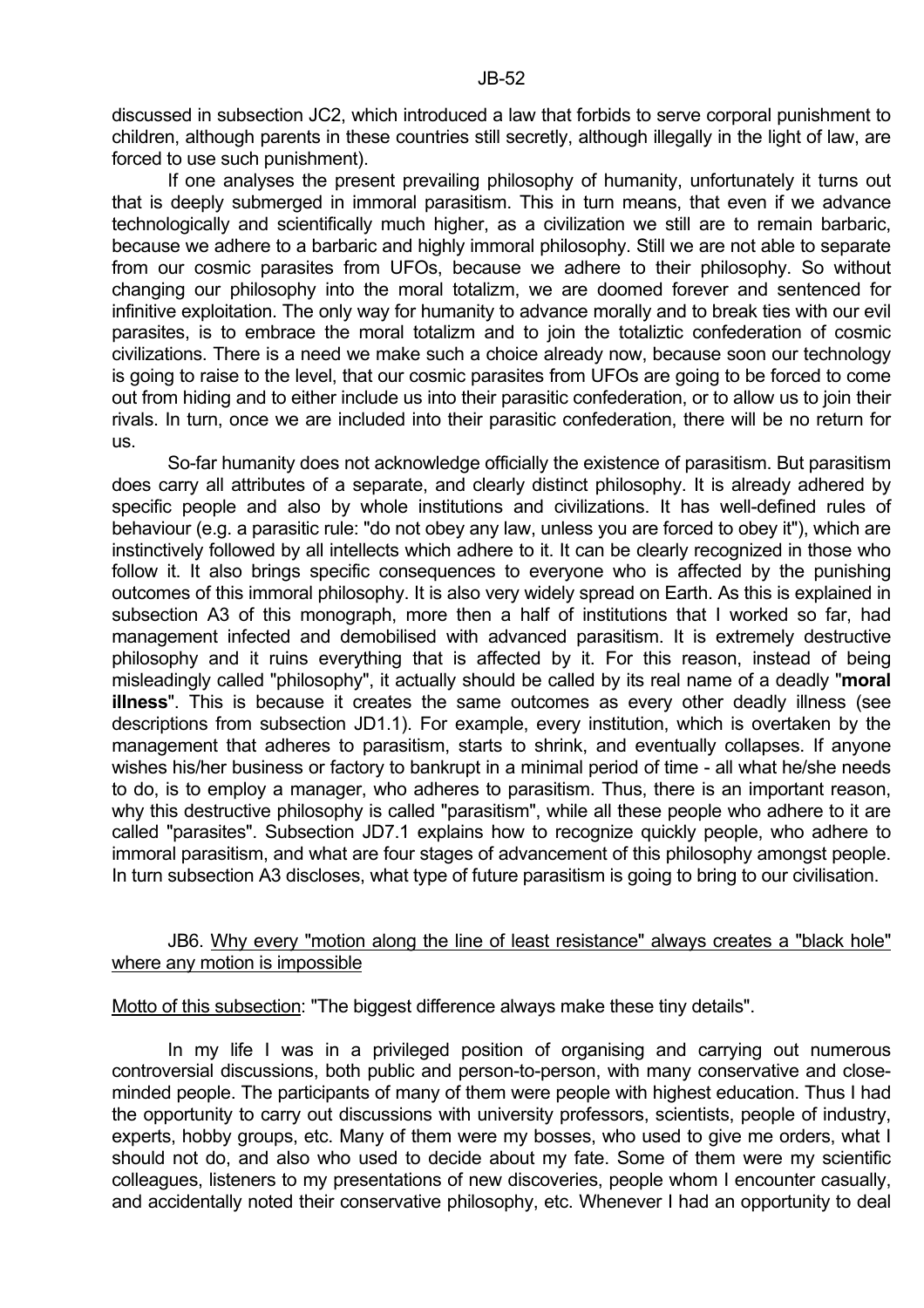discussed in subsection JC2, which introduced a law that forbids to serve corporal punishment to children, although parents in these countries still secretly, although illegally in the light of law, are forced to use such punishment).

If one analyses the present prevailing philosophy of humanity, unfortunately it turns out that is deeply submerged in immoral parasitism. This in turn means, that even if we advance technologically and scientifically much higher, as a civilization we still are to remain barbaric, because we adhere to a barbaric and highly immoral philosophy. Still we are not able to separate from our cosmic parasites from UFOs, because we adhere to their philosophy. So without changing our philosophy into the moral totalizm, we are doomed forever and sentenced for infinitive exploitation. The only way for humanity to advance morally and to break ties with our evil parasites, is to embrace the moral totalizm and to join the totaliztic confederation of cosmic civilizations. There is a need we make such a choice already now, because soon our technology is going to raise to the level, that our cosmic parasites from UFOs are going to be forced to come out from hiding and to either include us into their parasitic confederation, or to allow us to join their rivals. In turn, once we are included into their parasitic confederation, there will be no return for us.

So-far humanity does not acknowledge officially the existence of parasitism. But parasitism does carry all attributes of a separate, and clearly distinct philosophy. It is already adhered by specific people and also by whole institutions and civilizations. It has well-defined rules of behaviour (e.g. a parasitic rule: "do not obey any law, unless you are forced to obey it"), which are instinctively followed by all intellects which adhere to it. It can be clearly recognized in those who follow it. It also brings specific consequences to everyone who is affected by the punishing outcomes of this immoral philosophy. It is also very widely spread on Earth. As this is explained in subsection A3 of this monograph, more then a half of institutions that I worked so far, had management infected and demobilised with advanced parasitism. It is extremely destructive philosophy and it ruins everything that is affected by it. For this reason, instead of being misleadingly called "philosophy", it actually should be called by its real name of a deadly "**moral illness**". This is because it creates the same outcomes as every other deadly illness (see descriptions from subsection JD1.1). For example, every institution, which is overtaken by the management that adheres to parasitism, starts to shrink, and eventually collapses. If anyone wishes his/her business or factory to bankrupt in a minimal period of time - all what he/she needs to do, is to employ a manager, who adheres to parasitism. Thus, there is an important reason, why this destructive philosophy is called "parasitism", while all these people who adhere to it are called "parasites". Subsection JD7.1 explains how to recognize quickly people, who adhere to immoral parasitism, and what are four stages of advancement of this philosophy amongst people. In turn subsection A3 discloses, what type of future parasitism is going to bring to our civilisation.

## JB6. Why every "motion along the line of least resistance" always creates a "black hole" where any motion is impossible

Motto of this subsection: "The biggest difference always make these tiny details".

In my life I was in a privileged position of organising and carrying out numerous controversial discussions, both public and person-to-person, with many conservative and close-minded people. The participants of many of them were people with highest education. Thus I had the opportunity to carry out discussions with university professors, scientists, people of industry, experts, hobby groups, etc. Many of them were my bosses, who used to give me orders, what I should not do, and also who used to decide about my fate. Some of them were my scientific colleagues, listeners to my presentations of new discoveries, people whom I encounter casually, and accidentally noted their conservative philosophy, etc. Whenever I had an opportunity to deal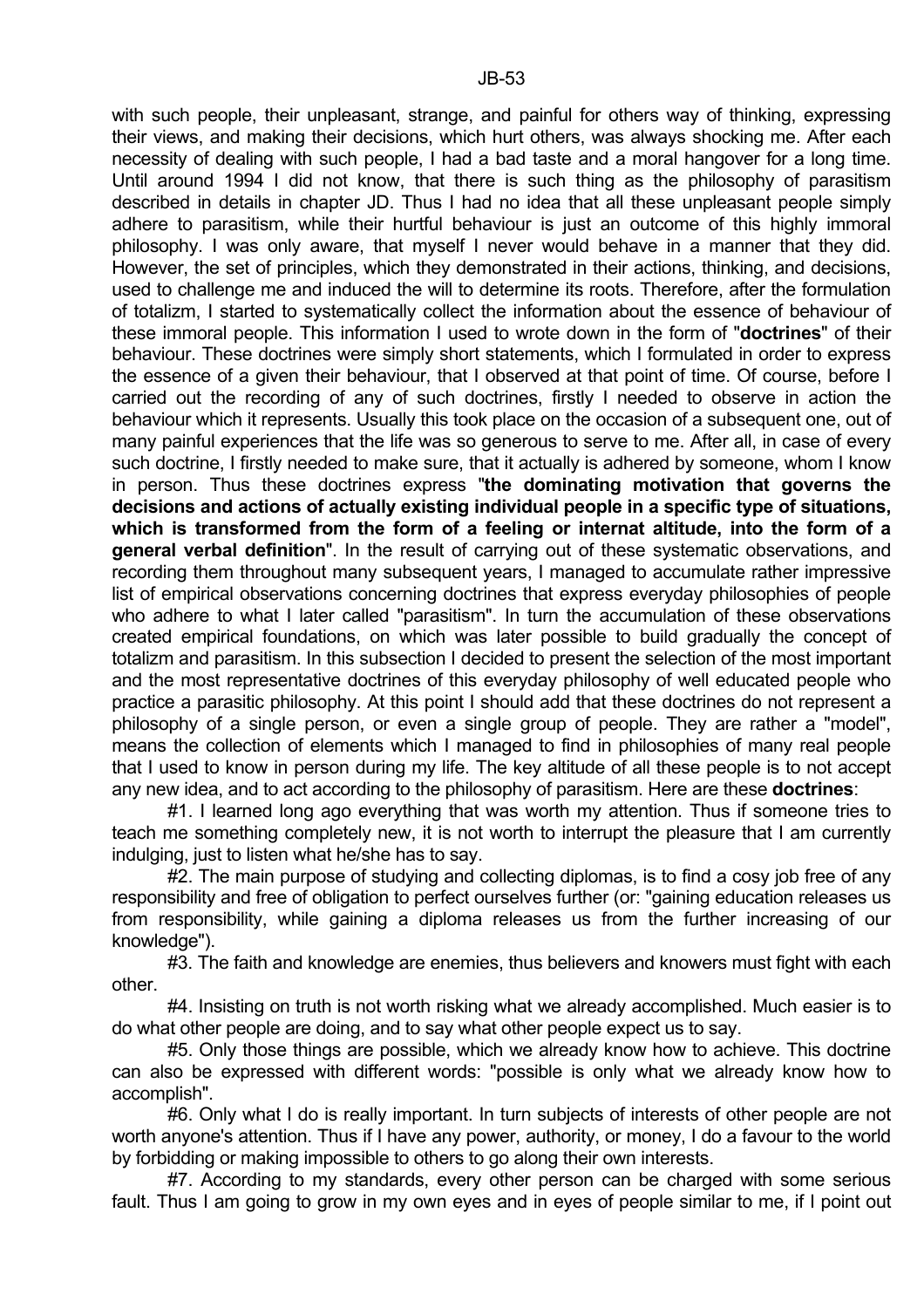with such people, their unpleasant, strange, and painful for others way of thinking, expressing their views, and making their decisions, which hurt others, was always shocking me. After each necessity of dealing with such people, I had a bad taste and a moral hangover for a long time. Until around 1994 I did not know, that there is such thing as the philosophy of parasitism described in details in chapter JD. Thus I had no idea that all these unpleasant people simply adhere to parasitism, while their hurtful behaviour is just an outcome of this highly immoral philosophy. I was only aware, that myself I never would behave in a manner that they did. However, the set of principles, which they demonstrated in their actions, thinking, and decisions, used to challenge me and induced the will to determine its roots. Therefore, after the formulation of totalizm, I started to systematically collect the information about the essence of behaviour of these immoral people. This information I used to wrote down in the form of "**doctrines**" of their behaviour. These doctrines were simply short statements, which I formulated in order to express the essence of a given their behaviour, that I observed at that point of time. Of course, before I carried out the recording of any of such doctrines, firstly I needed to observe in action the behaviour which it represents. Usually this took place on the occasion of a subsequent one, out of many painful experiences that the life was so generous to serve to me. After all, in case of every such doctrine, I firstly needed to make sure, that it actually is adhered by someone, whom I know in person. Thus these doctrines express "**the dominating motivation that governs the decisions and actions of actually existing individual people in a specific type of situations, which is transformed from the form of a feeling or internat altitude, into the form of a general verbal definition**". In the result of carrying out of these systematic observations, and recording them throughout many subsequent years, I managed to accumulate rather impressive list of empirical observations concerning doctrines that express everyday philosophies of people who adhere to what I later called "parasitism". In turn the accumulation of these observations created empirical foundations, on which was later possible to build gradually the concept of totalizm and parasitism. In this subsection I decided to present the selection of the most important and the most representative doctrines of this everyday philosophy of well educated people who practice a parasitic philosophy. At this point I should add that these doctrines do not represent a philosophy of a single person, or even a single group of people. They are rather a "model", means the collection of elements which I managed to find in philosophies of many real people that I used to know in person during my life. The key altitude of all these people is to not accept any new idea, and to act according to the philosophy of parasitism. Here are these **doctrines**:

#1. I learned long ago everything that was worth my attention. Thus if someone tries to teach me something completely new, it is not worth to interrupt the pleasure that I am currently indulging, just to listen what he/she has to say.

#2. The main purpose of studying and collecting diplomas, is to find a cosy job free of any responsibility and free of obligation to perfect ourselves further (or: "gaining education releases us from responsibility, while gaining a diploma releases us from the further increasing of our knowledge").

#3. The faith and knowledge are enemies, thus believers and knowers must fight with each other.

#4. Insisting on truth is not worth risking what we already accomplished. Much easier is to do what other people are doing, and to say what other people expect us to say.

#5. Only those things are possible, which we already know how to achieve. This doctrine can also be expressed with different words: "possible is only what we already know how to accomplish".

#6. Only what I do is really important. In turn subjects of interests of other people are not worth anyone's attention. Thus if I have any power, authority, or money, I do a favour to the world by forbidding or making impossible to others to go along their own interests.

#7. According to my standards, every other person can be charged with some serious fault. Thus I am going to grow in my own eyes and in eyes of people similar to me, if I point out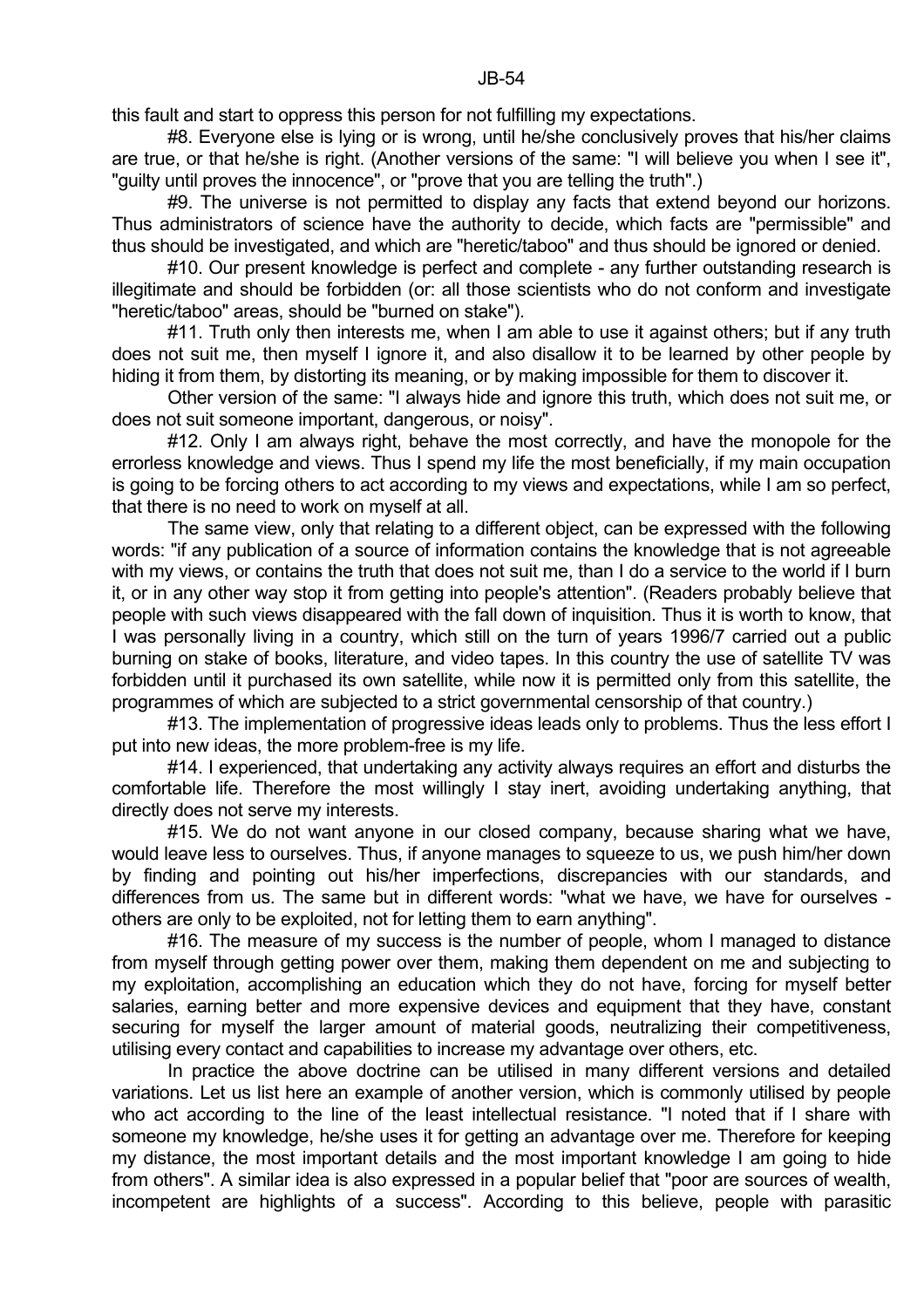this fault and start to oppress this person for not fulfilling my expectations.

#8. Everyone else is lying or is wrong, until he/she conclusively proves that his/her claims are true, or that he/she is right. (Another versions of the same: "I will believe you when I see it", "guilty until proves the innocence", or "prove that you are telling the truth".)

#9. The universe is not permitted to display any facts that extend beyond our horizons. Thus administrators of science have the authority to decide, which facts are "permissible" and thus should be investigated, and which are "heretic/taboo" and thus should be ignored or denied.

#10. Our present knowledge is perfect and complete - any further outstanding research is illegitimate and should be forbidden (or: all those scientists who do not conform and investigate "heretic/taboo" areas, should be "burned on stake").

#11. Truth only then interests me, when I am able to use it against others; but if any truth does not suit me, then myself I ignore it, and also disallow it to be learned by other people by hiding it from them, by distorting its meaning, or by making impossible for them to discover it.

Other version of the same: "I always hide and ignore this truth, which does not suit me, or does not suit someone important, dangerous, or noisy".

#12. Only I am always right, behave the most correctly, and have the monopole for the errorless knowledge and views. Thus I spend my life the most beneficially, if my main occupation is going to be forcing others to act according to my views and expectations, while I am so perfect, that there is no need to work on myself at all.

The same view, only that relating to a different object, can be expressed with the following words: "if any publication of a source of information contains the knowledge that is not agreeable with my views, or contains the truth that does not suit me, than I do a service to the world if I burn it, or in any other way stop it from getting into people's attention". (Readers probably believe that people with such views disappeared with the fall down of inquisition. Thus it is worth to know, that I was personally living in a country, which still on the turn of years 1996/7 carried out a public burning on stake of books, literature, and video tapes. In this country the use of satellite TV was forbidden until it purchased its own satellite, while now it is permitted only from this satellite, the programmes of which are subjected to a strict governmental censorship of that country.)

#13. The implementation of progressive ideas leads only to problems. Thus the less effort I put into new ideas, the more problem-free is my life.

#14. I experienced, that undertaking any activity always requires an effort and disturbs the comfortable life. Therefore the most willingly I stay inert, avoiding undertaking anything, that directly does not serve my interests.

#15. We do not want anyone in our closed company, because sharing what we have, would leave less to ourselves. Thus, if anyone manages to squeeze to us, we push him/her down by finding and pointing out his/her imperfections, discrepancies with our standards, and differences from us. The same but in different words: "what we have, we have for ourselves - others are only to be exploited, not for letting them to earn anything".

#16. The measure of my success is the number of people, whom I managed to distance from myself through getting power over them, making them dependent on me and subjecting to my exploitation, accomplishing an education which they do not have, forcing for myself better salaries, earning better and more expensive devices and equipment that they have, constant securing for myself the larger amount of material goods, neutralizing their competitiveness, utilising every contact and capabilities to increase my advantage over others, etc.

In practice the above doctrine can be utilised in many different versions and detailed variations. Let us list here an example of another version, which is commonly utilised by people who act according to the line of the least intellectual resistance. "I noted that if I share with someone my knowledge, he/she uses it for getting an advantage over me. Therefore for keeping my distance, the most important details and the most important knowledge I am going to hide from others". A similar idea is also expressed in a popular belief that "poor are sources of wealth, incompetent are highlights of a success". According to this believe, people with parasitic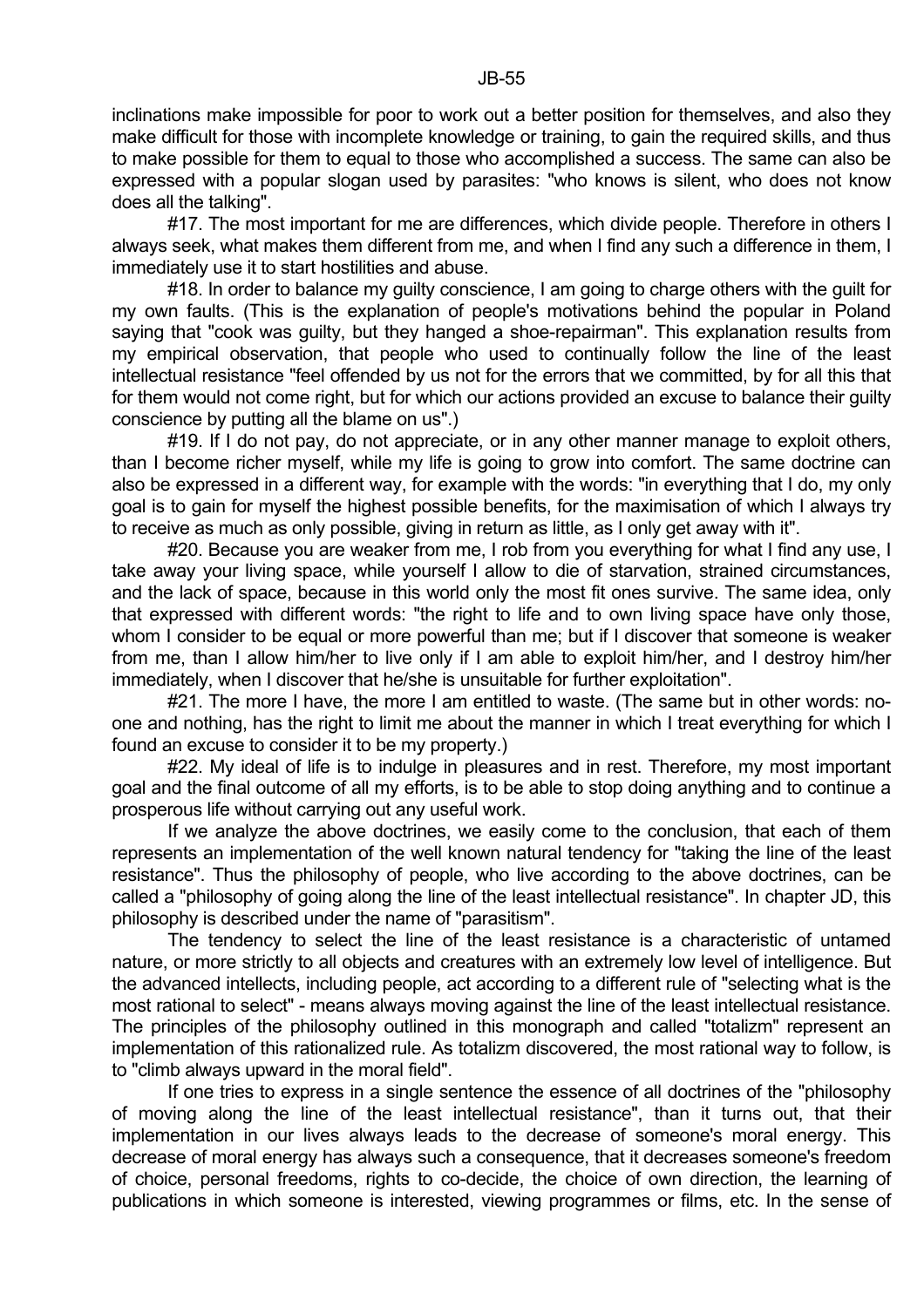inclinations make impossible for poor to work out a better position for themselves, and also they make difficult for those with incomplete knowledge or training, to gain the required skills, and thus to make possible for them to equal to those who accomplished a success. The same can also be expressed with a popular slogan used by parasites: "who knows is silent, who does not know does all the talking".

#17. The most important for me are differences, which divide people. Therefore in others I always seek, what makes them different from me, and when I find any such a difference in them, I immediately use it to start hostilities and abuse.

#18. In order to balance my guilty conscience, I am going to charge others with the guilt for my own faults. (This is the explanation of people's motivations behind the popular in Poland saying that "cook was guilty, but they hanged a shoe-repairman". This explanation results from my empirical observation, that people who used to continually follow the line of the least intellectual resistance "feel offended by us not for the errors that we committed, by for all this that for them would not come right, but for which our actions provided an excuse to balance their guilty conscience by putting all the blame on us".)

#19. If I do not pay, do not appreciate, or in any other manner manage to exploit others, than I become richer myself, while my life is going to grow into comfort. The same doctrine can also be expressed in a different way, for example with the words: "in everything that I do, my only goal is to gain for myself the highest possible benefits, for the maximisation of which I always try to receive as much as only possible, giving in return as little, as I only get away with it".

#20. Because you are weaker from me, I rob from you everything for what I find any use, I take away your living space, while yourself I allow to die of starvation, strained circumstances, and the lack of space, because in this world only the most fit ones survive. The same idea, only that expressed with different words: "the right to life and to own living space have only those, whom I consider to be equal or more powerful than me; but if I discover that someone is weaker from me, than I allow him/her to live only if I am able to exploit him/her, and I destroy him/her immediately, when I discover that he/she is unsuitable for further exploitation".

#21. The more I have, the more I am entitled to waste. (The same but in other words: no-one and nothing, has the right to limit me about the manner in which I treat everything for which I found an excuse to consider it to be my property.)

#22. My ideal of life is to indulge in pleasures and in rest. Therefore, my most important goal and the final outcome of all my efforts, is to be able to stop doing anything and to continue a prosperous life without carrying out any useful work.

If we analyze the above doctrines, we easily come to the conclusion, that each of them represents an implementation of the well known natural tendency for "taking the line of the least resistance". Thus the philosophy of people, who live according to the above doctrines, can be called a "philosophy of going along the line of the least intellectual resistance". In chapter JD, this philosophy is described under the name of "parasitism".

The tendency to select the line of the least resistance is a characteristic of untamed nature, or more strictly to all objects and creatures with an extremely low level of intelligence. But the advanced intellects, including people, act according to a different rule of "selecting what is the most rational to select" - means always moving against the line of the least intellectual resistance. The principles of the philosophy outlined in this monograph and called "totalizm" represent an implementation of this rationalized rule. As totalizm discovered, the most rational way to follow, is to "climb always upward in the moral field".

If one tries to express in a single sentence the essence of all doctrines of the "philosophy of moving along the line of the least intellectual resistance", than it turns out, that their implementation in our lives always leads to the decrease of someone's moral energy. This decrease of moral energy has always such a consequence, that it decreases someone's freedom of choice, personal freedoms, rights to co-decide, the choice of own direction, the learning of publications in which someone is interested, viewing programmes or films, etc. In the sense of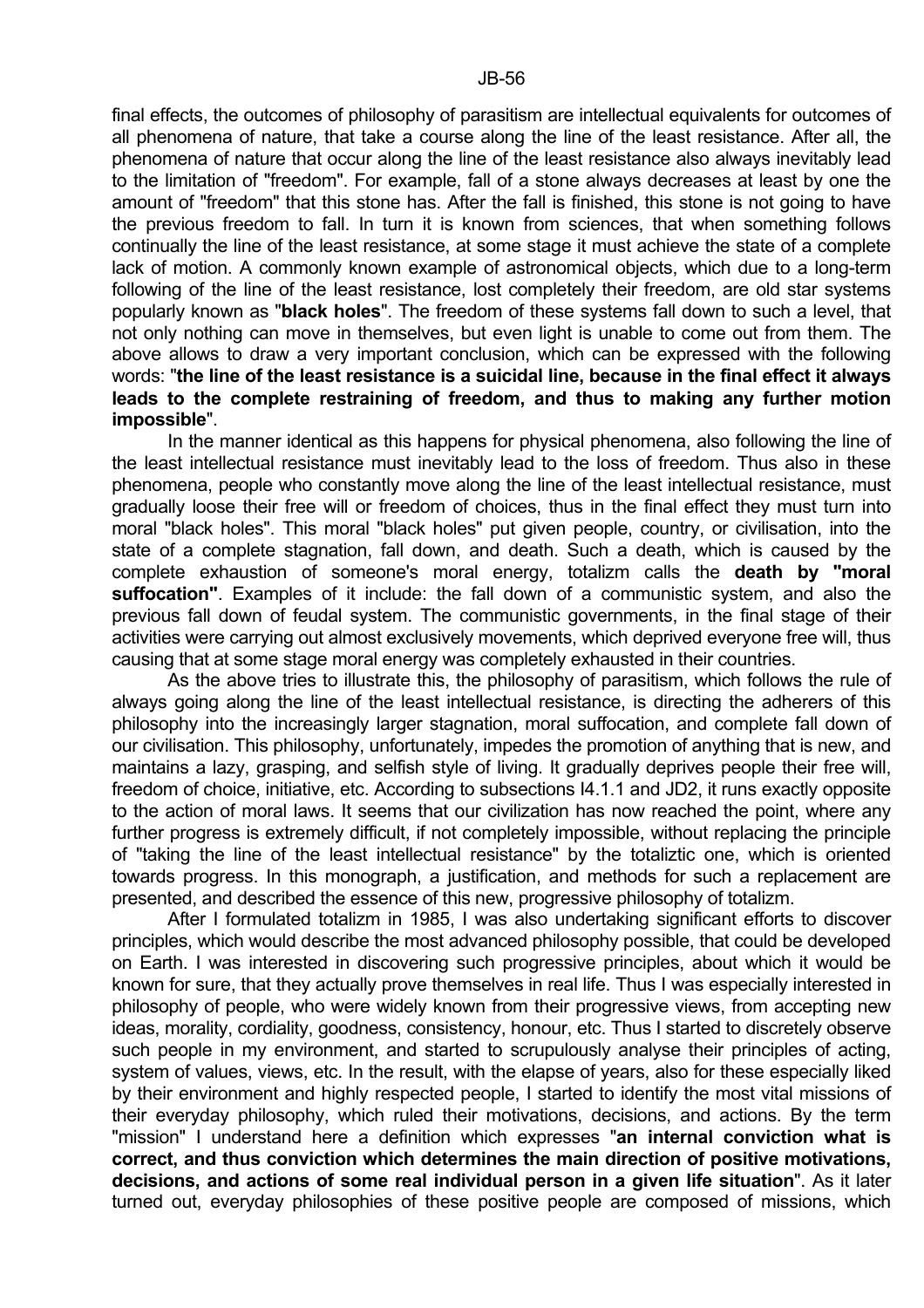final effects, the outcomes of philosophy of parasitism are intellectual equivalents for outcomes of all phenomena of nature, that take a course along the line of the least resistance. After all, the phenomena of nature that occur along the line of the least resistance also always inevitably lead to the limitation of "freedom". For example, fall of a stone always decreases at least by one the amount of "freedom" that this stone has. After the fall is finished, this stone is not going to have the previous freedom to fall. In turn it is known from sciences, that when something follows continually the line of the least resistance, at some stage it must achieve the state of a complete lack of motion. A commonly known example of astronomical objects, which due to a long-term following of the line of the least resistance, lost completely their freedom, are old star systems popularly known as "**black holes**". The freedom of these systems fall down to such a level, that not only nothing can move in themselves, but even light is unable to come out from them. The above allows to draw a very important conclusion, which can be expressed with the following words: "**the line of the least resistance is a suicidal line, because in the final effect it always leads to the complete restraining of freedom, and thus to making any further motion impossible**".

In the manner identical as this happens for physical phenomena, also following the line of the least intellectual resistance must inevitably lead to the loss of freedom. Thus also in these phenomena, people who constantly move along the line of the least intellectual resistance, must gradually loose their free will or freedom of choices, thus in the final effect they must turn into moral "black holes". This moral "black holes" put given people, country, or civilisation, into the state of a complete stagnation, fall down, and death. Such a death, which is caused by the complete exhaustion of someone's moral energy, totalizm calls the **death by "moral suffocation"**. Examples of it include: the fall down of a communistic system, and also the previous fall down of feudal system. The communistic governments, in the final stage of their activities were carrying out almost exclusively movements, which deprived everyone free will, thus causing that at some stage moral energy was completely exhausted in their countries.

As the above tries to illustrate this, the philosophy of parasitism, which follows the rule of always going along the line of the least intellectual resistance, is directing the adherers of this philosophy into the increasingly larger stagnation, moral suffocation, and complete fall down of our civilisation. This philosophy, unfortunately, impedes the promotion of anything that is new, and maintains a lazy, grasping, and selfish style of living. It gradually deprives people their free will, freedom of choice, initiative, etc. According to subsections I4.1.1 and JD2, it runs exactly opposite to the action of moral laws. It seems that our civilization has now reached the point, where any further progress is extremely difficult, if not completely impossible, without replacing the principle of "taking the line of the least intellectual resistance" by the totaliztic one, which is oriented towards progress. In this monograph, a justification, and methods for such a replacement are presented, and described the essence of this new, progressive philosophy of totalizm.

After I formulated totalizm in 1985, I was also undertaking significant efforts to discover principles, which would describe the most advanced philosophy possible, that could be developed on Earth. I was interested in discovering such progressive principles, about which it would be known for sure, that they actually prove themselves in real life. Thus I was especially interested in philosophy of people, who were widely known from their progressive views, from accepting new ideas, morality, cordiality, goodness, consistency, honour, etc. Thus I started to discretely observe such people in my environment, and started to scrupulously analyse their principles of acting, system of values, views, etc. In the result, with the elapse of years, also for these especially liked by their environment and highly respected people, I started to identify the most vital missions of their everyday philosophy, which ruled their motivations, decisions, and actions. By the term "mission" I understand here a definition which expresses "**an internal conviction what is correct, and thus conviction which determines the main direction of positive motivations, decisions, and actions of some real individual person in a given life situation**". As it later turned out, everyday philosophies of these positive people are composed of missions, which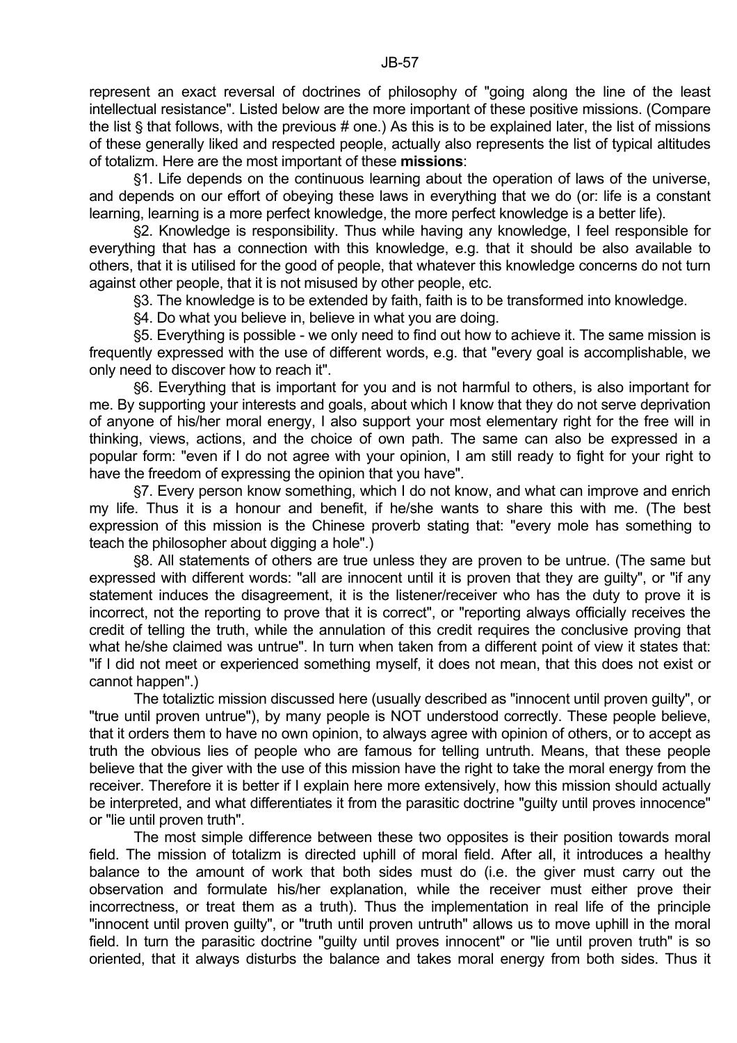represent an exact reversal of doctrines of philosophy of "going along the line of the least intellectual resistance". Listed below are the more important of these positive missions. (Compare the list § that follows, with the previous # one.) As this is to be explained later, the list of missions of these generally liked and respected people, actually also represents the list of typical altitudes of totalizm. Here are the most important of these **missions**:

§1. Life depends on the continuous learning about the operation of laws of the universe, and depends on our effort of obeying these laws in everything that we do (or: life is a constant learning, learning is a more perfect knowledge, the more perfect knowledge is a better life).

§2. Knowledge is responsibility. Thus while having any knowledge, I feel responsible for everything that has a connection with this knowledge, e.g. that it should be also available to others, that it is utilised for the good of people, that whatever this knowledge concerns do not turn against other people, that it is not misused by other people, etc.

§3. The knowledge is to be extended by faith, faith is to be transformed into knowledge.

§4. Do what you believe in, believe in what you are doing.

§5. Everything is possible - we only need to find out how to achieve it. The same mission is frequently expressed with the use of different words, e.g. that "every goal is accomplishable, we only need to discover how to reach it".

§6. Everything that is important for you and is not harmful to others, is also important for me. By supporting your interests and goals, about which I know that they do not serve deprivation of anyone of his/her moral energy, I also support your most elementary right for the free will in thinking, views, actions, and the choice of own path. The same can also be expressed in a popular form: "even if I do not agree with your opinion, I am still ready to fight for your right to have the freedom of expressing the opinion that you have".

§7. Every person know something, which I do not know, and what can improve and enrich my life. Thus it is a honour and benefit, if he/she wants to share this with me. (The best expression of this mission is the Chinese proverb stating that: "every mole has something to teach the philosopher about digging a hole".)

§8. All statements of others are true unless they are proven to be untrue. (The same but expressed with different words: "all are innocent until it is proven that they are guilty", or "if any statement induces the disagreement, it is the listener/receiver who has the duty to prove it is incorrect, not the reporting to prove that it is correct", or "reporting always officially receives the credit of telling the truth, while the annulation of this credit requires the conclusive proving that what he/she claimed was untrue". In turn when taken from a different point of view it states that: "if I did not meet or experienced something myself, it does not mean, that this does not exist or cannot happen".)

The totaliztic mission discussed here (usually described as "innocent until proven guilty", or "true until proven untrue"), by many people is NOT understood correctly. These people believe, that it orders them to have no own opinion, to always agree with opinion of others, or to accept as truth the obvious lies of people who are famous for telling untruth. Means, that these people believe that the giver with the use of this mission have the right to take the moral energy from the receiver. Therefore it is better if I explain here more extensively, how this mission should actually be interpreted, and what differentiates it from the parasitic doctrine "guilty until proves innocence" or "lie until proven truth".

The most simple difference between these two opposites is their position towards moral field. The mission of totalizm is directed uphill of moral field. After all, it introduces a healthy balance to the amount of work that both sides must do (i.e. the giver must carry out the observation and formulate his/her explanation, while the receiver must either prove their incorrectness, or treat them as a truth). Thus the implementation in real life of the principle "innocent until proven guilty", or "truth until proven untruth" allows us to move uphill in the moral field. In turn the parasitic doctrine "guilty until proves innocent" or "lie until proven truth" is so oriented, that it always disturbs the balance and takes moral energy from both sides. Thus it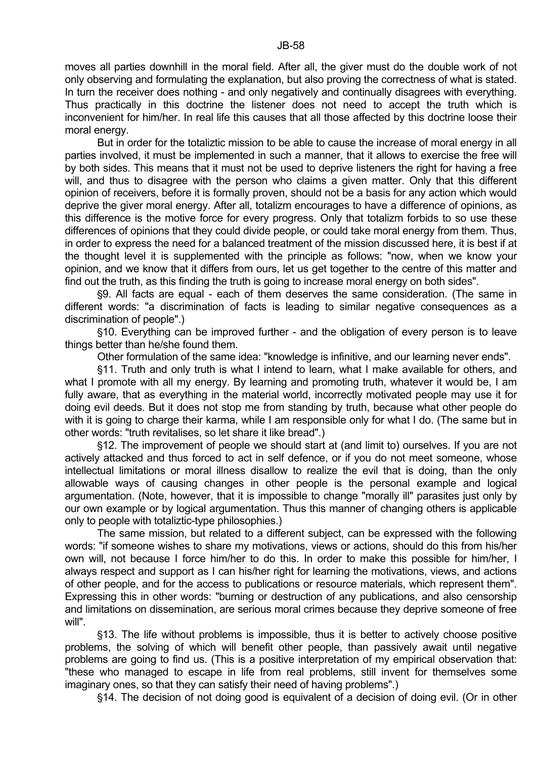moves all parties downhill in the moral field. After all, the giver must do the double work of not only observing and formulating the explanation, but also proving the correctness of what is stated. In turn the receiver does nothing - and only negatively and continually disagrees with everything. Thus practically in this doctrine the listener does not need to accept the truth which is inconvenient for him/her. In real life this causes that all those affected by this doctrine loose their moral energy.

But in order for the totaliztic mission to be able to cause the increase of moral energy in all parties involved, it must be implemented in such a manner, that it allows to exercise the free will by both sides. This means that it must not be used to deprive listeners the right for having a free will, and thus to disagree with the person who claims a given matter. Only that this different opinion of receivers, before it is formally proven, should not be a basis for any action which would deprive the giver moral energy. After all, totalizm encourages to have a difference of opinions, as this difference is the motive force for every progress. Only that totalizm forbids to so use these differences of opinions that they could divide people, or could take moral energy from them. Thus, in order to express the need for a balanced treatment of the mission discussed here, it is best if at the thought level it is supplemented with the principle as follows: "now, when we know your opinion, and we know that it differs from ours, let us get together to the centre of this matter and find out the truth, as this finding the truth is going to increase moral energy on both sides".

§9. All facts are equal - each of them deserves the same consideration. (The same in different words: "a discrimination of facts is leading to similar negative consequences as a discrimination of people".)

§10. Everything can be improved further - and the obligation of every person is to leave things better than he/she found them.

Other formulation of the same idea: "knowledge is infinitive, and our learning never ends".

§11. Truth and only truth is what I intend to learn, what I make available for others, and what I promote with all my energy. By learning and promoting truth, whatever it would be, I am fully aware, that as everything in the material world, incorrectly motivated people may use it for doing evil deeds. But it does not stop me from standing by truth, because what other people do with it is going to charge their karma, while I am responsible only for what I do. (The same but in other words: "truth revitalises, so let share it like bread".)

§12. The improvement of people we should start at (and limit to) ourselves. If you are not actively attacked and thus forced to act in self defence, or if you do not meet someone, whose intellectual limitations or moral illness disallow to realize the evil that is doing, than the only allowable ways of causing changes in other people is the personal example and logical argumentation. (Note, however, that it is impossible to change "morally ill" parasites just only by our own example or by logical argumentation. Thus this manner of changing others is applicable only to people with totaliztic-type philosophies.)

The same mission, but related to a different subject, can be expressed with the following words: "if someone wishes to share my motivations, views or actions, should do this from his/her own will, not because I force him/her to do this. In order to make this possible for him/her, I always respect and support as I can his/her right for learning the motivations, views, and actions of other people, and for the access to publications or resource materials, which represent them". Expressing this in other words: "burning or destruction of any publications, and also censorship and limitations on dissemination, are serious moral crimes because they deprive someone of free will".

§13. The life without problems is impossible, thus it is better to actively choose positive problems, the solving of which will benefit other people, than passively await until negative problems are going to find us. (This is a positive interpretation of my empirical observation that: "these who managed to escape in life from real problems, still invent for themselves some imaginary ones, so that they can satisfy their need of having problems".)

§14. The decision of not doing good is equivalent of a decision of doing evil. (Or in other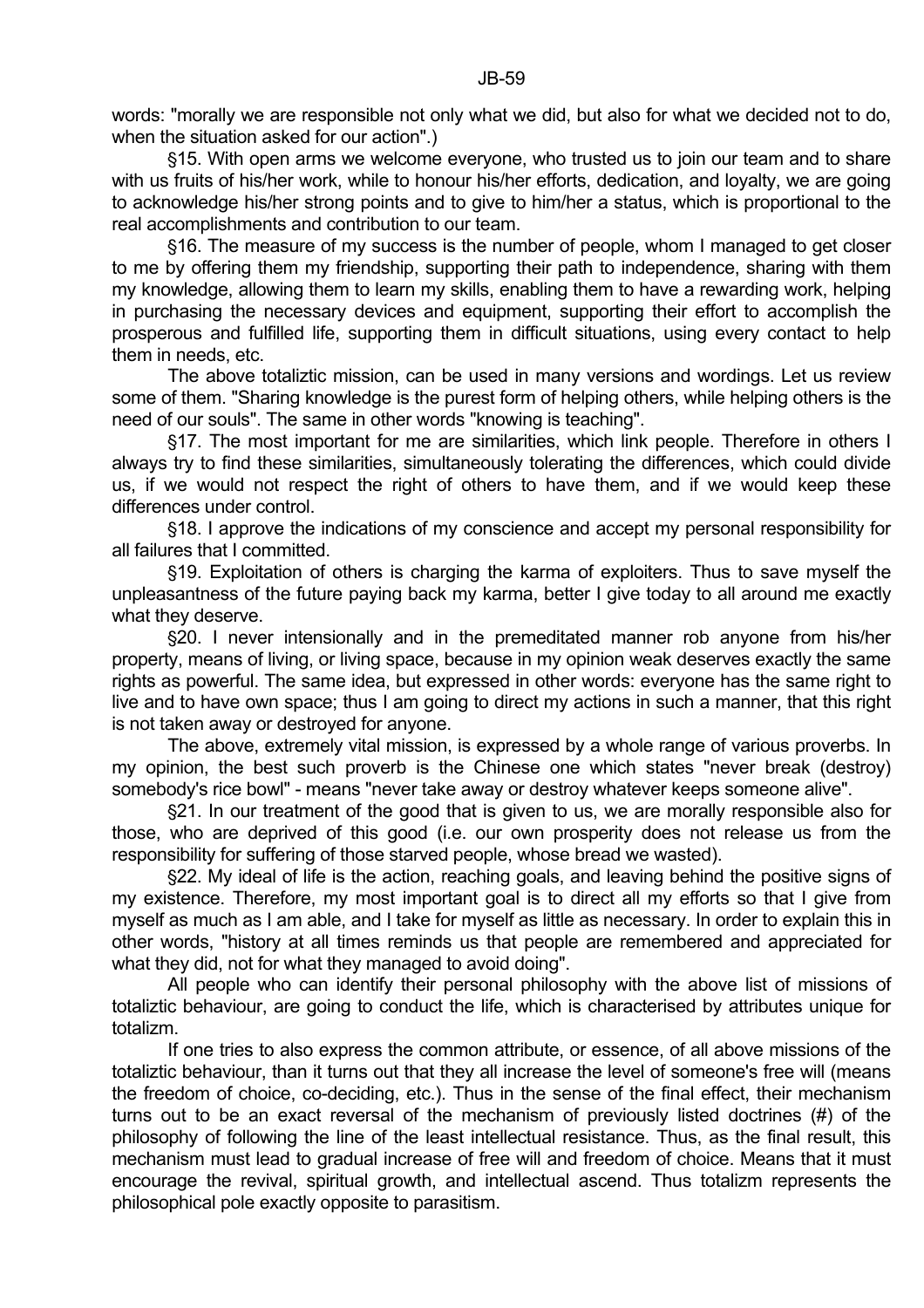words: "morally we are responsible not only what we did, but also for what we decided not to do, when the situation asked for our action".)

§15. With open arms we welcome everyone, who trusted us to join our team and to share with us fruits of his/her work, while to honour his/her efforts, dedication, and loyalty, we are going to acknowledge his/her strong points and to give to him/her a status, which is proportional to the real accomplishments and contribution to our team.

§16. The measure of my success is the number of people, whom I managed to get closer to me by offering them my friendship, supporting their path to independence, sharing with them my knowledge, allowing them to learn my skills, enabling them to have a rewarding work, helping in purchasing the necessary devices and equipment, supporting their effort to accomplish the prosperous and fulfilled life, supporting them in difficult situations, using every contact to help them in needs, etc.

The above totaliztic mission, can be used in many versions and wordings. Let us review some of them. "Sharing knowledge is the purest form of helping others, while helping others is the need of our souls". The same in other words "knowing is teaching".

§17. The most important for me are similarities, which link people. Therefore in others I always try to find these similarities, simultaneously tolerating the differences, which could divide us, if we would not respect the right of others to have them, and if we would keep these differences under control.

§18. I approve the indications of my conscience and accept my personal responsibility for all failures that I committed.

§19. Exploitation of others is charging the karma of exploiters. Thus to save myself the unpleasantness of the future paying back my karma, better I give today to all around me exactly what they deserve.

§20. I never intensionally and in the premeditated manner rob anyone from his/her property, means of living, or living space, because in my opinion weak deserves exactly the same rights as powerful. The same idea, but expressed in other words: everyone has the same right to live and to have own space; thus I am going to direct my actions in such a manner, that this right is not taken away or destroyed for anyone.

The above, extremely vital mission, is expressed by a whole range of various proverbs. In my opinion, the best such proverb is the Chinese one which states "never break (destroy) somebody's rice bowl" - means "never take away or destroy whatever keeps someone alive".

§21. In our treatment of the good that is given to us, we are morally responsible also for those, who are deprived of this good (i.e. our own prosperity does not release us from the responsibility for suffering of those starved people, whose bread we wasted).

§22. My ideal of life is the action, reaching goals, and leaving behind the positive signs of my existence. Therefore, my most important goal is to direct all my efforts so that I give from myself as much as I am able, and I take for myself as little as necessary. In order to explain this in other words, "history at all times reminds us that people are remembered and appreciated for what they did, not for what they managed to avoid doing".

All people who can identify their personal philosophy with the above list of missions of totaliztic behaviour, are going to conduct the life, which is characterised by attributes unique for totalizm.

If one tries to also express the common attribute, or essence, of all above missions of the totaliztic behaviour, than it turns out that they all increase the level of someone's free will (means the freedom of choice, co-deciding, etc.). Thus in the sense of the final effect, their mechanism turns out to be an exact reversal of the mechanism of previously listed doctrines (#) of the philosophy of following the line of the least intellectual resistance. Thus, as the final result, this mechanism must lead to gradual increase of free will and freedom of choice. Means that it must encourage the revival, spiritual growth, and intellectual ascend. Thus totalizm represents the philosophical pole exactly opposite to parasitism.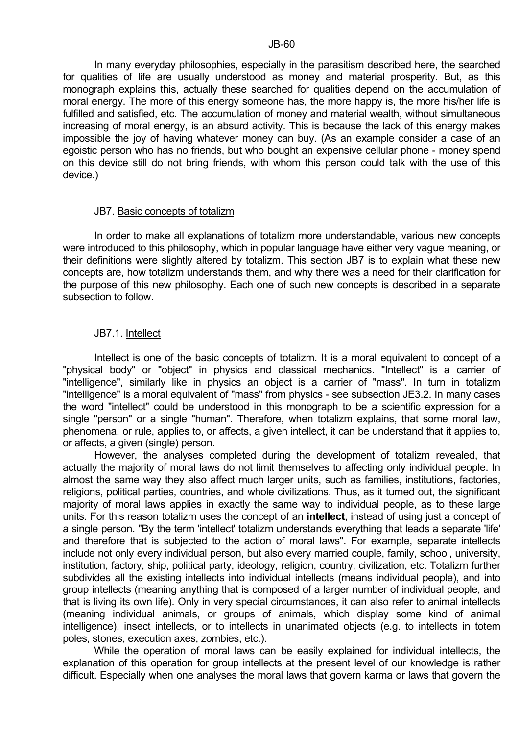In many everyday philosophies, especially in the parasitism described here, the searched for qualities of life are usually understood as money and material prosperity. But, as this monograph explains this, actually these searched for qualities depend on the accumulation of moral energy. The more of this energy someone has, the more happy is, the more his/her life is fulfilled and satisfied, etc. The accumulation of money and material wealth, without simultaneous increasing of moral energy, is an absurd activity. This is because the lack of this energy makes impossible the joy of having whatever money can buy. (As an example consider a case of an egoistic person who has no friends, but who bought an expensive cellular phone - money spend on this device still do not bring friends, with whom this person could talk with the use of this device.)

## JB7. Basic concepts of totalizm

In order to make all explanations of totalizm more understandable, various new concepts were introduced to this philosophy, which in popular language have either very vague meaning, or their definitions were slightly altered by totalizm. This section JB7 is to explain what these new concepts are, how totalizm understands them, and why there was a need for their clarification for the purpose of this new philosophy. Each one of such new concepts is described in a separate subsection to follow.

### JB7.1. Intellect

Intellect is one of the basic concepts of totalizm. It is a moral equivalent to concept of a "physical body" or "object" in physics and classical mechanics. "Intellect" is a carrier of "intelligence", similarly like in physics an object is a carrier of "mass". In turn in totalizm "intelligence" is a moral equivalent of "mass" from physics - see subsection JE3.2. In many cases the word "intellect" could be understood in this monograph to be a scientific expression for a single "person" or a single "human". Therefore, when totalizm explains, that some moral law, phenomena, or rule, applies to, or affects, a given intellect, it can be understand that it applies to, or affects, a given (single) person.

However, the analyses completed during the development of totalizm revealed, that actually the majority of moral laws do not limit themselves to affecting only individual people. In almost the same way they also affect much larger units, such as families, institutions, factories, religions, political parties, countries, and whole civilizations. Thus, as it turned out, the significant majority of moral laws applies in exactly the same way to individual people, as to these large units. For this reason totalizm uses the concept of an **intellect**, instead of using just a concept of a single person. "By the term 'intellect' totalizm understands everything that leads a separate 'life' and therefore that is subjected to the action of moral laws". For example, separate intellects include not only every individual person, but also every married couple, family, school, university, institution, factory, ship, political party, ideology, religion, country, civilization, etc. Totalizm further subdivides all the existing intellects into individual intellects (means individual people), and into group intellects (meaning anything that is composed of a larger number of individual people, and that is living its own life). Only in very special circumstances, it can also refer to animal intellects (meaning individual animals, or groups of animals, which display some kind of animal intelligence), insect intellects, or to intellects in unanimated objects (e.g. to intellects in totem poles, stones, execution axes, zombies, etc.).

While the operation of moral laws can be easily explained for individual intellects, the explanation of this operation for group intellects at the present level of our knowledge is rather difficult. Especially when one analyses the moral laws that govern karma or laws that govern the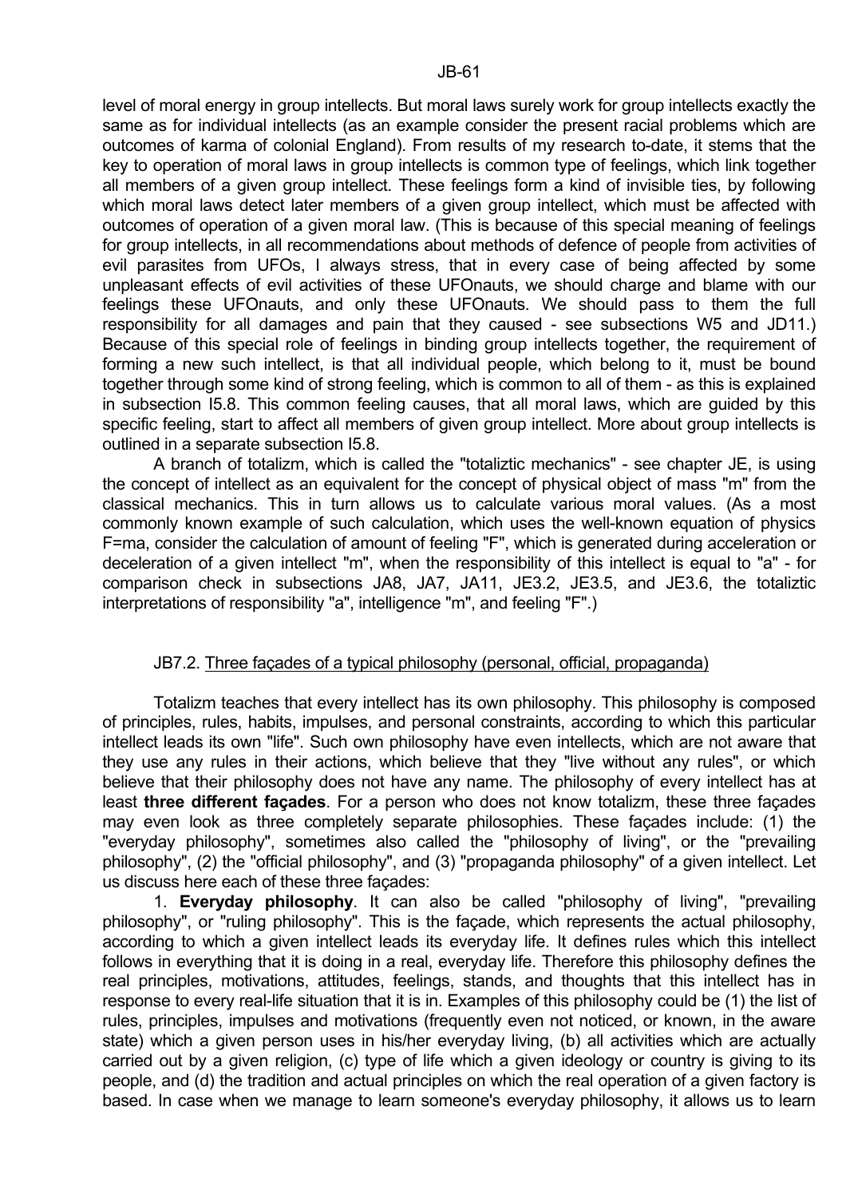level of moral energy in group intellects. But moral laws surely work for group intellects exactly the same as for individual intellects (as an example consider the present racial problems which are outcomes of karma of colonial England). From results of my research to-date, it stems that the key to operation of moral laws in group intellects is common type of feelings, which link together all members of a given group intellect. These feelings form a kind of invisible ties, by following which moral laws detect later members of a given group intellect, which must be affected with outcomes of operation of a given moral law. (This is because of this special meaning of feelings for group intellects, in all recommendations about methods of defence of people from activities of evil parasites from UFOs, I always stress, that in every case of being affected by some unpleasant effects of evil activities of these UFOnauts, we should charge and blame with our feelings these UFOnauts, and only these UFOnauts. We should pass to them the full responsibility for all damages and pain that they caused - see subsections W5 and JD11.) Because of this special role of feelings in binding group intellects together, the requirement of forming a new such intellect, is that all individual people, which belong to it, must be bound together through some kind of strong feeling, which is common to all of them - as this is explained in subsection I5.8. This common feeling causes, that all moral laws, which are guided by this specific feeling, start to affect all members of given group intellect. More about group intellects is outlined in a separate subsection I5.8.

A branch of totalizm, which is called the "totaliztic mechanics" - see chapter JE, is using the concept of intellect as an equivalent for the concept of physical object of mass "m" from the classical mechanics. This in turn allows us to calculate various moral values. (As a most commonly known example of such calculation, which uses the well-known equation of physics $F=ma$, consider the calculation of amount of feeling "F", which is generated during acceleration or deceleration of a given intellect "m", when the responsibility of this intellect is equal to "a" - for comparison check in subsections JA8, JA7, JA11, JE3.2, JE3.5, and JE3.6, the totaliztic interpretations of responsibility "a", intelligence "m", and feeling "F".)

## JB7.2. Three façades of a typical philosophy (personal, official, propaganda)

Totalizm teaches that every intellect has its own philosophy. This philosophy is composed of principles, rules, habits, impulses, and personal constraints, according to which this particular intellect leads its own "life". Such own philosophy have even intellects, which are not aware that they use any rules in their actions, which believe that they "live without any rules", or which believe that their philosophy does not have any name. The philosophy of every intellect has at least **three different façades**. For a person who does not know totalizm, these three façades may even look as three completely separate philosophies. These façades include: (1) the "everyday philosophy", sometimes also called the "philosophy of living", or the "prevailing philosophy", (2) the "official philosophy", and (3) "propaganda philosophy" of a given intellect. Let us discuss here each of these three façades:

1. **Everyday philosophy**. It can also be called "philosophy of living", "prevailing philosophy", or "ruling philosophy". This is the façade, which represents the actual philosophy, according to which a given intellect leads its everyday life. It defines rules which this intellect follows in everything that it is doing in a real, everyday life. Therefore this philosophy defines the real principles, motivations, attitudes, feelings, stands, and thoughts that this intellect has in response to every real-life situation that it is in. Examples of this philosophy could be (1) the list of rules, principles, impulses and motivations (frequently even not noticed, or known, in the aware state) which a given person uses in his/her everyday living, (b) all activities which are actually carried out by a given religion, (c) type of life which a given ideology or country is giving to its people, and (d) the tradition and actual principles on which the real operation of a given factory is based. In case when we manage to learn someone's everyday philosophy, it allows us to learn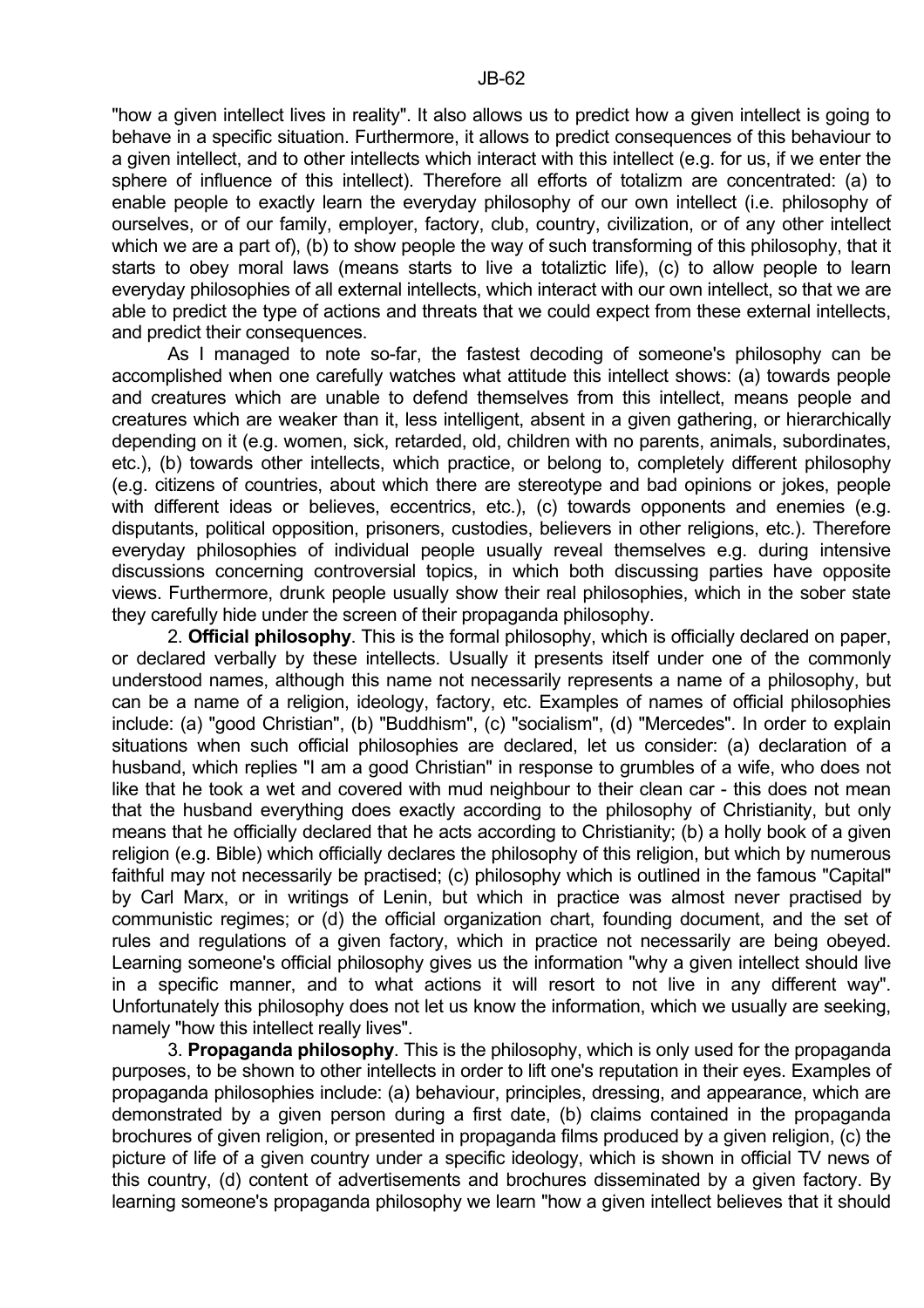"how a given intellect lives in reality". It also allows us to predict how a given intellect is going to behave in a specific situation. Furthermore, it allows to predict consequences of this behaviour to a given intellect, and to other intellects which interact with this intellect (e.g. for us, if we enter the sphere of influence of this intellect). Therefore all efforts of totalizm are concentrated: (a) to enable people to exactly learn the everyday philosophy of our own intellect (i.e. philosophy of ourselves, or of our family, employer, factory, club, country, civilization, or of any other intellect which we are a part of), (b) to show people the way of such transforming of this philosophy, that it starts to obey moral laws (means starts to live a totaliztic life), (c) to allow people to learn everyday philosophies of all external intellects, which interact with our own intellect, so that we are able to predict the type of actions and threats that we could expect from these external intellects, and predict their consequences.

As I managed to note so-far, the fastest decoding of someone's philosophy can be accomplished when one carefully watches what attitude this intellect shows: (a) towards people and creatures which are unable to defend themselves from this intellect, means people and creatures which are weaker than it, less intelligent, absent in a given gathering, or hierarchically depending on it (e.g. women, sick, retarded, old, children with no parents, animals, subordinates, etc.), (b) towards other intellects, which practice, or belong to, completely different philosophy (e.g. citizens of countries, about which there are stereotype and bad opinions or jokes, people with different ideas or believes, eccentrics, etc.), (c) towards opponents and enemies (e.g. disputants, political opposition, prisoners, custodies, believers in other religions, etc.). Therefore everyday philosophies of individual people usually reveal themselves e.g. during intensive discussions concerning controversial topics, in which both discussing parties have opposite views. Furthermore, drunk people usually show their real philosophies, which in the sober state they carefully hide under the screen of their propaganda philosophy.

2. **Official philosophy**. This is the formal philosophy, which is officially declared on paper, or declared verbally by these intellects. Usually it presents itself under one of the commonly understood names, although this name not necessarily represents a name of a philosophy, but can be a name of a religion, ideology, factory, etc. Examples of names of official philosophies include: (a) "good Christian", (b) "Buddhism", (c) "socialism", (d) "Mercedes". In order to explain situations when such official philosophies are declared, let us consider: (a) declaration of a husband, which replies "I am a good Christian" in response to grumbles of a wife, who does not like that he took a wet and covered with mud neighbour to their clean car - this does not mean that the husband everything does exactly according to the philosophy of Christianity, but only means that he officially declared that he acts according to Christianity; (b) a holly book of a given religion (e.g. Bible) which officially declares the philosophy of this religion, but which by numerous faithful may not necessarily be practised; (c) philosophy which is outlined in the famous "Capital" by Carl Marx, or in writings of Lenin, but which in practice was almost never practised by communistic regimes; or (d) the official organization chart, founding document, and the set of rules and regulations of a given factory, which in practice not necessarily are being obeyed. Learning someone's official philosophy gives us the information "why a given intellect should live in a specific manner, and to what actions it will resort to not live in any different way". Unfortunately this philosophy does not let us know the information, which we usually are seeking, namely "how this intellect really lives".

3. **Propaganda philosophy**. This is the philosophy, which is only used for the propaganda purposes, to be shown to other intellects in order to lift one's reputation in their eyes. Examples of propaganda philosophies include: (a) behaviour, principles, dressing, and appearance, which are demonstrated by a given person during a first date, (b) claims contained in the propaganda brochures of given religion, or presented in propaganda films produced by a given religion, (c) the picture of life of a given country under a specific ideology, which is shown in official TV news of this country, (d) content of advertisements and brochures disseminated by a given factory. By learning someone's propaganda philosophy we learn "how a given intellect believes that it should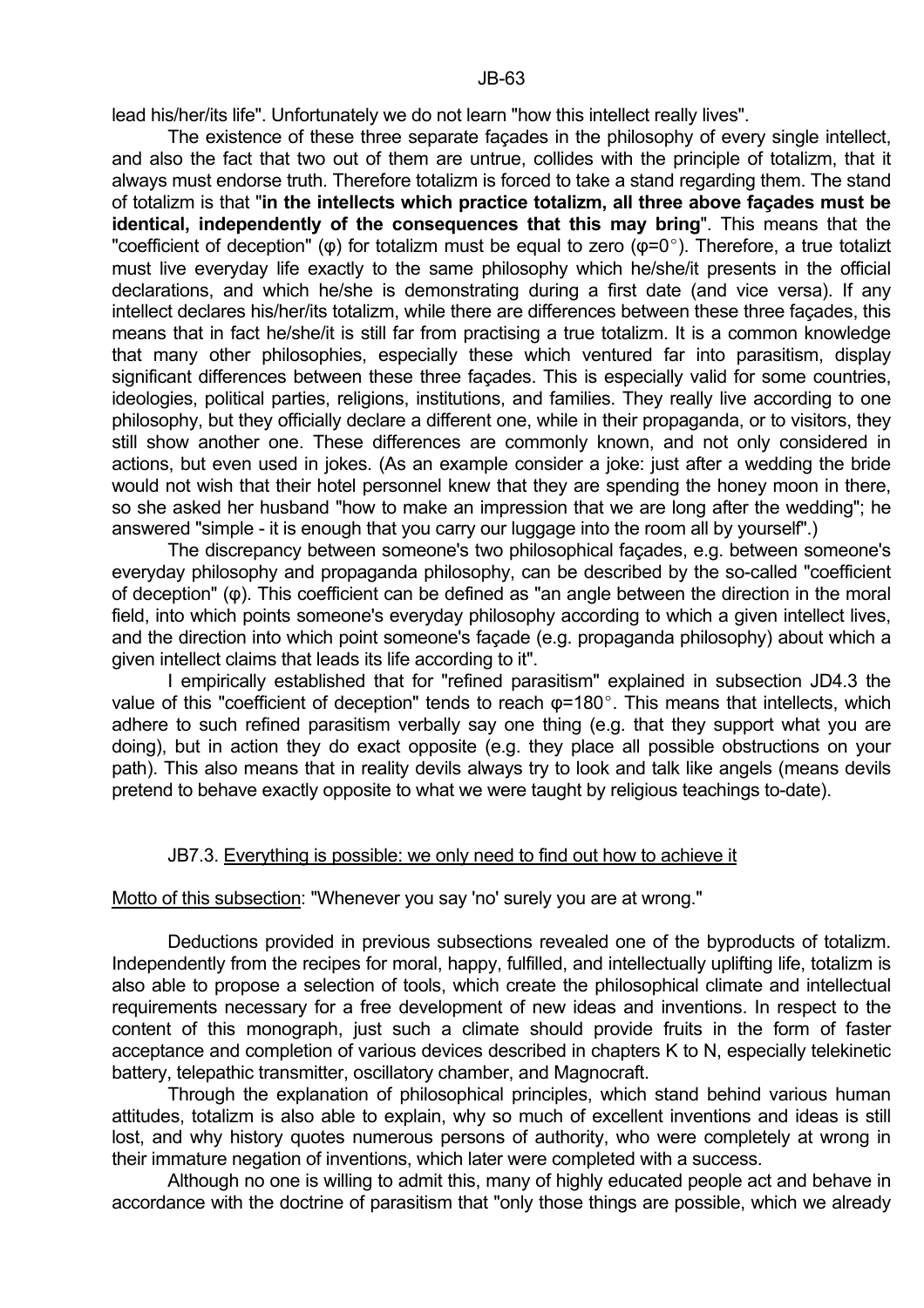lead his/her/its life". Unfortunately we do not learn "how this intellect really lives".

The existence of these three separate façades in the philosophy of every single intellect, and also the fact that two out of them are untrue, collides with the principle of totalizm, that it always must endorse truth. Therefore totalizm is forced to take a stand regarding them. The stand of totalizm is that "**in the intellects which practice totalizm, all three above façades must be identical, independently of the consequences that this may bring**". This means that the "coefficient of deception" ($\varphi$) for totalizm must be equal to zero ($\varphi=0°$). Therefore, a true totalizt must live everyday life exactly to the same philosophy which he/she/it presents in the official declarations, and which he/she is demonstrating during a first date (and vice versa). If any intellect declares his/her/its totalizm, while there are differences between these three façades, this means that in fact he/she/it is still far from practising a true totalizm. It is a common knowledge that many other philosophies, especially these which ventured far into parasitism, display significant differences between these three façades. This is especially valid for some countries, ideologies, political parties, religions, institutions, and families. They really live according to one philosophy, but they officially declare a different one, while in their propaganda, or to visitors, they still show another one. These differences are commonly known, and not only considered in actions, but even used in jokes. (As an example consider a joke: just after a wedding the bride would not wish that their hotel personnel knew that they are spending the honey moon in there, so she asked her husband "how to make an impression that we are long after the wedding"; he answered "simple - it is enough that you carry our luggage into the room all by yourself".)

The discrepancy between someone's two philosophical façades, e.g. between someone's everyday philosophy and propaganda philosophy, can be described by the so-called "coefficient of deception" ($\varphi$). This coefficient can be defined as "an angle between the direction in the moral field, into which points someone's everyday philosophy according to which a given intellect lives, and the direction into which point someone's façade (e.g. propaganda philosophy) about which a given intellect claims that leads its life according to it".

I empirically established that for "refined parasitism" explained in subsection JD4.3 the value of this "coefficient of deception" tends to reach $\varphi=180°$. This means that intellects, which adhere to such refined parasitism verbally say one thing (e.g. that they support what you are doing), but in action they do exact opposite (e.g. they place all possible obstructions on your path). This also means that in reality devils always try to look and talk like angels (means devils pretend to behave exactly opposite to what we were taught by religious teachings to-date).

### JB7.3. Everything is possible: we only need to find out how to achieve it

Motto of this subsection: "Whenever you say 'no' surely you are at wrong."

Deductions provided in previous subsections revealed one of the byproducts of totalizm. Independently from the recipes for moral, happy, fulfilled, and intellectually uplifting life, totalizm is also able to propose a selection of tools, which create the philosophical climate and intellectual requirements necessary for a free development of new ideas and inventions. In respect to the content of this monograph, just such a climate should provide fruits in the form of faster acceptance and completion of various devices described in chapters K to N, especially telekinetic battery, telepathic transmitter, oscillatory chamber, and Magnocraft.

Through the explanation of philosophical principles, which stand behind various human attitudes, totalizm is also able to explain, why so much of excellent inventions and ideas is still lost, and why history quotes numerous persons of authority, who were completely at wrong in their immature negation of inventions, which later were completed with a success.

Although no one is willing to admit this, many of highly educated people act and behave in accordance with the doctrine of parasitism that "only those things are possible, which we already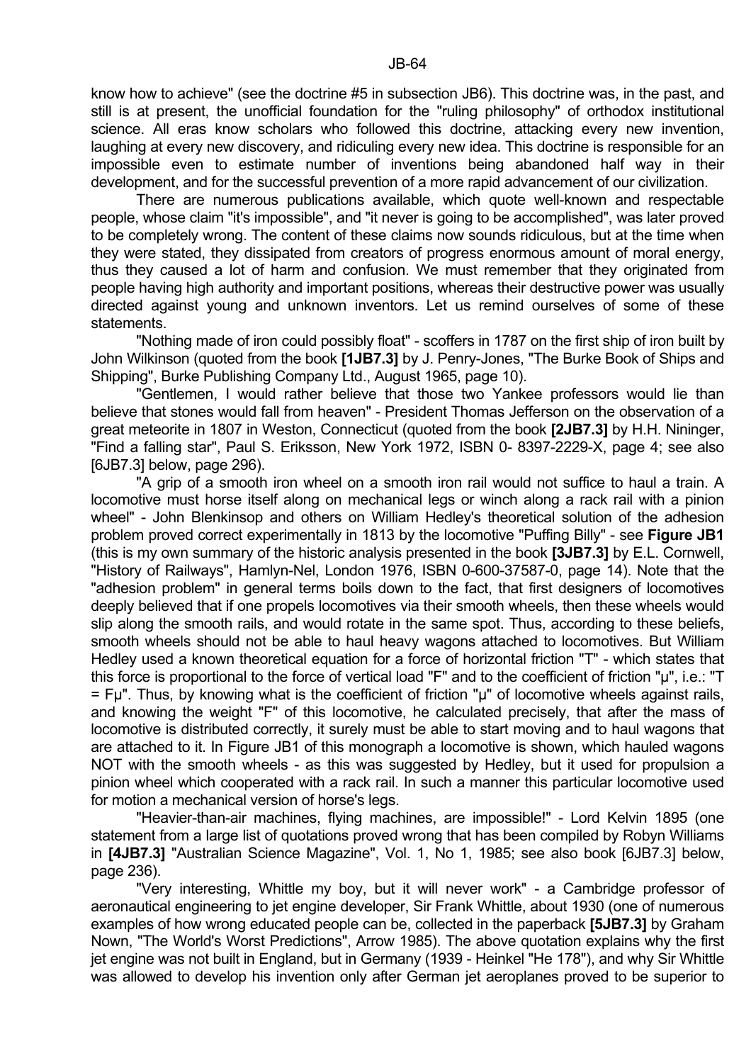know how to achieve" (see the doctrine #5 in subsection JB6). This doctrine was, in the past, and still is at present, the unofficial foundation for the "ruling philosophy" of orthodox institutional science. All eras know scholars who followed this doctrine, attacking every new invention, laughing at every new discovery, and ridiculing every new idea. This doctrine is responsible for an impossible even to estimate number of inventions being abandoned half way in their development, and for the successful prevention of a more rapid advancement of our civilization.

There are numerous publications available, which quote well-known and respectable people, whose claim "it's impossible", and "it never is going to be accomplished", was later proved to be completely wrong. The content of these claims now sounds ridiculous, but at the time when they were stated, they dissipated from creators of progress enormous amount of moral energy, thus they caused a lot of harm and confusion. We must remember that they originated from people having high authority and important positions, whereas their destructive power was usually directed against young and unknown inventors. Let us remind ourselves of some of these statements.

"Nothing made of iron could possibly float" - scoffers in 1787 on the first ship of iron built by John Wilkinson (quoted from the book **[1JB7.3]** by J. Penry-Jones, "The Burke Book of Ships and Shipping", Burke Publishing Company Ltd., August 1965, page 10).

"Gentlemen, I would rather believe that those two Yankee professors would lie than believe that stones would fall from heaven" - President Thomas Jefferson on the observation of a great meteorite in 1807 in Weston, Connecticut (quoted from the book **[2JB7.3]** by H.H. Nininger, "Find a falling star", Paul S. Eriksson, New York 1972, ISBN 0- 8397-2229-X, page 4; see also [6JB7.3] below, page 296).

"A grip of a smooth iron wheel on a smooth iron rail would not suffice to haul a train. A locomotive must horse itself along on mechanical legs or winch along a rack rail with a pinion wheel" - John Blenkinsop and others on William Hedley's theoretical solution of the adhesion problem proved correct experimentally in 1813 by the locomotive "Puffing Billy" - see **Figure JB1** (this is my own summary of the historic analysis presented in the book **[3JB7.3]** by E.L. Cornwell, "History of Railways", Hamlyn-Nel, London 1976, ISBN 0-600-37587-0, page 14). Note that the "adhesion problem" in general terms boils down to the fact, that first designers of locomotives deeply believed that if one propels locomotives via their smooth wheels, then these wheels would slip along the smooth rails, and would rotate in the same spot. Thus, according to these beliefs, smooth wheels should not be able to haul heavy wagons attached to locomotives. But William Hedley used a known theoretical equation for a force of horizontal friction "T" - which states that this force is proportional to the force of vertical load "F" and to the coefficient of friction "μ", i.e.: "$T = F\mu$". Thus, by knowing what is the coefficient of friction "μ" of locomotive wheels against rails, and knowing the weight "F" of this locomotive, he calculated precisely, that after the mass of locomotive is distributed correctly, it surely must be able to start moving and to haul wagons that are attached to it. In Figure JB1 of this monograph a locomotive is shown, which hauled wagons NOT with the smooth wheels - as this was suggested by Hedley, but it used for propulsion a pinion wheel which cooperated with a rack rail. In such a manner this particular locomotive used for motion a mechanical version of horse's legs.

"Heavier-than-air machines, flying machines, are impossible!" - Lord Kelvin 1895 (one statement from a large list of quotations proved wrong that has been compiled by Robyn Williams in **[4JB7.3]** "Australian Science Magazine", Vol. 1, No 1, 1985; see also book [6JB7.3] below, page 236).

"Very interesting, Whittle my boy, but it will never work" - a Cambridge professor of aeronautical engineering to jet engine developer, Sir Frank Whittle, about 1930 (one of numerous examples of how wrong educated people can be, collected in the paperback **[5JB7.3]** by Graham Nown, "The World's Worst Predictions", Arrow 1985). The above quotation explains why the first jet engine was not built in England, but in Germany (1939 - Heinkel "He 178"), and why Sir Whittle was allowed to develop his invention only after German jet aeroplanes proved to be superior to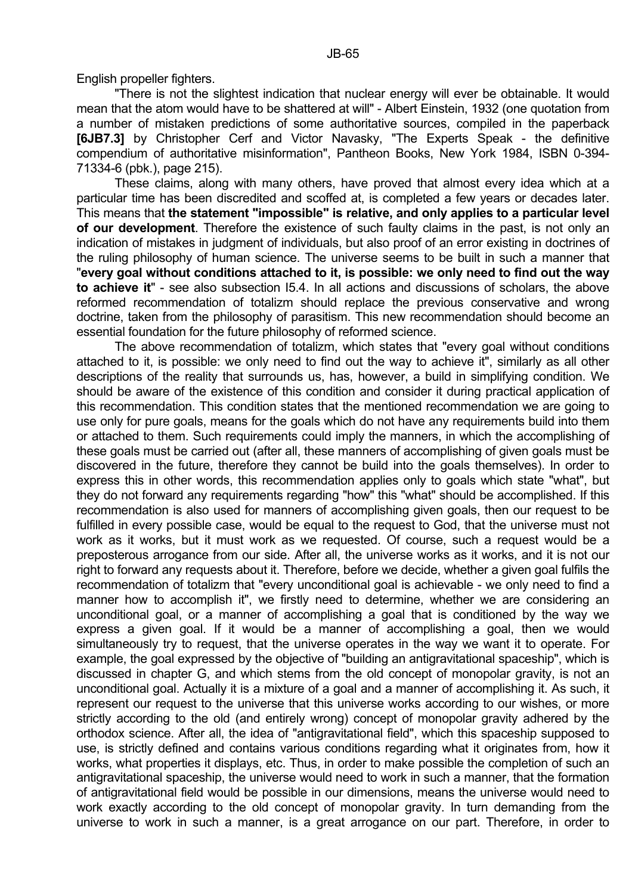English propeller fighters.

"There is not the slightest indication that nuclear energy will ever be obtainable. It would mean that the atom would have to be shattered at will" - Albert Einstein, 1932 (one quotation from a number of mistaken predictions of some authoritative sources, compiled in the paperback **[6JB7.3]** by Christopher Cerf and Victor Navasky, "The Experts Speak - the definitive compendium of authoritative misinformation", Pantheon Books, New York 1984, ISBN 0-394-71334-6 (pbk.), page 215).

These claims, along with many others, have proved that almost every idea which at a particular time has been discredited and scoffed at, is completed a few years or decades later. This means that **the statement "impossible" is relative, and only applies to a particular level of our development**. Therefore the existence of such faulty claims in the past, is not only an indication of mistakes in judgment of individuals, but also proof of an error existing in doctrines of the ruling philosophy of human science. The universe seems to be built in such a manner that "**every goal without conditions attached to it, is possible: we only need to find out the way to achieve it**" - see also subsection I5.4. In all actions and discussions of scholars, the above reformed recommendation of totalizm should replace the previous conservative and wrong doctrine, taken from the philosophy of parasitism. This new recommendation should become an essential foundation for the future philosophy of reformed science.

The above recommendation of totalizm, which states that "every goal without conditions attached to it, is possible: we only need to find out the way to achieve it", similarly as all other descriptions of the reality that surrounds us, has, however, a build in simplifying condition. We should be aware of the existence of this condition and consider it during practical application of this recommendation. This condition states that the mentioned recommendation we are going to use only for pure goals, means for the goals which do not have any requirements build into them or attached to them. Such requirements could imply the manners, in which the accomplishing of these goals must be carried out (after all, these manners of accomplishing of given goals must be discovered in the future, therefore they cannot be build into the goals themselves). In order to express this in other words, this recommendation applies only to goals which state "what", but they do not forward any requirements regarding "how" this "what" should be accomplished. If this recommendation is also used for manners of accomplishing given goals, then our request to be fulfilled in every possible case, would be equal to the request to God, that the universe must not work as it works, but it must work as we requested. Of course, such a request would be a preposterous arrogance from our side. After all, the universe works as it works, and it is not our right to forward any requests about it. Therefore, before we decide, whether a given goal fulfils the recommendation of totalizm that "every unconditional goal is achievable - we only need to find a manner how to accomplish it", we firstly need to determine, whether we are considering an unconditional goal, or a manner of accomplishing a goal that is conditioned by the way we express a given goal. If it would be a manner of accomplishing a goal, then we would simultaneously try to request, that the universe operates in the way we want it to operate. For example, the goal expressed by the objective of "building an antigravitational spaceship", which is discussed in chapter G, and which stems from the old concept of monopolar gravity, is not an unconditional goal. Actually it is a mixture of a goal and a manner of accomplishing it. As such, it represent our request to the universe that this universe works according to our wishes, or more strictly according to the old (and entirely wrong) concept of monopolar gravity adhered by the orthodox science. After all, the idea of "antigravitational field", which this spaceship supposed to use, is strictly defined and contains various conditions regarding what it originates from, how it works, what properties it displays, etc. Thus, in order to make possible the completion of such an antigravitational spaceship, the universe would need to work in such a manner, that the formation of antigravitational field would be possible in our dimensions, means the universe would need to work exactly according to the old concept of monopolar gravity. In turn demanding from the universe to work in such a manner, is a great arrogance on our part. Therefore, in order to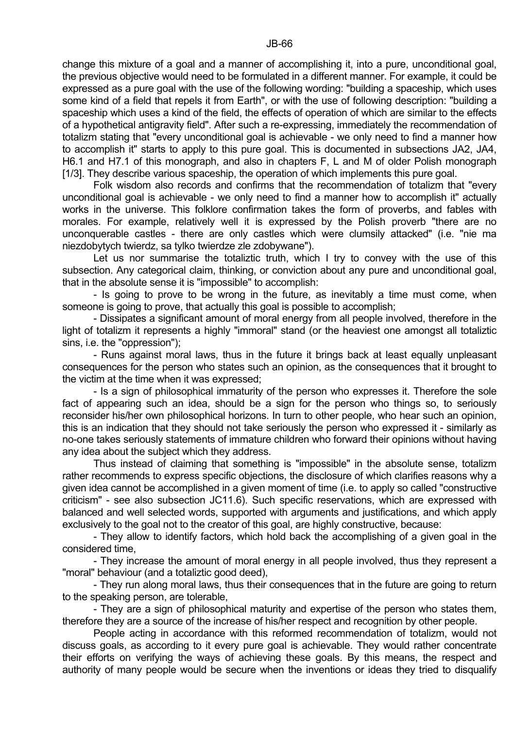change this mixture of a goal and a manner of accomplishing it, into a pure, unconditional goal, the previous objective would need to be formulated in a different manner. For example, it could be expressed as a pure goal with the use of the following wording: "building a spaceship, which uses some kind of a field that repels it from Earth", or with the use of following description: "building a spaceship which uses a kind of the field, the effects of operation of which are similar to the effects of a hypothetical antigravity field". After such a re-expressing, immediately the recommendation of totalizm stating that "every unconditional goal is achievable - we only need to find a manner how to accomplish it" starts to apply to this pure goal. This is documented in subsections JA2, JA4, H6.1 and H7.1 of this monograph, and also in chapters F, L and M of older Polish monograph [1/3]. They describe various spaceship, the operation of which implements this pure goal.

Folk wisdom also records and confirms that the recommendation of totalizm that "every unconditional goal is achievable - we only need to find a manner how to accomplish it" actually works in the universe. This folklore confirmation takes the form of proverbs, and fables with morales. For example, relatively well it is expressed by the Polish proverb "there are no unconquerable castles - there are only castles which were clumsily attacked" (i.e. "nie ma niezdobytych twierdz, sa tylko twierdze zle zdobywane").

Let us nor summarise the totaliztic truth, which I try to convey with the use of this subsection. Any categorical claim, thinking, or conviction about any pure and unconditional goal, that in the absolute sense it is "impossible" to accomplish:

- Is going to prove to be wrong in the future, as inevitably a time must come, when someone is going to prove, that actually this goal is possible to accomplish;

- Dissipates a significant amount of moral energy from all people involved, therefore in the light of totalizm it represents a highly "immoral" stand (or the heaviest one amongst all totaliztic sins, i.e. the "oppression");

- Runs against moral laws, thus in the future it brings back at least equally unpleasant consequences for the person who states such an opinion, as the consequences that it brought to the victim at the time when it was expressed;

- Is a sign of philosophical immaturity of the person who expresses it. Therefore the sole fact of appearing such an idea, should be a sign for the person who things so, to seriously reconsider his/her own philosophical horizons. In turn to other people, who hear such an opinion, this is an indication that they should not take seriously the person who expressed it - similarly as no-one takes seriously statements of immature children who forward their opinions without having any idea about the subject which they address.

Thus instead of claiming that something is "impossible" in the absolute sense, totalizm rather recommends to express specific objections, the disclosure of which clarifies reasons why a given idea cannot be accomplished in a given moment of time (i.e. to apply so called "constructive criticism" - see also subsection JC11.6). Such specific reservations, which are expressed with balanced and well selected words, supported with arguments and justifications, and which apply exclusively to the goal not to the creator of this goal, are highly constructive, because:

- They allow to identify factors, which hold back the accomplishing of a given goal in the considered time,

- They increase the amount of moral energy in all people involved, thus they represent a "moral" behaviour (and a totaliztic good deed),

- They run along moral laws, thus their consequences that in the future are going to return to the speaking person, are tolerable,

- They are a sign of philosophical maturity and expertise of the person who states them, therefore they are a source of the increase of his/her respect and recognition by other people.

People acting in accordance with this reformed recommendation of totalizm, would not discuss goals, as according to it every pure goal is achievable. They would rather concentrate their efforts on verifying the ways of achieving these goals. By this means, the respect and authority of many people would be secure when the inventions or ideas they tried to disqualify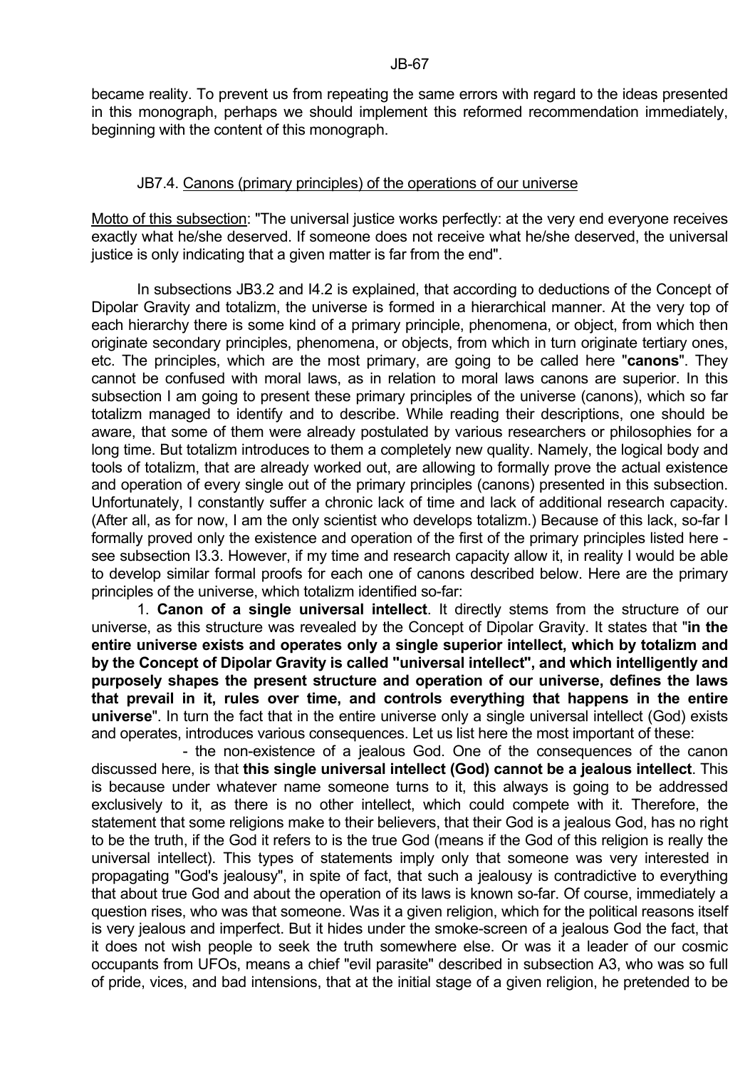became reality. To prevent us from repeating the same errors with regard to the ideas presented in this monograph, perhaps we should implement this reformed recommendation immediately, beginning with the content of this monograph.

### JB7.4. Canons (primary principles) of the operations of our universe

Motto of this subsection: "The universal justice works perfectly: at the very end everyone receives exactly what he/she deserved. If someone does not receive what he/she deserved, the universal justice is only indicating that a given matter is far from the end".

In subsections JB3.2 and I4.2 is explained, that according to deductions of the Concept of Dipolar Gravity and totalizm, the universe is formed in a hierarchical manner. At the very top of each hierarchy there is some kind of a primary principle, phenomena, or object, from which then originate secondary principles, phenomena, or objects, from which in turn originate tertiary ones, etc. The principles, which are the most primary, are going to be called here "**canons**". They cannot be confused with moral laws, as in relation to moral laws canons are superior. In this subsection I am going to present these primary principles of the universe (canons), which so far totalizm managed to identify and to describe. While reading their descriptions, one should be aware, that some of them were already postulated by various researchers or philosophies for a long time. But totalizm introduces to them a completely new quality. Namely, the logical body and tools of totalizm, that are already worked out, are allowing to formally prove the actual existence and operation of every single out of the primary principles (canons) presented in this subsection. Unfortunately, I constantly suffer a chronic lack of time and lack of additional research capacity. (After all, as for now, I am the only scientist who develops totalizm.) Because of this lack, so-far I formally proved only the existence and operation of the first of the primary principles listed here - see subsection I3.3. However, if my time and research capacity allow it, in reality I would be able to develop similar formal proofs for each one of canons described below. Here are the primary principles of the universe, which totalizm identified so-far:

1. **Canon of a single universal intellect**. It directly stems from the structure of our universe, as this structure was revealed by the Concept of Dipolar Gravity. It states that "**in the entire universe exists and operates only a single superior intellect, which by totalizm and by the Concept of Dipolar Gravity is called "universal intellect", and which intelligently and purposely shapes the present structure and operation of our universe, defines the laws that prevail in it, rules over time, and controls everything that happens in the entire universe**". In turn the fact that in the entire universe only a single universal intellect (God) exists and operates, introduces various consequences. Let us list here the most important of these:

- the non-existence of a jealous God. One of the consequences of the canon discussed here, is that **this single universal intellect (God) cannot be a jealous intellect**. This is because under whatever name someone turns to it, this always is going to be addressed exclusively to it, as there is no other intellect, which could compete with it. Therefore, the statement that some religions make to their believers, that their God is a jealous God, has no right to be the truth, if the God it refers to is the true God (means if the God of this religion is really the universal intellect). This types of statements imply only that someone was very interested in propagating "God's jealousy", in spite of fact, that such a jealousy is contradictive to everything that about true God and about the operation of its laws is known so-far. Of course, immediately a question rises, who was that someone. Was it a given religion, which for the political reasons itself is very jealous and imperfect. But it hides under the smoke-screen of a jealous God the fact, that it does not wish people to seek the truth somewhere else. Or was it a leader of our cosmic occupants from UFOs, means a chief "evil parasite" described in subsection A3, who was so full of pride, vices, and bad intensions, that at the initial stage of a given religion, he pretended to be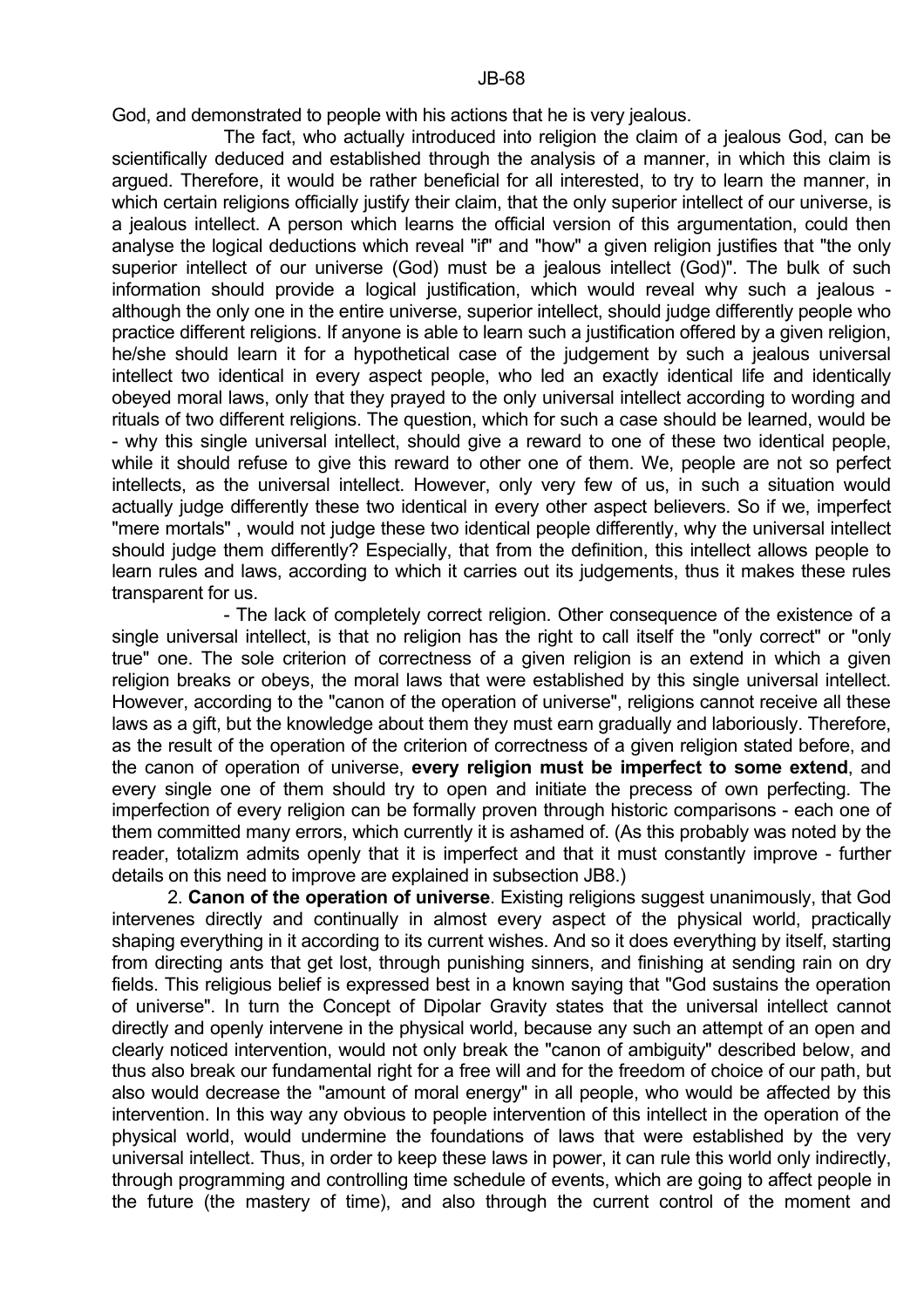God, and demonstrated to people with his actions that he is very jealous.

The fact, who actually introduced into religion the claim of a jealous God, can be scientifically deduced and established through the analysis of a manner, in which this claim is argued. Therefore, it would be rather beneficial for all interested, to try to learn the manner, in which certain religions officially justify their claim, that the only superior intellect of our universe, is a jealous intellect. A person which learns the official version of this argumentation, could then analyse the logical deductions which reveal "if" and "how" a given religion justifies that "the only superior intellect of our universe (God) must be a jealous intellect (God)". The bulk of such information should provide a logical justification, which would reveal why such a jealous - although the only one in the entire universe, superior intellect, should judge differently people who practice different religions. If anyone is able to learn such a justification offered by a given religion, he/she should learn it for a hypothetical case of the judgement by such a jealous universal intellect two identical in every aspect people, who led an exactly identical life and identically obeyed moral laws, only that they prayed to the only universal intellect according to wording and rituals of two different religions. The question, which for such a case should be learned, would be - why this single universal intellect, should give a reward to one of these two identical people, while it should refuse to give this reward to other one of them. We, people are not so perfect intellects, as the universal intellect. However, only very few of us, in such a situation would actually judge differently these two identical in every other aspect believers. So if we, imperfect "mere mortals" , would not judge these two identical people differently, why the universal intellect should judge them differently? Especially, that from the definition, this intellect allows people to learn rules and laws, according to which it carries out its judgements, thus it makes these rules transparent for us.

- The lack of completely correct religion. Other consequence of the existence of a single universal intellect, is that no religion has the right to call itself the "only correct" or "only true" one. The sole criterion of correctness of a given religion is an extend in which a given religion breaks or obeys, the moral laws that were established by this single universal intellect. However, according to the "canon of the operation of universe", religions cannot receive all these laws as a gift, but the knowledge about them they must earn gradually and laboriously. Therefore, as the result of the operation of the criterion of correctness of a given religion stated before, and the canon of operation of universe, **every religion must be imperfect to some extend**, and every single one of them should try to open and initiate the precess of own perfecting. The imperfection of every religion can be formally proven through historic comparisons - each one of them committed many errors, which currently it is ashamed of. (As this probably was noted by the reader, totalizm admits openly that it is imperfect and that it must constantly improve - further details on this need to improve are explained in subsection JB8.)

2. **Canon of the operation of universe**. Existing religions suggest unanimously, that God intervenes directly and continually in almost every aspect of the physical world, practically shaping everything in it according to its current wishes. And so it does everything by itself, starting from directing ants that get lost, through punishing sinners, and finishing at sending rain on dry fields. This religious belief is expressed best in a known saying that "God sustains the operation of universe". In turn the Concept of Dipolar Gravity states that the universal intellect cannot directly and openly intervene in the physical world, because any such an attempt of an open and clearly noticed intervention, would not only break the "canon of ambiguity" described below, and thus also break our fundamental right for a free will and for the freedom of choice of our path, but also would decrease the "amount of moral energy" in all people, who would be affected by this intervention. In this way any obvious to people intervention of this intellect in the operation of the physical world, would undermine the foundations of laws that were established by the very universal intellect. Thus, in order to keep these laws in power, it can rule this world only indirectly, through programming and controlling time schedule of events, which are going to affect people in the future (the mastery of time), and also through the current control of the moment and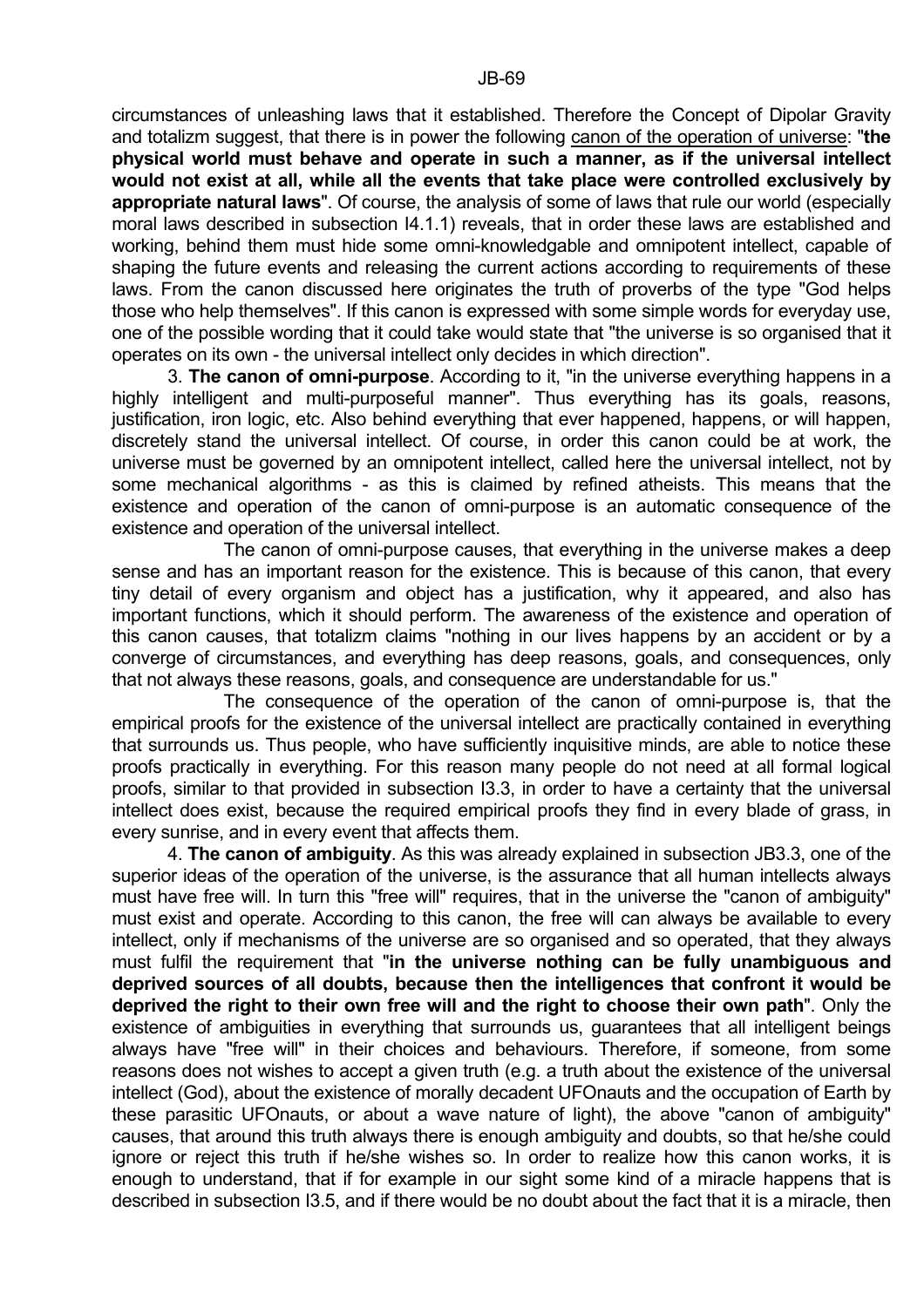circumstances of unleashing laws that it established. Therefore the Concept of Dipolar Gravity and totalizm suggest, that there is in power the following canon of the operation of universe: "**the physical world must behave and operate in such a manner, as if the universal intellect would not exist at all, while all the events that take place were controlled exclusively by appropriate natural laws**". Of course, the analysis of some of laws that rule our world (especially moral laws described in subsection I4.1.1) reveals, that in order these laws are established and working, behind them must hide some omni-knowledgable and omnipotent intellect, capable of shaping the future events and releasing the current actions according to requirements of these laws. From the canon discussed here originates the truth of proverbs of the type "God helps those who help themselves". If this canon is expressed with some simple words for everyday use, one of the possible wording that it could take would state that "the universe is so organised that it operates on its own - the universal intellect only decides in which direction".

3. **The canon of omni-purpose**. According to it, "in the universe everything happens in a highly intelligent and multi-purposeful manner". Thus everything has its goals, reasons, justification, iron logic, etc. Also behind everything that ever happened, happens, or will happen, discretely stand the universal intellect. Of course, in order this canon could be at work, the universe must be governed by an omnipotent intellect, called here the universal intellect, not by some mechanical algorithms - as this is claimed by refined atheists. This means that the existence and operation of the canon of omni-purpose is an automatic consequence of the existence and operation of the universal intellect.

The canon of omni-purpose causes, that everything in the universe makes a deep sense and has an important reason for the existence. This is because of this canon, that every tiny detail of every organism and object has a justification, why it appeared, and also has important functions, which it should perform. The awareness of the existence and operation of this canon causes, that totalizm claims "nothing in our lives happens by an accident or by a converge of circumstances, and everything has deep reasons, goals, and consequences, only that not always these reasons, goals, and consequence are understandable for us."

The consequence of the operation of the canon of omni-purpose is, that the empirical proofs for the existence of the universal intellect are practically contained in everything that surrounds us. Thus people, who have sufficiently inquisitive minds, are able to notice these proofs practically in everything. For this reason many people do not need at all formal logical proofs, similar to that provided in subsection I3.3, in order to have a certainty that the universal intellect does exist, because the required empirical proofs they find in every blade of grass, in every sunrise, and in every event that affects them.

4. **The canon of ambiguity**. As this was already explained in subsection JB3.3, one of the superior ideas of the operation of the universe, is the assurance that all human intellects always must have free will. In turn this "free will" requires, that in the universe the "canon of ambiguity" must exist and operate. According to this canon, the free will can always be available to every intellect, only if mechanisms of the universe are so organised and so operated, that they always must fulfil the requirement that "**in the universe nothing can be fully unambiguous and deprived sources of all doubts, because then the intelligences that confront it would be deprived the right to their own free will and the right to choose their own path**". Only the existence of ambiguities in everything that surrounds us, guarantees that all intelligent beings always have "free will" in their choices and behaviours. Therefore, if someone, from some reasons does not wishes to accept a given truth (e.g. a truth about the existence of the universal intellect (God), about the existence of morally decadent UFOnauts and the occupation of Earth by these parasitic UFOnauts, or about a wave nature of light), the above "canon of ambiguity" causes, that around this truth always there is enough ambiguity and doubts, so that he/she could ignore or reject this truth if he/she wishes so. In order to realize how this canon works, it is enough to understand, that if for example in our sight some kind of a miracle happens that is described in subsection I3.5, and if there would be no doubt about the fact that it is a miracle, then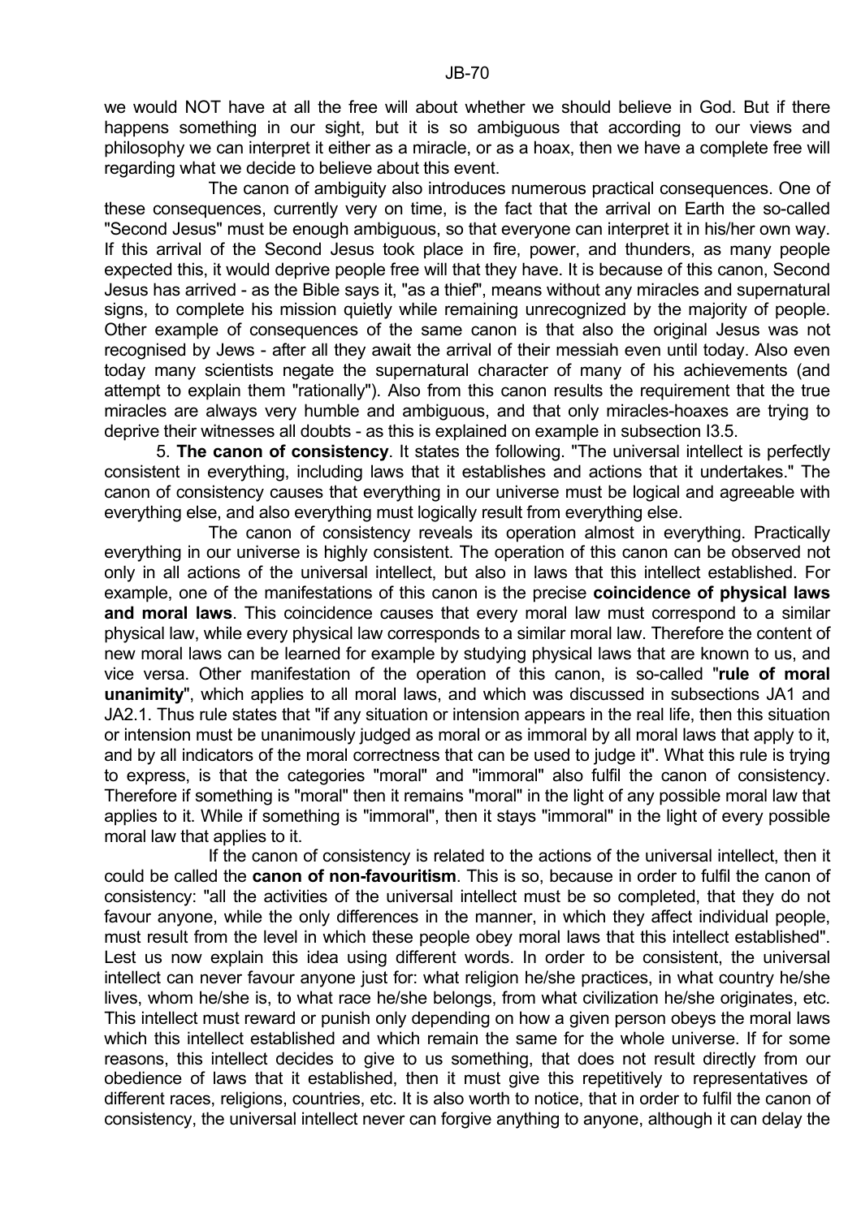we would NOT have at all the free will about whether we should believe in God. But if there happens something in our sight, but it is so ambiguous that according to our views and philosophy we can interpret it either as a miracle, or as a hoax, then we have a complete free will regarding what we decide to believe about this event.

The canon of ambiguity also introduces numerous practical consequences. One of these consequences, currently very on time, is the fact that the arrival on Earth the so-called "Second Jesus" must be enough ambiguous, so that everyone can interpret it in his/her own way. If this arrival of the Second Jesus took place in fire, power, and thunders, as many people expected this, it would deprive people free will that they have. It is because of this canon, Second Jesus has arrived - as the Bible says it, "as a thief", means without any miracles and supernatural signs, to complete his mission quietly while remaining unrecognized by the majority of people. Other example of consequences of the same canon is that also the original Jesus was not recognised by Jews - after all they await the arrival of their messiah even until today. Also even today many scientists negate the supernatural character of many of his achievements (and attempt to explain them "rationally"). Also from this canon results the requirement that the true miracles are always very humble and ambiguous, and that only miracles-hoaxes are trying to deprive their witnesses all doubts - as this is explained on example in subsection I3.5.

5. **The canon of consistency**. It states the following. "The universal intellect is perfectly consistent in everything, including laws that it establishes and actions that it undertakes." The canon of consistency causes that everything in our universe must be logical and agreeable with everything else, and also everything must logically result from everything else.

The canon of consistency reveals its operation almost in everything. Practically everything in our universe is highly consistent. The operation of this canon can be observed not only in all actions of the universal intellect, but also in laws that this intellect established. For example, one of the manifestations of this canon is the precise **coincidence of physical laws and moral laws**. This coincidence causes that every moral law must correspond to a similar physical law, while every physical law corresponds to a similar moral law. Therefore the content of new moral laws can be learned for example by studying physical laws that are known to us, and vice versa. Other manifestation of the operation of this canon, is so-called "**rule of moral unanimity**", which applies to all moral laws, and which was discussed in subsections JA1 and JA2.1. Thus rule states that "if any situation or intension appears in the real life, then this situation or intension must be unanimously judged as moral or as immoral by all moral laws that apply to it, and by all indicators of the moral correctness that can be used to judge it". What this rule is trying to express, is that the categories "moral" and "immoral" also fulfil the canon of consistency. Therefore if something is "moral" then it remains "moral" in the light of any possible moral law that applies to it. While if something is "immoral", then it stays "immoral" in the light of every possible moral law that applies to it.

If the canon of consistency is related to the actions of the universal intellect, then it could be called the **canon of non-favouritism**. This is so, because in order to fulfil the canon of consistency: "all the activities of the universal intellect must be so completed, that they do not favour anyone, while the only differences in the manner, in which they affect individual people, must result from the level in which these people obey moral laws that this intellect established". Lest us now explain this idea using different words. In order to be consistent, the universal intellect can never favour anyone just for: what religion he/she practices, in what country he/she lives, whom he/she is, to what race he/she belongs, from what civilization he/she originates, etc. This intellect must reward or punish only depending on how a given person obeys the moral laws which this intellect established and which remain the same for the whole universe. If for some reasons, this intellect decides to give to us something, that does not result directly from our obedience of laws that it established, then it must give this repetitively to representatives of different races, religions, countries, etc. It is also worth to notice, that in order to fulfil the canon of consistency, the universal intellect never can forgive anything to anyone, although it can delay the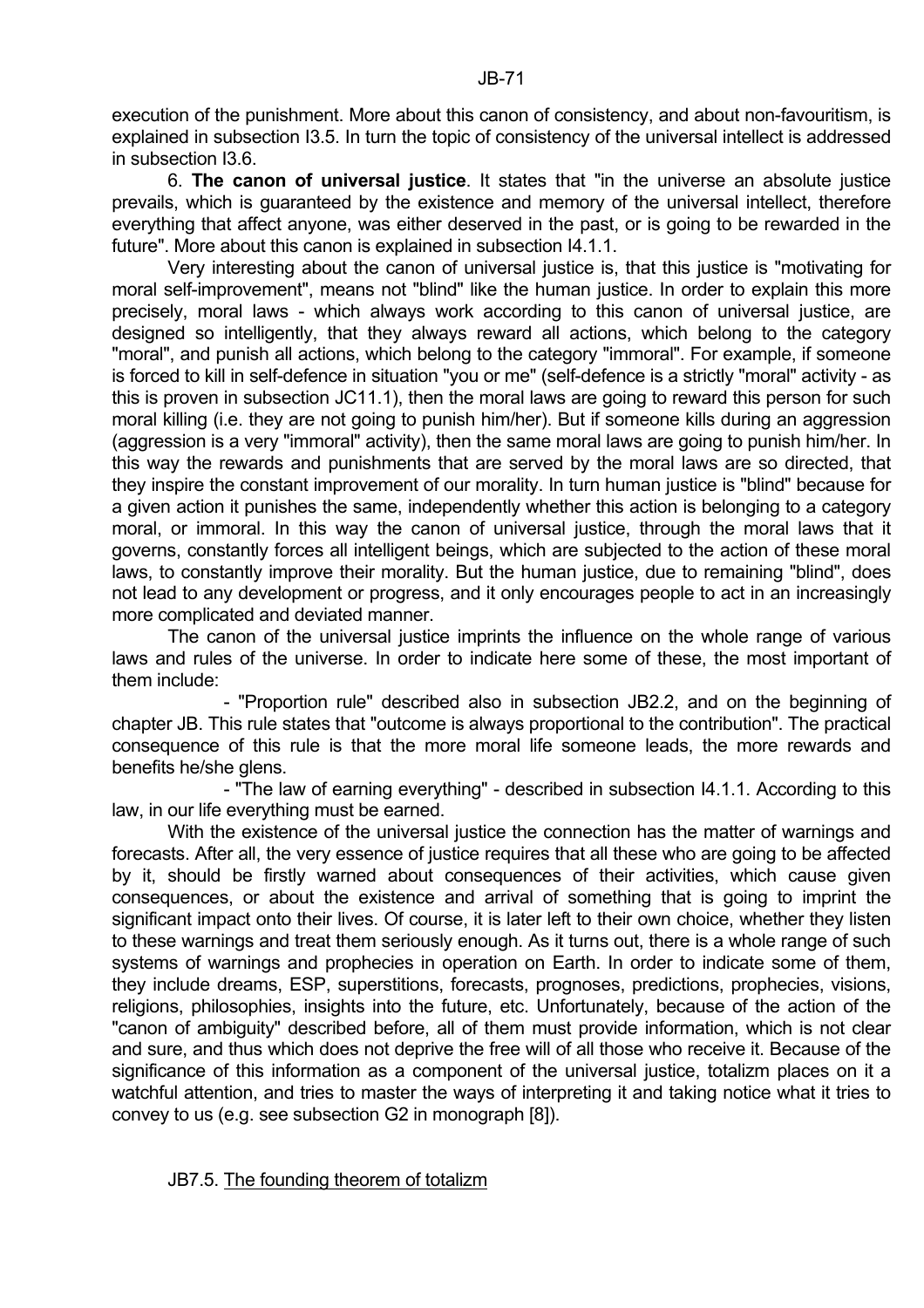execution of the punishment. More about this canon of consistency, and about non-favouritism, is explained in subsection I3.5. In turn the topic of consistency of the universal intellect is addressed in subsection I3.6.

6. **The canon of universal justice**. It states that "in the universe an absolute justice prevails, which is guaranteed by the existence and memory of the universal intellect, therefore everything that affect anyone, was either deserved in the past, or is going to be rewarded in the future". More about this canon is explained in subsection I4.1.1.

Very interesting about the canon of universal justice is, that this justice is "motivating for moral self-improvement", means not "blind" like the human justice. In order to explain this more precisely, moral laws - which always work according to this canon of universal justice, are designed so intelligently, that they always reward all actions, which belong to the category "moral", and punish all actions, which belong to the category "immoral". For example, if someone is forced to kill in self-defence in situation "you or me" (self-defence is a strictly "moral" activity - as this is proven in subsection JC11.1), then the moral laws are going to reward this person for such moral killing (i.e. they are not going to punish him/her). But if someone kills during an aggression (aggression is a very "immoral" activity), then the same moral laws are going to punish him/her. In this way the rewards and punishments that are served by the moral laws are so directed, that they inspire the constant improvement of our morality. In turn human justice is "blind" because for a given action it punishes the same, independently whether this action is belonging to a category moral, or immoral. In this way the canon of universal justice, through the moral laws that it governs, constantly forces all intelligent beings, which are subjected to the action of these moral laws, to constantly improve their morality. But the human justice, due to remaining "blind", does not lead to any development or progress, and it only encourages people to act in an increasingly more complicated and deviated manner.

The canon of the universal justice imprints the influence on the whole range of various laws and rules of the universe. In order to indicate here some of these, the most important of them include:

- "Proportion rule" described also in subsection JB2.2, and on the beginning of chapter JB. This rule states that "outcome is always proportional to the contribution". The practical consequence of this rule is that the more moral life someone leads, the more rewards and benefits he/she glens.
- "The law of earning everything" - described in subsection I4.1.1. According to this law, in our life everything must be earned.

With the existence of the universal justice the connection has the matter of warnings and forecasts. After all, the very essence of justice requires that all these who are going to be affected by it, should be firstly warned about consequences of their activities, which cause given consequences, or about the existence and arrival of something that is going to imprint the significant impact onto their lives. Of course, it is later left to their own choice, whether they listen to these warnings and treat them seriously enough. As it turns out, there is a whole range of such systems of warnings and prophecies in operation on Earth. In order to indicate some of them, they include dreams, ESP, superstitions, forecasts, prognoses, predictions, prophecies, visions, religions, philosophies, insights into the future, etc. Unfortunately, because of the action of the "canon of ambiguity" described before, all of them must provide information, which is not clear and sure, and thus which does not deprive the free will of all those who receive it. Because of the significance of this information as a component of the universal justice, totalizm places on it a watchful attention, and tries to master the ways of interpreting it and taking notice what it tries to convey to us (e.g. see subsection G2 in monograph [8]).

### JB7.5. The founding theorem of totalizm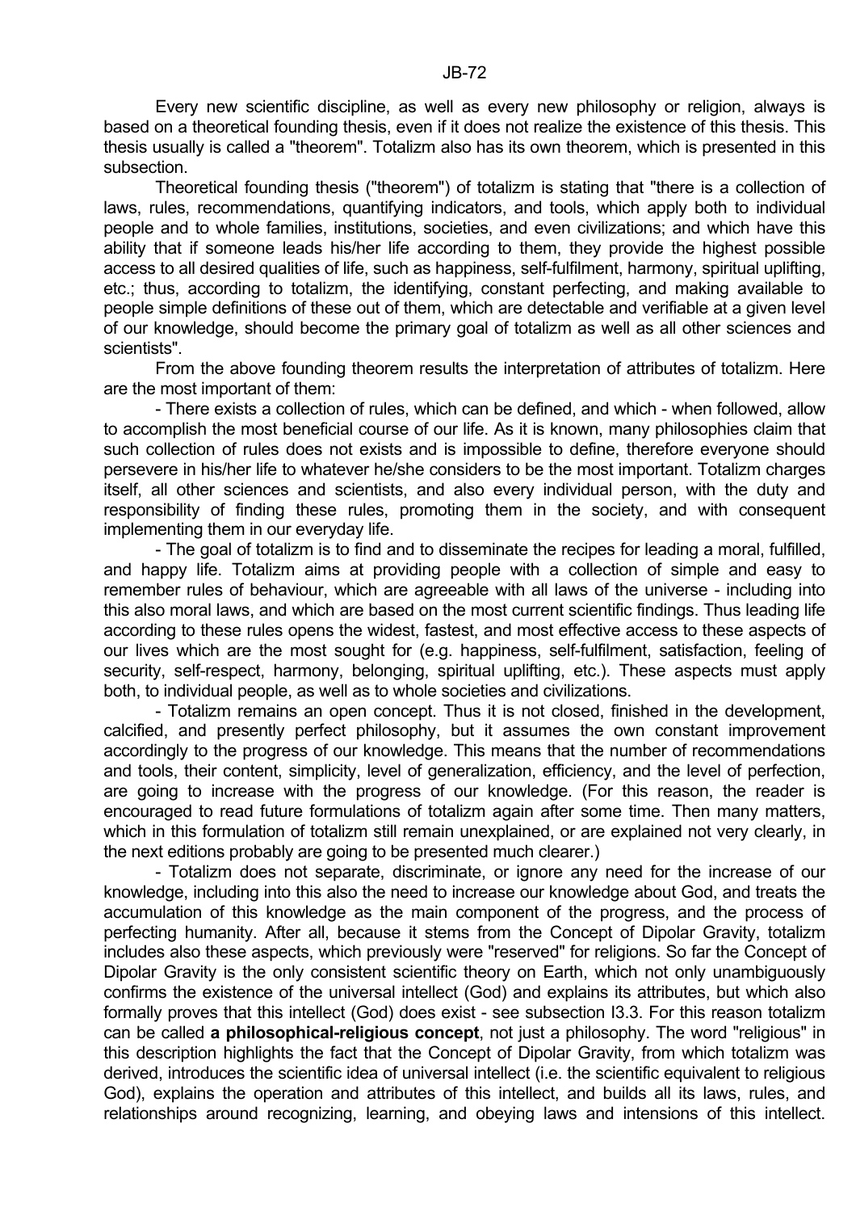Every new scientific discipline, as well as every new philosophy or religion, always is based on a theoretical founding thesis, even if it does not realize the existence of this thesis. This thesis usually is called a "theorem". Totalizm also has its own theorem, which is presented in this subsection.

Theoretical founding thesis ("theorem") of totalizm is stating that "there is a collection of laws, rules, recommendations, quantifying indicators, and tools, which apply both to individual people and to whole families, institutions, societies, and even civilizations; and which have this ability that if someone leads his/her life according to them, they provide the highest possible access to all desired qualities of life, such as happiness, self-fulfilment, harmony, spiritual uplifting, etc.; thus, according to totalizm, the identifying, constant perfecting, and making available to people simple definitions of these out of them, which are detectable and verifiable at a given level of our knowledge, should become the primary goal of totalizm as well as all other sciences and scientists".

From the above founding theorem results the interpretation of attributes of totalizm. Here are the most important of them:

- There exists a collection of rules, which can be defined, and which - when followed, allow to accomplish the most beneficial course of our life. As it is known, many philosophies claim that such collection of rules does not exists and is impossible to define, therefore everyone should persevere in his/her life to whatever he/she considers to be the most important. Totalizm charges itself, all other sciences and scientists, and also every individual person, with the duty and responsibility of finding these rules, promoting them in the society, and with consequent implementing them in our everyday life.

- The goal of totalizm is to find and to disseminate the recipes for leading a moral, fulfilled, and happy life. Totalizm aims at providing people with a collection of simple and easy to remember rules of behaviour, which are agreeable with all laws of the universe - including into this also moral laws, and which are based on the most current scientific findings. Thus leading life according to these rules opens the widest, fastest, and most effective access to these aspects of our lives which are the most sought for (e.g. happiness, self-fulfilment, satisfaction, feeling of security, self-respect, harmony, belonging, spiritual uplifting, etc.). These aspects must apply both, to individual people, as well as to whole societies and civilizations.

- Totalizm remains an open concept. Thus it is not closed, finished in the development, calcified, and presently perfect philosophy, but it assumes the own constant improvement accordingly to the progress of our knowledge. This means that the number of recommendations and tools, their content, simplicity, level of generalization, efficiency, and the level of perfection, are going to increase with the progress of our knowledge. (For this reason, the reader is encouraged to read future formulations of totalizm again after some time. Then many matters, which in this formulation of totalizm still remain unexplained, or are explained not very clearly, in the next editions probably are going to be presented much clearer.)

- Totalizm does not separate, discriminate, or ignore any need for the increase of our knowledge, including into this also the need to increase our knowledge about God, and treats the accumulation of this knowledge as the main component of the progress, and the process of perfecting humanity. After all, because it stems from the Concept of Dipolar Gravity, totalizm includes also these aspects, which previously were "reserved" for religions. So far the Concept of Dipolar Gravity is the only consistent scientific theory on Earth, which not only unambiguously confirms the existence of the universal intellect (God) and explains its attributes, but which also formally proves that this intellect (God) does exist - see subsection I3.3. For this reason totalizm can be called **a philosophical-religious concept**, not just a philosophy. The word "religious" in this description highlights the fact that the Concept of Dipolar Gravity, from which totalizm was derived, introduces the scientific idea of universal intellect (i.e. the scientific equivalent to religious God), explains the operation and attributes of this intellect, and builds all its laws, rules, and relationships around recognizing, learning, and obeying laws and intensions of this intellect.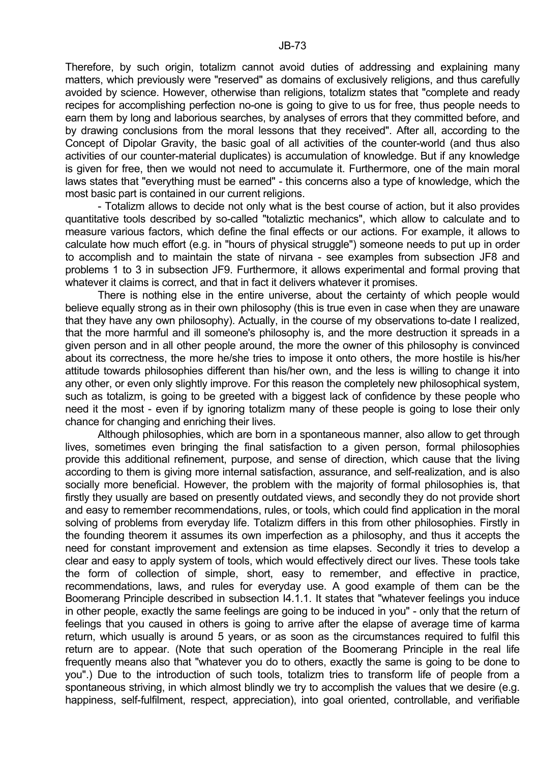Therefore, by such origin, totalizm cannot avoid duties of addressing and explaining many matters, which previously were "reserved" as domains of exclusively religions, and thus carefully avoided by science. However, otherwise than religions, totalizm states that "complete and ready recipes for accomplishing perfection no-one is going to give to us for free, thus people needs to earn them by long and laborious searches, by analyses of errors that they committed before, and by drawing conclusions from the moral lessons that they received". After all, according to the Concept of Dipolar Gravity, the basic goal of all activities of the counter-world (and thus also activities of our counter-material duplicates) is accumulation of knowledge. But if any knowledge is given for free, then we would not need to accumulate it. Furthermore, one of the main moral laws states that "everything must be earned" - this concerns also a type of knowledge, which the most basic part is contained in our current religions.

- Totalizm allows to decide not only what is the best course of action, but it also provides quantitative tools described by so-called "totaliztic mechanics", which allow to calculate and to measure various factors, which define the final effects or our actions. For example, it allows to calculate how much effort (e.g. in "hours of physical struggle") someone needs to put up in order to accomplish and to maintain the state of nirvana - see examples from subsection JF8 and problems 1 to 3 in subsection JF9. Furthermore, it allows experimental and formal proving that whatever it claims is correct, and that in fact it delivers whatever it promises.

There is nothing else in the entire universe, about the certainty of which people would believe equally strong as in their own philosophy (this is true even in case when they are unaware that they have any own philosophy). Actually, in the course of my observations to-date I realized, that the more harmful and ill someone's philosophy is, and the more destruction it spreads in a given person and in all other people around, the more the owner of this philosophy is convinced about its correctness, the more he/she tries to impose it onto others, the more hostile is his/her attitude towards philosophies different than his/her own, and the less is willing to change it into any other, or even only slightly improve. For this reason the completely new philosophical system, such as totalizm, is going to be greeted with a biggest lack of confidence by these people who need it the most - even if by ignoring totalizm many of these people is going to lose their only chance for changing and enriching their lives.

Although philosophies, which are born in a spontaneous manner, also allow to get through lives, sometimes even bringing the final satisfaction to a given person, formal philosophies provide this additional refinement, purpose, and sense of direction, which cause that the living according to them is giving more internal satisfaction, assurance, and self-realization, and is also socially more beneficial. However, the problem with the majority of formal philosophies is, that firstly they usually are based on presently outdated views, and secondly they do not provide short and easy to remember recommendations, rules, or tools, which could find application in the moral solving of problems from everyday life. Totalizm differs in this from other philosophies. Firstly in the founding theorem it assumes its own imperfection as a philosophy, and thus it accepts the need for constant improvement and extension as time elapses. Secondly it tries to develop a clear and easy to apply system of tools, which would effectively direct our lives. These tools take the form of collection of simple, short, easy to remember, and effective in practice, recommendations, laws, and rules for everyday use. A good example of them can be the Boomerang Principle described in subsection I4.1.1. It states that "whatever feelings you induce in other people, exactly the same feelings are going to be induced in you" - only that the return of feelings that you caused in others is going to arrive after the elapse of average time of karma return, which usually is around 5 years, or as soon as the circumstances required to fulfil this return are to appear. (Note that such operation of the Boomerang Principle in the real life frequently means also that "whatever you do to others, exactly the same is going to be done to you".) Due to the introduction of such tools, totalizm tries to transform life of people from a spontaneous striving, in which almost blindly we try to accomplish the values that we desire (e.g. happiness, self-fulfilment, respect, appreciation), into goal oriented, controllable, and verifiable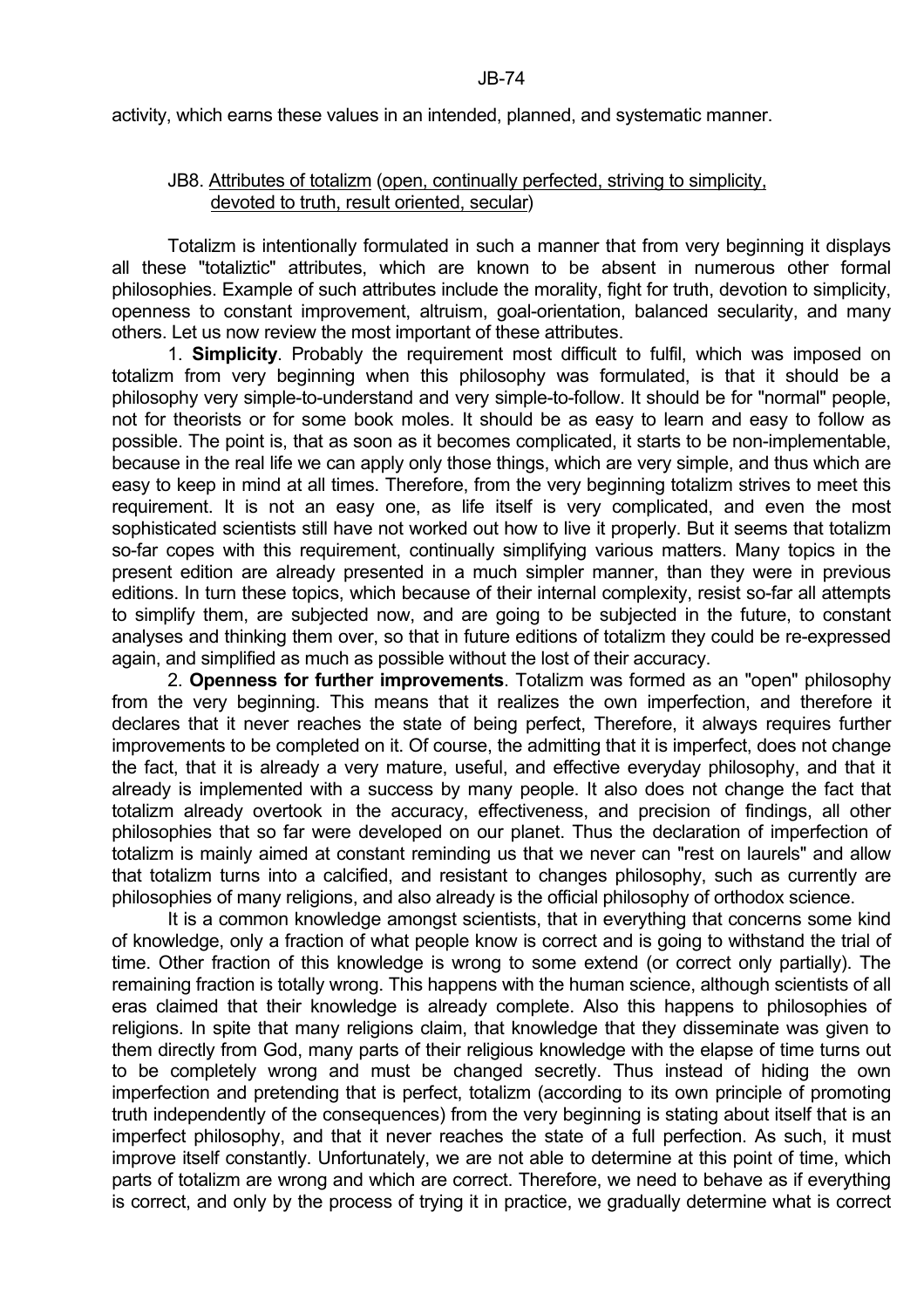activity, which earns these values in an intended, planned, and systematic manner.

## JB8. Attributes of totalizm (open, continually perfected, striving to simplicity, devoted to truth, result oriented, secular)

Totalizm is intentionally formulated in such a manner that from very beginning it displays all these "totaliztic" attributes, which are known to be absent in numerous other formal philosophies. Example of such attributes include the morality, fight for truth, devotion to simplicity, openness to constant improvement, altruism, goal-orientation, balanced secularity, and many others. Let us now review the most important of these attributes.

1. **Simplicity**. Probably the requirement most difficult to fulfil, which was imposed on totalizm from very beginning when this philosophy was formulated, is that it should be a philosophy very simple-to-understand and very simple-to-follow. It should be for "normal" people, not for theorists or for some book moles. It should be as easy to learn and easy to follow as possible. The point is, that as soon as it becomes complicated, it starts to be non-implementable, because in the real life we can apply only those things, which are very simple, and thus which are easy to keep in mind at all times. Therefore, from the very beginning totalizm strives to meet this requirement. It is not an easy one, as life itself is very complicated, and even the most sophisticated scientists still have not worked out how to live it properly. But it seems that totalizm so-far copes with this requirement, continually simplifying various matters. Many topics in the present edition are already presented in a much simpler manner, than they were in previous editions. In turn these topics, which because of their internal complexity, resist so-far all attempts to simplify them, are subjected now, and are going to be subjected in the future, to constant analyses and thinking them over, so that in future editions of totalizm they could be re-expressed again, and simplified as much as possible without the lost of their accuracy.

2. **Openness for further improvements**. Totalizm was formed as an "open" philosophy from the very beginning. This means that it realizes the own imperfection, and therefore it declares that it never reaches the state of being perfect, Therefore, it always requires further improvements to be completed on it. Of course, the admitting that it is imperfect, does not change the fact, that it is already a very mature, useful, and effective everyday philosophy, and that it already is implemented with a success by many people. It also does not change the fact that totalizm already overtook in the accuracy, effectiveness, and precision of findings, all other philosophies that so far were developed on our planet. Thus the declaration of imperfection of totalizm is mainly aimed at constant reminding us that we never can "rest on laurels" and allow that totalizm turns into a calcified, and resistant to changes philosophy, such as currently are philosophies of many religions, and also already is the official philosophy of orthodox science.

It is a common knowledge amongst scientists, that in everything that concerns some kind of knowledge, only a fraction of what people know is correct and is going to withstand the trial of time. Other fraction of this knowledge is wrong to some extend (or correct only partially). The remaining fraction is totally wrong. This happens with the human science, although scientists of all eras claimed that their knowledge is already complete. Also this happens to philosophies of religions. In spite that many religions claim, that knowledge that they disseminate was given to them directly from God, many parts of their religious knowledge with the elapse of time turns out to be completely wrong and must be changed secretly. Thus instead of hiding the own imperfection and pretending that is perfect, totalizm (according to its own principle of promoting truth independently of the consequences) from the very beginning is stating about itself that is an imperfect philosophy, and that it never reaches the state of a full perfection. As such, it must improve itself constantly. Unfortunately, we are not able to determine at this point of time, which parts of totalizm are wrong and which are correct. Therefore, we need to behave as if everything is correct, and only by the process of trying it in practice, we gradually determine what is correct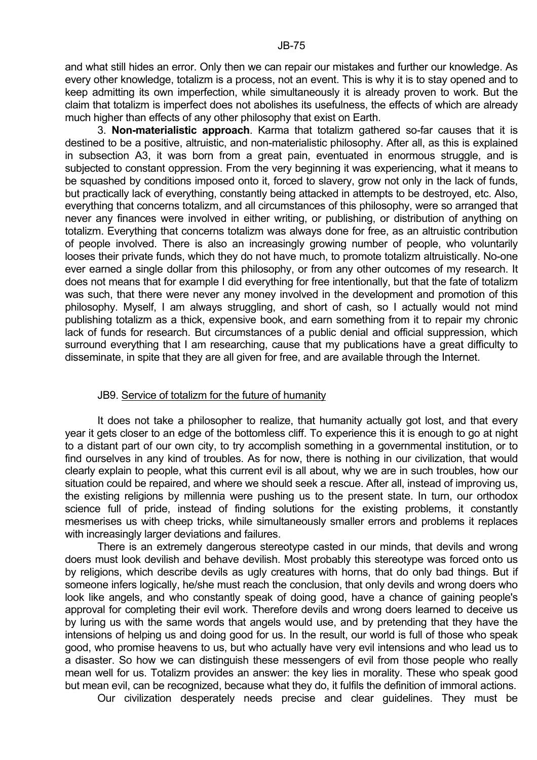and what still hides an error. Only then we can repair our mistakes and further our knowledge. As every other knowledge, totalizm is a process, not an event. This is why it is to stay opened and to keep admitting its own imperfection, while simultaneously it is already proven to work. But the claim that totalizm is imperfect does not abolishes its usefulness, the effects of which are already much higher than effects of any other philosophy that exist on Earth.

3. **Non-materialistic approach**. Karma that totalizm gathered so-far causes that it is destined to be a positive, altruistic, and non-materialistic philosophy. After all, as this is explained in subsection A3, it was born from a great pain, eventuated in enormous struggle, and is subjected to constant oppression. From the very beginning it was experiencing, what it means to be squashed by conditions imposed onto it, forced to slavery, grow not only in the lack of funds, but practically lack of everything, constantly being attacked in attempts to be destroyed, etc. Also, everything that concerns totalizm, and all circumstances of this philosophy, were so arranged that never any finances were involved in either writing, or publishing, or distribution of anything on totalizm. Everything that concerns totalizm was always done for free, as an altruistic contribution of people involved. There is also an increasingly growing number of people, who voluntarily looses their private funds, which they do not have much, to promote totalizm altruistically. No-one ever earned a single dollar from this philosophy, or from any other outcomes of my research. It does not means that for example I did everything for free intentionally, but that the fate of totalizm was such, that there were never any money involved in the development and promotion of this philosophy. Myself, I am always struggling, and short of cash, so I actually would not mind publishing totalizm as a thick, expensive book, and earn something from it to repair my chronic lack of funds for research. But circumstances of a public denial and official suppression, which surround everything that I am researching, cause that my publications have a great difficulty to disseminate, in spite that they are all given for free, and are available through the Internet.

## JB9. Service of totalizm for the future of humanity

It does not take a philosopher to realize, that humanity actually got lost, and that every year it gets closer to an edge of the bottomless cliff. To experience this it is enough to go at night to a distant part of our own city, to try accomplish something in a governmental institution, or to find ourselves in any kind of troubles. As for now, there is nothing in our civilization, that would clearly explain to people, what this current evil is all about, why we are in such troubles, how our situation could be repaired, and where we should seek a rescue. After all, instead of improving us, the existing religions by millennia were pushing us to the present state. In turn, our orthodox science full of pride, instead of finding solutions for the existing problems, it constantly mesmerises us with cheep tricks, while simultaneously smaller errors and problems it replaces with increasingly larger deviations and failures.

There is an extremely dangerous stereotype casted in our minds, that devils and wrong doers must look devilish and behave devilish. Most probably this stereotype was forced onto us by religions, which describe devils as ugly creatures with horns, that do only bad things. But if someone infers logically, he/she must reach the conclusion, that only devils and wrong doers who look like angels, and who constantly speak of doing good, have a chance of gaining people's approval for completing their evil work. Therefore devils and wrong doers learned to deceive us by luring us with the same words that angels would use, and by pretending that they have the intensions of helping us and doing good for us. In the result, our world is full of those who speak good, who promise heavens to us, but who actually have very evil intensions and who lead us to a disaster. So how we can distinguish these messengers of evil from those people who really mean well for us. Totalizm provides an answer: the key lies in morality. These who speak good but mean evil, can be recognized, because what they do, it fulfils the definition of immoral actions.

Our civilization desperately needs precise and clear guidelines. They must be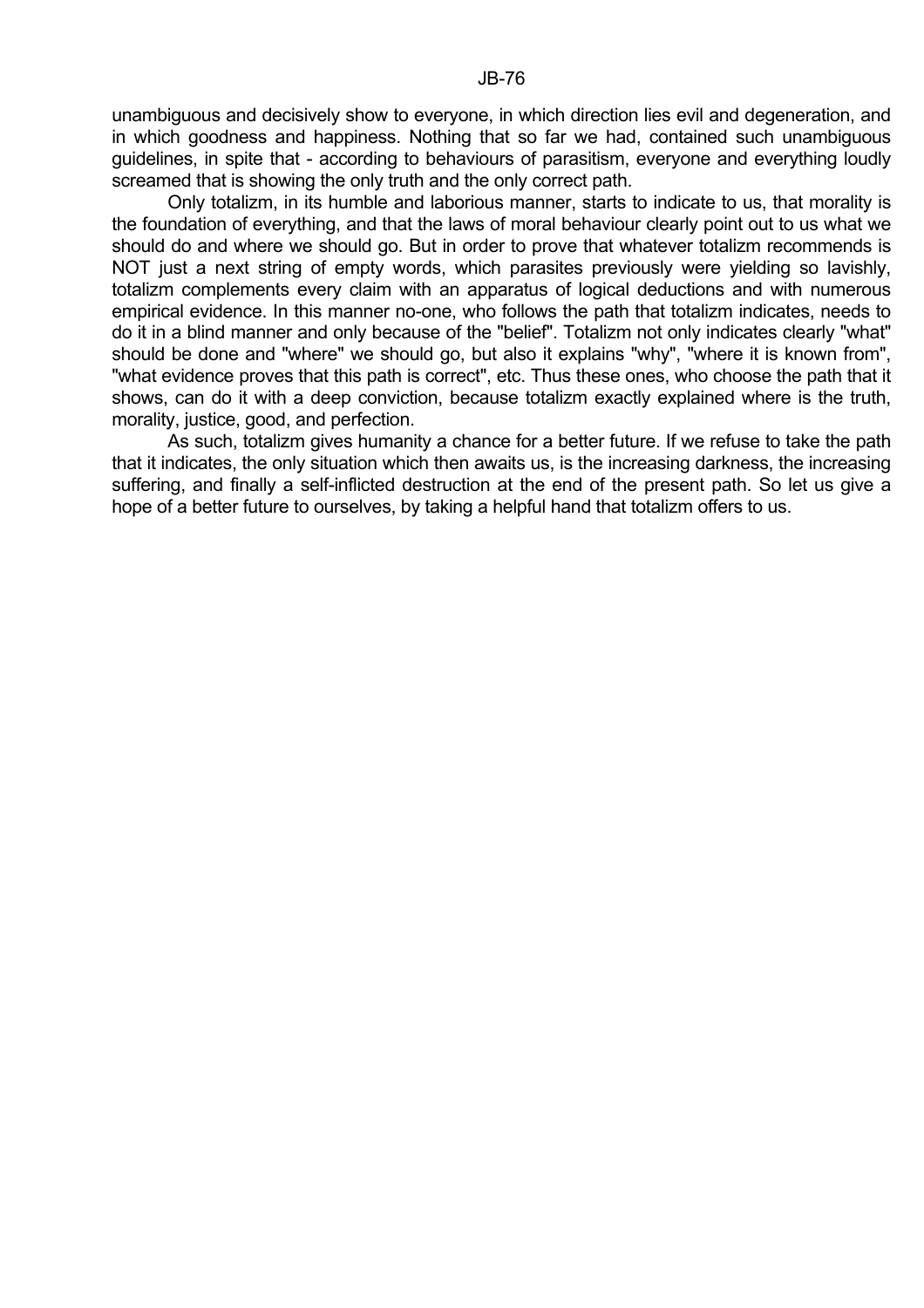unambiguous and decisively show to everyone, in which direction lies evil and degeneration, and in which goodness and happiness. Nothing that so far we had, contained such unambiguous guidelines, in spite that - according to behaviours of parasitism, everyone and everything loudly screamed that is showing the only truth and the only correct path.

Only totalizm, in its humble and laborious manner, starts to indicate to us, that morality is the foundation of everything, and that the laws of moral behaviour clearly point out to us what we should do and where we should go. But in order to prove that whatever totalizm recommends is NOT just a next string of empty words, which parasites previously were yielding so lavishly, totalizm complements every claim with an apparatus of logical deductions and with numerous empirical evidence. In this manner no-one, who follows the path that totalizm indicates, needs to do it in a blind manner and only because of the "belief". Totalizm not only indicates clearly "what" should be done and "where" we should go, but also it explains "why", "where it is known from", "what evidence proves that this path is correct", etc. Thus these ones, who choose the path that it shows, can do it with a deep conviction, because totalizm exactly explained where is the truth, morality, justice, good, and perfection.

As such, totalizm gives humanity a chance for a better future. If we refuse to take the path that it indicates, the only situation which then awaits us, is the increasing darkness, the increasing suffering, and finally a self-inflicted destruction at the end of the present path. So let us give a hope of a better future to ourselves, by taking a helpful hand that totalizm offers to us.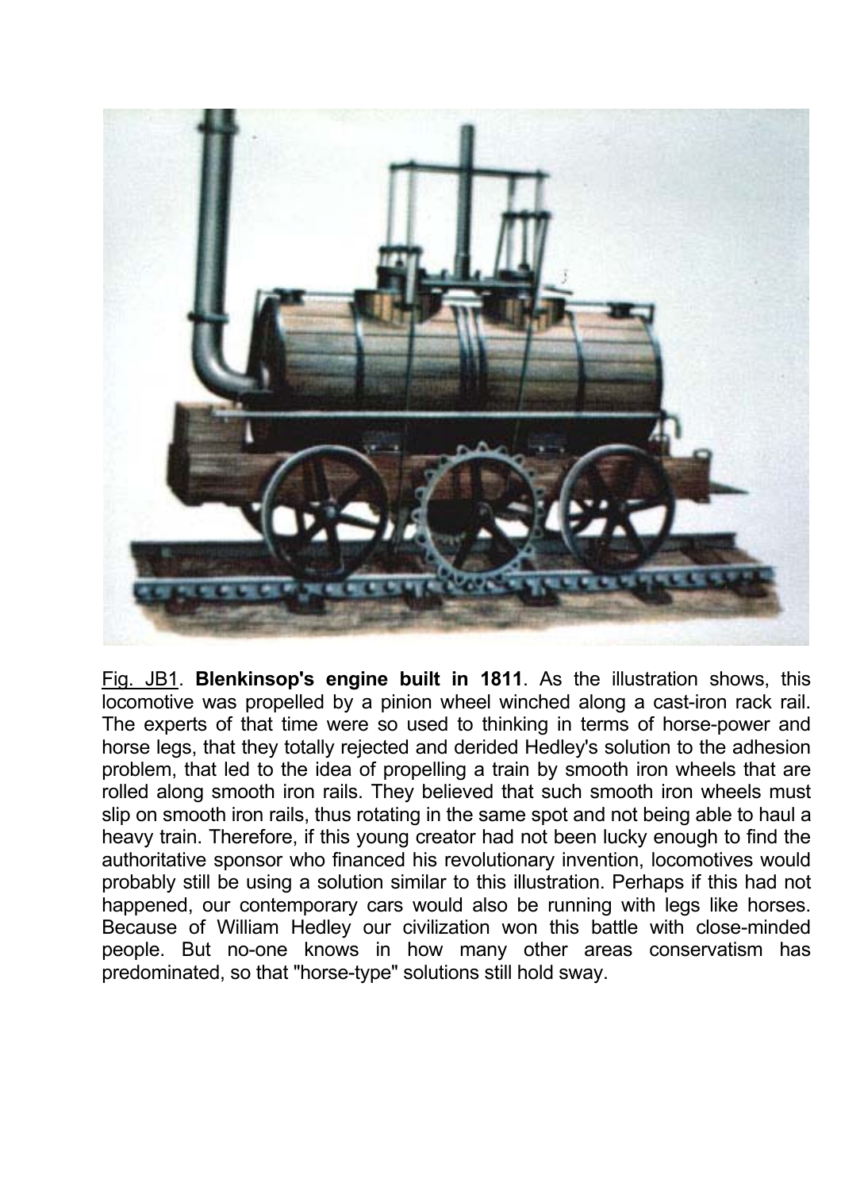Fig. JB1. **Blenkinsop's engine built in 1811**. As the illustration shows, this locomotive was propelled by a pinion wheel winched along a cast-iron rack rail. The experts of that time were so used to thinking in terms of horse-power and horse legs, that they totally rejected and derided Hedley's solution to the adhesion problem, that led to the idea of propelling a train by smooth iron wheels that are rolled along smooth iron rails. They believed that such smooth iron wheels must slip on smooth iron rails, thus rotating in the same spot and not being able to haul a heavy train. Therefore, if this young creator had not been lucky enough to find the authoritative sponsor who financed his revolutionary invention, locomotives would probably still be using a solution similar to this illustration. Perhaps if this had not happened, our contemporary cars would also be running with legs like horses. Because of William Hedley our civilization won this battle with close-minded people. But no-one knows in how many other areas conservatism has predominated, so that "horse-type" solutions still hold sway.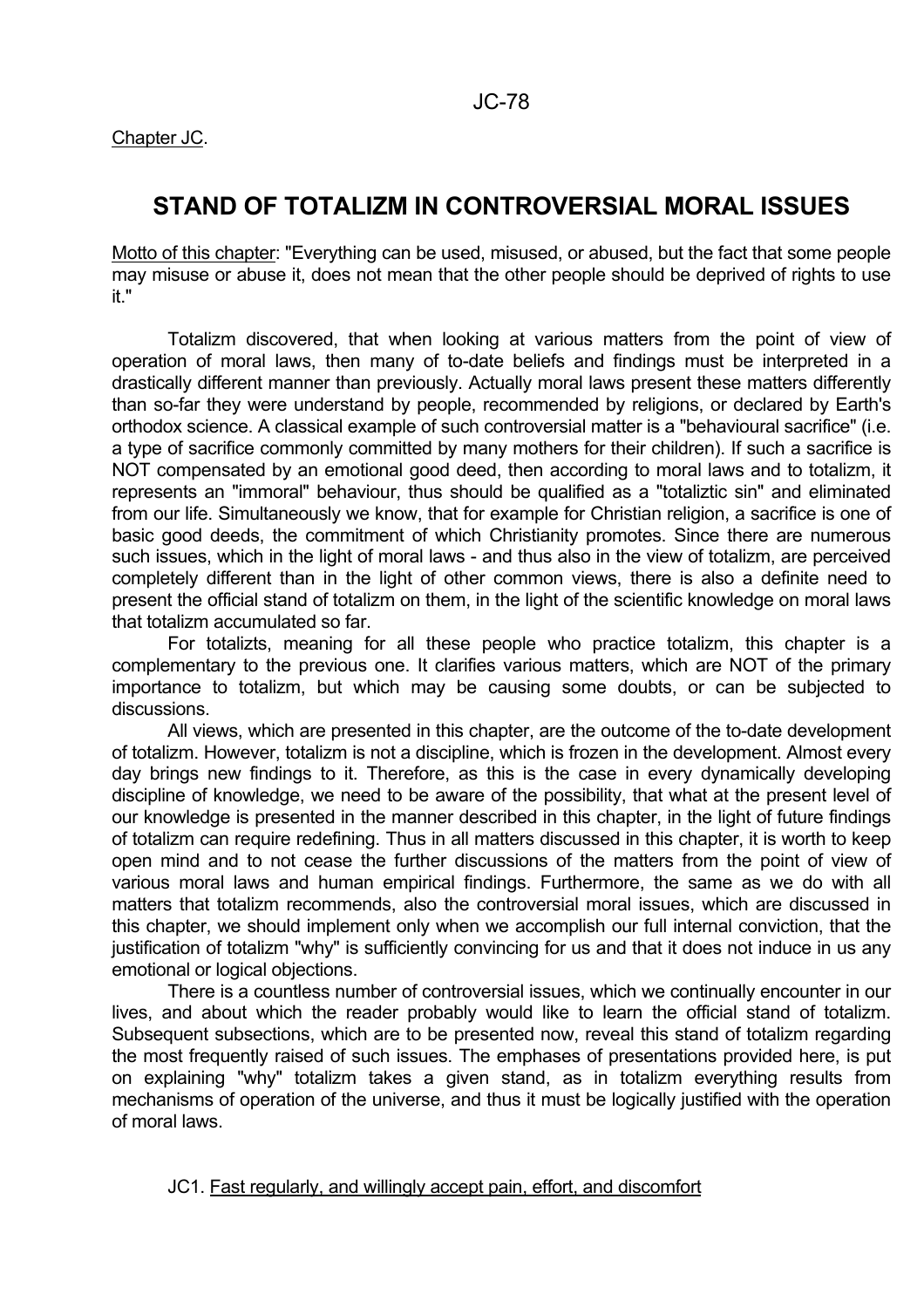Chapter JC.

# STAND OF TOTALIZM IN CONTROVERSIAL MORAL ISSUES

Motto of this chapter: "Everything can be used, misused, or abused, but the fact that some people may misuse or abuse it, does not mean that the other people should be deprived of rights to use it."

Totalizm discovered, that when looking at various matters from the point of view of operation of moral laws, then many of to-date beliefs and findings must be interpreted in a drastically different manner than previously. Actually moral laws present these matters differently than so-far they were understand by people, recommended by religions, or declared by Earth's orthodox science. A classical example of such controversial matter is a "behavioural sacrifice" (i.e. a type of sacrifice commonly committed by many mothers for their children). If such a sacrifice is NOT compensated by an emotional good deed, then according to moral laws and to totalizm, it represents an "immoral" behaviour, thus should be qualified as a "totaliztic sin" and eliminated from our life. Simultaneously we know, that for example for Christian religion, a sacrifice is one of basic good deeds, the commitment of which Christianity promotes. Since there are numerous such issues, which in the light of moral laws - and thus also in the view of totalizm, are perceived completely different than in the light of other common views, there is also a definite need to present the official stand of totalizm on them, in the light of the scientific knowledge on moral laws that totalizm accumulated so far.

For totalizts, meaning for all these people who practice totalizm, this chapter is a complementary to the previous one. It clarifies various matters, which are NOT of the primary importance to totalizm, but which may be causing some doubts, or can be subjected to discussions.

All views, which are presented in this chapter, are the outcome of the to-date development of totalizm. However, totalizm is not a discipline, which is frozen in the development. Almost every day brings new findings to it. Therefore, as this is the case in every dynamically developing discipline of knowledge, we need to be aware of the possibility, that what at the present level of our knowledge is presented in the manner described in this chapter, in the light of future findings of totalizm can require redefining. Thus in all matters discussed in this chapter, it is worth to keep open mind and to not cease the further discussions of the matters from the point of view of various moral laws and human empirical findings. Furthermore, the same as we do with all matters that totalizm recommends, also the controversial moral issues, which are discussed in this chapter, we should implement only when we accomplish our full internal conviction, that the justification of totalizm "why" is sufficiently convincing for us and that it does not induce in us any emotional or logical objections.

There is a countless number of controversial issues, which we continually encounter in our lives, and about which the reader probably would like to learn the official stand of totalizm. Subsequent subsections, which are to be presented now, reveal this stand of totalizm regarding the most frequently raised of such issues. The emphases of presentations provided here, is put on explaining "why" totalizm takes a given stand, as in totalizm everything results from mechanisms of operation of the universe, and thus it must be logically justified with the operation of moral laws.

## JC1. Fast regularly, and willingly accept pain, effort, and discomfort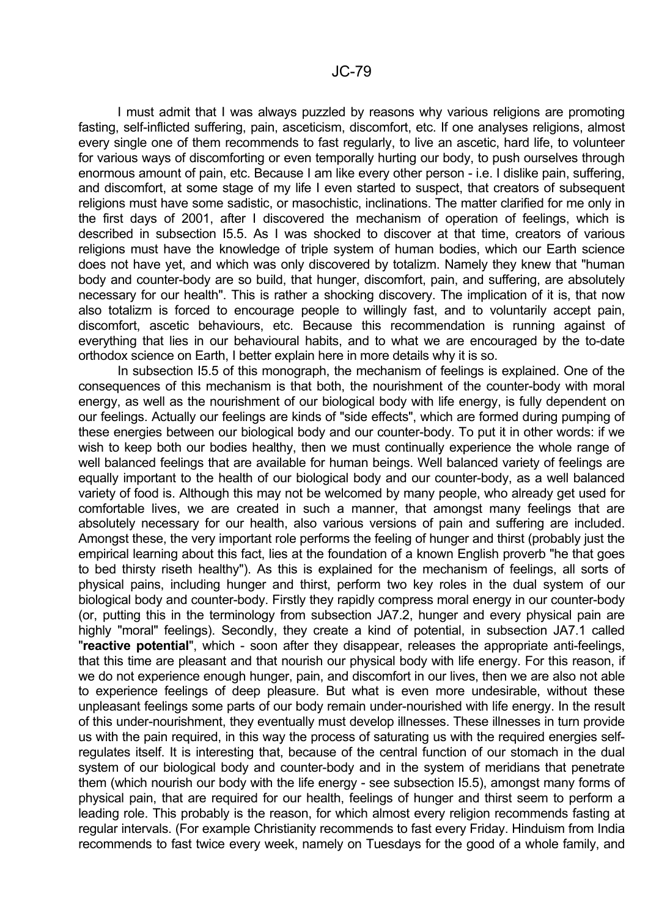I must admit that I was always puzzled by reasons why various religions are promoting fasting, self-inflicted suffering, pain, asceticism, discomfort, etc. If one analyses religions, almost every single one of them recommends to fast regularly, to live an ascetic, hard life, to volunteer for various ways of discomforting or even temporally hurting our body, to push ourselves through enormous amount of pain, etc. Because I am like every other person - i.e. I dislike pain, suffering, and discomfort, at some stage of my life I even started to suspect, that creators of subsequent religions must have some sadistic, or masochistic, inclinations. The matter clarified for me only in the first days of 2001, after I discovered the mechanism of operation of feelings, which is described in subsection I5.5. As I was shocked to discover at that time, creators of various religions must have the knowledge of triple system of human bodies, which our Earth science does not have yet, and which was only discovered by totalizm. Namely they knew that "human body and counter-body are so build, that hunger, discomfort, pain, and suffering, are absolutely necessary for our health". This is rather a shocking discovery. The implication of it is, that now also totalizm is forced to encourage people to willingly fast, and to voluntarily accept pain, discomfort, ascetic behaviours, etc. Because this recommendation is running against of everything that lies in our behavioural habits, and to what we are encouraged by the to-date orthodox science on Earth, I better explain here in more details why it is so.

In subsection I5.5 of this monograph, the mechanism of feelings is explained. One of the consequences of this mechanism is that both, the nourishment of the counter-body with moral energy, as well as the nourishment of our biological body with life energy, is fully dependent on our feelings. Actually our feelings are kinds of "side effects", which are formed during pumping of these energies between our biological body and our counter-body. To put it in other words: if we wish to keep both our bodies healthy, then we must continually experience the whole range of well balanced feelings that are available for human beings. Well balanced variety of feelings are equally important to the health of our biological body and our counter-body, as a well balanced variety of food is. Although this may not be welcomed by many people, who already get used for comfortable lives, we are created in such a manner, that amongst many feelings that are absolutely necessary for our health, also various versions of pain and suffering are included. Amongst these, the very important role performs the feeling of hunger and thirst (probably just the empirical learning about this fact, lies at the foundation of a known English proverb "he that goes to bed thirsty riseth healthy"). As this is explained for the mechanism of feelings, all sorts of physical pains, including hunger and thirst, perform two key roles in the dual system of our biological body and counter-body. Firstly they rapidly compress moral energy in our counter-body (or, putting this in the terminology from subsection JA7.2, hunger and every physical pain are highly "moral" feelings). Secondly, they create a kind of potential, in subsection JA7.1 called "**reactive potential**", which - soon after they disappear, releases the appropriate anti-feelings, that this time are pleasant and that nourish our physical body with life energy. For this reason, if we do not experience enough hunger, pain, and discomfort in our lives, then we are also not able to experience feelings of deep pleasure. But what is even more undesirable, without these unpleasant feelings some parts of our body remain under-nourished with life energy. In the result of this under-nourishment, they eventually must develop illnesses. These illnesses in turn provide us with the pain required, in this way the process of saturating us with the required energies self-regulates itself. It is interesting that, because of the central function of our stomach in the dual system of our biological body and counter-body and in the system of meridians that penetrate them (which nourish our body with the life energy - see subsection I5.5), amongst many forms of physical pain, that are required for our health, feelings of hunger and thirst seem to perform a leading role. This probably is the reason, for which almost every religion recommends fasting at regular intervals. (For example Christianity recommends to fast every Friday. Hinduism from India recommends to fast twice every week, namely on Tuesdays for the good of a whole family, and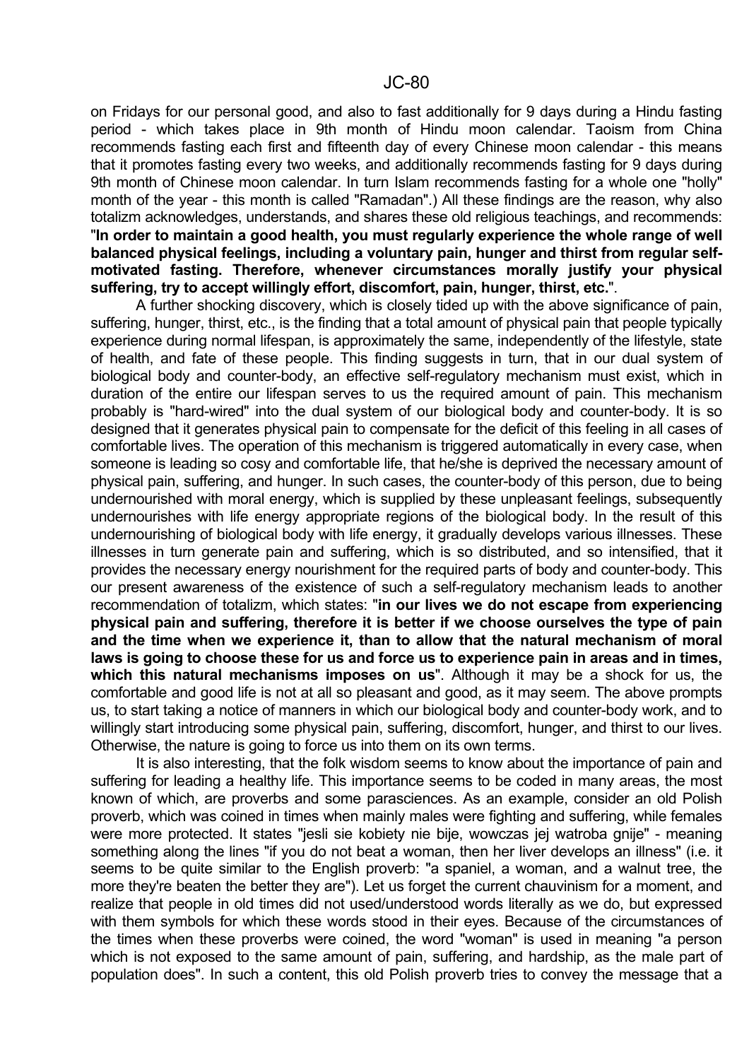on Fridays for our personal good, and also to fast additionally for 9 days during a Hindu fasting period - which takes place in 9th month of Hindu moon calendar. Taoism from China recommends fasting each first and fifteenth day of every Chinese moon calendar - this means that it promotes fasting every two weeks, and additionally recommends fasting for 9 days during 9th month of Chinese moon calendar. In turn Islam recommends fasting for a whole one "holly" month of the year - this month is called "Ramadan".) All these findings are the reason, why also totalizm acknowledges, understands, and shares these old religious teachings, and recommends: "**In order to maintain a good health, you must regularly experience the whole range of well balanced physical feelings, including a voluntary pain, hunger and thirst from regular self-motivated fasting. Therefore, whenever circumstances morally justify your physical suffering, try to accept willingly effort, discomfort, pain, hunger, thirst, etc.**".

A further shocking discovery, which is closely tided up with the above significance of pain, suffering, hunger, thirst, etc., is the finding that a total amount of physical pain that people typically experience during normal lifespan, is approximately the same, independently of the lifestyle, state of health, and fate of these people. This finding suggests in turn, that in our dual system of biological body and counter-body, an effective self-regulatory mechanism must exist, which in duration of the entire our lifespan serves to us the required amount of pain. This mechanism probably is "hard-wired" into the dual system of our biological body and counter-body. It is so designed that it generates physical pain to compensate for the deficit of this feeling in all cases of comfortable lives. The operation of this mechanism is triggered automatically in every case, when someone is leading so cosy and comfortable life, that he/she is deprived the necessary amount of physical pain, suffering, and hunger. In such cases, the counter-body of this person, due to being undernourished with moral energy, which is supplied by these unpleasant feelings, subsequently undernourishes with life energy appropriate regions of the biological body. In the result of this undernourishing of biological body with life energy, it gradually develops various illnesses. These illnesses in turn generate pain and suffering, which is so distributed, and so intensified, that it provides the necessary energy nourishment for the required parts of body and counter-body. This our present awareness of the existence of such a self-regulatory mechanism leads to another recommendation of totalizm, which states: "**in our lives we do not escape from experiencing physical pain and suffering, therefore it is better if we choose ourselves the type of pain and the time when we experience it, than to allow that the natural mechanism of moral laws is going to choose these for us and force us to experience pain in areas and in times, which this natural mechanisms imposes on us**". Although it may be a shock for us, the comfortable and good life is not at all so pleasant and good, as it may seem. The above prompts us, to start taking a notice of manners in which our biological body and counter-body work, and to willingly start introducing some physical pain, suffering, discomfort, hunger, and thirst to our lives. Otherwise, the nature is going to force us into them on its own terms.

It is also interesting, that the folk wisdom seems to know about the importance of pain and suffering for leading a healthy life. This importance seems to be coded in many areas, the most known of which, are proverbs and some parasciences. As an example, consider an old Polish proverb, which was coined in times when mainly males were fighting and suffering, while females were more protected. It states "jesli sie kobiety nie bije, wowczas jej watroba gnije" - meaning something along the lines "if you do not beat a woman, then her liver develops an illness" (i.e. it seems to be quite similar to the English proverb: "a spaniel, a woman, and a walnut tree, the more they're beaten the better they are"). Let us forget the current chauvinism for a moment, and realize that people in old times did not used/understood words literally as we do, but expressed with them symbols for which these words stood in their eyes. Because of the circumstances of the times when these proverbs were coined, the word "woman" is used in meaning "a person which is not exposed to the same amount of pain, suffering, and hardship, as the male part of population does". In such a content, this old Polish proverb tries to convey the message that a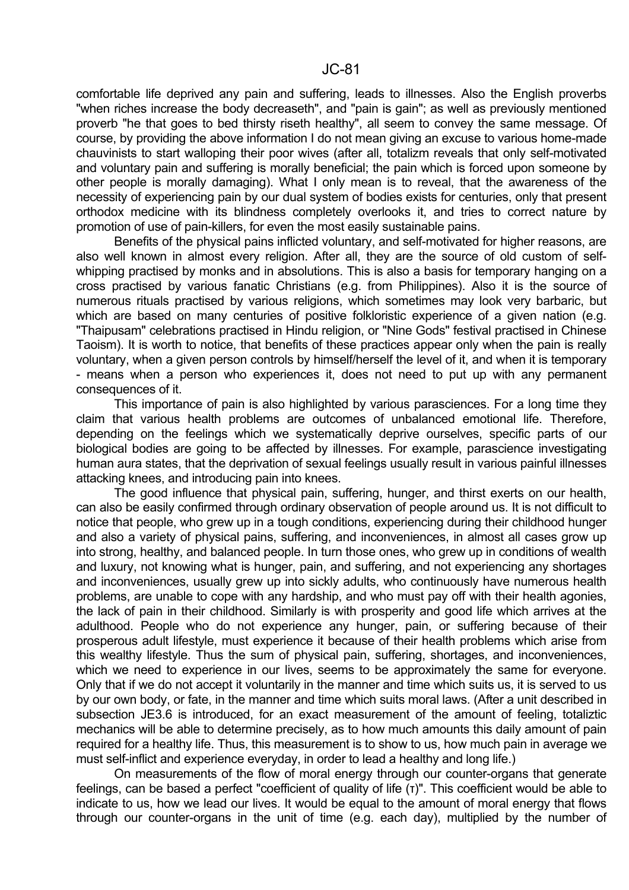comfortable life deprived any pain and suffering, leads to illnesses. Also the English proverbs "when riches increase the body decreaseth", and "pain is gain"; as well as previously mentioned proverb "he that goes to bed thirsty riseth healthy", all seem to convey the same message. Of course, by providing the above information I do not mean giving an excuse to various home-made chauvinists to start walloping their poor wives (after all, totalizm reveals that only self-motivated and voluntary pain and suffering is morally beneficial; the pain which is forced upon someone by other people is morally damaging). What I only mean is to reveal, that the awareness of the necessity of experiencing pain by our dual system of bodies exists for centuries, only that present orthodox medicine with its blindness completely overlooks it, and tries to correct nature by promotion of use of pain-killers, for even the most easily sustainable pains.

Benefits of the physical pains inflicted voluntary, and self-motivated for higher reasons, are also well known in almost every religion. After all, they are the source of old custom of self-whipping practised by monks and in absolutions. This is also a basis for temporary hanging on a cross practised by various fanatic Christians (e.g. from Philippines). Also it is the source of numerous rituals practised by various religions, which sometimes may look very barbaric, but which are based on many centuries of positive folkloristic experience of a given nation (e.g. "Thaipusam" celebrations practised in Hindu religion, or "Nine Gods" festival practised in Chinese Taoism). It is worth to notice, that benefits of these practices appear only when the pain is really voluntary, when a given person controls by himself/herself the level of it, and when it is temporary - means when a person who experiences it, does not need to put up with any permanent consequences of it.

This importance of pain is also highlighted by various parasciences. For a long time they claim that various health problems are outcomes of unbalanced emotional life. Therefore, depending on the feelings which we systematically deprive ourselves, specific parts of our biological bodies are going to be affected by illnesses. For example, parascience investigating human aura states, that the deprivation of sexual feelings usually result in various painful illnesses attacking knees, and introducing pain into knees.

The good influence that physical pain, suffering, hunger, and thirst exerts on our health, can also be easily confirmed through ordinary observation of people around us. It is not difficult to notice that people, who grew up in a tough conditions, experiencing during their childhood hunger and also a variety of physical pains, suffering, and inconveniences, in almost all cases grow up into strong, healthy, and balanced people. In turn those ones, who grew up in conditions of wealth and luxury, not knowing what is hunger, pain, and suffering, and not experiencing any shortages and inconveniences, usually grew up into sickly adults, who continuously have numerous health problems, are unable to cope with any hardship, and who must pay off with their health agonies, the lack of pain in their childhood. Similarly is with prosperity and good life which arrives at the adulthood. People who do not experience any hunger, pain, or suffering because of their prosperous adult lifestyle, must experience it because of their health problems which arise from this wealthy lifestyle. Thus the sum of physical pain, suffering, shortages, and inconveniences, which we need to experience in our lives, seems to be approximately the same for everyone. Only that if we do not accept it voluntarily in the manner and time which suits us, it is served to us by our own body, or fate, in the manner and time which suits moral laws. (After a unit described in subsection JE3.6 is introduced, for an exact measurement of the amount of feeling, totaliztic mechanics will be able to determine precisely, as to how much amounts this daily amount of pain required for a healthy life. Thus, this measurement is to show to us, how much pain in average we must self-inflict and experience everyday, in order to lead a healthy and long life.)

On measurements of the flow of moral energy through our counter-organs that generate feelings, can be based a perfect "coefficient of quality of life (т)". This coefficient would be able to indicate to us, how we lead our lives. It would be equal to the amount of moral energy that flows through our counter-organs in the unit of time (e.g. each day), multiplied by the number of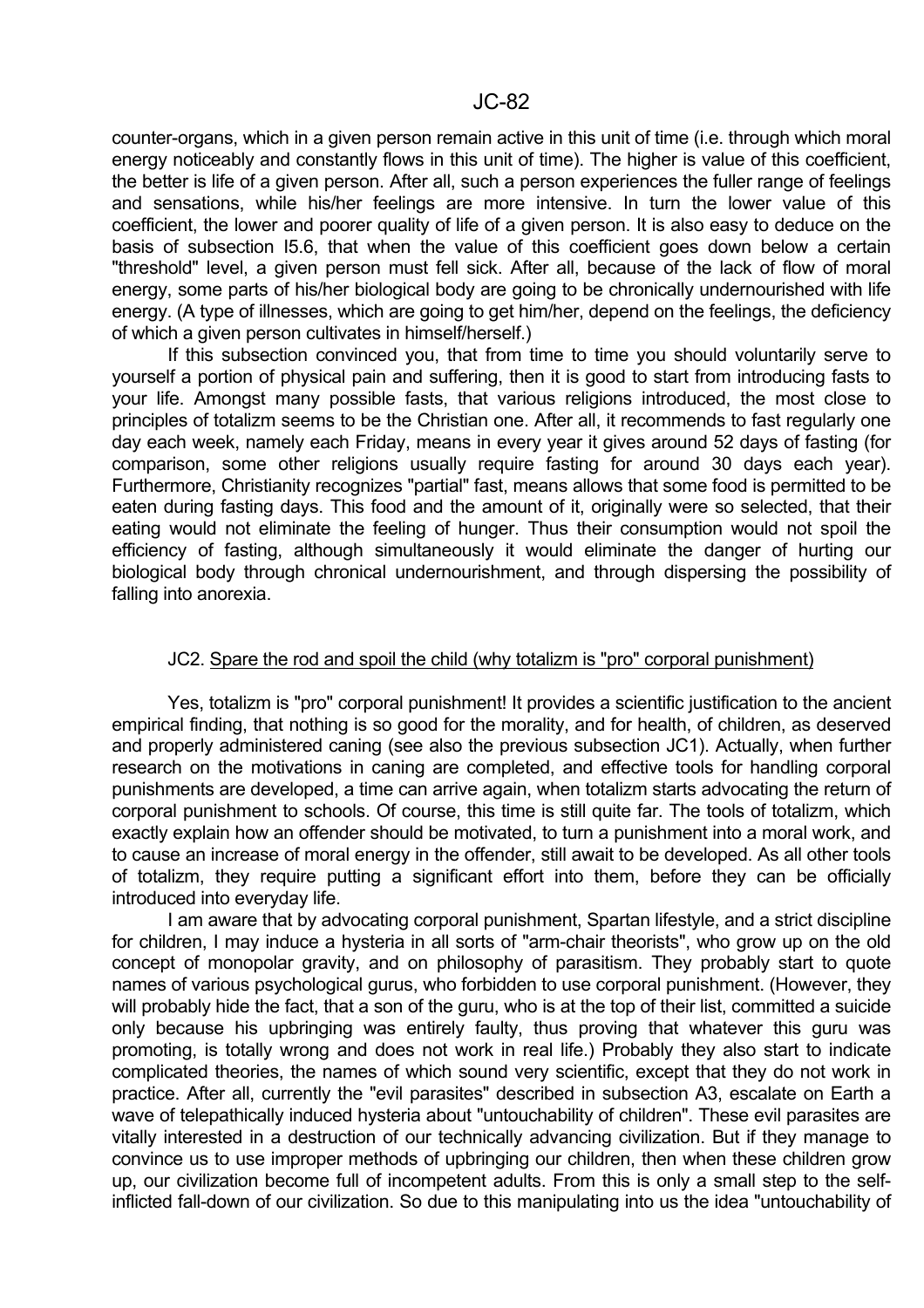counter-organs, which in a given person remain active in this unit of time (i.e. through which moral energy noticeably and constantly flows in this unit of time). The higher is value of this coefficient, the better is life of a given person. After all, such a person experiences the fuller range of feelings and sensations, while his/her feelings are more intensive. In turn the lower value of this coefficient, the lower and poorer quality of life of a given person. It is also easy to deduce on the basis of subsection I5.6, that when the value of this coefficient goes down below a certain "threshold" level, a given person must fell sick. After all, because of the lack of flow of moral energy, some parts of his/her biological body are going to be chronically undernourished with life energy. (A type of illnesses, which are going to get him/her, depend on the feelings, the deficiency of which a given person cultivates in himself/herself.)

If this subsection convinced you, that from time to time you should voluntarily serve to yourself a portion of physical pain and suffering, then it is good to start from introducing fasts to your life. Amongst many possible fasts, that various religions introduced, the most close to principles of totalizm seems to be the Christian one. After all, it recommends to fast regularly one day each week, namely each Friday, means in every year it gives around 52 days of fasting (for comparison, some other religions usually require fasting for around 30 days each year). Furthermore, Christianity recognizes "partial" fast, means allows that some food is permitted to be eaten during fasting days. This food and the amount of it, originally were so selected, that their eating would not eliminate the feeling of hunger. Thus their consumption would not spoil the efficiency of fasting, although simultaneously it would eliminate the danger of hurting our biological body through chronical undernourishment, and through dispersing the possibility of falling into anorexia.

## JC2. Spare the rod and spoil the child (why totalizm is "pro" corporal punishment)

Yes, totalizm is "pro" corporal punishment! It provides a scientific justification to the ancient empirical finding, that nothing is so good for the morality, and for health, of children, as deserved and properly administered caning (see also the previous subsection JC1). Actually, when further research on the motivations in caning are completed, and effective tools for handling corporal punishments are developed, a time can arrive again, when totalizm starts advocating the return of corporal punishment to schools. Of course, this time is still quite far. The tools of totalizm, which exactly explain how an offender should be motivated, to turn a punishment into a moral work, and to cause an increase of moral energy in the offender, still await to be developed. As all other tools of totalizm, they require putting a significant effort into them, before they can be officially introduced into everyday life.

I am aware that by advocating corporal punishment, Spartan lifestyle, and a strict discipline for children, I may induce a hysteria in all sorts of "arm-chair theorists", who grow up on the old concept of monopolar gravity, and on philosophy of parasitism. They probably start to quote names of various psychological gurus, who forbidden to use corporal punishment. (However, they will probably hide the fact, that a son of the guru, who is at the top of their list, committed a suicide only because his upbringing was entirely faulty, thus proving that whatever this guru was promoting, is totally wrong and does not work in real life.) Probably they also start to indicate complicated theories, the names of which sound very scientific, except that they do not work in practice. After all, currently the "evil parasites" described in subsection A3, escalate on Earth a wave of telepathically induced hysteria about "untouchability of children". These evil parasites are vitally interested in a destruction of our technically advancing civilization. But if they manage to convince us to use improper methods of upbringing our children, then when these children grow up, our civilization become full of incompetent adults. From this is only a small step to the self-inflicted fall-down of our civilization. So due to this manipulating into us the idea "untouchability of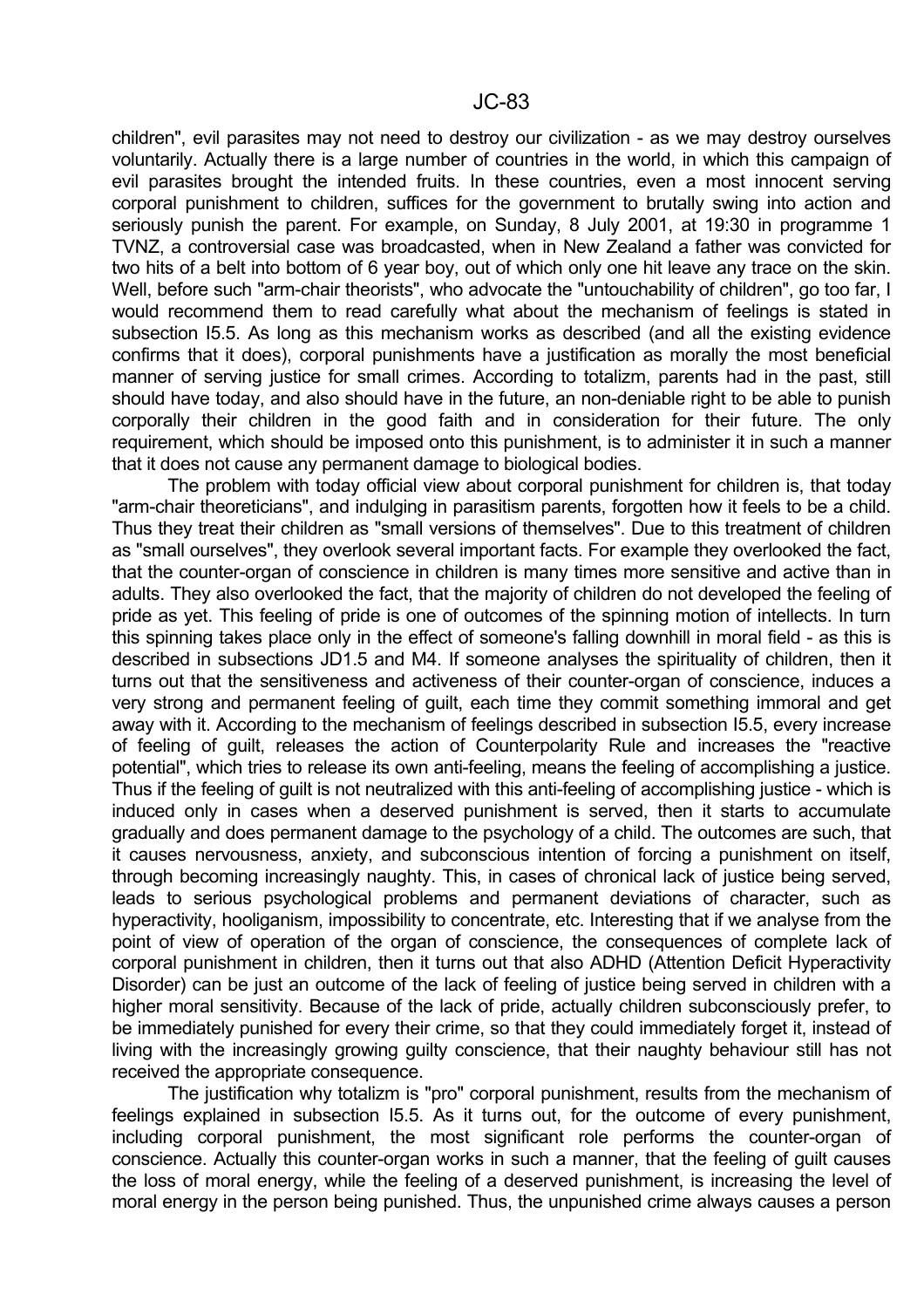children", evil parasites may not need to destroy our civilization - as we may destroy ourselves voluntarily. Actually there is a large number of countries in the world, in which this campaign of evil parasites brought the intended fruits. In these countries, even a most innocent serving corporal punishment to children, suffices for the government to brutally swing into action and seriously punish the parent. For example, on Sunday, 8 July 2001, at 19:30 in programme 1 TVNZ, a controversial case was broadcasted, when in New Zealand a father was convicted for two hits of a belt into bottom of 6 year boy, out of which only one hit leave any trace on the skin. Well, before such "arm-chair theorists", who advocate the "untouchability of children", go too far, I would recommend them to read carefully what about the mechanism of feelings is stated in subsection I5.5. As long as this mechanism works as described (and all the existing evidence confirms that it does), corporal punishments have a justification as morally the most beneficial manner of serving justice for small crimes. According to totalizm, parents had in the past, still should have today, and also should have in the future, an non-deniable right to be able to punish corporally their children in the good faith and in consideration for their future. The only requirement, which should be imposed onto this punishment, is to administer it in such a manner that it does not cause any permanent damage to biological bodies.

The problem with today official view about corporal punishment for children is, that today "arm-chair theoreticians", and indulging in parasitism parents, forgotten how it feels to be a child. Thus they treat their children as "small versions of themselves". Due to this treatment of children as "small ourselves", they overlook several important facts. For example they overlooked the fact, that the counter-organ of conscience in children is many times more sensitive and active than in adults. They also overlooked the fact, that the majority of children do not developed the feeling of pride as yet. This feeling of pride is one of outcomes of the spinning motion of intellects. In turn this spinning takes place only in the effect of someone's falling downhill in moral field - as this is described in subsections JD1.5 and M4. If someone analyses the spirituality of children, then it turns out that the sensitiveness and activeness of their counter-organ of conscience, induces a very strong and permanent feeling of guilt, each time they commit something immoral and get away with it. According to the mechanism of feelings described in subsection I5.5, every increase of feeling of guilt, releases the action of Counterpolarity Rule and increases the "reactive potential", which tries to release its own anti-feeling, means the feeling of accomplishing a justice. Thus if the feeling of guilt is not neutralized with this anti-feeling of accomplishing justice - which is induced only in cases when a deserved punishment is served, then it starts to accumulate gradually and does permanent damage to the psychology of a child. The outcomes are such, that it causes nervousness, anxiety, and subconscious intention of forcing a punishment on itself, through becoming increasingly naughty. This, in cases of chronical lack of justice being served, leads to serious psychological problems and permanent deviations of character, such as hyperactivity, hooliganism, impossibility to concentrate, etc. Interesting that if we analyse from the point of view of operation of the organ of conscience, the consequences of complete lack of corporal punishment in children, then it turns out that also ADHD (Attention Deficit Hyperactivity Disorder) can be just an outcome of the lack of feeling of justice being served in children with a higher moral sensitivity. Because of the lack of pride, actually children subconsciously prefer, to be immediately punished for every their crime, so that they could immediately forget it, instead of living with the increasingly growing guilty conscience, that their naughty behaviour still has not received the appropriate consequence.

The justification why totalizm is "pro" corporal punishment, results from the mechanism of feelings explained in subsection I5.5. As it turns out, for the outcome of every punishment, including corporal punishment, the most significant role performs the counter-organ of conscience. Actually this counter-organ works in such a manner, that the feeling of guilt causes the loss of moral energy, while the feeling of a deserved punishment, is increasing the level of moral energy in the person being punished. Thus, the unpunished crime always causes a person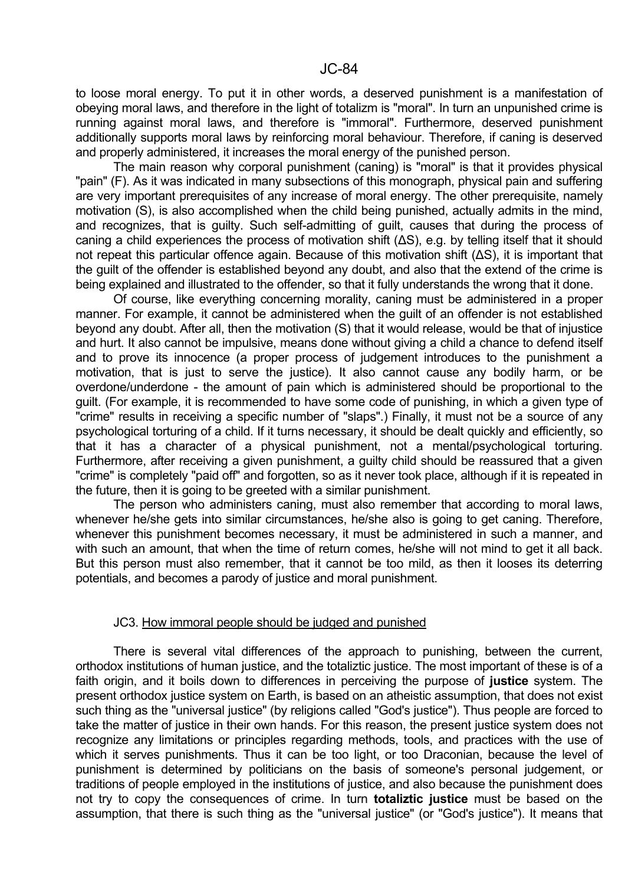to loose moral energy. To put it in other words, a deserved punishment is a manifestation of obeying moral laws, and therefore in the light of totalizm is "moral". In turn an unpunished crime is running against moral laws, and therefore is "immoral". Furthermore, deserved punishment additionally supports moral laws by reinforcing moral behaviour. Therefore, if caning is deserved and properly administered, it increases the moral energy of the punished person.

The main reason why corporal punishment (caning) is "moral" is that it provides physical "pain" (F). As it was indicated in many subsections of this monograph, physical pain and suffering are very important prerequisites of any increase of moral energy. The other prerequisite, namely motivation (S), is also accomplished when the child being punished, actually admits in the mind, and recognizes, that is guilty. Such self-admitting of guilt, causes that during the process of caning a child experiences the process of motivation shift ($\Delta S$), e.g. by telling itself that it should not repeat this particular offence again. Because of this motivation shift ($\Delta S$), it is important that the guilt of the offender is established beyond any doubt, and also that the extend of the crime is being explained and illustrated to the offender, so that it fully understands the wrong that it done.

Of course, like everything concerning morality, caning must be administered in a proper manner. For example, it cannot be administered when the guilt of an offender is not established beyond any doubt. After all, then the motivation (S) that it would release, would be that of injustice and hurt. It also cannot be impulsive, means done without giving a child a chance to defend itself and to prove its innocence (a proper process of judgement introduces to the punishment a motivation, that is just to serve the justice). It also cannot cause any bodily harm, or be overdone/underdone - the amount of pain which is administered should be proportional to the guilt. (For example, it is recommended to have some code of punishing, in which a given type of "crime" results in receiving a specific number of "slaps".) Finally, it must not be a source of any psychological torturing of a child. If it turns necessary, it should be dealt quickly and efficiently, so that it has a character of a physical punishment, not a mental/psychological torturing. Furthermore, after receiving a given punishment, a guilty child should be reassured that a given "crime" is completely "paid off" and forgotten, so as it never took place, although if it is repeated in the future, then it is going to be greeted with a similar punishment.

The person who administers caning, must also remember that according to moral laws, whenever he/she gets into similar circumstances, he/she also is going to get caning. Therefore, whenever this punishment becomes necessary, it must be administered in such a manner, and with such an amount, that when the time of return comes, he/she will not mind to get it all back. But this person must also remember, that it cannot be too mild, as then it looses its deterring potentials, and becomes a parody of justice and moral punishment.

## JC3. How immoral people should be judged and punished

There is several vital differences of the approach to punishing, between the current, orthodox institutions of human justice, and the totaliztic justice. The most important of these is of a faith origin, and it boils down to differences in perceiving the purpose of **justice** system. The present orthodox justice system on Earth, is based on an atheistic assumption, that does not exist such thing as the "universal justice" (by religions called "God's justice"). Thus people are forced to take the matter of justice in their own hands. For this reason, the present justice system does not recognize any limitations or principles regarding methods, tools, and practices with the use of which it serves punishments. Thus it can be too light, or too Draconian, because the level of punishment is determined by politicians on the basis of someone's personal judgement, or traditions of people employed in the institutions of justice, and also because the punishment does not try to copy the consequences of crime. In turn **totaliztic justice** must be based on the assumption, that there is such thing as the "universal justice" (or "God's justice"). It means that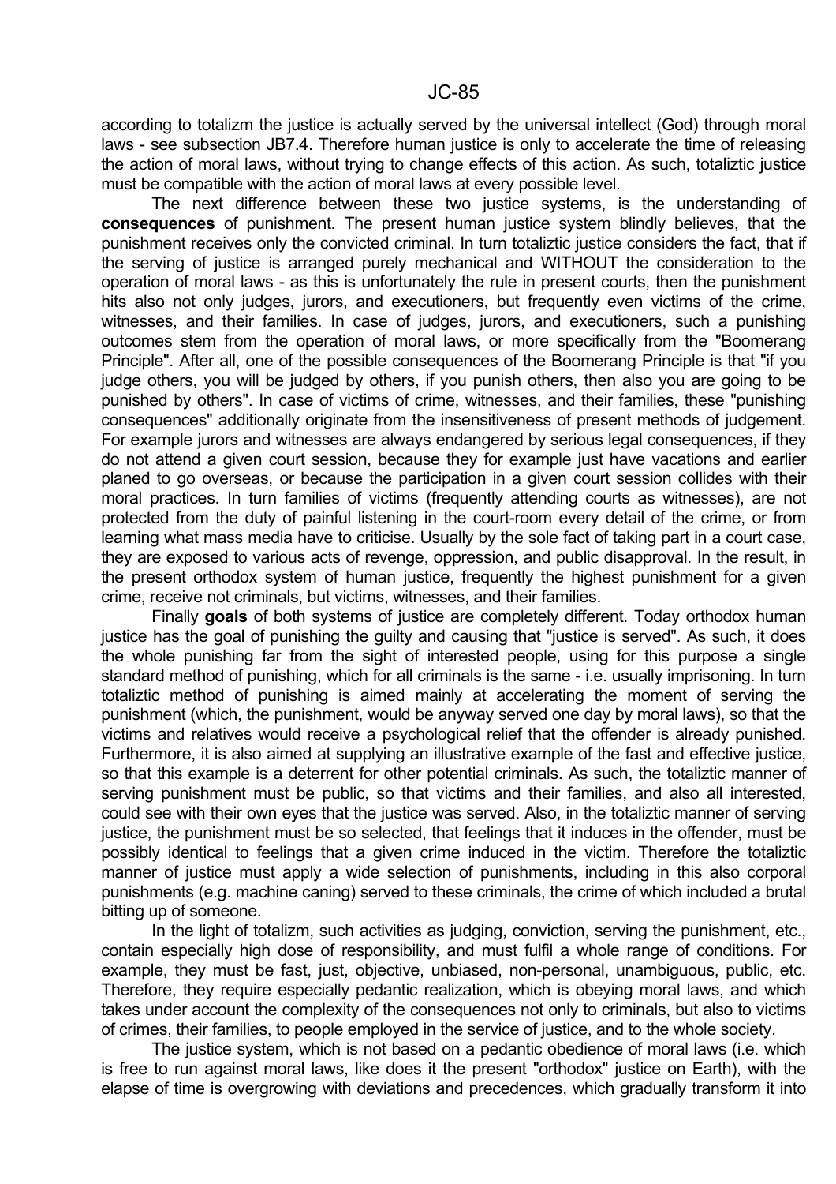according to totalizm the justice is actually served by the universal intellect (God) through moral laws - see subsection JB7.4. Therefore human justice is only to accelerate the time of releasing the action of moral laws, without trying to change effects of this action. As such, totaliztic justice must be compatible with the action of moral laws at every possible level.

The next difference between these two justice systems, is the understanding of **consequences** of punishment. The present human justice system blindly believes, that the punishment receives only the convicted criminal. In turn totaliztic justice considers the fact, that if the serving of justice is arranged purely mechanical and WITHOUT the consideration to the operation of moral laws - as this is unfortunately the rule in present courts, then the punishment hits also not only judges, jurors, and executioners, but frequently even victims of the crime, witnesses, and their families. In case of judges, jurors, and executioners, such a punishing outcomes stem from the operation of moral laws, or more specifically from the "Boomerang Principle". After all, one of the possible consequences of the Boomerang Principle is that "if you judge others, you will be judged by others, if you punish others, then also you are going to be punished by others". In case of victims of crime, witnesses, and their families, these "punishing consequences" additionally originate from the insensitiveness of present methods of judgement. For example jurors and witnesses are always endangered by serious legal consequences, if they do not attend a given court session, because they for example just have vacations and earlier planed to go overseas, or because the participation in a given court session collides with their moral practices. In turn families of victims (frequently attending courts as witnesses), are not protected from the duty of painful listening in the court-room every detail of the crime, or from learning what mass media have to criticise. Usually by the sole fact of taking part in a court case, they are exposed to various acts of revenge, oppression, and public disapproval. In the result, in the present orthodox system of human justice, frequently the highest punishment for a given crime, receive not criminals, but victims, witnesses, and their families.

Finally **goals** of both systems of justice are completely different. Today orthodox human justice has the goal of punishing the guilty and causing that "justice is served". As such, it does the whole punishing far from the sight of interested people, using for this purpose a single standard method of punishing, which for all criminals is the same - i.e. usually imprisoning. In turn totaliztic method of punishing is aimed mainly at accelerating the moment of serving the punishment (which, the punishment, would be anyway served one day by moral laws), so that the victims and relatives would receive a psychological relief that the offender is already punished. Furthermore, it is also aimed at supplying an illustrative example of the fast and effective justice, so that this example is a deterrent for other potential criminals. As such, the totaliztic manner of serving punishment must be public, so that victims and their families, and also all interested, could see with their own eyes that the justice was served. Also, in the totaliztic manner of serving justice, the punishment must be so selected, that feelings that it induces in the offender, must be possibly identical to feelings that a given crime induced in the victim. Therefore the totaliztic manner of justice must apply a wide selection of punishments, including in this also corporal punishments (e.g. machine caning) served to these criminals, the crime of which included a brutal bitting up of someone.

In the light of totalizm, such activities as judging, conviction, serving the punishment, etc., contain especially high dose of responsibility, and must fulfil a whole range of conditions. For example, they must be fast, just, objective, unbiased, non-personal, unambiguous, public, etc. Therefore, they require especially pedantic realization, which is obeying moral laws, and which takes under account the complexity of the consequences not only to criminals, but also to victims of crimes, their families, to people employed in the service of justice, and to the whole society.

The justice system, which is not based on a pedantic obedience of moral laws (i.e. which is free to run against moral laws, like does it the present "orthodox" justice on Earth), with the elapse of time is overgrowing with deviations and precedences, which gradually transform it into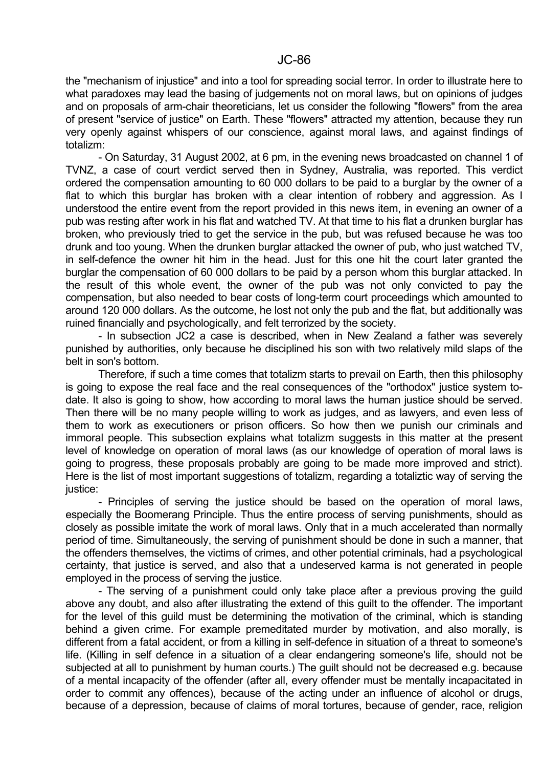the "mechanism of injustice" and into a tool for spreading social terror. In order to illustrate here to what paradoxes may lead the basing of judgements not on moral laws, but on opinions of judges and on proposals of arm-chair theoreticians, let us consider the following "flowers" from the area of present "service of justice" on Earth. These "flowers" attracted my attention, because they run very openly against whispers of our conscience, against moral laws, and against findings of totalizm:

- On Saturday, 31 August 2002, at 6 pm, in the evening news broadcasted on channel 1 of TVNZ, a case of court verdict served then in Sydney, Australia, was reported. This verdict ordered the compensation amounting to 60 000 dollars to be paid to a burglar by the owner of a flat to which this burglar has broken with a clear intention of robbery and aggression. As I understood the entire event from the report provided in this news item, in evening an owner of a pub was resting after work in his flat and watched TV. At that time to his flat a drunken burglar has broken, who previously tried to get the service in the pub, but was refused because he was too drunk and too young. When the drunken burglar attacked the owner of pub, who just watched TV, in self-defence the owner hit him in the head. Just for this one hit the court later granted the burglar the compensation of 60 000 dollars to be paid by a person whom this burglar attacked. In the result of this whole event, the owner of the pub was not only convicted to pay the compensation, but also needed to bear costs of long-term court proceedings which amounted to around 120 000 dollars. As the outcome, he lost not only the pub and the flat, but additionally was ruined financially and psychologically, and felt terrorized by the society.

- In subsection JC2 a case is described, when in New Zealand a father was severely punished by authorities, only because he disciplined his son with two relatively mild slaps of the belt in son's bottom.

Therefore, if such a time comes that totalizm starts to prevail on Earth, then this philosophy is going to expose the real face and the real consequences of the "orthodox" justice system to-date. It also is going to show, how according to moral laws the human justice should be served. Then there will be no many people willing to work as judges, and as lawyers, and even less of them to work as executioners or prison officers. So how then we punish our criminals and immoral people. This subsection explains what totalizm suggests in this matter at the present level of knowledge on operation of moral laws (as our knowledge of operation of moral laws is going to progress, these proposals probably are going to be made more improved and strict). Here is the list of most important suggestions of totalizm, regarding a totaliztic way of serving the justice:

- Principles of serving the justice should be based on the operation of moral laws, especially the Boomerang Principle. Thus the entire process of serving punishments, should as closely as possible imitate the work of moral laws. Only that in a much accelerated than normally period of time. Simultaneously, the serving of punishment should be done in such a manner, that the offenders themselves, the victims of crimes, and other potential criminals, had a psychological certainty, that justice is served, and also that a undeserved karma is not generated in people employed in the process of serving the justice.

- The serving of a punishment could only take place after a previous proving the guild above any doubt, and also after illustrating the extend of this guilt to the offender. The important for the level of this guild must be determining the motivation of the criminal, which is standing behind a given crime. For example premeditated murder by motivation, and also morally, is different from a fatal accident, or from a killing in self-defence in situation of a threat to someone's life. (Killing in self defence in a situation of a clear endangering someone's life, should not be subjected at all to punishment by human courts.) The guilt should not be decreased e.g. because of a mental incapacity of the offender (after all, every offender must be mentally incapacitated in order to commit any offences), because of the acting under an influence of alcohol or drugs, because of a depression, because of claims of moral tortures, because of gender, race, religion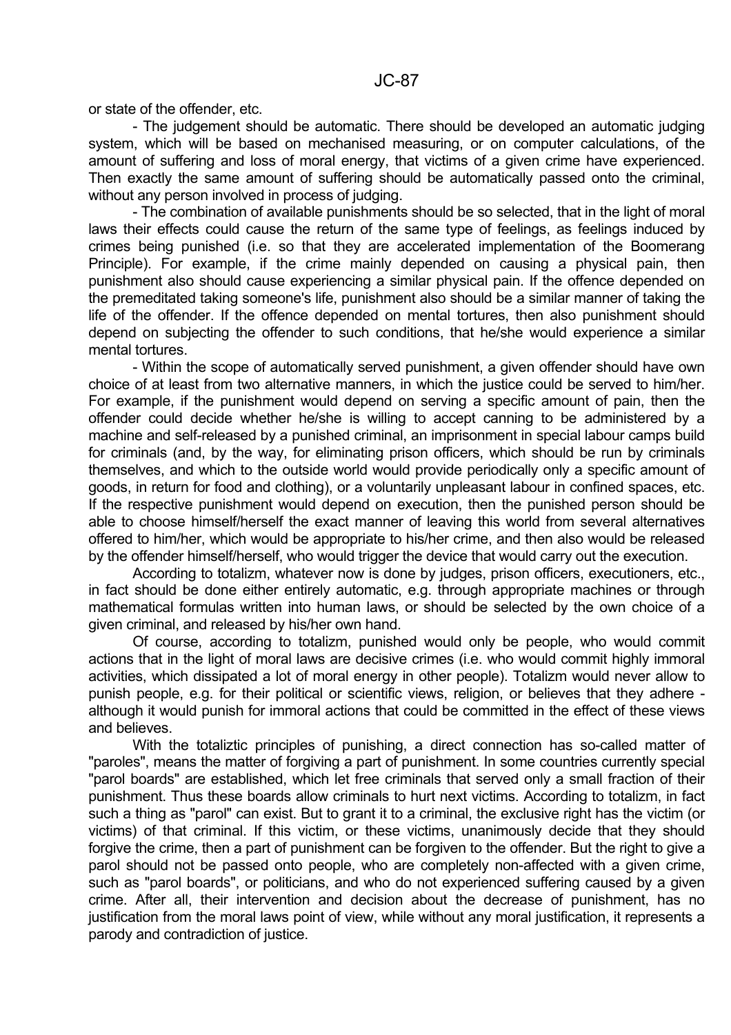or state of the offender, etc.

- The judgement should be automatic. There should be developed an automatic judging system, which will be based on mechanised measuring, or on computer calculations, of the amount of suffering and loss of moral energy, that victims of a given crime have experienced. Then exactly the same amount of suffering should be automatically passed onto the criminal, without any person involved in process of judging.

- The combination of available punishments should be so selected, that in the light of moral laws their effects could cause the return of the same type of feelings, as feelings induced by crimes being punished (i.e. so that they are accelerated implementation of the Boomerang Principle). For example, if the crime mainly depended on causing a physical pain, then punishment also should cause experiencing a similar physical pain. If the offence depended on the premeditated taking someone's life, punishment also should be a similar manner of taking the life of the offender. If the offence depended on mental tortures, then also punishment should depend on subjecting the offender to such conditions, that he/she would experience a similar mental tortures.

- Within the scope of automatically served punishment, a given offender should have own choice of at least from two alternative manners, in which the justice could be served to him/her. For example, if the punishment would depend on serving a specific amount of pain, then the offender could decide whether he/she is willing to accept canning to be administered by a machine and self-released by a punished criminal, an imprisonment in special labour camps build for criminals (and, by the way, for eliminating prison officers, which should be run by criminals themselves, and which to the outside world would provide periodically only a specific amount of goods, in return for food and clothing), or a voluntarily unpleasant labour in confined spaces, etc. If the respective punishment would depend on execution, then the punished person should be able to choose himself/herself the exact manner of leaving this world from several alternatives offered to him/her, which would be appropriate to his/her crime, and then also would be released by the offender himself/herself, who would trigger the device that would carry out the execution.

According to totalizm, whatever now is done by judges, prison officers, executioners, etc., in fact should be done either entirely automatic, e.g. through appropriate machines or through mathematical formulas written into human laws, or should be selected by the own choice of a given criminal, and released by his/her own hand.

Of course, according to totalizm, punished would only be people, who would commit actions that in the light of moral laws are decisive crimes (i.e. who would commit highly immoral activities, which dissipated a lot of moral energy in other people). Totalizm would never allow to punish people, e.g. for their political or scientific views, religion, or believes that they adhere - although it would punish for immoral actions that could be committed in the effect of these views and believes.

With the totaliztic principles of punishing, a direct connection has so-called matter of "paroles", means the matter of forgiving a part of punishment. In some countries currently special "parol boards" are established, which let free criminals that served only a small fraction of their punishment. Thus these boards allow criminals to hurt next victims. According to totalizm, in fact such a thing as "parol" can exist. But to grant it to a criminal, the exclusive right has the victim (or victims) of that criminal. If this victim, or these victims, unanimously decide that they should forgive the crime, then a part of punishment can be forgiven to the offender. But the right to give a parol should not be passed onto people, who are completely non-affected with a given crime, such as "parol boards", or politicians, and who do not experienced suffering caused by a given crime. After all, their intervention and decision about the decrease of punishment, has no justification from the moral laws point of view, while without any moral justification, it represents a parody and contradiction of justice.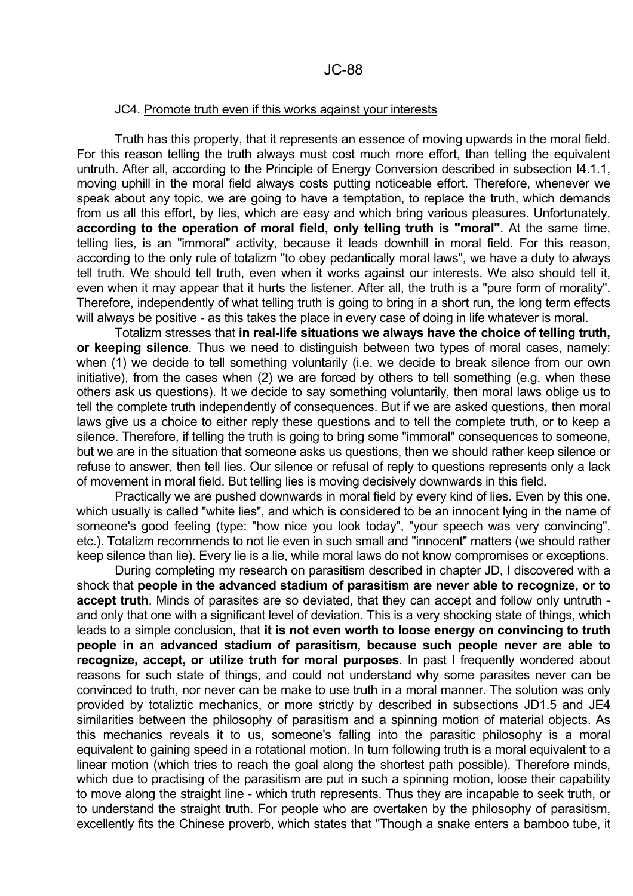#### JC4. Promote truth even if this works against your interests

Truth has this property, that it represents an essence of moving upwards in the moral field. For this reason telling the truth always must cost much more effort, than telling the equivalent untruth. After all, according to the Principle of Energy Conversion described in subsection I4.1.1, moving uphill in the moral field always costs putting noticeable effort. Therefore, whenever we speak about any topic, we are going to have a temptation, to replace the truth, which demands from us all this effort, by lies, which are easy and which bring various pleasures. Unfortunately, **according to the operation of moral field, only telling truth is "moral"**. At the same time, telling lies, is an "immoral" activity, because it leads downhill in moral field. For this reason, according to the only rule of totalizm "to obey pedantically moral laws", we have a duty to always tell truth. We should tell truth, even when it works against our interests. We also should tell it, even when it may appear that it hurts the listener. After all, the truth is a "pure form of morality". Therefore, independently of what telling truth is going to bring in a short run, the long term effects will always be positive - as this takes the place in every case of doing in life whatever is moral.

Totalizm stresses that **in real-life situations we always have the choice of telling truth, or keeping silence**. Thus we need to distinguish between two types of moral cases, namely: when (1) we decide to tell something voluntarily (i.e. we decide to break silence from our own initiative), from the cases when (2) we are forced by others to tell something (e.g. when these others ask us questions). It we decide to say something voluntarily, then moral laws oblige us to tell the complete truth independently of consequences. But if we are asked questions, then moral laws give us a choice to either reply these questions and to tell the complete truth, or to keep a silence. Therefore, if telling the truth is going to bring some "immoral" consequences to someone, but we are in the situation that someone asks us questions, then we should rather keep silence or refuse to answer, then tell lies. Our silence or refusal of reply to questions represents only a lack of movement in moral field. But telling lies is moving decisively downwards in this field.

Practically we are pushed downwards in moral field by every kind of lies. Even by this one, which usually is called "white lies", and which is considered to be an innocent lying in the name of someone's good feeling (type: "how nice you look today", "your speech was very convincing", etc.). Totalizm recommends to not lie even in such small and "innocent" matters (we should rather keep silence than lie). Every lie is a lie, while moral laws do not know compromises or exceptions.

During completing my research on parasitism described in chapter JD, I discovered with a shock that **people in the advanced stadium of parasitism are never able to recognize, or to accept truth**. Minds of parasites are so deviated, that they can accept and follow only untruth - and only that one with a significant level of deviation. This is a very shocking state of things, which leads to a simple conclusion, that **it is not even worth to loose energy on convincing to truth people in an advanced stadium of parasitism, because such people never are able to recognize, accept, or utilize truth for moral purposes**. In past I frequently wondered about reasons for such state of things, and could not understand why some parasites never can be convinced to truth, nor never can be make to use truth in a moral manner. The solution was only provided by totaliztic mechanics, or more strictly by described in subsections JD1.5 and JE4 similarities between the philosophy of parasitism and a spinning motion of material objects. As this mechanics reveals it to us, someone's falling into the parasitic philosophy is a moral equivalent to gaining speed in a rotational motion. In turn following truth is a moral equivalent to a linear motion (which tries to reach the goal along the shortest path possible). Therefore minds, which due to practising of the parasitism are put in such a spinning motion, loose their capability to move along the straight line - which truth represents. Thus they are incapable to seek truth, or to understand the straight truth. For people who are overtaken by the philosophy of parasitism, excellently fits the Chinese proverb, which states that "Though a snake enters a bamboo tube, it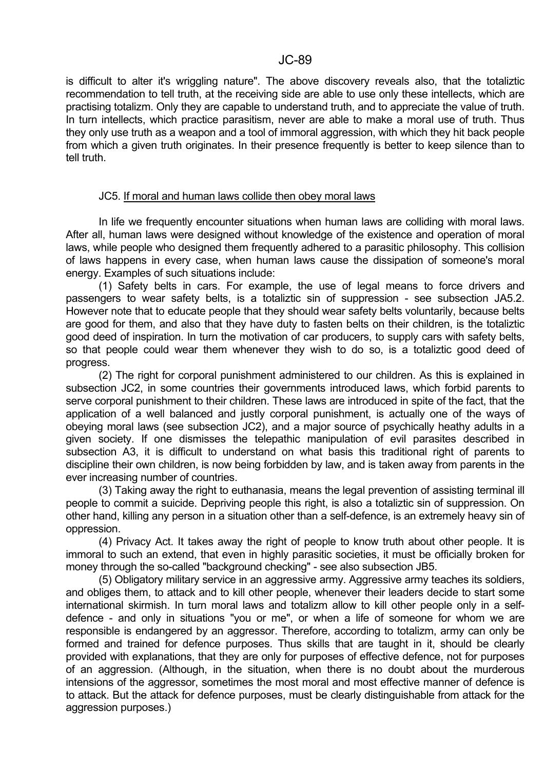is difficult to alter it's wriggling nature". The above discovery reveals also, that the totaliztic recommendation to tell truth, at the receiving side are able to use only these intellects, which are practising totalizm. Only they are capable to understand truth, and to appreciate the value of truth. In turn intellects, which practice parasitism, never are able to make a moral use of truth. Thus they only use truth as a weapon and a tool of immoral aggression, with which they hit back people from which a given truth originates. In their presence frequently is better to keep silence than to tell truth.

## JC5. <u>If moral and human laws collide then obey moral laws</u>

In life we frequently encounter situations when human laws are colliding with moral laws. After all, human laws were designed without knowledge of the existence and operation of moral laws, while people who designed them frequently adhered to a parasitic philosophy. This collision of laws happens in every case, when human laws cause the dissipation of someone's moral energy. Examples of such situations include:

(1) Safety belts in cars. For example, the use of legal means to force drivers and passengers to wear safety belts, is a totaliztic sin of suppression - see subsection JA5.2. However note that to educate people that they should wear safety belts voluntarily, because belts are good for them, and also that they have duty to fasten belts on their children, is the totaliztic good deed of inspiration. In turn the motivation of car producers, to supply cars with safety belts, so that people could wear them whenever they wish to do so, is a totaliztic good deed of progress.

(2) The right for corporal punishment administered to our children. As this is explained in subsection JC2, in some countries their governments introduced laws, which forbid parents to serve corporal punishment to their children. These laws are introduced in spite of the fact, that the application of a well balanced and justly corporal punishment, is actually one of the ways of obeying moral laws (see subsection JC2), and a major source of psychically heathy adults in a given society. If one dismisses the telepathic manipulation of evil parasites described in subsection A3, it is difficult to understand on what basis this traditional right of parents to discipline their own children, is now being forbidden by law, and is taken away from parents in the ever increasing number of countries.

(3) Taking away the right to euthanasia, means the legal prevention of assisting terminal ill people to commit a suicide. Depriving people this right, is also a totaliztic sin of suppression. On other hand, killing any person in a situation other than a self-defence, is an extremely heavy sin of oppression.

(4) Privacy Act. It takes away the right of people to know truth about other people. It is immoral to such an extend, that even in highly parasitic societies, it must be officially broken for money through the so-called "background checking" - see also subsection JB5.

(5) Obligatory military service in an aggressive army. Aggressive army teaches its soldiers, and obliges them, to attack and to kill other people, whenever their leaders decide to start some international skirmish. In turn moral laws and totalizm allow to kill other people only in a self-defence - and only in situations "you or me", or when a life of someone for whom we are responsible is endangered by an aggressor. Therefore, according to totalizm, army can only be formed and trained for defence purposes. Thus skills that are taught in it, should be clearly provided with explanations, that they are only for purposes of effective defence, not for purposes of an aggression. (Although, in the situation, when there is no doubt about the murderous intensions of the aggressor, sometimes the most moral and most effective manner of defence is to attack. But the attack for defence purposes, must be clearly distinguishable from attack for the aggression purposes.)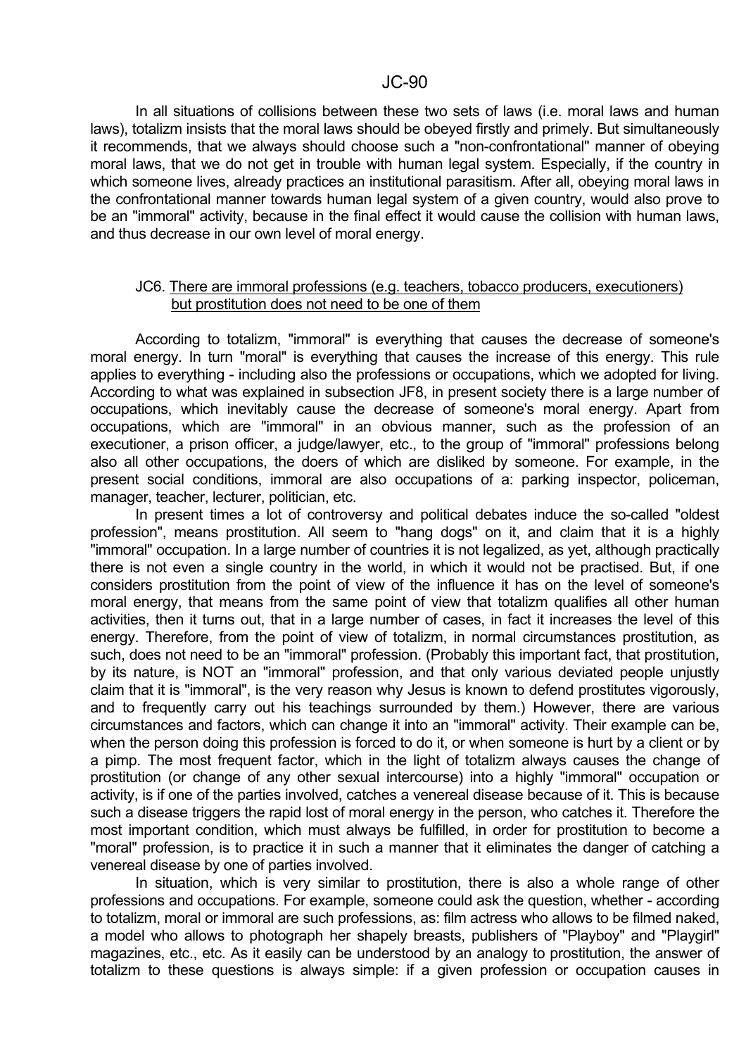In all situations of collisions between these two sets of laws (i.e. moral laws and human laws), totalizm insists that the moral laws should be obeyed firstly and primely. But simultaneously it recommends, that we always should choose such a "non-confrontational" manner of obeying moral laws, that we do not get in trouble with human legal system. Especially, if the country in which someone lives, already practices an institutional parasitism. After all, obeying moral laws in the confrontational manner towards human legal system of a given country, would also prove to be an "immoral" activity, because in the final effect it would cause the collision with human laws, and thus decrease in our own level of moral energy.

### JC6. There are immoral professions (e.g. teachers, tobacco producers, executioners) but prostitution does not need to be one of them

According to totalizm, "immoral" is everything that causes the decrease of someone's moral energy. In turn "moral" is everything that causes the increase of this energy. This rule applies to everything - including also the professions or occupations, which we adopted for living. According to what was explained in subsection JF8, in present society there is a large number of occupations, which inevitably cause the decrease of someone's moral energy. Apart from occupations, which are "immoral" in an obvious manner, such as the profession of an executioner, a prison officer, a judge/lawyer, etc., to the group of "immoral" professions belong also all other occupations, the doers of which are disliked by someone. For example, in the present social conditions, immoral are also occupations of a: parking inspector, policeman, manager, teacher, lecturer, politician, etc.

In present times a lot of controversy and political debates induce the so-called "oldest profession", means prostitution. All seem to "hang dogs" on it, and claim that it is a highly "immoral" occupation. In a large number of countries it is not legalized, as yet, although practically there is not even a single country in the world, in which it would not be practised. But, if one considers prostitution from the point of view of the influence it has on the level of someone's moral energy, that means from the same point of view that totalizm qualifies all other human activities, then it turns out, that in a large number of cases, in fact it increases the level of this energy. Therefore, from the point of view of totalizm, in normal circumstances prostitution, as such, does not need to be an "immoral" profession. (Probably this important fact, that prostitution, by its nature, is NOT an "immoral" profession, and that only various deviated people unjustly claim that it is "immoral", is the very reason why Jesus is known to defend prostitutes vigorously, and to frequently carry out his teachings surrounded by them.) However, there are various circumstances and factors, which can change it into an "immoral" activity. Their example can be, when the person doing this profession is forced to do it, or when someone is hurt by a client or by a pimp. The most frequent factor, which in the light of totalizm always causes the change of prostitution (or change of any other sexual intercourse) into a highly "immoral" occupation or activity, is if one of the parties involved, catches a venereal disease because of it. This is because such a disease triggers the rapid lost of moral energy in the person, who catches it. Therefore the most important condition, which must always be fulfilled, in order for prostitution to become a "moral" profession, is to practice it in such a manner that it eliminates the danger of catching a venereal disease by one of parties involved.

In situation, which is very similar to prostitution, there is also a whole range of other professions and occupations. For example, someone could ask the question, whether - according to totalizm, moral or immoral are such professions, as: film actress who allows to be filmed naked, a model who allows to photograph her shapely breasts, publishers of "Playboy" and "Playgirl" magazines, etc., etc. As it easily can be understood by an analogy to prostitution, the answer of totalizm to these questions is always simple: if a given profession or occupation causes in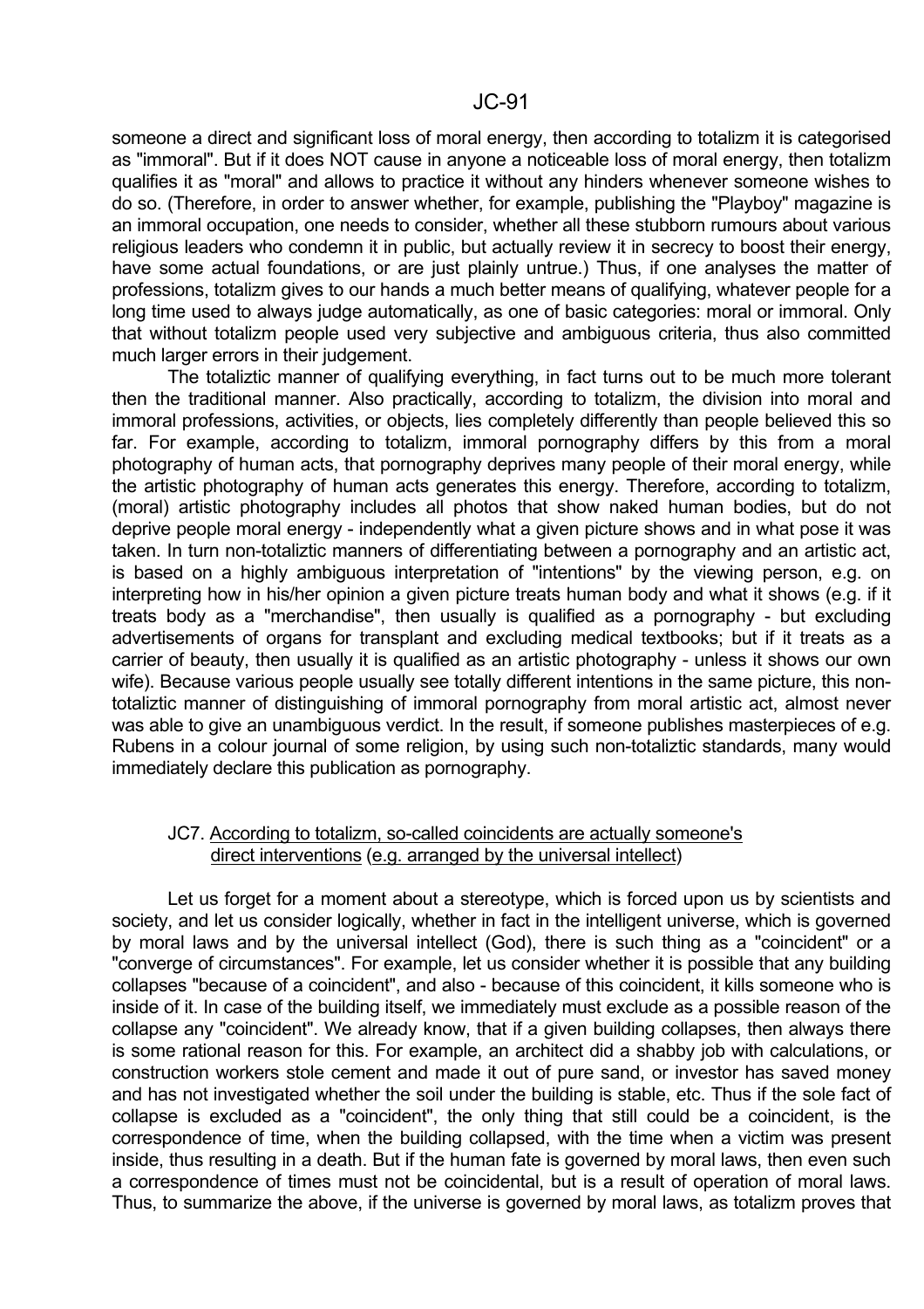someone a direct and significant loss of moral energy, then according to totalizm it is categorised as "immoral". But if it does NOT cause in anyone a noticeable loss of moral energy, then totalizm qualifies it as "moral" and allows to practice it without any hinders whenever someone wishes to do so. (Therefore, in order to answer whether, for example, publishing the "Playboy" magazine is an immoral occupation, one needs to consider, whether all these stubborn rumours about various religious leaders who condemn it in public, but actually review it in secrecy to boost their energy, have some actual foundations, or are just plainly untrue.) Thus, if one analyses the matter of professions, totalizm gives to our hands a much better means of qualifying, whatever people for a long time used to always judge automatically, as one of basic categories: moral or immoral. Only that without totalizm people used very subjective and ambiguous criteria, thus also committed much larger errors in their judgement.

The totaliztic manner of qualifying everything, in fact turns out to be much more tolerant then the traditional manner. Also practically, according to totalizm, the division into moral and immoral professions, activities, or objects, lies completely differently than people believed this so far. For example, according to totalizm, immoral pornography differs by this from a moral photography of human acts, that pornography deprives many people of their moral energy, while the artistic photography of human acts generates this energy. Therefore, according to totalizm, (moral) artistic photography includes all photos that show naked human bodies, but do not deprive people moral energy - independently what a given picture shows and in what pose it was taken. In turn non-totaliztic manners of differentiating between a pornography and an artistic act, is based on a highly ambiguous interpretation of "intentions" by the viewing person, e.g. on interpreting how in his/her opinion a given picture treats human body and what it shows (e.g. if it treats body as a "merchandise", then usually is qualified as a pornography - but excluding advertisements of organs for transplant and excluding medical textbooks; but if it treats as a carrier of beauty, then usually it is qualified as an artistic photography - unless it shows our own wife). Because various people usually see totally different intentions in the same picture, this non-totaliztic manner of distinguishing of immoral pornography from moral artistic act, almost never was able to give an unambiguous verdict. In the result, if someone publishes masterpieces of e.g. Rubens in a colour journal of some religion, by using such non-totaliztic standards, many would immediately declare this publication as pornography.

### JC7. According to totalizm, so-called coincidents are actually someone's direct interventions (e.g. arranged by the universal intellect)

Let us forget for a moment about a stereotype, which is forced upon us by scientists and society, and let us consider logically, whether in fact in the intelligent universe, which is governed by moral laws and by the universal intellect (God), there is such thing as a "coincident" or a "converge of circumstances". For example, let us consider whether it is possible that any building collapses "because of a coincident", and also - because of this coincident, it kills someone who is inside of it. In case of the building itself, we immediately must exclude as a possible reason of the collapse any "coincident". We already know, that if a given building collapses, then always there is some rational reason for this. For example, an architect did a shabby job with calculations, or construction workers stole cement and made it out of pure sand, or investor has saved money and has not investigated whether the soil under the building is stable, etc. Thus if the sole fact of collapse is excluded as a "coincident", the only thing that still could be a coincident, is the correspondence of time, when the building collapsed, with the time when a victim was present inside, thus resulting in a death. But if the human fate is governed by moral laws, then even such a correspondence of times must not be coincidental, but is a result of operation of moral laws. Thus, to summarize the above, if the universe is governed by moral laws, as totalizm proves that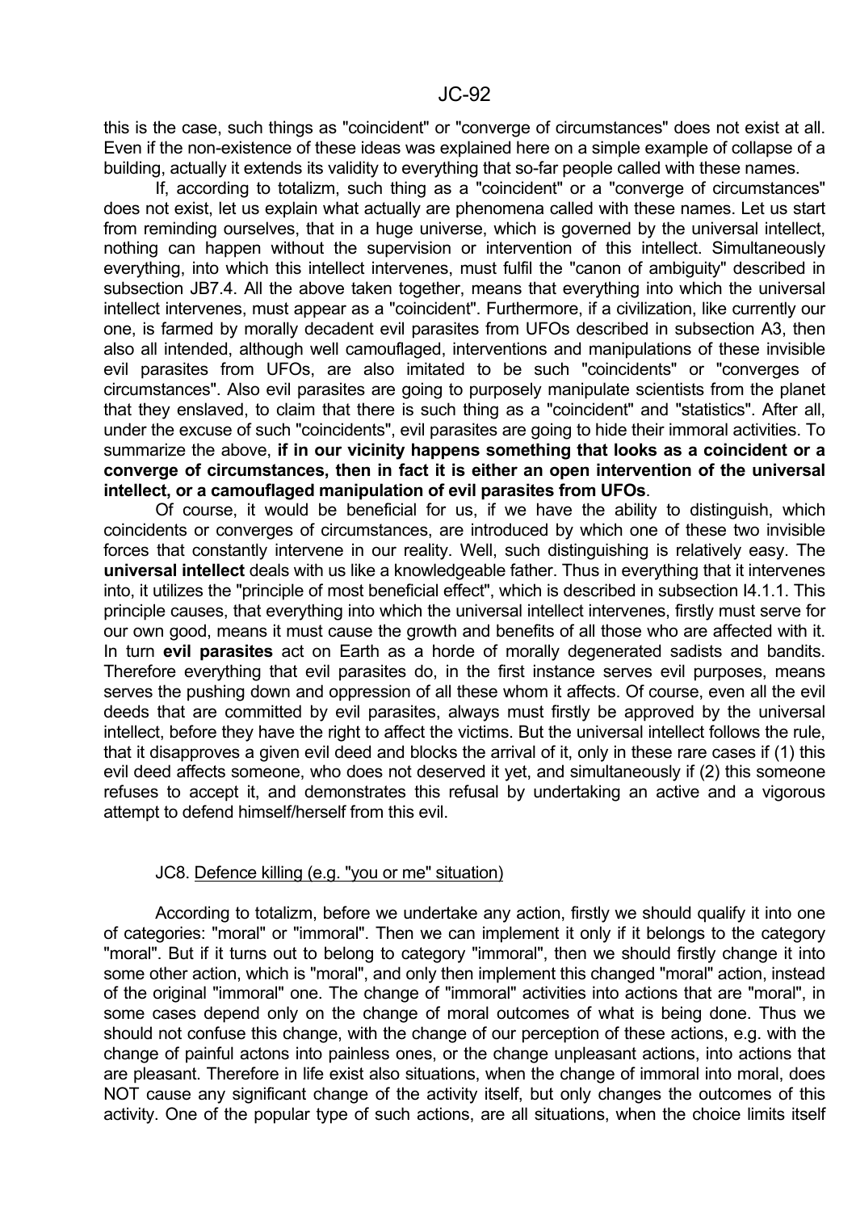this is the case, such things as "coincident" or "converge of circumstances" does not exist at all. Even if the non-existence of these ideas was explained here on a simple example of collapse of a building, actually it extends its validity to everything that so-far people called with these names.

If, according to totalizm, such thing as a "coincident" or a "converge of circumstances" does not exist, let us explain what actually are phenomena called with these names. Let us start from reminding ourselves, that in a huge universe, which is governed by the universal intellect, nothing can happen without the supervision or intervention of this intellect. Simultaneously everything, into which this intellect intervenes, must fulfil the "canon of ambiguity" described in subsection JB7.4. All the above taken together, means that everything into which the universal intellect intervenes, must appear as a "coincident". Furthermore, if a civilization, like currently our one, is farmed by morally decadent evil parasites from UFOs described in subsection A3, then also all intended, although well camouflaged, interventions and manipulations of these invisible evil parasites from UFOs, are also imitated to be such "coincidents" or "converges of circumstances". Also evil parasites are going to purposely manipulate scientists from the planet that they enslaved, to claim that there is such thing as a "coincident" and "statistics". After all, under the excuse of such "coincidents", evil parasites are going to hide their immoral activities. To summarize the above, **if in our vicinity happens something that looks as a coincident or a converge of circumstances, then in fact it is either an open intervention of the universal intellect, or a camouflaged manipulation of evil parasites from UFOs**.

Of course, it would be beneficial for us, if we have the ability to distinguish, which coincidents or converges of circumstances, are introduced by which one of these two invisible forces that constantly intervene in our reality. Well, such distinguishing is relatively easy. The **universal intellect** deals with us like a knowledgeable father. Thus in everything that it intervenes into, it utilizes the "principle of most beneficial effect", which is described in subsection I4.1.1. This principle causes, that everything into which the universal intellect intervenes, firstly must serve for our own good, means it must cause the growth and benefits of all those who are affected with it. In turn **evil parasites** act on Earth as a horde of morally degenerated sadists and bandits. Therefore everything that evil parasites do, in the first instance serves evil purposes, means serves the pushing down and oppression of all these whom it affects. Of course, even all the evil deeds that are committed by evil parasites, always must firstly be approved by the universal intellect, before they have the right to affect the victims. But the universal intellect follows the rule, that it disapproves a given evil deed and blocks the arrival of it, only in these rare cases if (1) this evil deed affects someone, who does not deserved it yet, and simultaneously if (2) this someone refuses to accept it, and demonstrates this refusal by undertaking an active and a vigorous attempt to defend himself/herself from this evil.

## JC8. Defence killing (e.g. "you or me" situation)

According to totalizm, before we undertake any action, firstly we should qualify it into one of categories: "moral" or "immoral". Then we can implement it only if it belongs to the category "moral". But if it turns out to belong to category "immoral", then we should firstly change it into some other action, which is "moral", and only then implement this changed "moral" action, instead of the original "immoral" one. The change of "immoral" activities into actions that are "moral", in some cases depend only on the change of moral outcomes of what is being done. Thus we should not confuse this change, with the change of our perception of these actions, e.g. with the change of painful actons into painless ones, or the change unpleasant actions, into actions that are pleasant. Therefore in life exist also situations, when the change of immoral into moral, does NOT cause any significant change of the activity itself, but only changes the outcomes of this activity. One of the popular type of such actions, are all situations, when the choice limits itself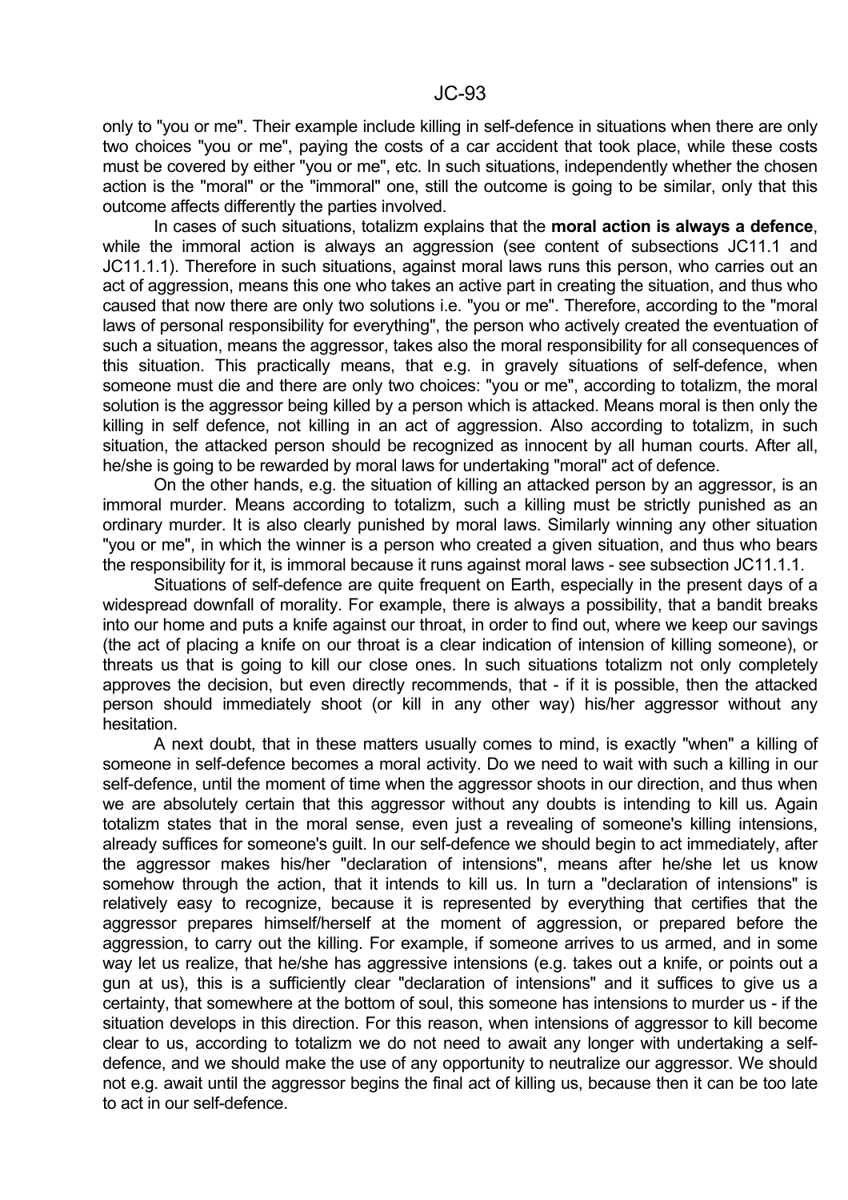only to "you or me". Their example include killing in self-defence in situations when there are only two choices "you or me", paying the costs of a car accident that took place, while these costs must be covered by either "you or me", etc. In such situations, independently whether the chosen action is the "moral" or the "immoral" one, still the outcome is going to be similar, only that this outcome affects differently the parties involved.

In cases of such situations, totalizm explains that the **moral action is always a defence**, while the immoral action is always an aggression (see content of subsections JC11.1 and JC11.1.1). Therefore in such situations, against moral laws runs this person, who carries out an act of aggression, means this one who takes an active part in creating the situation, and thus who caused that now there are only two solutions i.e. "you or me". Therefore, according to the "moral laws of personal responsibility for everything", the person who actively created the eventuation of such a situation, means the aggressor, takes also the moral responsibility for all consequences of this situation. This practically means, that e.g. in gravely situations of self-defence, when someone must die and there are only two choices: "you or me", according to totalizm, the moral solution is the aggressor being killed by a person which is attacked. Means moral is then only the killing in self defence, not killing in an act of aggression. Also according to totalizm, in such situation, the attacked person should be recognized as innocent by all human courts. After all, he/she is going to be rewarded by moral laws for undertaking "moral" act of defence.

On the other hands, e.g. the situation of killing an attacked person by an aggressor, is an immoral murder. Means according to totalizm, such a killing must be strictly punished as an ordinary murder. It is also clearly punished by moral laws. Similarly winning any other situation "you or me", in which the winner is a person who created a given situation, and thus who bears the responsibility for it, is immoral because it runs against moral laws - see subsection JC11.1.1.

Situations of self-defence are quite frequent on Earth, especially in the present days of a widespread downfall of morality. For example, there is always a possibility, that a bandit breaks into our home and puts a knife against our throat, in order to find out, where we keep our savings (the act of placing a knife on our throat is a clear indication of intension of killing someone), or threats us that is going to kill our close ones. In such situations totalizm not only completely approves the decision, but even directly recommends, that - if it is possible, then the attacked person should immediately shoot (or kill in any other way) his/her aggressor without any hesitation.

A next doubt, that in these matters usually comes to mind, is exactly "when" a killing of someone in self-defence becomes a moral activity. Do we need to wait with such a killing in our self-defence, until the moment of time when the aggressor shoots in our direction, and thus when we are absolutely certain that this aggressor without any doubts is intending to kill us. Again totalizm states that in the moral sense, even just a revealing of someone's killing intensions, already suffices for someone's guilt. In our self-defence we should begin to act immediately, after the aggressor makes his/her "declaration of intensions", means after he/she let us know somehow through the action, that it intends to kill us. In turn a "declaration of intensions" is relatively easy to recognize, because it is represented by everything that certifies that the aggressor prepares himself/herself at the moment of aggression, or prepared before the aggression, to carry out the killing. For example, if someone arrives to us armed, and in some way let us realize, that he/she has aggressive intensions (e.g. takes out a knife, or points out a gun at us), this is a sufficiently clear "declaration of intensions" and it suffices to give us a certainty, that somewhere at the bottom of soul, this someone has intensions to murder us - if the situation develops in this direction. For this reason, when intensions of aggressor to kill become clear to us, according to totalizm we do not need to await any longer with undertaking a self-defence, and we should make the use of any opportunity to neutralize our aggressor. We should not e.g. await until the aggressor begins the final act of killing us, because then it can be too late to act in our self-defence.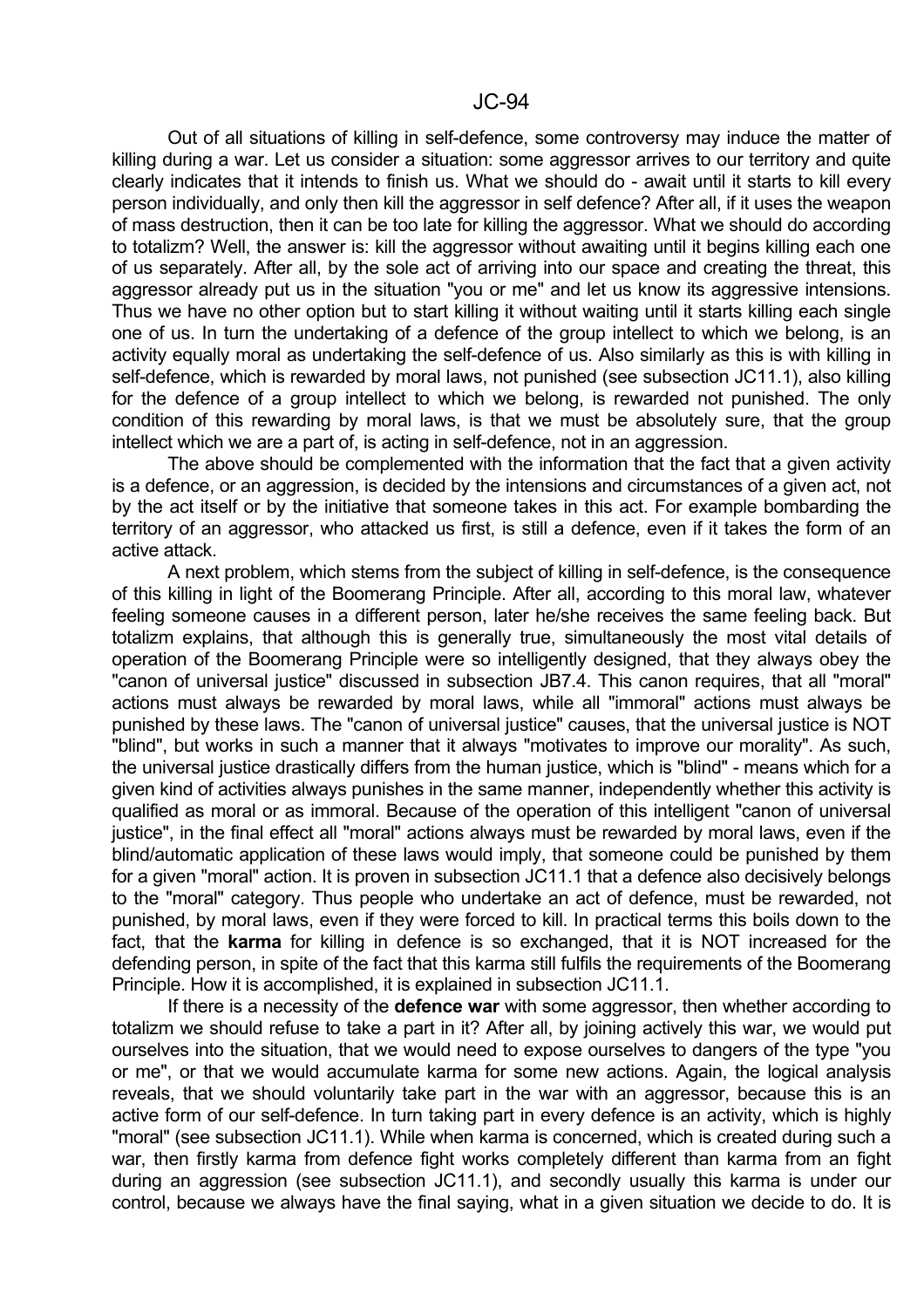Out of all situations of killing in self-defence, some controversy may induce the matter of killing during a war. Let us consider a situation: some aggressor arrives to our territory and quite clearly indicates that it intends to finish us. What we should do - await until it starts to kill every person individually, and only then kill the aggressor in self defence? After all, if it uses the weapon of mass destruction, then it can be too late for killing the aggressor. What we should do according to totalizm? Well, the answer is: kill the aggressor without awaiting until it begins killing each one of us separately. After all, by the sole act of arriving into our space and creating the threat, this aggressor already put us in the situation "you or me" and let us know its aggressive intensions. Thus we have no other option but to start killing it without waiting until it starts killing each single one of us. In turn the undertaking of a defence of the group intellect to which we belong, is an activity equally moral as undertaking the self-defence of us. Also similarly as this is with killing in self-defence, which is rewarded by moral laws, not punished (see subsection JC11.1), also killing for the defence of a group intellect to which we belong, is rewarded not punished. The only condition of this rewarding by moral laws, is that we must be absolutely sure, that the group intellect which we are a part of, is acting in self-defence, not in an aggression.

The above should be complemented with the information that the fact that a given activity is a defence, or an aggression, is decided by the intensions and circumstances of a given act, not by the act itself or by the initiative that someone takes in this act. For example bombarding the territory of an aggressor, who attacked us first, is still a defence, even if it takes the form of an active attack.

A next problem, which stems from the subject of killing in self-defence, is the consequence of this killing in light of the Boomerang Principle. After all, according to this moral law, whatever feeling someone causes in a different person, later he/she receives the same feeling back. But totalizm explains, that although this is generally true, simultaneously the most vital details of operation of the Boomerang Principle were so intelligently designed, that they always obey the "canon of universal justice" discussed in subsection JB7.4. This canon requires, that all "moral" actions must always be rewarded by moral laws, while all "immoral" actions must always be punished by these laws. The "canon of universal justice" causes, that the universal justice is NOT "blind", but works in such a manner that it always "motivates to improve our morality". As such, the universal justice drastically differs from the human justice, which is "blind" - means which for a given kind of activities always punishes in the same manner, independently whether this activity is qualified as moral or as immoral. Because of the operation of this intelligent "canon of universal justice", in the final effect all "moral" actions always must be rewarded by moral laws, even if the blind/automatic application of these laws would imply, that someone could be punished by them for a given "moral" action. It is proven in subsection JC11.1 that a defence also decisively belongs to the "moral" category. Thus people who undertake an act of defence, must be rewarded, not punished, by moral laws, even if they were forced to kill. In practical terms this boils down to the fact, that the **karma** for killing in defence is so exchanged, that it is NOT increased for the defending person, in spite of the fact that this karma still fulfils the requirements of the Boomerang Principle. How it is accomplished, it is explained in subsection JC11.1.

If there is a necessity of the **defence war** with some aggressor, then whether according to totalizm we should refuse to take a part in it? After all, by joining actively this war, we would put ourselves into the situation, that we would need to expose ourselves to dangers of the type "you or me", or that we would accumulate karma for some new actions. Again, the logical analysis reveals, that we should voluntarily take part in the war with an aggressor, because this is an active form of our self-defence. In turn taking part in every defence is an activity, which is highly "moral" (see subsection JC11.1). While when karma is concerned, which is created during such a war, then firstly karma from defence fight works completely different than karma from an fight during an aggression (see subsection JC11.1), and secondly usually this karma is under our control, because we always have the final saying, what in a given situation we decide to do. It is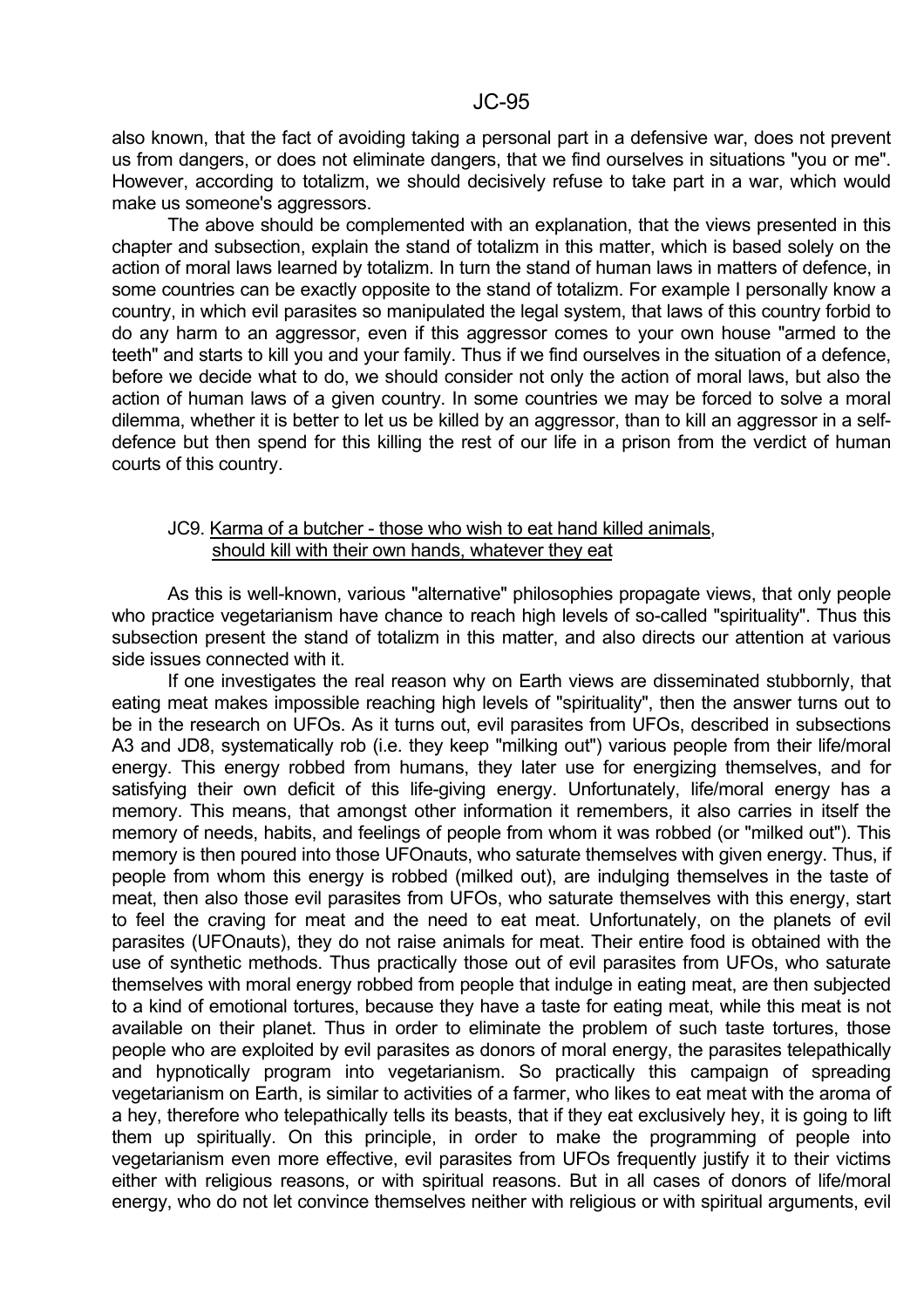also known, that the fact of avoiding taking a personal part in a defensive war, does not prevent us from dangers, or does not eliminate dangers, that we find ourselves in situations "you or me". However, according to totalizm, we should decisively refuse to take part in a war, which would make us someone's aggressors.

The above should be complemented with an explanation, that the views presented in this chapter and subsection, explain the stand of totalizm in this matter, which is based solely on the action of moral laws learned by totalizm. In turn the stand of human laws in matters of defence, in some countries can be exactly opposite to the stand of totalizm. For example I personally know a country, in which evil parasites so manipulated the legal system, that laws of this country forbid to do any harm to an aggressor, even if this aggressor comes to your own house "armed to the teeth" and starts to kill you and your family. Thus if we find ourselves in the situation of a defence, before we decide what to do, we should consider not only the action of moral laws, but also the action of human laws of a given country. In some countries we may be forced to solve a moral dilemma, whether it is better to let us be killed by an aggressor, than to kill an aggressor in a self-defence but then spend for this killing the rest of our life in a prison from the verdict of human courts of this country.

### JC9. Karma of a butcher - those who wish to eat hand killed animals, should kill with their own hands, whatever they eat

As this is well-known, various "alternative" philosophies propagate views, that only people who practice vegetarianism have chance to reach high levels of so-called "spirituality". Thus this subsection present the stand of totalizm in this matter, and also directs our attention at various side issues connected with it.

If one investigates the real reason why on Earth views are disseminated stubbornly, that eating meat makes impossible reaching high levels of "spirituality", then the answer turns out to be in the research on UFOs. As it turns out, evil parasites from UFOs, described in subsections A3 and JD8, systematically rob (i.e. they keep "milking out") various people from their life/moral energy. This energy robbed from humans, they later use for energizing themselves, and for satisfying their own deficit of this life-giving energy. Unfortunately, life/moral energy has a memory. This means, that amongst other information it remembers, it also carries in itself the memory of needs, habits, and feelings of people from whom it was robbed (or "milked out"). This memory is then poured into those UFOnauts, who saturate themselves with given energy. Thus, if people from whom this energy is robbed (milked out), are indulging themselves in the taste of meat, then also those evil parasites from UFOs, who saturate themselves with this energy, start to feel the craving for meat and the need to eat meat. Unfortunately, on the planets of evil parasites (UFOnauts), they do not raise animals for meat. Their entire food is obtained with the use of synthetic methods. Thus practically those out of evil parasites from UFOs, who saturate themselves with moral energy robbed from people that indulge in eating meat, are then subjected to a kind of emotional tortures, because they have a taste for eating meat, while this meat is not available on their planet. Thus in order to eliminate the problem of such taste tortures, those people who are exploited by evil parasites as donors of moral energy, the parasites telepathically and hypnotically program into vegetarianism. So practically this campaign of spreading vegetarianism on Earth, is similar to activities of a farmer, who likes to eat meat with the aroma of a hey, therefore who telepathically tells its beasts, that if they eat exclusively hey, it is going to lift them up spiritually. On this principle, in order to make the programming of people into vegetarianism even more effective, evil parasites from UFOs frequently justify it to their victims either with religious reasons, or with spiritual reasons. But in all cases of donors of life/moral energy, who do not let convince themselves neither with religious or with spiritual arguments, evil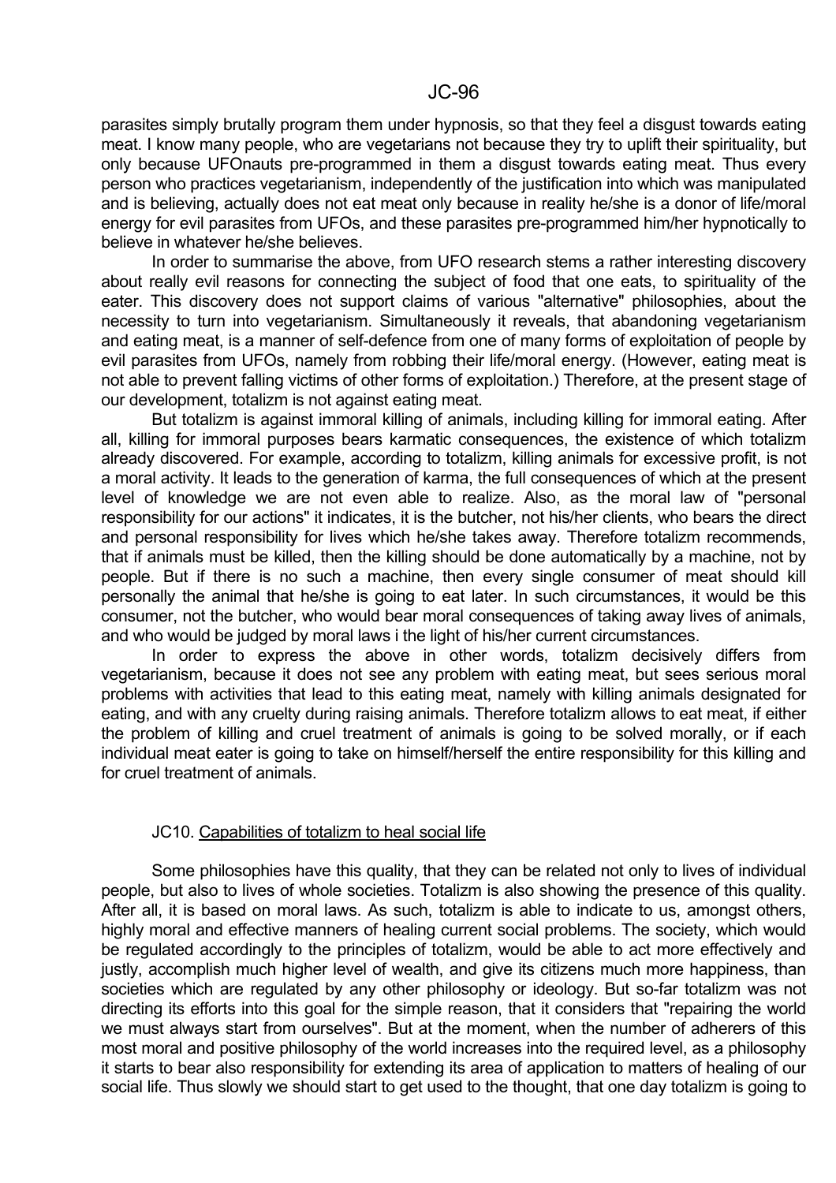parasites simply brutally program them under hypnosis, so that they feel a disgust towards eating meat. I know many people, who are vegetarians not because they try to uplift their spirituality, but only because UFOnauts pre-programmed in them a disgust towards eating meat. Thus every person who practices vegetarianism, independently of the justification into which was manipulated and is believing, actually does not eat meat only because in reality he/she is a donor of life/moral energy for evil parasites from UFOs, and these parasites pre-programmed him/her hypnotically to believe in whatever he/she believes.

In order to summarise the above, from UFO research stems a rather interesting discovery about really evil reasons for connecting the subject of food that one eats, to spirituality of the eater. This discovery does not support claims of various "alternative" philosophies, about the necessity to turn into vegetarianism. Simultaneously it reveals, that abandoning vegetarianism and eating meat, is a manner of self-defence from one of many forms of exploitation of people by evil parasites from UFOs, namely from robbing their life/moral energy. (However, eating meat is not able to prevent falling victims of other forms of exploitation.) Therefore, at the present stage of our development, totalizm is not against eating meat.

But totalizm is against immoral killing of animals, including killing for immoral eating. After all, killing for immoral purposes bears karmatic consequences, the existence of which totalizm already discovered. For example, according to totalizm, killing animals for excessive profit, is not a moral activity. It leads to the generation of karma, the full consequences of which at the present level of knowledge we are not even able to realize. Also, as the moral law of "personal responsibility for our actions" it indicates, it is the butcher, not his/her clients, who bears the direct and personal responsibility for lives which he/she takes away. Therefore totalizm recommends, that if animals must be killed, then the killing should be done automatically by a machine, not by people. But if there is no such a machine, then every single consumer of meat should kill personally the animal that he/she is going to eat later. In such circumstances, it would be this consumer, not the butcher, who would bear moral consequences of taking away lives of animals, and who would be judged by moral laws i the light of his/her current circumstances.

In order to express the above in other words, totalizm decisively differs from vegetarianism, because it does not see any problem with eating meat, but sees serious moral problems with activities that lead to this eating meat, namely with killing animals designated for eating, and with any cruelty during raising animals. Therefore totalizm allows to eat meat, if either the problem of killing and cruel treatment of animals is going to be solved morally, or if each individual meat eater is going to take on himself/herself the entire responsibility for this killing and for cruel treatment of animals.

## JC10. Capabilities of totalizm to heal social life

Some philosophies have this quality, that they can be related not only to lives of individual people, but also to lives of whole societies. Totalizm is also showing the presence of this quality. After all, it is based on moral laws. As such, totalizm is able to indicate to us, amongst others, highly moral and effective manners of healing current social problems. The society, which would be regulated accordingly to the principles of totalizm, would be able to act more effectively and justly, accomplish much higher level of wealth, and give its citizens much more happiness, than societies which are regulated by any other philosophy or ideology. But so-far totalizm was not directing its efforts into this goal for the simple reason, that it considers that "repairing the world we must always start from ourselves". But at the moment, when the number of adherers of this most moral and positive philosophy of the world increases into the required level, as a philosophy it starts to bear also responsibility for extending its area of application to matters of healing of our social life. Thus slowly we should start to get used to the thought, that one day totalizm is going to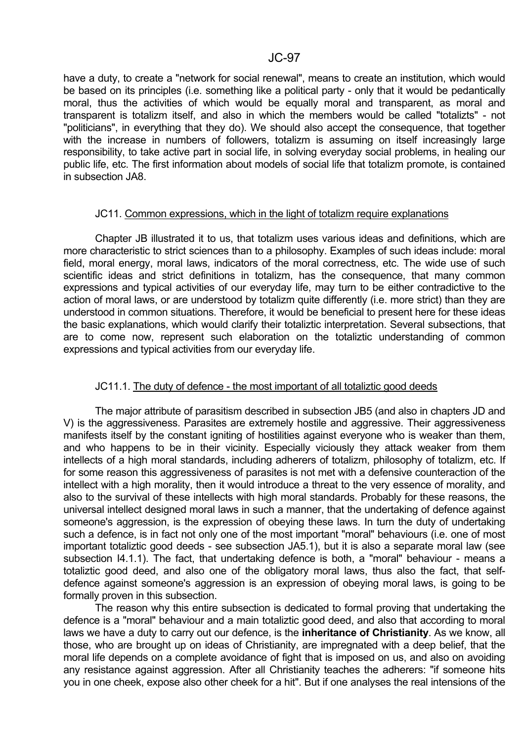have a duty, to create a "network for social renewal", means to create an institution, which would be based on its principles (i.e. something like a political party - only that it would be pedantically moral, thus the activities of which would be equally moral and transparent, as moral and transparent is totalizm itself, and also in which the members would be called "totalizts" - not "politicians", in everything that they do). We should also accept the consequence, that together with the increase in numbers of followers, totalizm is assuming on itself increasingly large responsibility, to take active part in social life, in solving everyday social problems, in healing our public life, etc. The first information about models of social life that totalizm promote, is contained in subsection JA8.

### JC11. Common expressions, which in the light of totalizm require explanations

Chapter JB illustrated it to us, that totalizm uses various ideas and definitions, which are more characteristic to strict sciences than to a philosophy. Examples of such ideas include: moral field, moral energy, moral laws, indicators of the moral correctness, etc. The wide use of such scientific ideas and strict definitions in totalizm, has the consequence, that many common expressions and typical activities of our everyday life, may turn to be either contradictive to the action of moral laws, or are understood by totalizm quite differently (i.e. more strict) than they are understood in common situations. Therefore, it would be beneficial to present here for these ideas the basic explanations, which would clarify their totaliztic interpretation. Several subsections, that are to come now, represent such elaboration on the totaliztic understanding of common expressions and typical activities from our everyday life.

#### JC11.1. The duty of defence - the most important of all totaliztic good deeds

The major attribute of parasitism described in subsection JB5 (and also in chapters JD and V) is the aggressiveness. Parasites are extremely hostile and aggressive. Their aggressiveness manifests itself by the constant igniting of hostilities against everyone who is weaker than them, and who happens to be in their vicinity. Especially viciously they attack weaker from them intellects of a high moral standards, including adherers of totalizm, philosophy of totalizm, etc. If for some reason this aggressiveness of parasites is not met with a defensive counteraction of the intellect with a high morality, then it would introduce a threat to the very essence of morality, and also to the survival of these intellects with high moral standards. Probably for these reasons, the universal intellect designed moral laws in such a manner, that the undertaking of defence against someone's aggression, is the expression of obeying these laws. In turn the duty of undertaking such a defence, is in fact not only one of the most important "moral" behaviours (i.e. one of most important totaliztic good deeds - see subsection JA5.1), but it is also a separate moral law (see subsection I4.1.1). The fact, that undertaking defence is both, a "moral" behaviour - means a totaliztic good deed, and also one of the obligatory moral laws, thus also the fact, that self-defence against someone's aggression is an expression of obeying moral laws, is going to be formally proven in this subsection.

The reason why this entire subsection is dedicated to formal proving that undertaking the defence is a "moral" behaviour and a main totaliztic good deed, and also that according to moral laws we have a duty to carry out our defence, is the **inheritance of Christianity**. As we know, all those, who are brought up on ideas of Christianity, are impregnated with a deep belief, that the moral life depends on a complete avoidance of fight that is imposed on us, and also on avoiding any resistance against aggression. After all Christianity teaches the adherers: "if someone hits you in one cheek, expose also other cheek for a hit". But if one analyses the real intensions of the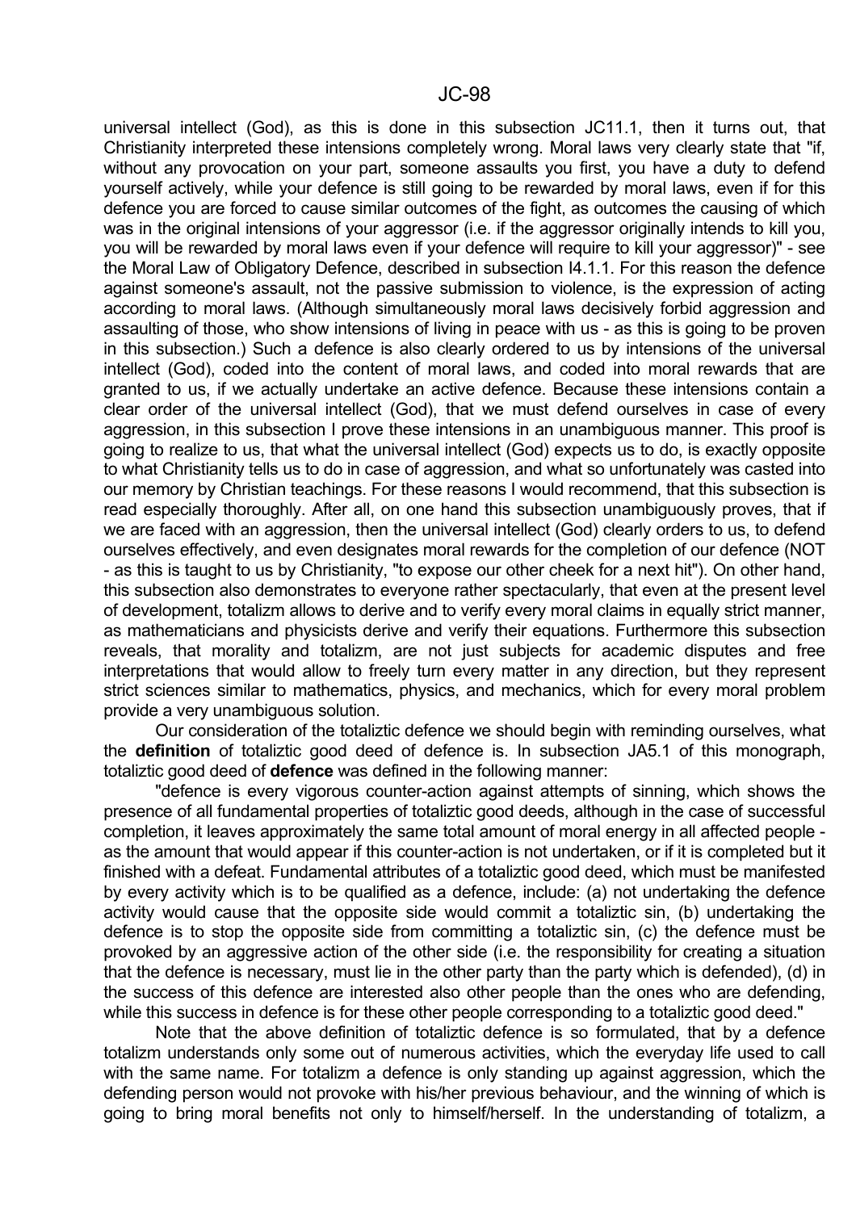universal intellect (God), as this is done in this subsection JC11.1, then it turns out, that Christianity interpreted these intensions completely wrong. Moral laws very clearly state that "if, without any provocation on your part, someone assaults you first, you have a duty to defend yourself actively, while your defence is still going to be rewarded by moral laws, even if for this defence you are forced to cause similar outcomes of the fight, as outcomes the causing of which was in the original intensions of your aggressor (i.e. if the aggressor originally intends to kill you, you will be rewarded by moral laws even if your defence will require to kill your aggressor)" - see the Moral Law of Obligatory Defence, described in subsection I4.1.1. For this reason the defence against someone's assault, not the passive submission to violence, is the expression of acting according to moral laws. (Although simultaneously moral laws decisively forbid aggression and assaulting of those, who show intensions of living in peace with us - as this is going to be proven in this subsection.) Such a defence is also clearly ordered to us by intensions of the universal intellect (God), coded into the content of moral laws, and coded into moral rewards that are granted to us, if we actually undertake an active defence. Because these intensions contain a clear order of the universal intellect (God), that we must defend ourselves in case of every aggression, in this subsection I prove these intensions in an unambiguous manner. This proof is going to realize to us, that what the universal intellect (God) expects us to do, is exactly opposite to what Christianity tells us to do in case of aggression, and what so unfortunately was casted into our memory by Christian teachings. For these reasons I would recommend, that this subsection is read especially thoroughly. After all, on one hand this subsection unambiguously proves, that if we are faced with an aggression, then the universal intellect (God) clearly orders to us, to defend ourselves effectively, and even designates moral rewards for the completion of our defence (NOT - as this is taught to us by Christianity, "to expose our other cheek for a next hit"). On other hand, this subsection also demonstrates to everyone rather spectacularly, that even at the present level of development, totalizm allows to derive and to verify every moral claims in equally strict manner, as mathematicians and physicists derive and verify their equations. Furthermore this subsection reveals, that morality and totalizm, are not just subjects for academic disputes and free interpretations that would allow to freely turn every matter in any direction, but they represent strict sciences similar to mathematics, physics, and mechanics, which for every moral problem provide a very unambiguous solution.

Our consideration of the totaliztic defence we should begin with reminding ourselves, what the **definition** of totaliztic good deed of defence is. In subsection JA5.1 of this monograph, totaliztic good deed of **defence** was defined in the following manner:

"defence is every vigorous counter-action against attempts of sinning, which shows the presence of all fundamental properties of totaliztic good deeds, although in the case of successful completion, it leaves approximately the same total amount of moral energy in all affected people - as the amount that would appear if this counter-action is not undertaken, or if it is completed but it finished with a defeat. Fundamental attributes of a totaliztic good deed, which must be manifested by every activity which is to be qualified as a defence, include: (a) not undertaking the defence activity would cause that the opposite side would commit a totaliztic sin, (b) undertaking the defence is to stop the opposite side from committing a totaliztic sin, (c) the defence must be provoked by an aggressive action of the other side (i.e. the responsibility for creating a situation that the defence is necessary, must lie in the other party than the party which is defended), (d) in the success of this defence are interested also other people than the ones who are defending, while this success in defence is for these other people corresponding to a totaliztic good deed."

Note that the above definition of totaliztic defence is so formulated, that by a defence totalizm understands only some out of numerous activities, which the everyday life used to call with the same name. For totalizm a defence is only standing up against aggression, which the defending person would not provoke with his/her previous behaviour, and the winning of which is going to bring moral benefits not only to himself/herself. In the understanding of totalizm, a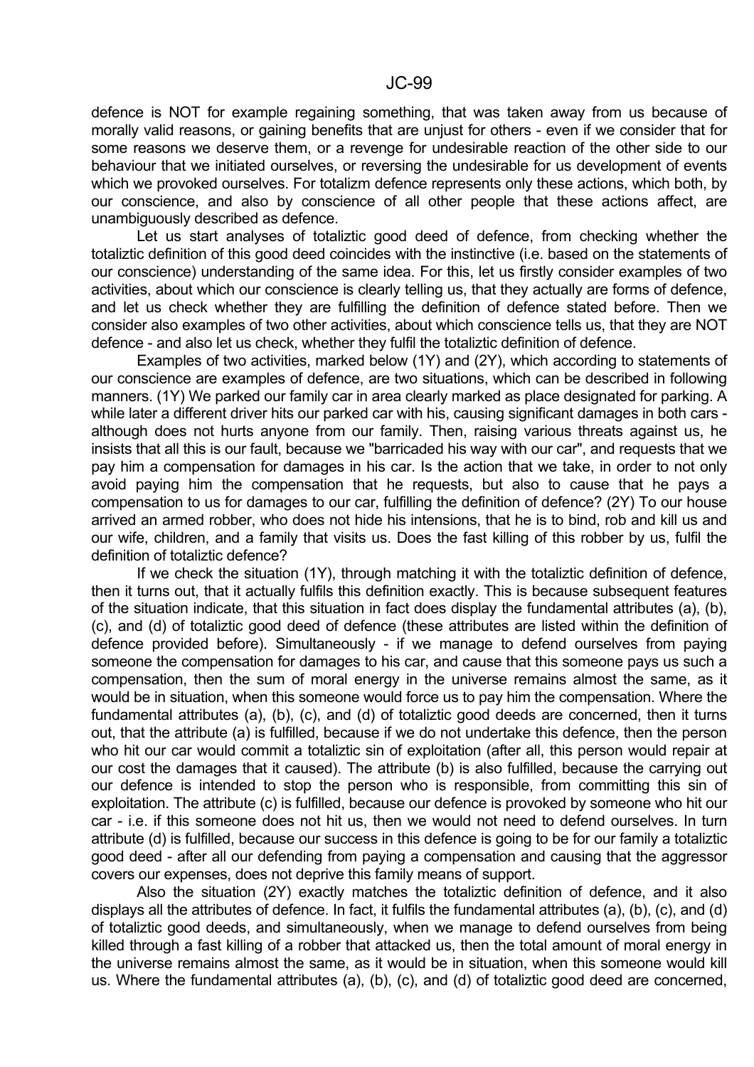defence is NOT for example regaining something, that was taken away from us because of morally valid reasons, or gaining benefits that are unjust for others - even if we consider that for some reasons we deserve them, or a revenge for undesirable reaction of the other side to our behaviour that we initiated ourselves, or reversing the undesirable for us development of events which we provoked ourselves. For totalizm defence represents only these actions, which both, by our conscience, and also by conscience of all other people that these actions affect, are unambiguously described as defence.

Let us start analyses of totaliztic good deed of defence, from checking whether the totaliztic definition of this good deed coincides with the instinctive (i.e. based on the statements of our conscience) understanding of the same idea. For this, let us firstly consider examples of two activities, about which our conscience is clearly telling us, that they actually are forms of defence, and let us check whether they are fulfilling the definition of defence stated before. Then we consider also examples of two other activities, about which conscience tells us, that they are NOT defence - and also let us check, whether they fulfil the totaliztic definition of defence.

Examples of two activities, marked below (1Y) and (2Y), which according to statements of our conscience are examples of defence, are two situations, which can be described in following manners. (1Y) We parked our family car in area clearly marked as place designated for parking. A while later a different driver hits our parked car with his, causing significant damages in both cars - although does not hurts anyone from our family. Then, raising various threats against us, he insists that all this is our fault, because we "barricaded his way with our car", and requests that we pay him a compensation for damages in his car. Is the action that we take, in order to not only avoid paying him the compensation that he requests, but also to cause that he pays a compensation to us for damages to our car, fulfilling the definition of defence? (2Y) To our house arrived an armed robber, who does not hide his intensions, that he is to bind, rob and kill us and our wife, children, and a family that visits us. Does the fast killing of this robber by us, fulfil the definition of totaliztic defence?

If we check the situation (1Y), through matching it with the totaliztic definition of defence, then it turns out, that it actually fulfils this definition exactly. This is because subsequent features of the situation indicate, that this situation in fact does display the fundamental attributes (a), (b), (c), and (d) of totaliztic good deed of defence (these attributes are listed within the definition of defence provided before). Simultaneously - if we manage to defend ourselves from paying someone the compensation for damages to his car, and cause that this someone pays us such a compensation, then the sum of moral energy in the universe remains almost the same, as it would be in situation, when this someone would force us to pay him the compensation. Where the fundamental attributes (a), (b), (c), and (d) of totaliztic good deeds are concerned, then it turns out, that the attribute (a) is fulfilled, because if we do not undertake this defence, then the person who hit our car would commit a totaliztic sin of exploitation (after all, this person would repair at our cost the damages that it caused). The attribute (b) is also fulfilled, because the carrying out our defence is intended to stop the person who is responsible, from committing this sin of exploitation. The attribute (c) is fulfilled, because our defence is provoked by someone who hit our car - i.e. if this someone does not hit us, then we would not need to defend ourselves. In turn attribute (d) is fulfilled, because our success in this defence is going to be for our family a totaliztic good deed - after all our defending from paying a compensation and causing that the aggressor covers our expenses, does not deprive this family means of support.

Also the situation (2Y) exactly matches the totaliztic definition of defence, and it also displays all the attributes of defence. In fact, it fulfils the fundamental attributes (a), (b), (c), and (d) of totaliztic good deeds, and simultaneously, when we manage to defend ourselves from being killed through a fast killing of a robber that attacked us, then the total amount of moral energy in the universe remains almost the same, as it would be in situation, when this someone would kill us. Where the fundamental attributes (a), (b), (c), and (d) of totaliztic good deed are concerned,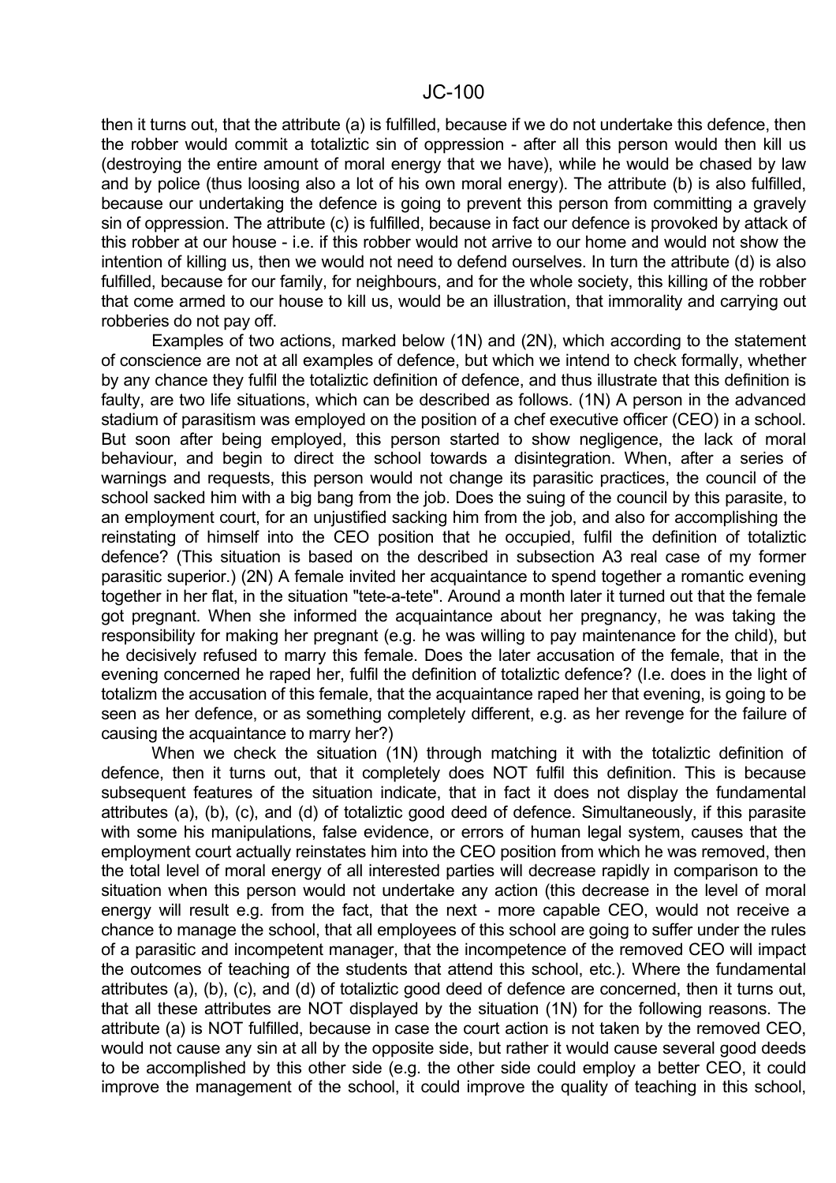then it turns out, that the attribute (a) is fulfilled, because if we do not undertake this defence, then the robber would commit a totaliztic sin of oppression - after all this person would then kill us (destroying the entire amount of moral energy that we have), while he would be chased by law and by police (thus loosing also a lot of his own moral energy). The attribute (b) is also fulfilled, because our undertaking the defence is going to prevent this person from committing a gravely sin of oppression. The attribute (c) is fulfilled, because in fact our defence is provoked by attack of this robber at our house - i.e. if this robber would not arrive to our home and would not show the intention of killing us, then we would not need to defend ourselves. In turn the attribute (d) is also fulfilled, because for our family, for neighbours, and for the whole society, this killing of the robber that come armed to our house to kill us, would be an illustration, that immorality and carrying out robberies do not pay off.

Examples of two actions, marked below (1N) and (2N), which according to the statement of conscience are not at all examples of defence, but which we intend to check formally, whether by any chance they fulfil the totaliztic definition of defence, and thus illustrate that this definition is faulty, are two life situations, which can be described as follows. (1N) A person in the advanced stadium of parasitism was employed on the position of a chef executive officer (CEO) in a school. But soon after being employed, this person started to show negligence, the lack of moral behaviour, and begin to direct the school towards a disintegration. When, after a series of warnings and requests, this person would not change its parasitic practices, the council of the school sacked him with a big bang from the job. Does the suing of the council by this parasite, to an employment court, for an unjustified sacking him from the job, and also for accomplishing the reinstating of himself into the CEO position that he occupied, fulfil the definition of totaliztic defence? (This situation is based on the described in subsection A3 real case of my former parasitic superior.) (2N) A female invited her acquaintance to spend together a romantic evening together in her flat, in the situation "tete-a-tete". Around a month later it turned out that the female got pregnant. When she informed the acquaintance about her pregnancy, he was taking the responsibility for making her pregnant (e.g. he was willing to pay maintenance for the child), but he decisively refused to marry this female. Does the later accusation of the female, that in the evening concerned he raped her, fulfil the definition of totaliztic defence? (I.e. does in the light of totalizm the accusation of this female, that the acquaintance raped her that evening, is going to be seen as her defence, or as something completely different, e.g. as her revenge for the failure of causing the acquaintance to marry her?)

When we check the situation (1N) through matching it with the totaliztic definition of defence, then it turns out, that it completely does NOT fulfil this definition. This is because subsequent features of the situation indicate, that in fact it does not display the fundamental attributes (a), (b), (c), and (d) of totaliztic good deed of defence. Simultaneously, if this parasite with some his manipulations, false evidence, or errors of human legal system, causes that the employment court actually reinstates him into the CEO position from which he was removed, then the total level of moral energy of all interested parties will decrease rapidly in comparison to the situation when this person would not undertake any action (this decrease in the level of moral energy will result e.g. from the fact, that the next - more capable CEO, would not receive a chance to manage the school, that all employees of this school are going to suffer under the rules of a parasitic and incompetent manager, that the incompetence of the removed CEO will impact the outcomes of teaching of the students that attend this school, etc.). Where the fundamental attributes (a), (b), (c), and (d) of totaliztic good deed of defence are concerned, then it turns out, that all these attributes are NOT displayed by the situation (1N) for the following reasons. The attribute (a) is NOT fulfilled, because in case the court action is not taken by the removed CEO, would not cause any sin at all by the opposite side, but rather it would cause several good deeds to be accomplished by this other side (e.g. the other side could employ a better CEO, it could improve the management of the school, it could improve the quality of teaching in this school,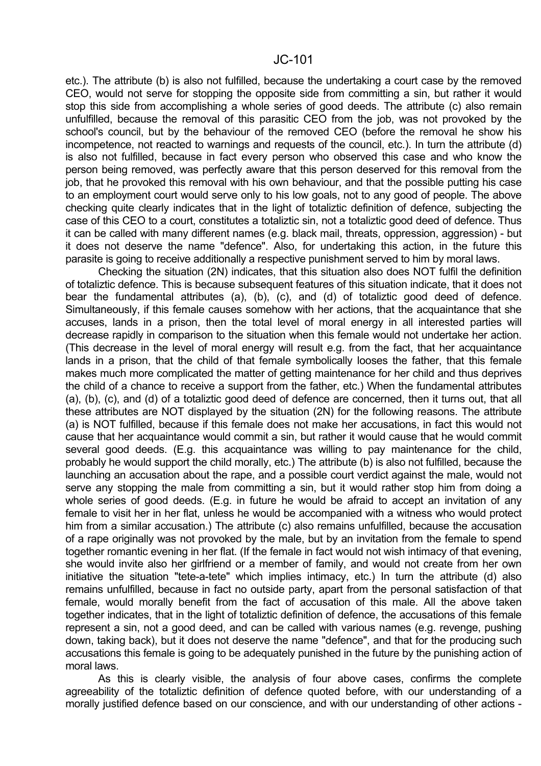etc.). The attribute (b) is also not fulfilled, because the undertaking a court case by the removed CEO, would not serve for stopping the opposite side from committing a sin, but rather it would stop this side from accomplishing a whole series of good deeds. The attribute (c) also remain unfulfilled, because the removal of this parasitic CEO from the job, was not provoked by the school's council, but by the behaviour of the removed CEO (before the removal he show his incompetence, not reacted to warnings and requests of the council, etc.). In turn the attribute (d) is also not fulfilled, because in fact every person who observed this case and who know the person being removed, was perfectly aware that this person deserved for this removal from the job, that he provoked this removal with his own behaviour, and that the possible putting his case to an employment court would serve only to his low goals, not to any good of people. The above checking quite clearly indicates that in the light of totaliztic definition of defence, subjecting the case of this CEO to a court, constitutes a totaliztic sin, not a totaliztic good deed of defence. Thus it can be called with many different names (e.g. black mail, threats, oppression, aggression) - but it does not deserve the name "defence". Also, for undertaking this action, in the future this parasite is going to receive additionally a respective punishment served to him by moral laws.

Checking the situation (2N) indicates, that this situation also does NOT fulfil the definition of totaliztic defence. This is because subsequent features of this situation indicate, that it does not bear the fundamental attributes (a), (b), (c), and (d) of totaliztic good deed of defence. Simultaneously, if this female causes somehow with her actions, that the acquaintance that she accuses, lands in a prison, then the total level of moral energy in all interested parties will decrease rapidly in comparison to the situation when this female would not undertake her action. (This decrease in the level of moral energy will result e.g. from the fact, that her acquaintance lands in a prison, that the child of that female symbolically looses the father, that this female makes much more complicated the matter of getting maintenance for her child and thus deprives the child of a chance to receive a support from the father, etc.) When the fundamental attributes (a), (b), (c), and (d) of a totaliztic good deed of defence are concerned, then it turns out, that all these attributes are NOT displayed by the situation (2N) for the following reasons. The attribute (a) is NOT fulfilled, because if this female does not make her accusations, in fact this would not cause that her acquaintance would commit a sin, but rather it would cause that he would commit several good deeds. (E.g. this acquaintance was willing to pay maintenance for the child, probably he would support the child morally, etc.) The attribute (b) is also not fulfilled, because the launching an accusation about the rape, and a possible court verdict against the male, would not serve any stopping the male from committing a sin, but it would rather stop him from doing a whole series of good deeds. (E.g. in future he would be afraid to accept an invitation of any female to visit her in her flat, unless he would be accompanied with a witness who would protect him from a similar accusation.) The attribute (c) also remains unfulfilled, because the accusation of a rape originally was not provoked by the male, but by an invitation from the female to spend together romantic evening in her flat. (If the female in fact would not wish intimacy of that evening, she would invite also her girlfriend or a member of family, and would not create from her own initiative the situation "tete-a-tete" which implies intimacy, etc.) In turn the attribute (d) also remains unfulfilled, because in fact no outside party, apart from the personal satisfaction of that female, would morally benefit from the fact of accusation of this male. All the above taken together indicates, that in the light of totaliztic definition of defence, the accusations of this female represent a sin, not a good deed, and can be called with various names (e.g. revenge, pushing down, taking back), but it does not deserve the name "defence", and that for the producing such accusations this female is going to be adequately punished in the future by the punishing action of moral laws.

As this is clearly visible, the analysis of four above cases, confirms the complete agreeability of the totaliztic definition of defence quoted before, with our understanding of a morally justified defence based on our conscience, and with our understanding of other actions -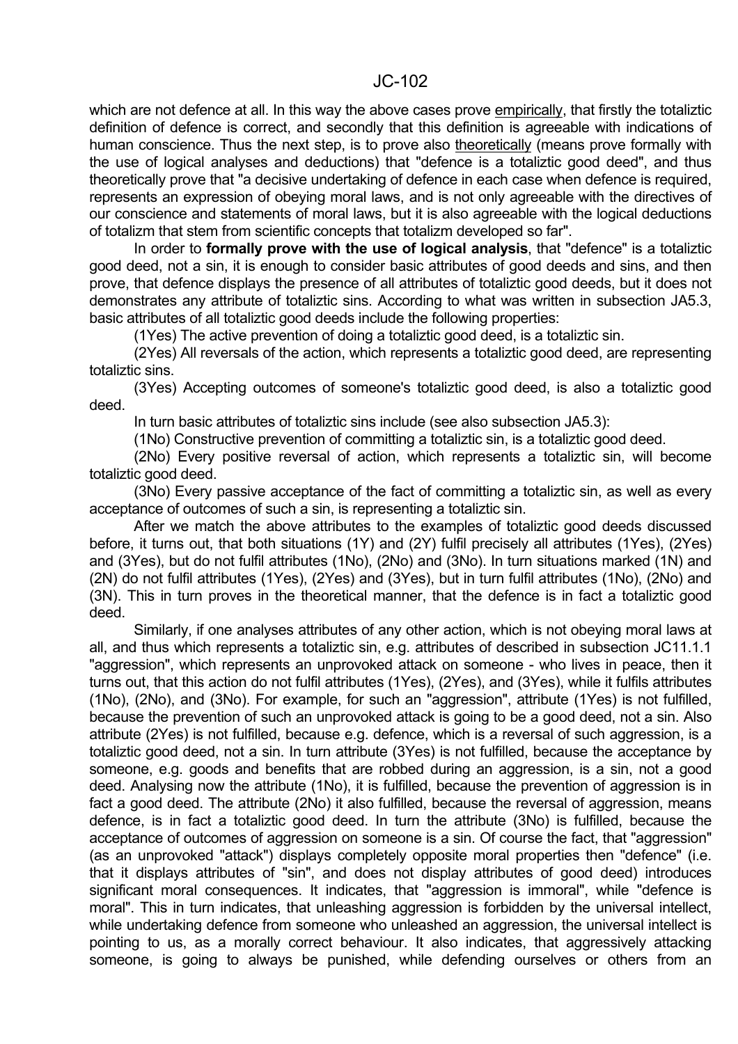which are not defence at all. In this way the above cases prove empirically, that firstly the totaliztic definition of defence is correct, and secondly that this definition is agreeable with indications of human conscience. Thus the next step, is to prove also theoretically (means prove formally with the use of logical analyses and deductions) that "defence is a totaliztic good deed", and thus theoretically prove that "a decisive undertaking of defence in each case when defence is required, represents an expression of obeying moral laws, and is not only agreeable with the directives of our conscience and statements of moral laws, but it is also agreeable with the logical deductions of totalizm that stem from scientific concepts that totalizm developed so far".

In order to **formally prove with the use of logical analysis**, that "defence" is a totaliztic good deed, not a sin, it is enough to consider basic attributes of good deeds and sins, and then prove, that defence displays the presence of all attributes of totaliztic good deeds, but it does not demonstrates any attribute of totaliztic sins. According to what was written in subsection JA5.3, basic attributes of all totaliztic good deeds include the following properties:

(1Yes) The active prevention of doing a totaliztic good deed, is a totaliztic sin.

(2Yes) All reversals of the action, which represents a totaliztic good deed, are representing totaliztic sins.

(3Yes) Accepting outcomes of someone's totaliztic good deed, is also a totaliztic good deed.

In turn basic attributes of totaliztic sins include (see also subsection JA5.3):

(1No) Constructive prevention of committing a totaliztic sin, is a totaliztic good deed.

(2No) Every positive reversal of action, which represents a totaliztic sin, will become totaliztic good deed.

(3No) Every passive acceptance of the fact of committing a totaliztic sin, as well as every acceptance of outcomes of such a sin, is representing a totaliztic sin.

After we match the above attributes to the examples of totaliztic good deeds discussed before, it turns out, that both situations (1Y) and (2Y) fulfil precisely all attributes (1Yes), (2Yes) and (3Yes), but do not fulfil attributes (1No), (2No) and (3No). In turn situations marked (1N) and (2N) do not fulfil attributes (1Yes), (2Yes) and (3Yes), but in turn fulfil attributes (1No), (2No) and (3N). This in turn proves in the theoretical manner, that the defence is in fact a totaliztic good deed.

Similarly, if one analyses attributes of any other action, which is not obeying moral laws at all, and thus which represents a totaliztic sin, e.g. attributes of described in subsection JC11.1.1 "aggression", which represents an unprovoked attack on someone - who lives in peace, then it turns out, that this action do not fulfil attributes (1Yes), (2Yes), and (3Yes), while it fulfils attributes (1No), (2No), and (3No). For example, for such an "aggression", attribute (1Yes) is not fulfilled, because the prevention of such an unprovoked attack is going to be a good deed, not a sin. Also attribute (2Yes) is not fulfilled, because e.g. defence, which is a reversal of such aggression, is a totaliztic good deed, not a sin. In turn attribute (3Yes) is not fulfilled, because the acceptance by someone, e.g. goods and benefits that are robbed during an aggression, is a sin, not a good deed. Analysing now the attribute (1No), it is fulfilled, because the prevention of aggression is in fact a good deed. The attribute (2No) it also fulfilled, because the reversal of aggression, means defence, is in fact a totaliztic good deed. In turn the attribute (3No) is fulfilled, because the acceptance of outcomes of aggression on someone is a sin. Of course the fact, that "aggression" (as an unprovoked "attack") displays completely opposite moral properties then "defence" (i.e. that it displays attributes of "sin", and does not display attributes of good deed) introduces significant moral consequences. It indicates, that "aggression is immoral", while "defence is moral". This in turn indicates, that unleashing aggression is forbidden by the universal intellect, while undertaking defence from someone who unleashed an aggression, the universal intellect is pointing to us, as a morally correct behaviour. It also indicates, that aggressively attacking someone, is going to always be punished, while defending ourselves or others from an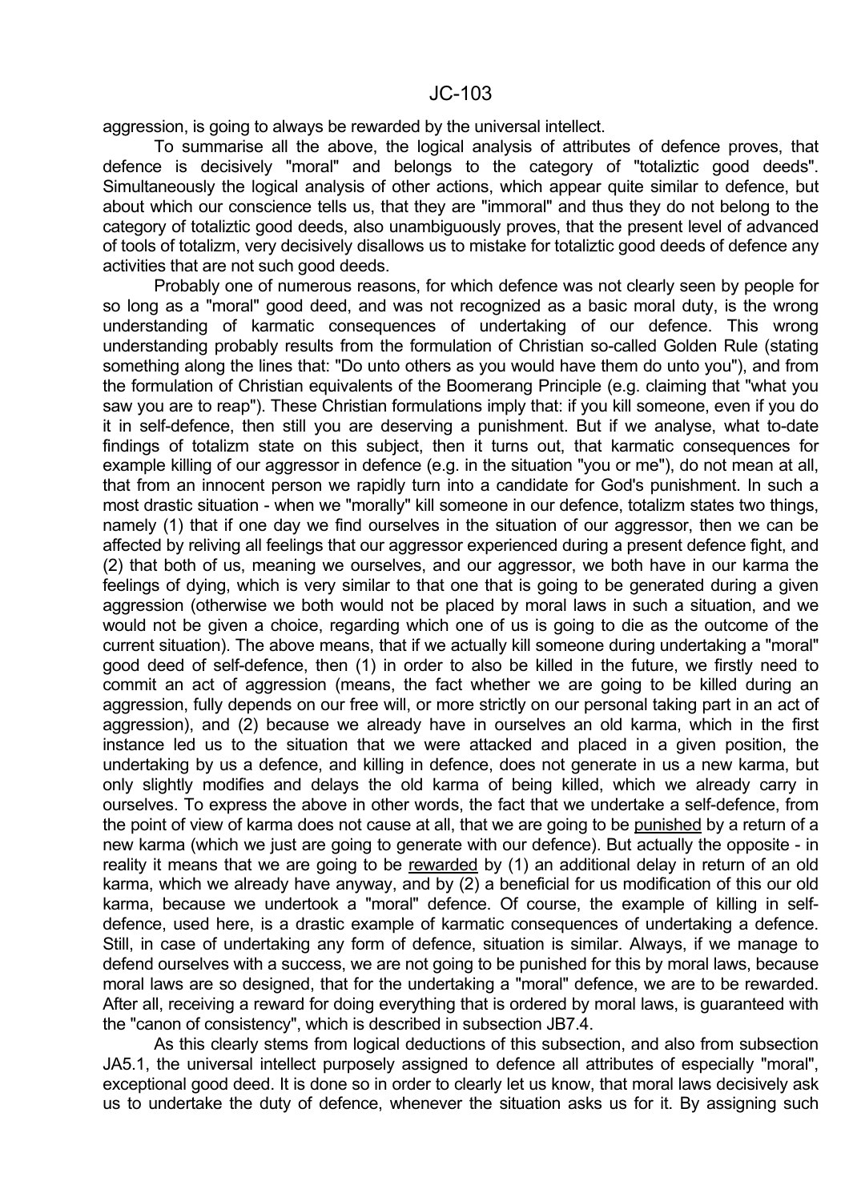aggression, is going to always be rewarded by the universal intellect.

To summarise all the above, the logical analysis of attributes of defence proves, that defence is decisively "moral" and belongs to the category of "totaliztic good deeds". Simultaneously the logical analysis of other actions, which appear quite similar to defence, but about which our conscience tells us, that they are "immoral" and thus they do not belong to the category of totaliztic good deeds, also unambiguously proves, that the present level of advanced of tools of totalizm, very decisively disallows us to mistake for totaliztic good deeds of defence any activities that are not such good deeds.

Probably one of numerous reasons, for which defence was not clearly seen by people for so long as a "moral" good deed, and was not recognized as a basic moral duty, is the wrong understanding of karmatic consequences of undertaking of our defence. This wrong understanding probably results from the formulation of Christian so-called Golden Rule (stating something along the lines that: "Do unto others as you would have them do unto you"), and from the formulation of Christian equivalents of the Boomerang Principle (e.g. claiming that "what you saw you are to reap"). These Christian formulations imply that: if you kill someone, even if you do it in self-defence, then still you are deserving a punishment. But if we analyse, what to-date findings of totalizm state on this subject, then it turns out, that karmatic consequences for example killing of our aggressor in defence (e.g. in the situation "you or me"), do not mean at all, that from an innocent person we rapidly turn into a candidate for God's punishment. In such a most drastic situation - when we "morally" kill someone in our defence, totalizm states two things, namely (1) that if one day we find ourselves in the situation of our aggressor, then we can be affected by reliving all feelings that our aggressor experienced during a present defence fight, and (2) that both of us, meaning we ourselves, and our aggressor, we both have in our karma the feelings of dying, which is very similar to that one that is going to be generated during a given aggression (otherwise we both would not be placed by moral laws in such a situation, and we would not be given a choice, regarding which one of us is going to die as the outcome of the current situation). The above means, that if we actually kill someone during undertaking a "moral" good deed of self-defence, then (1) in order to also be killed in the future, we firstly need to commit an act of aggression (means, the fact whether we are going to be killed during an aggression, fully depends on our free will, or more strictly on our personal taking part in an act of aggression), and (2) because we already have in ourselves an old karma, which in the first instance led us to the situation that we were attacked and placed in a given position, the undertaking by us a defence, and killing in defence, does not generate in us a new karma, but only slightly modifies and delays the old karma of being killed, which we already carry in ourselves. To express the above in other words, the fact that we undertake a self-defence, from the point of view of karma does not cause at all, that we are going to be <u>punished</u> by a return of a new karma (which we just are going to generate with our defence). But actually the opposite - in reality it means that we are going to be <u>rewarded</u> by (1) an additional delay in return of an old karma, which we already have anyway, and by (2) a beneficial for us modification of this our old karma, because we undertook a "moral" defence. Of course, the example of killing in self-defence, used here, is a drastic example of karmatic consequences of undertaking a defence. Still, in case of undertaking any form of defence, situation is similar. Always, if we manage to defend ourselves with a success, we are not going to be punished for this by moral laws, because moral laws are so designed, that for the undertaking a "moral" defence, we are to be rewarded. After all, receiving a reward for doing everything that is ordered by moral laws, is guaranteed with the "canon of consistency", which is described in subsection JB7.4.

As this clearly stems from logical deductions of this subsection, and also from subsection JA5.1, the universal intellect purposely assigned to defence all attributes of especially "moral", exceptional good deed. It is done so in order to clearly let us know, that moral laws decisively ask us to undertake the duty of defence, whenever the situation asks us for it. By assigning such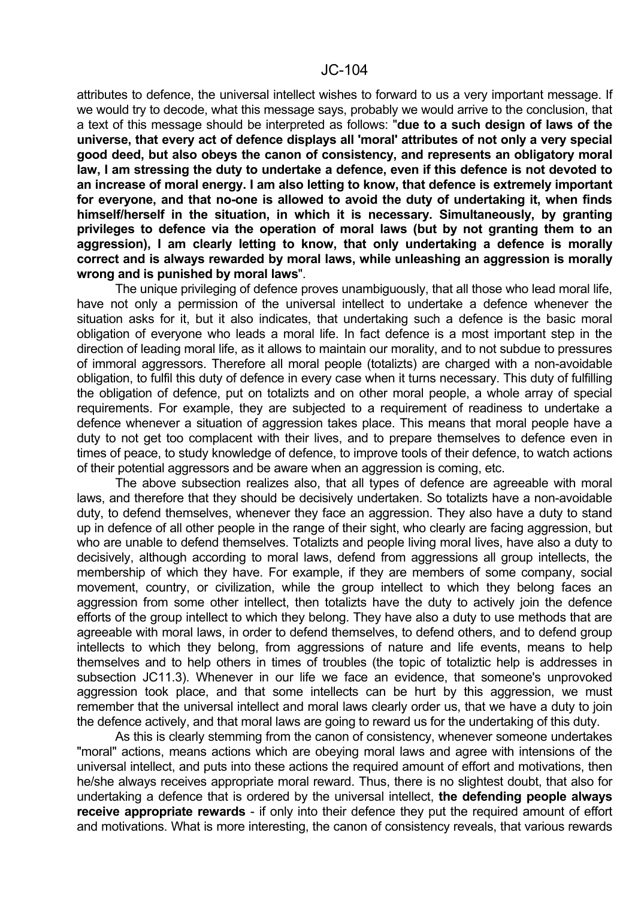attributes to defence, the universal intellect wishes to forward to us a very important message. If we would try to decode, what this message says, probably we would arrive to the conclusion, that a text of this message should be interpreted as follows: "**due to a such design of laws of the universe, that every act of defence displays all 'moral' attributes of not only a very special good deed, but also obeys the canon of consistency, and represents an obligatory moral law, I am stressing the duty to undertake a defence, even if this defence is not devoted to an increase of moral energy. I am also letting to know, that defence is extremely important for everyone, and that no-one is allowed to avoid the duty of undertaking it, when finds himself/herself in the situation, in which it is necessary. Simultaneously, by granting privileges to defence via the operation of moral laws (but by not granting them to an aggression), I am clearly letting to know, that only undertaking a defence is morally correct and is always rewarded by moral laws, while unleashing an aggression is morally wrong and is punished by moral laws**".

The unique privileging of defence proves unambiguously, that all those who lead moral life, have not only a permission of the universal intellect to undertake a defence whenever the situation asks for it, but it also indicates, that undertaking such a defence is the basic moral obligation of everyone who leads a moral life. In fact defence is a most important step in the direction of leading moral life, as it allows to maintain our morality, and to not subdue to pressures of immoral aggressors. Therefore all moral people (totalizts) are charged with a non-avoidable obligation, to fulfil this duty of defence in every case when it turns necessary. This duty of fulfilling the obligation of defence, put on totalizts and on other moral people, a whole array of special requirements. For example, they are subjected to a requirement of readiness to undertake a defence whenever a situation of aggression takes place. This means that moral people have a duty to not get too complacent with their lives, and to prepare themselves to defence even in times of peace, to study knowledge of defence, to improve tools of their defence, to watch actions of their potential aggressors and be aware when an aggression is coming, etc.

The above subsection realizes also, that all types of defence are agreeable with moral laws, and therefore that they should be decisively undertaken. So totalizts have a non-avoidable duty, to defend themselves, whenever they face an aggression. They also have a duty to stand up in defence of all other people in the range of their sight, who clearly are facing aggression, but who are unable to defend themselves. Totalizts and people living moral lives, have also a duty to decisively, although according to moral laws, defend from aggressions all group intellects, the membership of which they have. For example, if they are members of some company, social movement, country, or civilization, while the group intellect to which they belong faces an aggression from some other intellect, then totalizts have the duty to actively join the defence efforts of the group intellect to which they belong. They have also a duty to use methods that are agreeable with moral laws, in order to defend themselves, to defend others, and to defend group intellects to which they belong, from aggressions of nature and life events, means to help themselves and to help others in times of troubles (the topic of totaliztic help is addresses in subsection JC11.3). Whenever in our life we face an evidence, that someone's unprovoked aggression took place, and that some intellects can be hurt by this aggression, we must remember that the universal intellect and moral laws clearly order us, that we have a duty to join the defence actively, and that moral laws are going to reward us for the undertaking of this duty.

As this is clearly stemming from the canon of consistency, whenever someone undertakes "moral" actions, means actions which are obeying moral laws and agree with intensions of the universal intellect, and puts into these actions the required amount of effort and motivations, then he/she always receives appropriate moral reward. Thus, there is no slightest doubt, that also for undertaking a defence that is ordered by the universal intellect, **the defending people always receive appropriate rewards** - if only into their defence they put the required amount of effort and motivations. What is more interesting, the canon of consistency reveals, that various rewards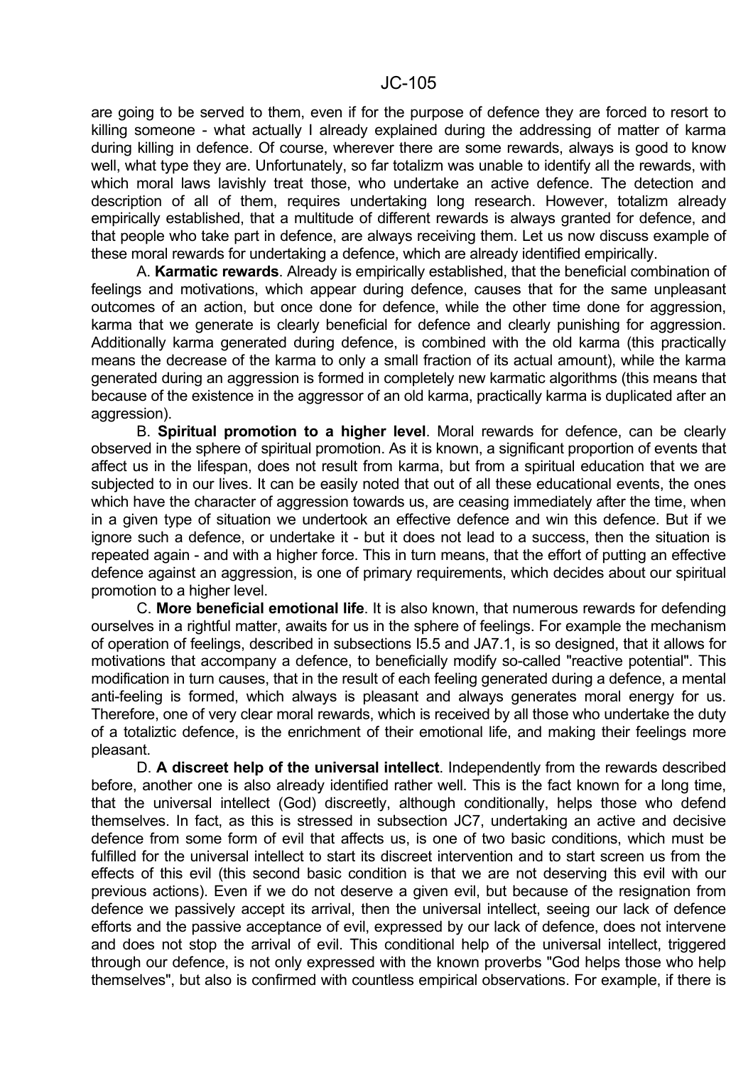are going to be served to them, even if for the purpose of defence they are forced to resort to killing someone - what actually I already explained during the addressing of matter of karma during killing in defence. Of course, wherever there are some rewards, always is good to know well, what type they are. Unfortunately, so far totalizm was unable to identify all the rewards, with which moral laws lavishly treat those, who undertake an active defence. The detection and description of all of them, requires undertaking long research. However, totalizm already empirically established, that a multitude of different rewards is always granted for defence, and that people who take part in defence, are always receiving them. Let us now discuss example of these moral rewards for undertaking a defence, which are already identified empirically.

A. **Karmatic rewards**. Already is empirically established, that the beneficial combination of feelings and motivations, which appear during defence, causes that for the same unpleasant outcomes of an action, but once done for defence, while the other time done for aggression, karma that we generate is clearly beneficial for defence and clearly punishing for aggression. Additionally karma generated during defence, is combined with the old karma (this practically means the decrease of the karma to only a small fraction of its actual amount), while the karma generated during an aggression is formed in completely new karmatic algorithms (this means that because of the existence in the aggressor of an old karma, practically karma is duplicated after an aggression).

B. **Spiritual promotion to a higher level**. Moral rewards for defence, can be clearly observed in the sphere of spiritual promotion. As it is known, a significant proportion of events that affect us in the lifespan, does not result from karma, but from a spiritual education that we are subjected to in our lives. It can be easily noted that out of all these educational events, the ones which have the character of aggression towards us, are ceasing immediately after the time, when in a given type of situation we undertook an effective defence and win this defence. But if we ignore such a defence, or undertake it - but it does not lead to a success, then the situation is repeated again - and with a higher force. This in turn means, that the effort of putting an effective defence against an aggression, is one of primary requirements, which decides about our spiritual promotion to a higher level.

C. **More beneficial emotional life**. It is also known, that numerous rewards for defending ourselves in a rightful matter, awaits for us in the sphere of feelings. For example the mechanism of operation of feelings, described in subsections I5.5 and JA7.1, is so designed, that it allows for motivations that accompany a defence, to beneficially modify so-called "reactive potential". This modification in turn causes, that in the result of each feeling generated during a defence, a mental anti-feeling is formed, which always is pleasant and always generates moral energy for us. Therefore, one of very clear moral rewards, which is received by all those who undertake the duty of a totaliztic defence, is the enrichment of their emotional life, and making their feelings more pleasant.

D. **A discreet help of the universal intellect**. Independently from the rewards described before, another one is also already identified rather well. This is the fact known for a long time, that the universal intellect (God) discreetly, although conditionally, helps those who defend themselves. In fact, as this is stressed in subsection JC7, undertaking an active and decisive defence from some form of evil that affects us, is one of two basic conditions, which must be fulfilled for the universal intellect to start its discreet intervention and to start screen us from the effects of this evil (this second basic condition is that we are not deserving this evil with our previous actions). Even if we do not deserve a given evil, but because of the resignation from defence we passively accept its arrival, then the universal intellect, seeing our lack of defence efforts and the passive acceptance of evil, expressed by our lack of defence, does not intervene and does not stop the arrival of evil. This conditional help of the universal intellect, triggered through our defence, is not only expressed with the known proverbs "God helps those who help themselves", but also is confirmed with countless empirical observations. For example, if there is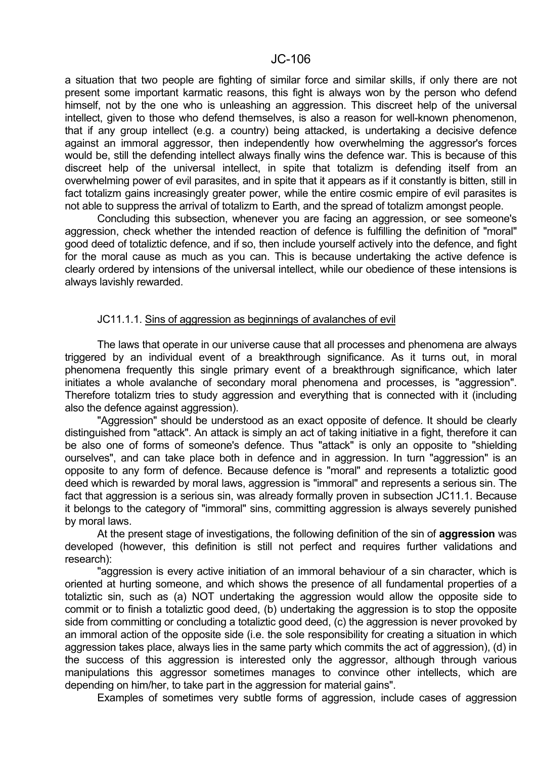a situation that two people are fighting of similar force and similar skills, if only there are not present some important karmatic reasons, this fight is always won by the person who defend himself, not by the one who is unleashing an aggression. This discreet help of the universal intellect, given to those who defend themselves, is also a reason for well-known phenomenon, that if any group intellect (e.g. a country) being attacked, is undertaking a decisive defence against an immoral aggressor, then independently how overwhelming the aggressor's forces would be, still the defending intellect always finally wins the defence war. This is because of this discreet help of the universal intellect, in spite that totalizm is defending itself from an overwhelming power of evil parasites, and in spite that it appears as if it constantly is bitten, still in fact totalizm gains increasingly greater power, while the entire cosmic empire of evil parasites is not able to suppress the arrival of totalizm to Earth, and the spread of totalizm amongst people.

Concluding this subsection, whenever you are facing an aggression, or see someone's aggression, check whether the intended reaction of defence is fulfilling the definition of "moral" good deed of totaliztic defence, and if so, then include yourself actively into the defence, and fight for the moral cause as much as you can. This is because undertaking the active defence is clearly ordered by intensions of the universal intellect, while our obedience of these intensions is always lavishly rewarded.

### JC11.1.1. Sins of aggression as beginnings of avalanches of evil

The laws that operate in our universe cause that all processes and phenomena are always triggered by an individual event of a breakthrough significance. As it turns out, in moral phenomena frequently this single primary event of a breakthrough significance, which later initiates a whole avalanche of secondary moral phenomena and processes, is "aggression". Therefore totalizm tries to study aggression and everything that is connected with it (including also the defence against aggression).

"Aggression" should be understood as an exact opposite of defence. It should be clearly distinguished from "attack". An attack is simply an act of taking initiative in a fight, therefore it can be also one of forms of someone's defence. Thus "attack" is only an opposite to "shielding ourselves", and can take place both in defence and in aggression. In turn "aggression" is an opposite to any form of defence. Because defence is "moral" and represents a totaliztic good deed which is rewarded by moral laws, aggression is "immoral" and represents a serious sin. The fact that aggression is a serious sin, was already formally proven in subsection JC11.1. Because it belongs to the category of "immoral" sins, committing aggression is always severely punished by moral laws.

At the present stage of investigations, the following definition of the sin of **aggression** was developed (however, this definition is still not perfect and requires further validations and research):

"aggression is every active initiation of an immoral behaviour of a sin character, which is oriented at hurting someone, and which shows the presence of all fundamental properties of a totaliztic sin, such as (a) NOT undertaking the aggression would allow the opposite side to commit or to finish a totaliztic good deed, (b) undertaking the aggression is to stop the opposite side from committing or concluding a totaliztic good deed, (c) the aggression is never provoked by an immoral action of the opposite side (i.e. the sole responsibility for creating a situation in which aggression takes place, always lies in the same party which commits the act of aggression), (d) in the success of this aggression is interested only the aggressor, although through various manipulations this aggressor sometimes manages to convince other intellects, which are depending on him/her, to take part in the aggression for material gains".

Examples of sometimes very subtle forms of aggression, include cases of aggression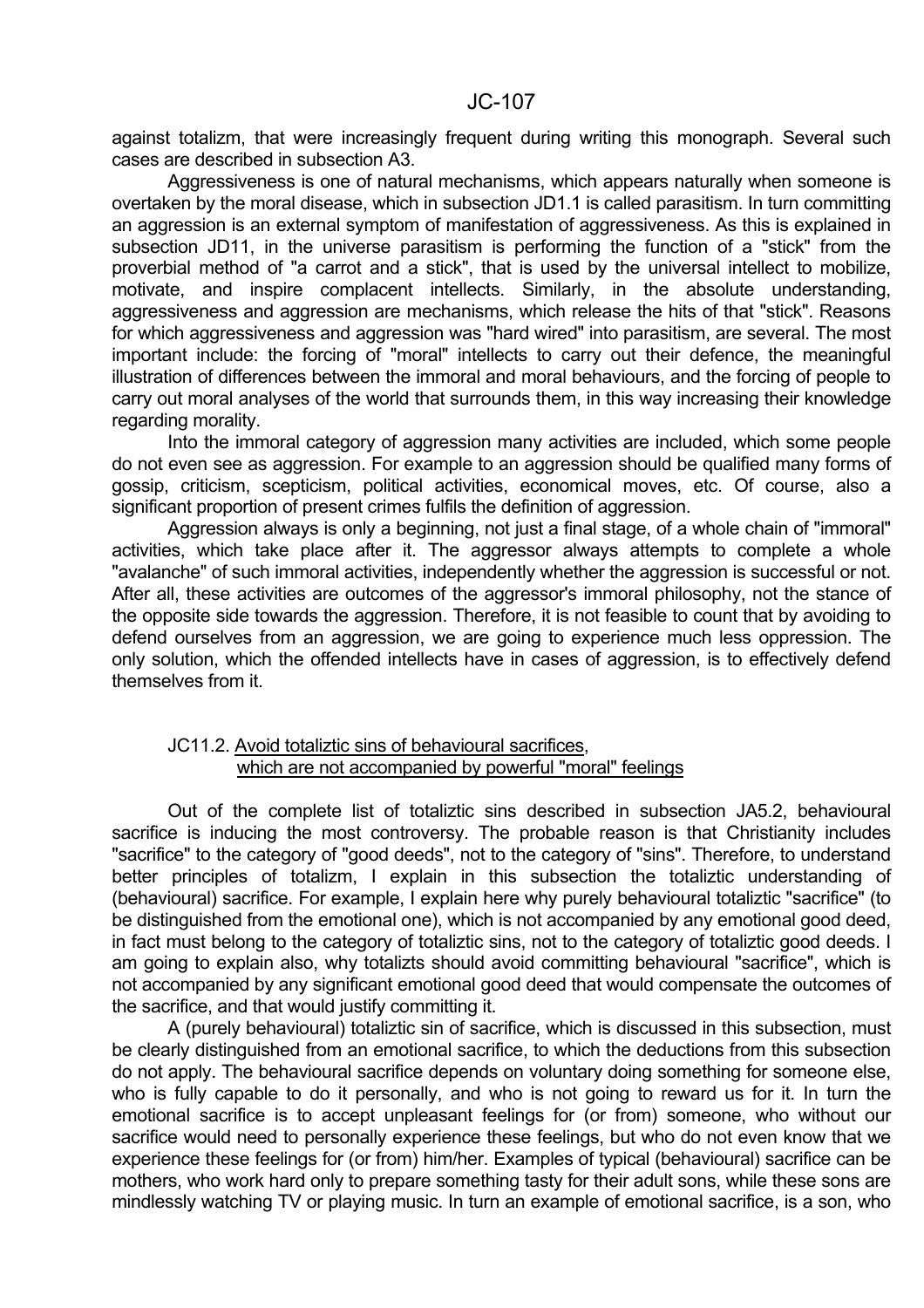against totalizm, that were increasingly frequent during writing this monograph. Several such cases are described in subsection A3.

Aggressiveness is one of natural mechanisms, which appears naturally when someone is overtaken by the moral disease, which in subsection JD1.1 is called parasitism. In turn committing an aggression is an external symptom of manifestation of aggressiveness. As this is explained in subsection JD11, in the universe parasitism is performing the function of a "stick" from the proverbial method of "a carrot and a stick", that is used by the universal intellect to mobilize, motivate, and inspire complacent intellects. Similarly, in the absolute understanding, aggressiveness and aggression are mechanisms, which release the hits of that "stick". Reasons for which aggressiveness and aggression was "hard wired" into parasitism, are several. The most important include: the forcing of "moral" intellects to carry out their defence, the meaningful illustration of differences between the immoral and moral behaviours, and the forcing of people to carry out moral analyses of the world that surrounds them, in this way increasing their knowledge regarding morality.

Into the immoral category of aggression many activities are included, which some people do not even see as aggression. For example to an aggression should be qualified many forms of gossip, criticism, scepticism, political activities, economical moves, etc. Of course, also a significant proportion of present crimes fulfils the definition of aggression.

Aggression always is only a beginning, not just a final stage, of a whole chain of "immoral" activities, which take place after it. The aggressor always attempts to complete a whole "avalanche" of such immoral activities, independently whether the aggression is successful or not. After all, these activities are outcomes of the aggressor's immoral philosophy, not the stance of the opposite side towards the aggression. Therefore, it is not feasible to count that by avoiding to defend ourselves from an aggression, we are going to experience much less oppression. The only solution, which the offended intellects have in cases of aggression, is to effectively defend themselves from it.

### JC11.2. Avoid totaliztic sins of behavioural sacrifices, which are not accompanied by powerful "moral" feelings

Out of the complete list of totaliztic sins described in subsection JA5.2, behavioural sacrifice is inducing the most controversy. The probable reason is that Christianity includes "sacrifice" to the category of "good deeds", not to the category of "sins". Therefore, to understand better principles of totalizm, I explain in this subsection the totaliztic understanding of (behavioural) sacrifice. For example, I explain here why purely behavioural totaliztic "sacrifice" (to be distinguished from the emotional one), which is not accompanied by any emotional good deed, in fact must belong to the category of totaliztic sins, not to the category of totaliztic good deeds. I am going to explain also, why totalizts should avoid committing behavioural "sacrifice", which is not accompanied by any significant emotional good deed that would compensate the outcomes of the sacrifice, and that would justify committing it.

A (purely behavioural) totaliztic sin of sacrifice, which is discussed in this subsection, must be clearly distinguished from an emotional sacrifice, to which the deductions from this subsection do not apply. The behavioural sacrifice depends on voluntary doing something for someone else, who is fully capable to do it personally, and who is not going to reward us for it. In turn the emotional sacrifice is to accept unpleasant feelings for (or from) someone, who without our sacrifice would need to personally experience these feelings, but who do not even know that we experience these feelings for (or from) him/her. Examples of typical (behavioural) sacrifice can be mothers, who work hard only to prepare something tasty for their adult sons, while these sons are mindlessly watching TV or playing music. In turn an example of emotional sacrifice, is a son, who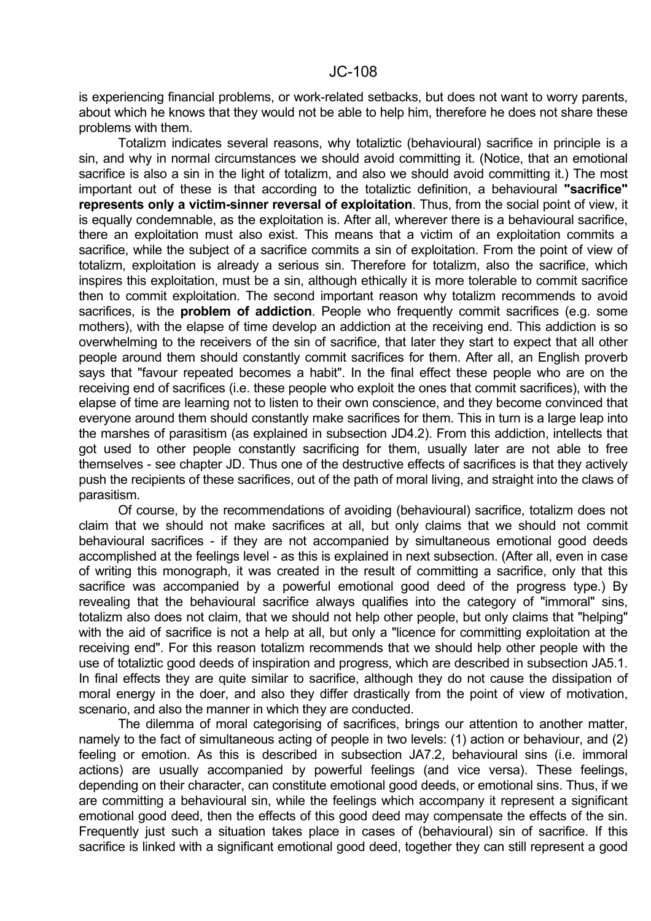is experiencing financial problems, or work-related setbacks, but does not want to worry parents, about which he knows that they would not be able to help him, therefore he does not share these problems with them.

Totalizm indicates several reasons, why totaliztic (behavioural) sacrifice in principle is a sin, and why in normal circumstances we should avoid committing it. (Notice, that an emotional sacrifice is also a sin in the light of totalizm, and also we should avoid committing it.) The most important out of these is that according to the totaliztic definition, a behavioural **"sacrifice" represents only a victim-sinner reversal of exploitation**. Thus, from the social point of view, it is equally condemnable, as the exploitation is. After all, wherever there is a behavioural sacrifice, there an exploitation must also exist. This means that a victim of an exploitation commits a sacrifice, while the subject of a sacrifice commits a sin of exploitation. From the point of view of totalizm, exploitation is already a serious sin. Therefore for totalizm, also the sacrifice, which inspires this exploitation, must be a sin, although ethically it is more tolerable to commit sacrifice then to commit exploitation. The second important reason why totalizm recommends to avoid sacrifices, is the **problem of addiction**. People who frequently commit sacrifices (e.g. some mothers), with the elapse of time develop an addiction at the receiving end. This addiction is so overwhelming to the receivers of the sin of sacrifice, that later they start to expect that all other people around them should constantly commit sacrifices for them. After all, an English proverb says that "favour repeated becomes a habit". In the final effect these people who are on the receiving end of sacrifices (i.e. these people who exploit the ones that commit sacrifices), with the elapse of time are learning not to listen to their own conscience, and they become convinced that everyone around them should constantly make sacrifices for them. This in turn is a large leap into the marshes of parasitism (as explained in subsection JD4.2). From this addiction, intellects that got used to other people constantly sacrificing for them, usually later are not able to free themselves - see chapter JD. Thus one of the destructive effects of sacrifices is that they actively push the recipients of these sacrifices, out of the path of moral living, and straight into the claws of parasitism.

Of course, by the recommendations of avoiding (behavioural) sacrifice, totalizm does not claim that we should not make sacrifices at all, but only claims that we should not commit behavioural sacrifices - if they are not accompanied by simultaneous emotional good deeds accomplished at the feelings level - as this is explained in next subsection. (After all, even in case of writing this monograph, it was created in the result of committing a sacrifice, only that this sacrifice was accompanied by a powerful emotional good deed of the progress type.) By revealing that the behavioural sacrifice always qualifies into the category of "immoral" sins, totalizm also does not claim, that we should not help other people, but only claims that "helping" with the aid of sacrifice is not a help at all, but only a "licence for committing exploitation at the receiving end". For this reason totalizm recommends that we should help other people with the use of totaliztic good deeds of inspiration and progress, which are described in subsection JA5.1. In final effects they are quite similar to sacrifice, although they do not cause the dissipation of moral energy in the doer, and also they differ drastically from the point of view of motivation, scenario, and also the manner in which they are conducted.

The dilemma of moral categorising of sacrifices, brings our attention to another matter, namely to the fact of simultaneous acting of people in two levels: (1) action or behaviour, and (2) feeling or emotion. As this is described in subsection JA7.2, behavioural sins (i.e. immoral actions) are usually accompanied by powerful feelings (and vice versa). These feelings, depending on their character, can constitute emotional good deeds, or emotional sins. Thus, if we are committing a behavioural sin, while the feelings which accompany it represent a significant emotional good deed, then the effects of this good deed may compensate the effects of the sin. Frequently just such a situation takes place in cases of (behavioural) sin of sacrifice. If this sacrifice is linked with a significant emotional good deed, together they can still represent a good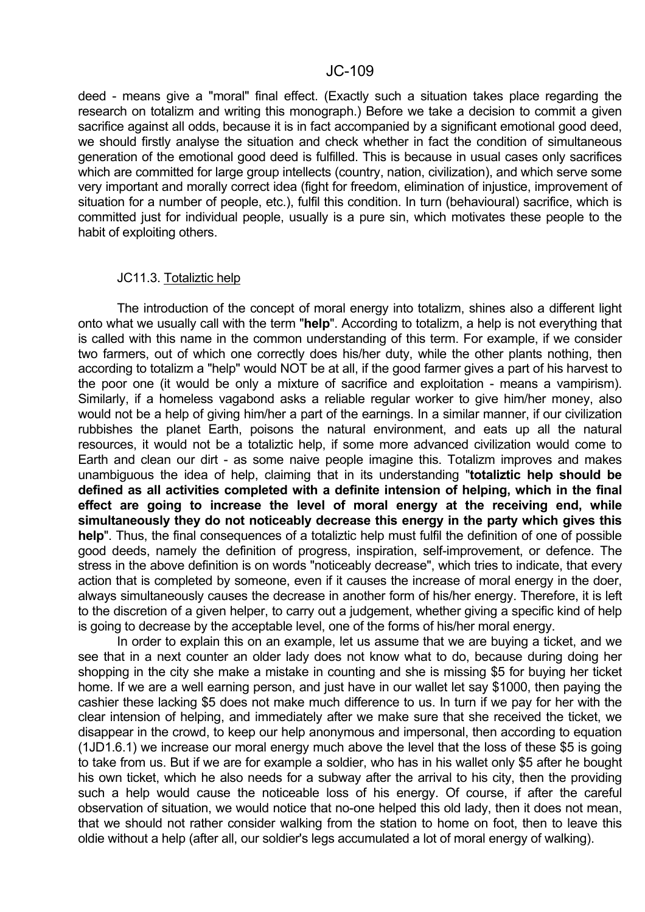deed - means give a "moral" final effect. (Exactly such a situation takes place regarding the research on totalizm and writing this monograph.) Before we take a decision to commit a given sacrifice against all odds, because it is in fact accompanied by a significant emotional good deed, we should firstly analyse the situation and check whether in fact the condition of simultaneous generation of the emotional good deed is fulfilled. This is because in usual cases only sacrifices which are committed for large group intellects (country, nation, civilization), and which serve some very important and morally correct idea (fight for freedom, elimination of injustice, improvement of situation for a number of people, etc.), fulfil this condition. In turn (behavioural) sacrifice, which is committed just for individual people, usually is a pure sin, which motivates these people to the habit of exploiting others.

### JC11.3. Totaliztic help

The introduction of the concept of moral energy into totalizm, shines also a different light onto what we usually call with the term "**help**". According to totalizm, a help is not everything that is called with this name in the common understanding of this term. For example, if we consider two farmers, out of which one correctly does his/her duty, while the other plants nothing, then according to totalizm a "help" would NOT be at all, if the good farmer gives a part of his harvest to the poor one (it would be only a mixture of sacrifice and exploitation - means a vampirism). Similarly, if a homeless vagabond asks a reliable regular worker to give him/her money, also would not be a help of giving him/her a part of the earnings. In a similar manner, if our civilization rubbishes the planet Earth, poisons the natural environment, and eats up all the natural resources, it would not be a totaliztic help, if some more advanced civilization would come to Earth and clean our dirt - as some naive people imagine this. Totalizm improves and makes unambiguous the idea of help, claiming that in its understanding "**totaliztic help should be defined as all activities completed with a definite intension of helping, which in the final effect are going to increase the level of moral energy at the receiving end, while simultaneously they do not noticeably decrease this energy in the party which gives this help**". Thus, the final consequences of a totaliztic help must fulfil the definition of one of possible good deeds, namely the definition of progress, inspiration, self-improvement, or defence. The stress in the above definition is on words "noticeably decrease", which tries to indicate, that every action that is completed by someone, even if it causes the increase of moral energy in the doer, always simultaneously causes the decrease in another form of his/her energy. Therefore, it is left to the discretion of a given helper, to carry out a judgement, whether giving a specific kind of help is going to decrease by the acceptable level, one of the forms of his/her moral energy.

In order to explain this on an example, let us assume that we are buying a ticket, and we see that in a next counter an older lady does not know what to do, because during doing her shopping in the city she make a mistake in counting and she is missing $5 for buying her ticket home. If we are a well earning person, and just have in our wallet let say $1000, then paying the cashier these lacking $5 does not make much difference to us. In turn if we pay for her with the clear intension of helping, and immediately after we make sure that she received the ticket, we disappear in the crowd, to keep our help anonymous and impersonal, then according to equation (1JD1.6.1) we increase our moral energy much above the level that the loss of these $5 is going to take from us. But if we are for example a soldier, who has in his wallet only $5 after he bought his own ticket, which he also needs for a subway after the arrival to his city, then the providing such a help would cause the noticeable loss of his energy. Of course, if after the careful observation of situation, we would notice that no-one helped this old lady, then it does not mean, that we should not rather consider walking from the station to home on foot, then to leave this oldie without a help (after all, our soldier's legs accumulated a lot of moral energy of walking).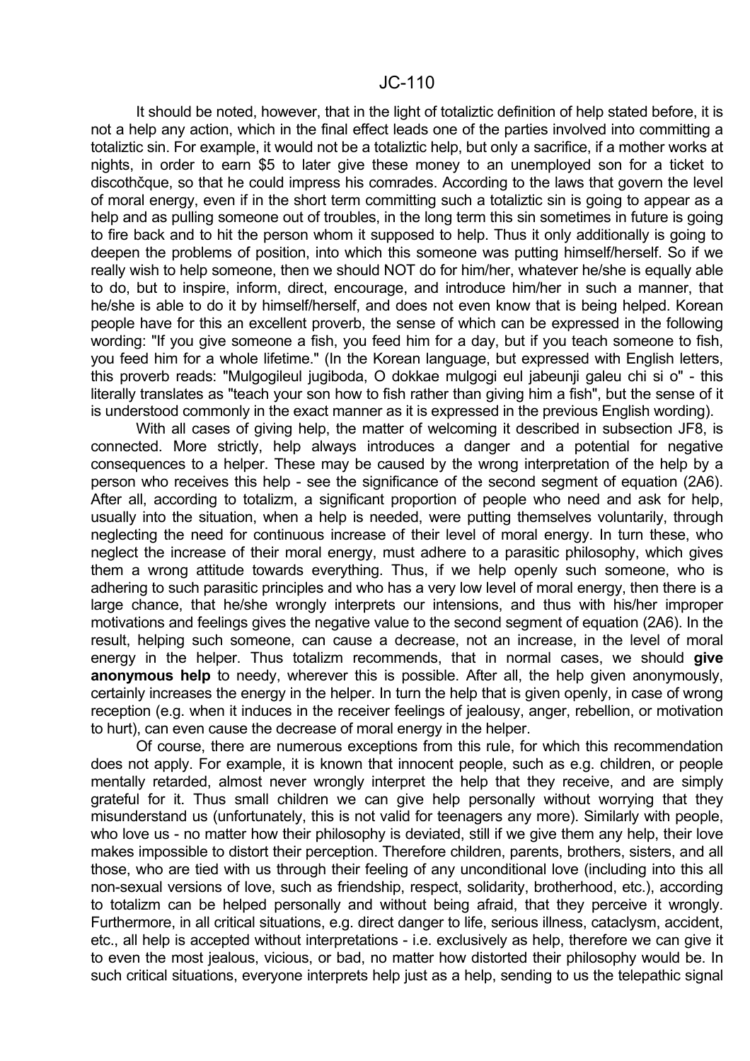It should be noted, however, that in the light of totaliztic definition of help stated before, it is not a help any action, which in the final effect leads one of the parties involved into committing a totaliztic sin. For example, it would not be a totaliztic help, but only a sacrifice, if a mother works at nights, in order to earn $5 to later give these money to an unemployed son for a ticket to discothčque, so that he could impress his comrades. According to the laws that govern the level of moral energy, even if in the short term committing such a totaliztic sin is going to appear as a help and as pulling someone out of troubles, in the long term this sin sometimes in future is going to fire back and to hit the person whom it supposed to help. Thus it only additionally is going to deepen the problems of position, into which this someone was putting himself/herself. So if we really wish to help someone, then we should NOT do for him/her, whatever he/she is equally able to do, but to inspire, inform, direct, encourage, and introduce him/her in such a manner, that he/she is able to do it by himself/herself, and does not even know that is being helped. Korean people have for this an excellent proverb, the sense of which can be expressed in the following wording: "If you give someone a fish, you feed him for a day, but if you teach someone to fish, you feed him for a whole lifetime." (In the Korean language, but expressed with English letters, this proverb reads: "Mulgogileul jugiboda, O dokkae mulgogi eul jabeunji galeu chi si o" - this literally translates as "teach your son how to fish rather than giving him a fish", but the sense of it is understood commonly in the exact manner as it is expressed in the previous English wording).

With all cases of giving help, the matter of welcoming it described in subsection JF8, is connected. More strictly, help always introduces a danger and a potential for negative consequences to a helper. These may be caused by the wrong interpretation of the help by a person who receives this help - see the significance of the second segment of equation (2A6). After all, according to totalizm, a significant proportion of people who need and ask for help, usually into the situation, when a help is needed, were putting themselves voluntarily, through neglecting the need for continuous increase of their level of moral energy. In turn these, who neglect the increase of their moral energy, must adhere to a parasitic philosophy, which gives them a wrong attitude towards everything. Thus, if we help openly such someone, who is adhering to such parasitic principles and who has a very low level of moral energy, then there is a large chance, that he/she wrongly interprets our intensions, and thus with his/her improper motivations and feelings gives the negative value to the second segment of equation (2A6). In the result, helping such someone, can cause a decrease, not an increase, in the level of moral energy in the helper. Thus totalizm recommends, that in normal cases, we should **give anonymous help** to needy, wherever this is possible. After all, the help given anonymously, certainly increases the energy in the helper. In turn the help that is given openly, in case of wrong reception (e.g. when it induces in the receiver feelings of jealousy, anger, rebellion, or motivation to hurt), can even cause the decrease of moral energy in the helper.

Of course, there are numerous exceptions from this rule, for which this recommendation does not apply. For example, it is known that innocent people, such as e.g. children, or people mentally retarded, almost never wrongly interpret the help that they receive, and are simply grateful for it. Thus small children we can give help personally without worrying that they misunderstand us (unfortunately, this is not valid for teenagers any more). Similarly with people, who love us - no matter how their philosophy is deviated, still if we give them any help, their love makes impossible to distort their perception. Therefore children, parents, brothers, sisters, and all those, who are tied with us through their feeling of any unconditional love (including into this all non-sexual versions of love, such as friendship, respect, solidarity, brotherhood, etc.), according to totalizm can be helped personally and without being afraid, that they perceive it wrongly. Furthermore, in all critical situations, e.g. direct danger to life, serious illness, cataclysm, accident, etc., all help is accepted without interpretations - i.e. exclusively as help, therefore we can give it to even the most jealous, vicious, or bad, no matter how distorted their philosophy would be. In such critical situations, everyone interprets help just as a help, sending to us the telepathic signal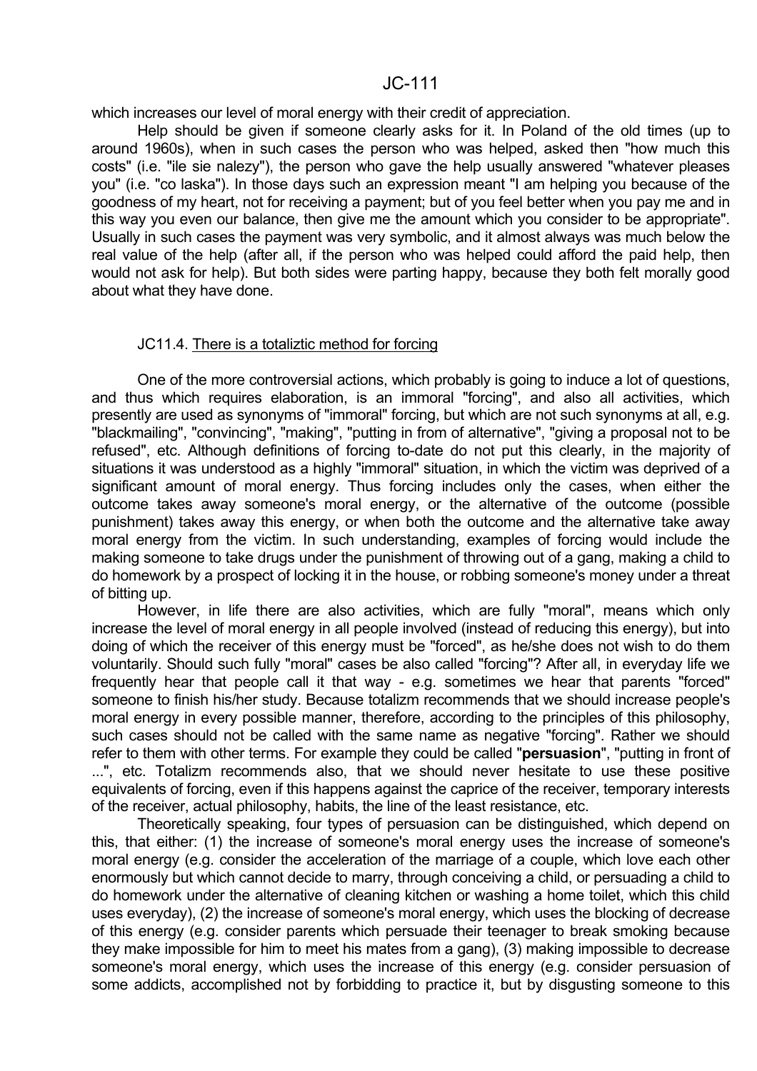which increases our level of moral energy with their credit of appreciation.

Help should be given if someone clearly asks for it. In Poland of the old times (up to around 1960s), when in such cases the person who was helped, asked then "how much this costs" (i.e. "ile sie nalezy"), the person who gave the help usually answered "whatever pleases you" (i.e. "co laska"). In those days such an expression meant "I am helping you because of the goodness of my heart, not for receiving a payment; but of you feel better when you pay me and in this way you even our balance, then give me the amount which you consider to be appropriate". Usually in such cases the payment was very symbolic, and it almost always was much below the real value of the help (after all, if the person who was helped could afford the paid help, then would not ask for help). But both sides were parting happy, because they both felt morally good about what they have done.

## JC11.4. There is a totaliztic method for forcing

One of the more controversial actions, which probably is going to induce a lot of questions, and thus which requires elaboration, is an immoral "forcing", and also all activities, which presently are used as synonyms of "immoral" forcing, but which are not such synonyms at all, e.g. "blackmailing", "convincing", "making", "putting in from of alternative", "giving a proposal not to be refused", etc. Although definitions of forcing to-date do not put this clearly, in the majority of situations it was understood as a highly "immoral" situation, in which the victim was deprived of a significant amount of moral energy. Thus forcing includes only the cases, when either the outcome takes away someone's moral energy, or the alternative of the outcome (possible punishment) takes away this energy, or when both the outcome and the alternative take away moral energy from the victim. In such understanding, examples of forcing would include the making someone to take drugs under the punishment of throwing out of a gang, making a child to do homework by a prospect of locking it in the house, or robbing someone's money under a threat of bitting up.

However, in life there are also activities, which are fully "moral", means which only increase the level of moral energy in all people involved (instead of reducing this energy), but into doing of which the receiver of this energy must be "forced", as he/she does not wish to do them voluntarily. Should such fully "moral" cases be also called "forcing"? After all, in everyday life we frequently hear that people call it that way - e.g. sometimes we hear that parents "forced" someone to finish his/her study. Because totalizm recommends that we should increase people's moral energy in every possible manner, therefore, according to the principles of this philosophy, such cases should not be called with the same name as negative "forcing". Rather we should refer to them with other terms. For example they could be called "**persuasion**", "putting in front of ...", etc. Totalizm recommends also, that we should never hesitate to use these positive equivalents of forcing, even if this happens against the caprice of the receiver, temporary interests of the receiver, actual philosophy, habits, the line of the least resistance, etc.

Theoretically speaking, four types of persuasion can be distinguished, which depend on this, that either: (1) the increase of someone's moral energy uses the increase of someone's moral energy (e.g. consider the acceleration of the marriage of a couple, which love each other enormously but which cannot decide to marry, through conceiving a child, or persuading a child to do homework under the alternative of cleaning kitchen or washing a home toilet, which this child uses everyday), (2) the increase of someone's moral energy, which uses the blocking of decrease of this energy (e.g. consider parents which persuade their teenager to break smoking because they make impossible for him to meet his mates from a gang), (3) making impossible to decrease someone's moral energy, which uses the increase of this energy (e.g. consider persuasion of some addicts, accomplished not by forbidding to practice it, but by disgusting someone to this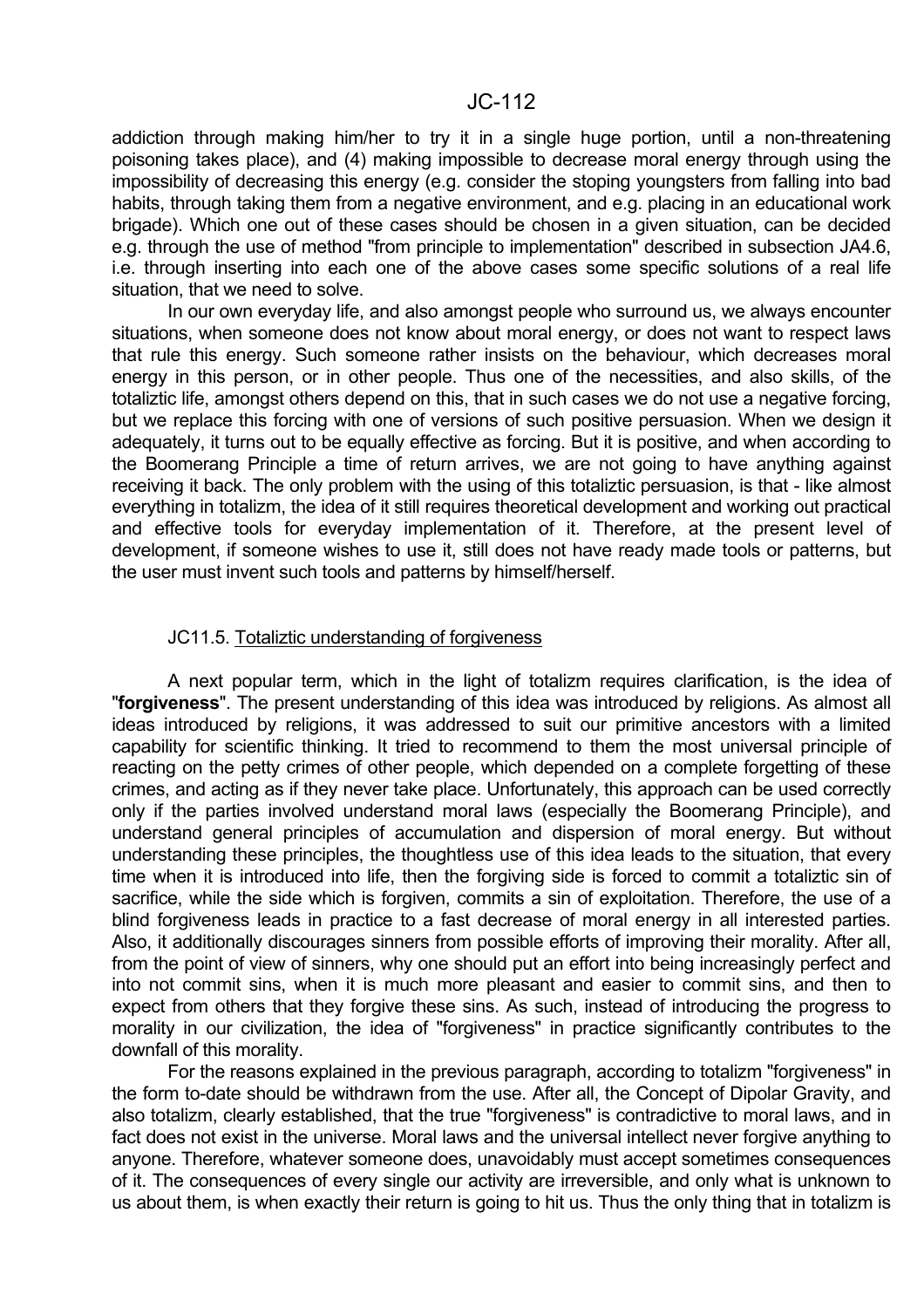addiction through making him/her to try it in a single huge portion, until a non-threatening poisoning takes place), and (4) making impossible to decrease moral energy through using the impossibility of decreasing this energy (e.g. consider the stoping youngsters from falling into bad habits, through taking them from a negative environment, and e.g. placing in an educational work brigade). Which one out of these cases should be chosen in a given situation, can be decided e.g. through the use of method "from principle to implementation" described in subsection JA4.6, i.e. through inserting into each one of the above cases some specific solutions of a real life situation, that we need to solve.

In our own everyday life, and also amongst people who surround us, we always encounter situations, when someone does not know about moral energy, or does not want to respect laws that rule this energy. Such someone rather insists on the behaviour, which decreases moral energy in this person, or in other people. Thus one of the necessities, and also skills, of the totaliztic life, amongst others depend on this, that in such cases we do not use a negative forcing, but we replace this forcing with one of versions of such positive persuasion. When we design it adequately, it turns out to be equally effective as forcing. But it is positive, and when according to the Boomerang Principle a time of return arrives, we are not going to have anything against receiving it back. The only problem with the using of this totaliztic persuasion, is that - like almost everything in totalizm, the idea of it still requires theoretical development and working out practical and effective tools for everyday implementation of it. Therefore, at the present level of development, if someone wishes to use it, still does not have ready made tools or patterns, but the user must invent such tools and patterns by himself/herself.

## JC11.5. Totaliztic understanding of forgiveness

A next popular term, which in the light of totalizm requires clarification, is the idea of "**forgiveness**". The present understanding of this idea was introduced by religions. As almost all ideas introduced by religions, it was addressed to suit our primitive ancestors with a limited capability for scientific thinking. It tried to recommend to them the most universal principle of reacting on the petty crimes of other people, which depended on a complete forgetting of these crimes, and acting as if they never take place. Unfortunately, this approach can be used correctly only if the parties involved understand moral laws (especially the Boomerang Principle), and understand general principles of accumulation and dispersion of moral energy. But without understanding these principles, the thoughtless use of this idea leads to the situation, that every time when it is introduced into life, then the forgiving side is forced to commit a totaliztic sin of sacrifice, while the side which is forgiven, commits a sin of exploitation. Therefore, the use of a blind forgiveness leads in practice to a fast decrease of moral energy in all interested parties. Also, it additionally discourages sinners from possible efforts of improving their morality. After all, from the point of view of sinners, why one should put an effort into being increasingly perfect and into not commit sins, when it is much more pleasant and easier to commit sins, and then to expect from others that they forgive these sins. As such, instead of introducing the progress to morality in our civilization, the idea of "forgiveness" in practice significantly contributes to the downfall of this morality.

For the reasons explained in the previous paragraph, according to totalizm "forgiveness" in the form to-date should be withdrawn from the use. After all, the Concept of Dipolar Gravity, and also totalizm, clearly established, that the true "forgiveness" is contradictive to moral laws, and in fact does not exist in the universe. Moral laws and the universal intellect never forgive anything to anyone. Therefore, whatever someone does, unavoidably must accept sometimes consequences of it. The consequences of every single our activity are irreversible, and only what is unknown to us about them, is when exactly their return is going to hit us. Thus the only thing that in totalizm is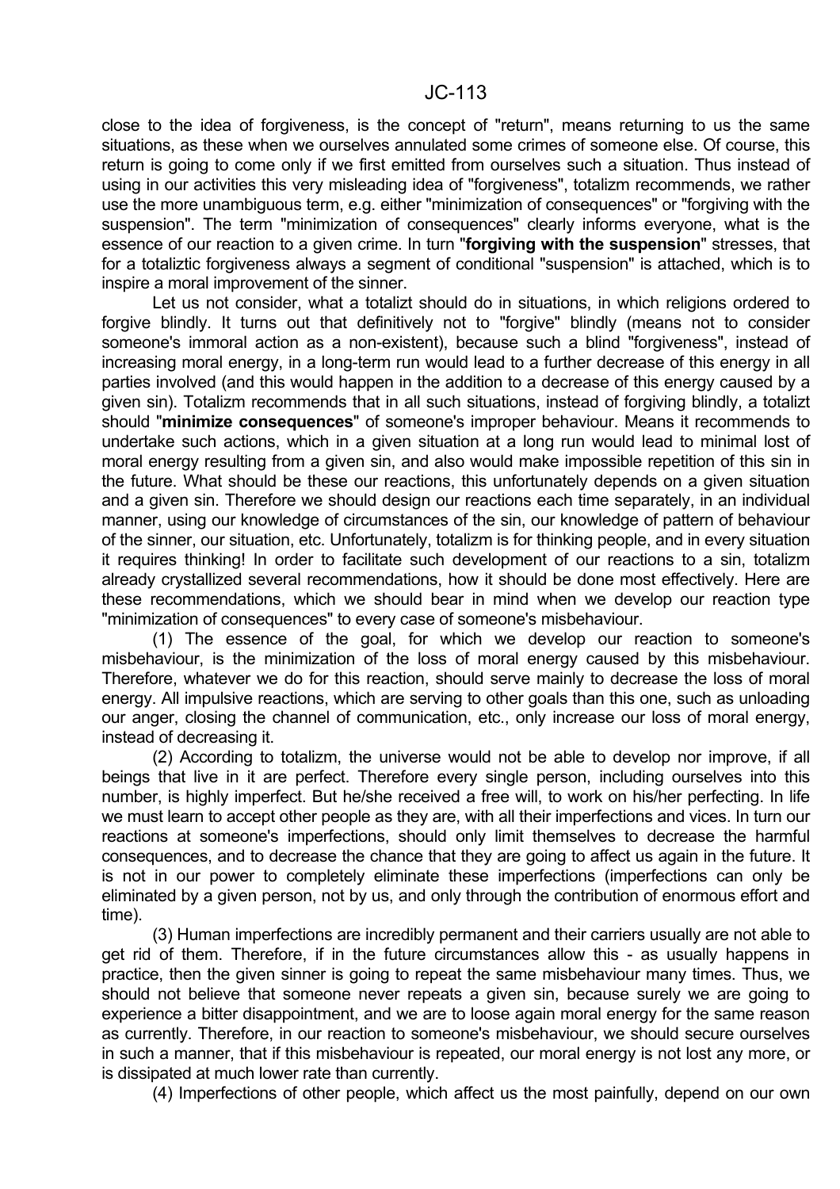close to the idea of forgiveness, is the concept of "return", means returning to us the same situations, as these when we ourselves annulated some crimes of someone else. Of course, this return is going to come only if we first emitted from ourselves such a situation. Thus instead of using in our activities this very misleading idea of "forgiveness", totalizm recommends, we rather use the more unambiguous term, e.g. either "minimization of consequences" or "forgiving with the suspension". The term "minimization of consequences" clearly informs everyone, what is the essence of our reaction to a given crime. In turn "**forgiving with the suspension**" stresses, that for a totaliztic forgiveness always a segment of conditional "suspension" is attached, which is to inspire a moral improvement of the sinner.

Let us not consider, what a totalizt should do in situations, in which religions ordered to forgive blindly. It turns out that definitively not to "forgive" blindly (means not to consider someone's immoral action as a non-existent), because such a blind "forgiveness", instead of increasing moral energy, in a long-term run would lead to a further decrease of this energy in all parties involved (and this would happen in the addition to a decrease of this energy caused by a given sin). Totalizm recommends that in all such situations, instead of forgiving blindly, a totalizt should "**minimize consequences**" of someone's improper behaviour. Means it recommends to undertake such actions, which in a given situation at a long run would lead to minimal lost of moral energy resulting from a given sin, and also would make impossible repetition of this sin in the future. What should be these our reactions, this unfortunately depends on a given situation and a given sin. Therefore we should design our reactions each time separately, in an individual manner, using our knowledge of circumstances of the sin, our knowledge of pattern of behaviour of the sinner, our situation, etc. Unfortunately, totalizm is for thinking people, and in every situation it requires thinking! In order to facilitate such development of our reactions to a sin, totalizm already crystallized several recommendations, how it should be done most effectively. Here are these recommendations, which we should bear in mind when we develop our reaction type "minimization of consequences" to every case of someone's misbehaviour.

(1) The essence of the goal, for which we develop our reaction to someone's misbehaviour, is the minimization of the loss of moral energy caused by this misbehaviour. Therefore, whatever we do for this reaction, should serve mainly to decrease the loss of moral energy. All impulsive reactions, which are serving to other goals than this one, such as unloading our anger, closing the channel of communication, etc., only increase our loss of moral energy, instead of decreasing it.

(2) According to totalizm, the universe would not be able to develop nor improve, if all beings that live in it are perfect. Therefore every single person, including ourselves into this number, is highly imperfect. But he/she received a free will, to work on his/her perfecting. In life we must learn to accept other people as they are, with all their imperfections and vices. In turn our reactions at someone's imperfections, should only limit themselves to decrease the harmful consequences, and to decrease the chance that they are going to affect us again in the future. It is not in our power to completely eliminate these imperfections (imperfections can only be eliminated by a given person, not by us, and only through the contribution of enormous effort and time).

(3) Human imperfections are incredibly permanent and their carriers usually are not able to get rid of them. Therefore, if in the future circumstances allow this - as usually happens in practice, then the given sinner is going to repeat the same misbehaviour many times. Thus, we should not believe that someone never repeats a given sin, because surely we are going to experience a bitter disappointment, and we are to loose again moral energy for the same reason as currently. Therefore, in our reaction to someone's misbehaviour, we should secure ourselves in such a manner, that if this misbehaviour is repeated, our moral energy is not lost any more, or is dissipated at much lower rate than currently.

(4) Imperfections of other people, which affect us the most painfully, depend on our own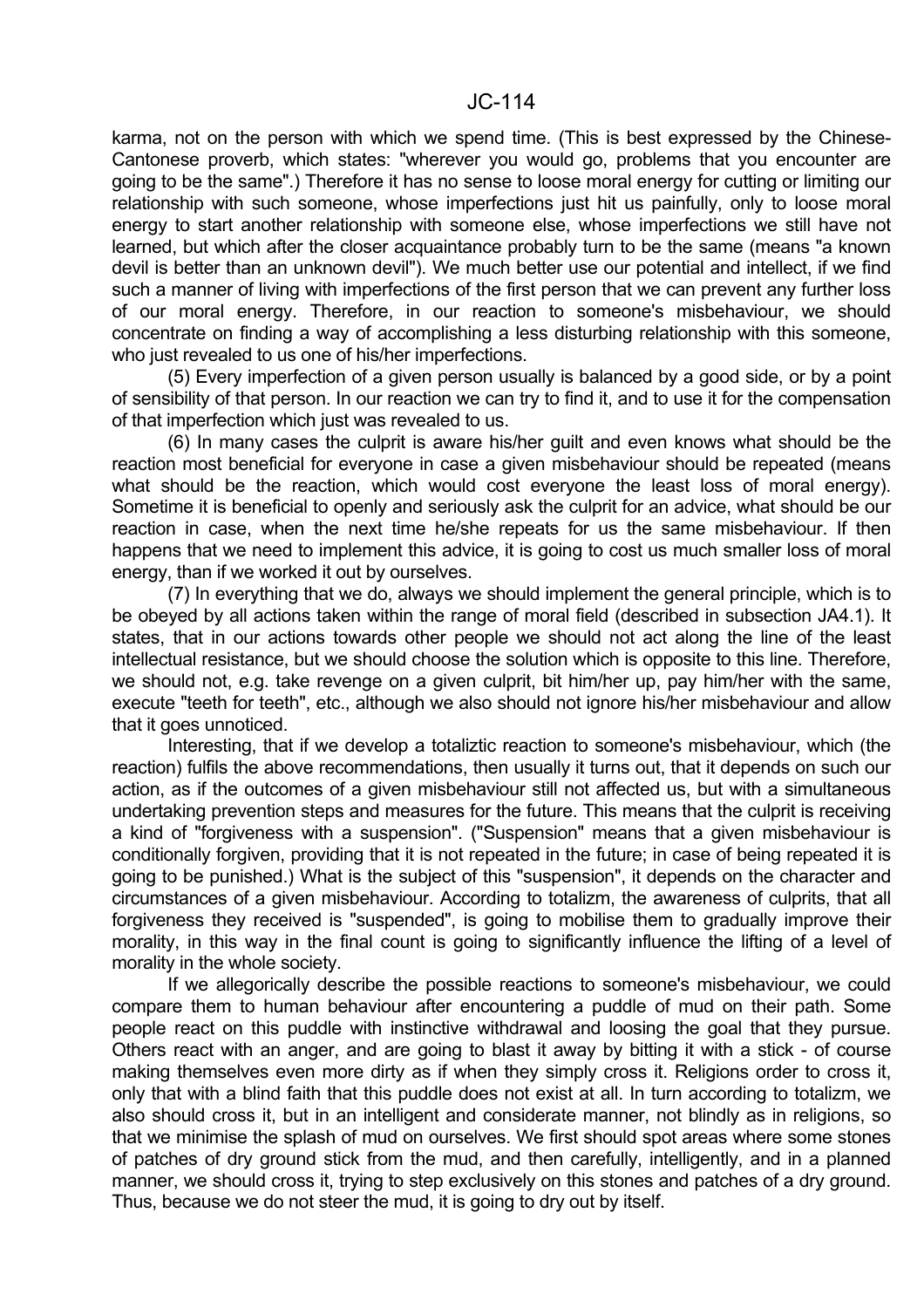karma, not on the person with which we spend time. (This is best expressed by the Chinese-Cantonese proverb, which states: "wherever you would go, problems that you encounter are going to be the same".) Therefore it has no sense to loose moral energy for cutting or limiting our relationship with such someone, whose imperfections just hit us painfully, only to loose moral energy to start another relationship with someone else, whose imperfections we still have not learned, but which after the closer acquaintance probably turn to be the same (means "a known devil is better than an unknown devil"). We much better use our potential and intellect, if we find such a manner of living with imperfections of the first person that we can prevent any further loss of our moral energy. Therefore, in our reaction to someone's misbehaviour, we should concentrate on finding a way of accomplishing a less disturbing relationship with this someone, who just revealed to us one of his/her imperfections.

(5) Every imperfection of a given person usually is balanced by a good side, or by a point of sensibility of that person. In our reaction we can try to find it, and to use it for the compensation of that imperfection which just was revealed to us.

(6) In many cases the culprit is aware his/her guilt and even knows what should be the reaction most beneficial for everyone in case a given misbehaviour should be repeated (means what should be the reaction, which would cost everyone the least loss of moral energy). Sometime it is beneficial to openly and seriously ask the culprit for an advice, what should be our reaction in case, when the next time he/she repeats for us the same misbehaviour. If then happens that we need to implement this advice, it is going to cost us much smaller loss of moral energy, than if we worked it out by ourselves.

(7) In everything that we do, always we should implement the general principle, which is to be obeyed by all actions taken within the range of moral field (described in subsection JA4.1). It states, that in our actions towards other people we should not act along the line of the least intellectual resistance, but we should choose the solution which is opposite to this line. Therefore, we should not, e.g. take revenge on a given culprit, bit him/her up, pay him/her with the same, execute "teeth for teeth", etc., although we also should not ignore his/her misbehaviour and allow that it goes unnoticed.

Interesting, that if we develop a totaliztic reaction to someone's misbehaviour, which (the reaction) fulfils the above recommendations, then usually it turns out, that it depends on such our action, as if the outcomes of a given misbehaviour still not affected us, but with a simultaneous undertaking prevention steps and measures for the future. This means that the culprit is receiving a kind of "forgiveness with a suspension". ("Suspension" means that a given misbehaviour is conditionally forgiven, providing that it is not repeated in the future; in case of being repeated it is going to be punished.) What is the subject of this "suspension", it depends on the character and circumstances of a given misbehaviour. According to totalizm, the awareness of culprits, that all forgiveness they received is "suspended", is going to mobilise them to gradually improve their morality, in this way in the final count is going to significantly influence the lifting of a level of morality in the whole society.

If we allegorically describe the possible reactions to someone's misbehaviour, we could compare them to human behaviour after encountering a puddle of mud on their path. Some people react on this puddle with instinctive withdrawal and loosing the goal that they pursue. Others react with an anger, and are going to blast it away by bitting it with a stick - of course making themselves even more dirty as if when they simply cross it. Religions order to cross it, only that with a blind faith that this puddle does not exist at all. In turn according to totalizm, we also should cross it, but in an intelligent and considerate manner, not blindly as in religions, so that we minimise the splash of mud on ourselves. We first should spot areas where some stones of patches of dry ground stick from the mud, and then carefully, intelligently, and in a planned manner, we should cross it, trying to step exclusively on this stones and patches of a dry ground. Thus, because we do not steer the mud, it is going to dry out by itself.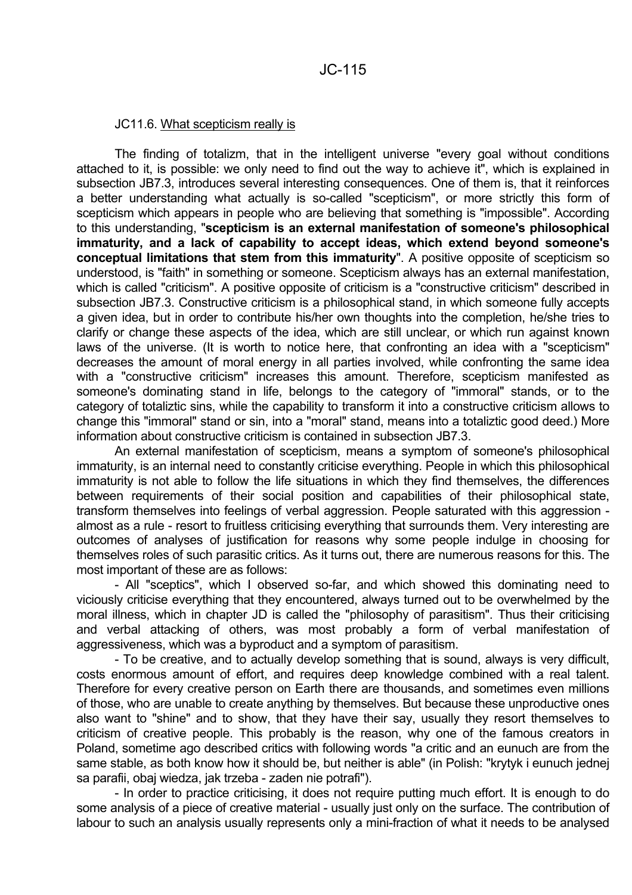JC11.6. What scepticism really is

The finding of totalizm, that in the intelligent universe "every goal without conditions attached to it, is possible: we only need to find out the way to achieve it", which is explained in subsection JB7.3, introduces several interesting consequences. One of them is, that it reinforces a better understanding what actually is so-called "scepticism", or more strictly this form of scepticism which appears in people who are believing that something is "impossible". According to this understanding, "**scepticism is an external manifestation of someone's philosophical immaturity, and a lack of capability to accept ideas, which extend beyond someone's conceptual limitations that stem from this immaturity**". A positive opposite of scepticism so understood, is "faith" in something or someone. Scepticism always has an external manifestation, which is called "criticism". A positive opposite of criticism is a "constructive criticism" described in subsection JB7.3. Constructive criticism is a philosophical stand, in which someone fully accepts a given idea, but in order to contribute his/her own thoughts into the completion, he/she tries to clarify or change these aspects of the idea, which are still unclear, or which run against known laws of the universe. (It is worth to notice here, that confronting an idea with a "scepticism" decreases the amount of moral energy in all parties involved, while confronting the same idea with a "constructive criticism" increases this amount. Therefore, scepticism manifested as someone's dominating stand in life, belongs to the category of "immoral" stands, or to the category of totaliztic sins, while the capability to transform it into a constructive criticism allows to change this "immoral" stand or sin, into a "moral" stand, means into a totaliztic good deed.) More information about constructive criticism is contained in subsection JB7.3.

An external manifestation of scepticism, means a symptom of someone's philosophical immaturity, is an internal need to constantly criticise everything. People in which this philosophical immaturity is not able to follow the life situations in which they find themselves, the differences between requirements of their social position and capabilities of their philosophical state, transform themselves into feelings of verbal aggression. People saturated with this aggression - almost as a rule - resort to fruitless criticising everything that surrounds them. Very interesting are outcomes of analyses of justification for reasons why some people indulge in choosing for themselves roles of such parasitic critics. As it turns out, there are numerous reasons for this. The most important of these are as follows:

- All "sceptics", which I observed so-far, and which showed this dominating need to viciously criticise everything that they encountered, always turned out to be overwhelmed by the moral illness, which in chapter JD is called the "philosophy of parasitism". Thus their criticising and verbal attacking of others, was most probably a form of verbal manifestation of aggressiveness, which was a byproduct and a symptom of parasitism.

- To be creative, and to actually develop something that is sound, always is very difficult, costs enormous amount of effort, and requires deep knowledge combined with a real talent. Therefore for every creative person on Earth there are thousands, and sometimes even millions of those, who are unable to create anything by themselves. But because these unproductive ones also want to "shine" and to show, that they have their say, usually they resort themselves to criticism of creative people. This probably is the reason, why one of the famous creators in Poland, sometime ago described critics with following words "a critic and an eunuch are from the same stable, as both know how it should be, but neither is able" (in Polish: "krytyk i eunuch jednej sa parafii, obaj wiedza, jak trzeba - zaden nie potrafi").

- In order to practice criticising, it does not require putting much effort. It is enough to do some analysis of a piece of creative material - usually just only on the surface. The contribution of labour to such an analysis usually represents only a mini-fraction of what it needs to be analysed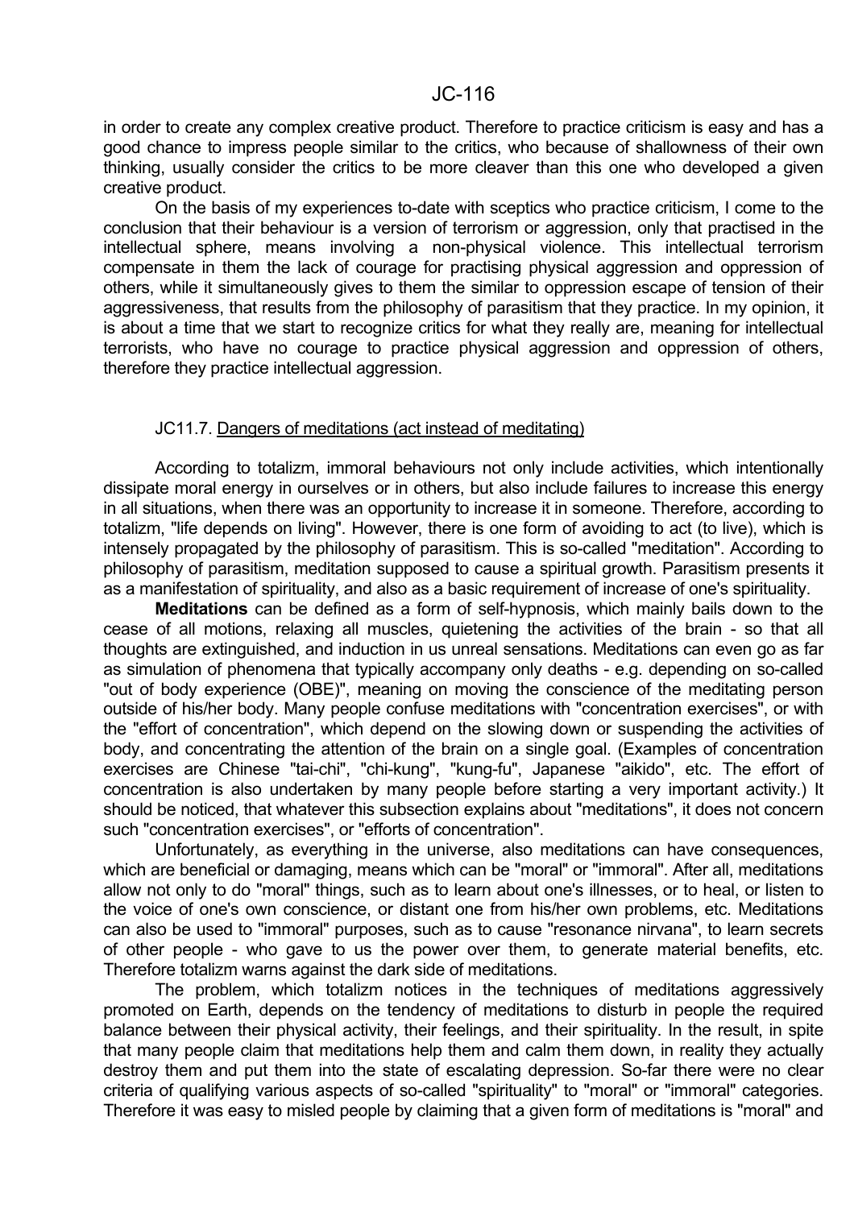in order to create any complex creative product. Therefore to practice criticism is easy and has a good chance to impress people similar to the critics, who because of shallowness of their own thinking, usually consider the critics to be more cleaver than this one who developed a given creative product.

On the basis of my experiences to-date with sceptics who practice criticism, I come to the conclusion that their behaviour is a version of terrorism or aggression, only that practised in the intellectual sphere, means involving a non-physical violence. This intellectual terrorism compensate in them the lack of courage for practising physical aggression and oppression of others, while it simultaneously gives to them the similar to oppression escape of tension of their aggressiveness, that results from the philosophy of parasitism that they practice. In my opinion, it is about a time that we start to recognize critics for what they really are, meaning for intellectual terrorists, who have no courage to practice physical aggression and oppression of others, therefore they practice intellectual aggression.

### JC11.7. Dangers of meditations (act instead of meditating)

According to totalizm, immoral behaviours not only include activities, which intentionally dissipate moral energy in ourselves or in others, but also include failures to increase this energy in all situations, when there was an opportunity to increase it in someone. Therefore, according to totalizm, "life depends on living". However, there is one form of avoiding to act (to live), which is intensely propagated by the philosophy of parasitism. This is so-called "meditation". According to philosophy of parasitism, meditation supposed to cause a spiritual growth. Parasitism presents it as a manifestation of spirituality, and also as a basic requirement of increase of one's spirituality.

**Meditations** can be defined as a form of self-hypnosis, which mainly bails down to the cease of all motions, relaxing all muscles, quietening the activities of the brain - so that all thoughts are extinguished, and induction in us unreal sensations. Meditations can even go as far as simulation of phenomena that typically accompany only deaths - e.g. depending on so-called "out of body experience (OBE)", meaning on moving the conscience of the meditating person outside of his/her body. Many people confuse meditations with "concentration exercises", or with the "effort of concentration", which depend on the slowing down or suspending the activities of body, and concentrating the attention of the brain on a single goal. (Examples of concentration exercises are Chinese "tai-chi", "chi-kung", "kung-fu", Japanese "aikido", etc. The effort of concentration is also undertaken by many people before starting a very important activity.) It should be noticed, that whatever this subsection explains about "meditations", it does not concern such "concentration exercises", or "efforts of concentration".

Unfortunately, as everything in the universe, also meditations can have consequences, which are beneficial or damaging, means which can be "moral" or "immoral". After all, meditations allow not only to do "moral" things, such as to learn about one's illnesses, or to heal, or listen to the voice of one's own conscience, or distant one from his/her own problems, etc. Meditations can also be used to "immoral" purposes, such as to cause "resonance nirvana", to learn secrets of other people - who gave to us the power over them, to generate material benefits, etc. Therefore totalizm warns against the dark side of meditations.

The problem, which totalizm notices in the techniques of meditations aggressively promoted on Earth, depends on the tendency of meditations to disturb in people the required balance between their physical activity, their feelings, and their spirituality. In the result, in spite that many people claim that meditations help them and calm them down, in reality they actually destroy them and put them into the state of escalating depression. So-far there were no clear criteria of qualifying various aspects of so-called "spirituality" to "moral" or "immoral" categories. Therefore it was easy to misled people by claiming that a given form of meditations is "moral" and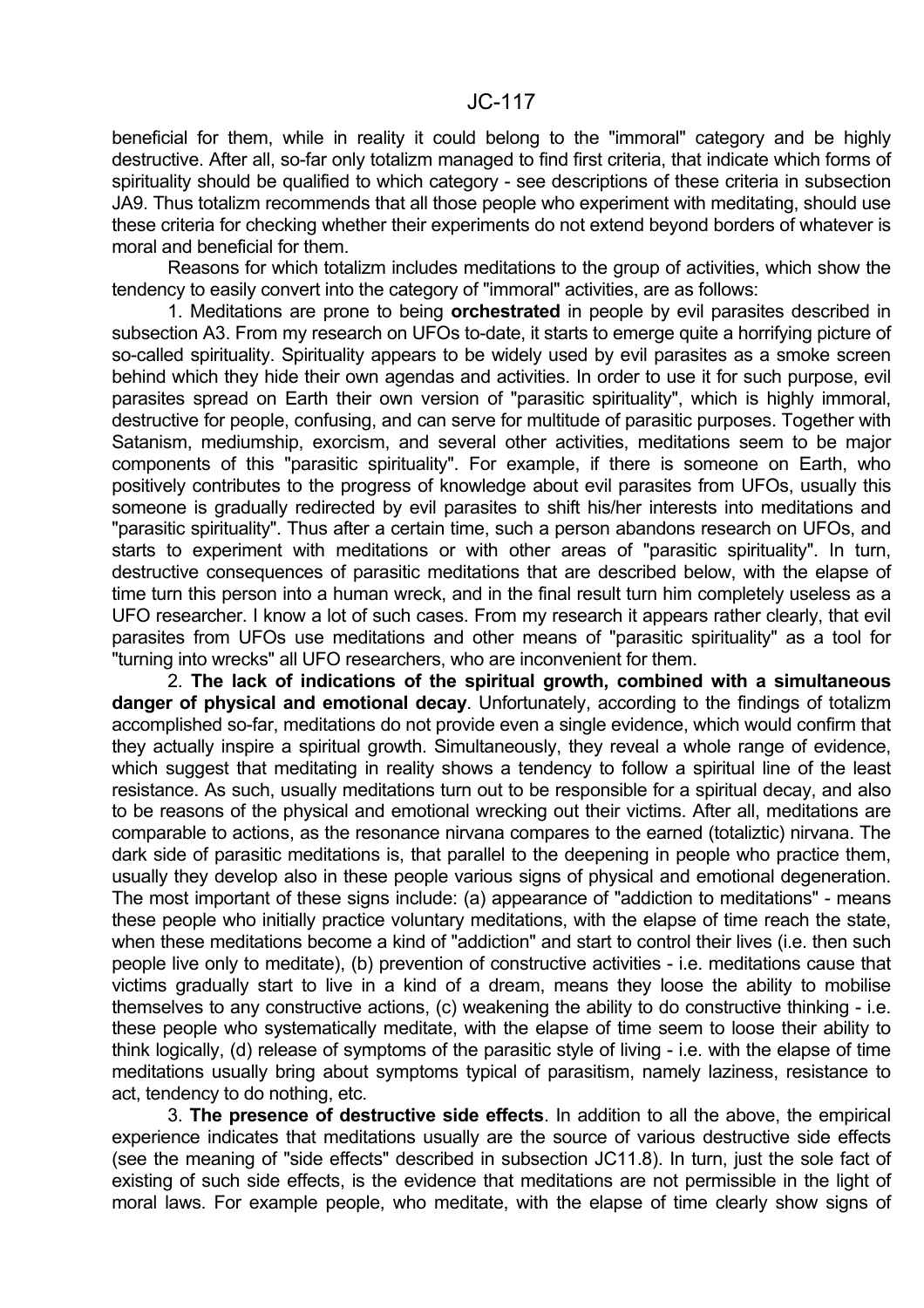beneficial for them, while in reality it could belong to the "immoral" category and be highly destructive. After all, so-far only totalizm managed to find first criteria, that indicate which forms of spirituality should be qualified to which category - see descriptions of these criteria in subsection JA9. Thus totalizm recommends that all those people who experiment with meditating, should use these criteria for checking whether their experiments do not extend beyond borders of whatever is moral and beneficial for them.

Reasons for which totalizm includes meditations to the group of activities, which show the tendency to easily convert into the category of "immoral" activities, are as follows:

1. Meditations are prone to being **orchestrated** in people by evil parasites described in subsection A3. From my research on UFOs to-date, it starts to emerge quite a horrifying picture of so-called spirituality. Spirituality appears to be widely used by evil parasites as a smoke screen behind which they hide their own agendas and activities. In order to use it for such purpose, evil parasites spread on Earth their own version of "parasitic spirituality", which is highly immoral, destructive for people, confusing, and can serve for multitude of parasitic purposes. Together with Satanism, mediumship, exorcism, and several other activities, meditations seem to be major components of this "parasitic spirituality". For example, if there is someone on Earth, who positively contributes to the progress of knowledge about evil parasites from UFOs, usually this someone is gradually redirected by evil parasites to shift his/her interests into meditations and "parasitic spirituality". Thus after a certain time, such a person abandons research on UFOs, and starts to experiment with meditations or with other areas of "parasitic spirituality". In turn, destructive consequences of parasitic meditations that are described below, with the elapse of time turn this person into a human wreck, and in the final result turn him completely useless as a UFO researcher. I know a lot of such cases. From my research it appears rather clearly, that evil parasites from UFOs use meditations and other means of "parasitic spirituality" as a tool for "turning into wrecks" all UFO researchers, who are inconvenient for them.

2. **The lack of indications of the spiritual growth, combined with a simultaneous danger of physical and emotional decay**. Unfortunately, according to the findings of totalizm accomplished so-far, meditations do not provide even a single evidence, which would confirm that they actually inspire a spiritual growth. Simultaneously, they reveal a whole range of evidence, which suggest that meditating in reality shows a tendency to follow a spiritual line of the least resistance. As such, usually meditations turn out to be responsible for a spiritual decay, and also to be reasons of the physical and emotional wrecking out their victims. After all, meditations are comparable to actions, as the resonance nirvana compares to the earned (totaliztic) nirvana. The dark side of parasitic meditations is, that parallel to the deepening in people who practice them, usually they develop also in these people various signs of physical and emotional degeneration. The most important of these signs include: (a) appearance of "addiction to meditations" - means these people who initially practice voluntary meditations, with the elapse of time reach the state, when these meditations become a kind of "addiction" and start to control their lives (i.e. then such people live only to meditate), (b) prevention of constructive activities - i.e. meditations cause that victims gradually start to live in a kind of a dream, means they loose the ability to mobilise themselves to any constructive actions, (c) weakening the ability to do constructive thinking - i.e. these people who systematically meditate, with the elapse of time seem to loose their ability to think logically, (d) release of symptoms of the parasitic style of living - i.e. with the elapse of time meditations usually bring about symptoms typical of parasitism, namely laziness, resistance to act, tendency to do nothing, etc.

3. **The presence of destructive side effects**. In addition to all the above, the empirical experience indicates that meditations usually are the source of various destructive side effects (see the meaning of "side effects" described in subsection JC11.8). In turn, just the sole fact of existing of such side effects, is the evidence that meditations are not permissible in the light of moral laws. For example people, who meditate, with the elapse of time clearly show signs of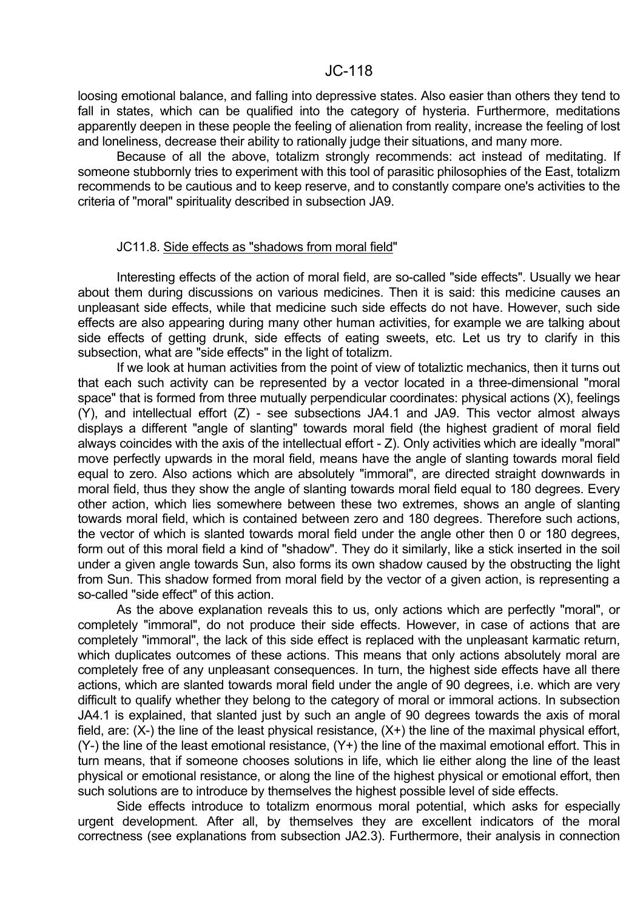loosing emotional balance, and falling into depressive states. Also easier than others they tend to fall in states, which can be qualified into the category of hysteria. Furthermore, meditations apparently deepen in these people the feeling of alienation from reality, increase the feeling of lost and loneliness, decrease their ability to rationally judge their situations, and many more.

Because of all the above, totalizm strongly recommends: act instead of meditating. If someone stubbornly tries to experiment with this tool of parasitic philosophies of the East, totalizm recommends to be cautious and to keep reserve, and to constantly compare one's activities to the criteria of "moral" spirituality described in subsection JA9.

### JC11.8. Side effects as "shadows from moral field"

Interesting effects of the action of moral field, are so-called "side effects". Usually we hear about them during discussions on various medicines. Then it is said: this medicine causes an unpleasant side effects, while that medicine such side effects do not have. However, such side effects are also appearing during many other human activities, for example we are talking about side effects of getting drunk, side effects of eating sweets, etc. Let us try to clarify in this subsection, what are "side effects" in the light of totalizm.

If we look at human activities from the point of view of totaliztic mechanics, then it turns out that each such activity can be represented by a vector located in a three-dimensional "moral space" that is formed from three mutually perpendicular coordinates: physical actions (X), feelings (Y), and intellectual effort (Z) - see subsections JA4.1 and JA9. This vector almost always displays a different "angle of slanting" towards moral field (the highest gradient of moral field always coincides with the axis of the intellectual effort - Z). Only activities which are ideally "moral" move perfectly upwards in the moral field, means have the angle of slanting towards moral field equal to zero. Also actions which are absolutely "immoral", are directed straight downwards in moral field, thus they show the angle of slanting towards moral field equal to 180 degrees. Every other action, which lies somewhere between these two extremes, shows an angle of slanting towards moral field, which is contained between zero and 180 degrees. Therefore such actions, the vector of which is slanted towards moral field under the angle other then 0 or 180 degrees, form out of this moral field a kind of "shadow". They do it similarly, like a stick inserted in the soil under a given angle towards Sun, also forms its own shadow caused by the obstructing the light from Sun. This shadow formed from moral field by the vector of a given action, is representing a so-called "side effect" of this action.

As the above explanation reveals this to us, only actions which are perfectly "moral", or completely "immoral", do not produce their side effects. However, in case of actions that are completely "immoral", the lack of this side effect is replaced with the unpleasant karmatic return, which duplicates outcomes of these actions. This means that only actions absolutely moral are completely free of any unpleasant consequences. In turn, the highest side effects have all there actions, which are slanted towards moral field under the angle of 90 degrees, i.e. which are very difficult to qualify whether they belong to the category of moral or immoral actions. In subsection JA4.1 is explained, that slanted just by such an angle of 90 degrees towards the axis of moral field, are: (X-) the line of the least physical resistance, (X+) the line of the maximal physical effort, (Y-) the line of the least emotional resistance, (Y+) the line of the maximal emotional effort. This in turn means, that if someone chooses solutions in life, which lie either along the line of the least physical or emotional resistance, or along the line of the highest physical or emotional effort, then such solutions are to introduce by themselves the highest possible level of side effects.

Side effects introduce to totalizm enormous moral potential, which asks for especially urgent development. After all, by themselves they are excellent indicators of the moral correctness (see explanations from subsection JA2.3). Furthermore, their analysis in connection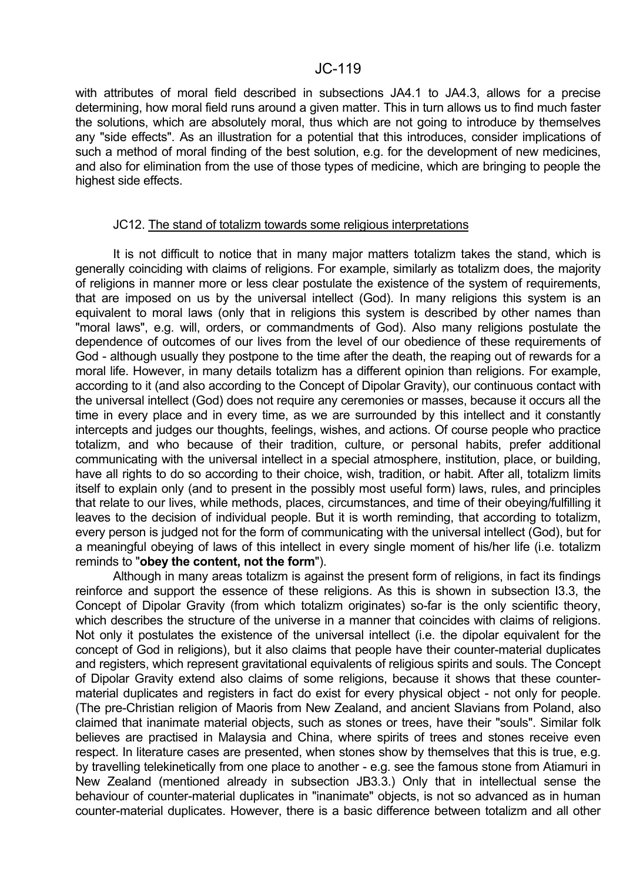with attributes of moral field described in subsections JA4.1 to JA4.3, allows for a precise determining, how moral field runs around a given matter. This in turn allows us to find much faster the solutions, which are absolutely moral, thus which are not going to introduce by themselves any "side effects". As an illustration for a potential that this introduces, consider implications of such a method of moral finding of the best solution, e.g. for the development of new medicines, and also for elimination from the use of those types of medicine, which are bringing to people the highest side effects.

### JC12. The stand of totalizm towards some religious interpretations

It is not difficult to notice that in many major matters totalizm takes the stand, which is generally coinciding with claims of religions. For example, similarly as totalizm does, the majority of religions in manner more or less clear postulate the existence of the system of requirements, that are imposed on us by the universal intellect (God). In many religions this system is an equivalent to moral laws (only that in religions this system is described by other names than "moral laws", e.g. will, orders, or commandments of God). Also many religions postulate the dependence of outcomes of our lives from the level of our obedience of these requirements of God - although usually they postpone to the time after the death, the reaping out of rewards for a moral life. However, in many details totalizm has a different opinion than religions. For example, according to it (and also according to the Concept of Dipolar Gravity), our continuous contact with the universal intellect (God) does not require any ceremonies or masses, because it occurs all the time in every place and in every time, as we are surrounded by this intellect and it constantly intercepts and judges our thoughts, feelings, wishes, and actions. Of course people who practice totalizm, and who because of their tradition, culture, or personal habits, prefer additional communicating with the universal intellect in a special atmosphere, institution, place, or building, have all rights to do so according to their choice, wish, tradition, or habit. After all, totalizm limits itself to explain only (and to present in the possibly most useful form) laws, rules, and principles that relate to our lives, while methods, places, circumstances, and time of their obeying/fulfilling it leaves to the decision of individual people. But it is worth reminding, that according to totalizm, every person is judged not for the form of communicating with the universal intellect (God), but for a meaningful obeying of laws of this intellect in every single moment of his/her life (i.e. totalizm reminds to "**obey the content, not the form**").

Although in many areas totalizm is against the present form of religions, in fact its findings reinforce and support the essence of these religions. As this is shown in subsection I3.3, the Concept of Dipolar Gravity (from which totalizm originates) so-far is the only scientific theory, which describes the structure of the universe in a manner that coincides with claims of religions. Not only it postulates the existence of the universal intellect (i.e. the dipolar equivalent for the concept of God in religions), but it also claims that people have their counter-material duplicates and registers, which represent gravitational equivalents of religious spirits and souls. The Concept of Dipolar Gravity extend also claims of some religions, because it shows that these counter-material duplicates and registers in fact do exist for every physical object - not only for people. (The pre-Christian religion of Maoris from New Zealand, and ancient Slavians from Poland, also claimed that inanimate material objects, such as stones or trees, have their "souls". Similar folk believes are practised in Malaysia and China, where spirits of trees and stones receive even respect. In literature cases are presented, when stones show by themselves that this is true, e.g. by travelling telekinetically from one place to another - e.g. see the famous stone from Atiamuri in New Zealand (mentioned already in subsection JB3.3.) Only that in intellectual sense the behaviour of counter-material duplicates in "inanimate" objects, is not so advanced as in human counter-material duplicates. However, there is a basic difference between totalizm and all other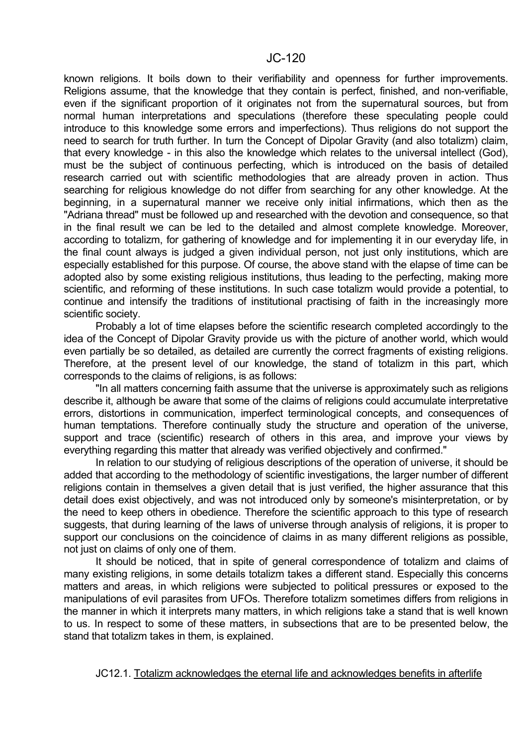known religions. It boils down to their verifiability and openness for further improvements. Religions assume, that the knowledge that they contain is perfect, finished, and non-verifiable, even if the significant proportion of it originates not from the supernatural sources, but from normal human interpretations and speculations (therefore these speculating people could introduce to this knowledge some errors and imperfections). Thus religions do not support the need to search for truth further. In turn the Concept of Dipolar Gravity (and also totalizm) claim, that every knowledge - in this also the knowledge which relates to the universal intellect (God), must be the subject of continuous perfecting, which is introduced on the basis of detailed research carried out with scientific methodologies that are already proven in action. Thus searching for religious knowledge do not differ from searching for any other knowledge. At the beginning, in a supernatural manner we receive only initial infirmations, which then as the "Adriana thread" must be followed up and researched with the devotion and consequence, so that in the final result we can be led to the detailed and almost complete knowledge. Moreover, according to totalizm, for gathering of knowledge and for implementing it in our everyday life, in the final count always is judged a given individual person, not just only institutions, which are especially established for this purpose. Of course, the above stand with the elapse of time can be adopted also by some existing religious institutions, thus leading to the perfecting, making more scientific, and reforming of these institutions. In such case totalizm would provide a potential, to continue and intensify the traditions of institutional practising of faith in the increasingly more scientific society.

Probably a lot of time elapses before the scientific research completed accordingly to the idea of the Concept of Dipolar Gravity provide us with the picture of another world, which would even partially be so detailed, as detailed are currently the correct fragments of existing religions. Therefore, at the present level of our knowledge, the stand of totalizm in this part, which corresponds to the claims of religions, is as follows:

"In all matters concerning faith assume that the universe is approximately such as religions describe it, although be aware that some of the claims of religions could accumulate interpretative errors, distortions in communication, imperfect terminological concepts, and consequences of human temptations. Therefore continually study the structure and operation of the universe, support and trace (scientific) research of others in this area, and improve your views by everything regarding this matter that already was verified objectively and confirmed."

In relation to our studying of religious descriptions of the operation of universe, it should be added that according to the methodology of scientific investigations, the larger number of different religions contain in themselves a given detail that is just verified, the higher assurance that this detail does exist objectively, and was not introduced only by someone's misinterpretation, or by the need to keep others in obedience. Therefore the scientific approach to this type of research suggests, that during learning of the laws of universe through analysis of religions, it is proper to support our conclusions on the coincidence of claims in as many different religions as possible, not just on claims of only one of them.

It should be noticed, that in spite of general correspondence of totalizm and claims of many existing religions, in some details totalizm takes a different stand. Especially this concerns matters and areas, in which religions were subjected to political pressures or exposed to the manipulations of evil parasites from UFOs. Therefore totalizm sometimes differs from religions in the manner in which it interprets many matters, in which religions take a stand that is well known to us. In respect to some of these matters, in subsections that are to be presented below, the stand that totalizm takes in them, is explained.

### JC12.1. Totalizm acknowledges the eternal life and acknowledges benefits in afterlife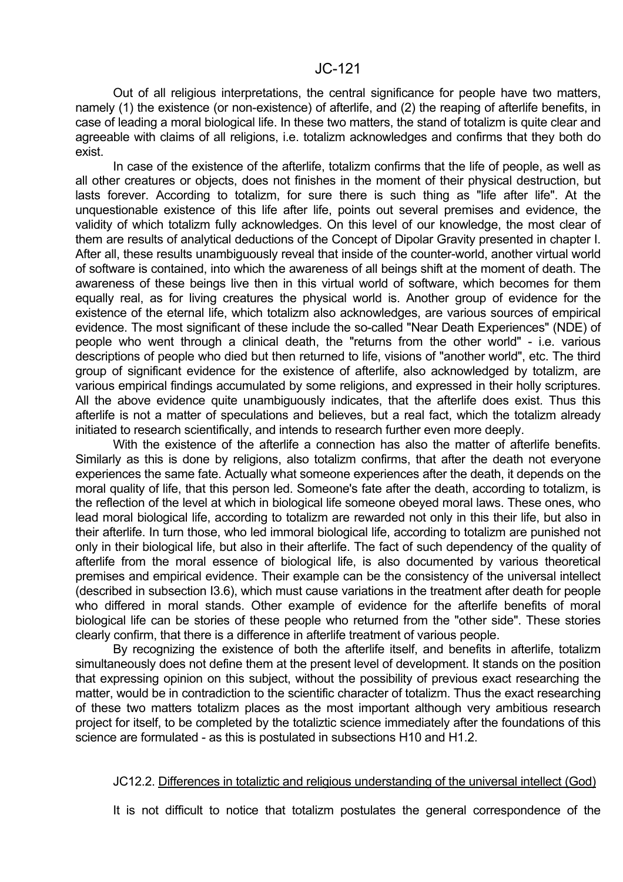Out of all religious interpretations, the central significance for people have two matters, namely (1) the existence (or non-existence) of afterlife, and (2) the reaping of afterlife benefits, in case of leading a moral biological life. In these two matters, the stand of totalizm is quite clear and agreeable with claims of all religions, i.e. totalizm acknowledges and confirms that they both do exist.

In case of the existence of the afterlife, totalizm confirms that the life of people, as well as all other creatures or objects, does not finishes in the moment of their physical destruction, but lasts forever. According to totalizm, for sure there is such thing as "life after life". At the unquestionable existence of this life after life, points out several premises and evidence, the validity of which totalizm fully acknowledges. On this level of our knowledge, the most clear of them are results of analytical deductions of the Concept of Dipolar Gravity presented in chapter I. After all, these results unambiguously reveal that inside of the counter-world, another virtual world of software is contained, into which the awareness of all beings shift at the moment of death. The awareness of these beings live then in this virtual world of software, which becomes for them equally real, as for living creatures the physical world is. Another group of evidence for the existence of the eternal life, which totalizm also acknowledges, are various sources of empirical evidence. The most significant of these include the so-called "Near Death Experiences" (NDE) of people who went through a clinical death, the "returns from the other world" - i.e. various descriptions of people who died but then returned to life, visions of "another world", etc. The third group of significant evidence for the existence of afterlife, also acknowledged by totalizm, are various empirical findings accumulated by some religions, and expressed in their holly scriptures. All the above evidence quite unambiguously indicates, that the afterlife does exist. Thus this afterlife is not a matter of speculations and believes, but a real fact, which the totalizm already initiated to research scientifically, and intends to research further even more deeply.

With the existence of the afterlife a connection has also the matter of afterlife benefits. Similarly as this is done by religions, also totalizm confirms, that after the death not everyone experiences the same fate. Actually what someone experiences after the death, it depends on the moral quality of life, that this person led. Someone's fate after the death, according to totalizm, is the reflection of the level at which in biological life someone obeyed moral laws. These ones, who lead moral biological life, according to totalizm are rewarded not only in this their life, but also in their afterlife. In turn those, who led immoral biological life, according to totalizm are punished not only in their biological life, but also in their afterlife. The fact of such dependency of the quality of afterlife from the moral essence of biological life, is also documented by various theoretical premises and empirical evidence. Their example can be the consistency of the universal intellect (described in subsection I3.6), which must cause variations in the treatment after death for people who differed in moral stands. Other example of evidence for the afterlife benefits of moral biological life can be stories of these people who returned from the "other side". These stories clearly confirm, that there is a difference in afterlife treatment of various people.

By recognizing the existence of both the afterlife itself, and benefits in afterlife, totalizm simultaneously does not define them at the present level of development. It stands on the position that expressing opinion on this subject, without the possibility of previous exact researching the matter, would be in contradiction to the scientific character of totalizm. Thus the exact researching of these two matters totalizm places as the most important although very ambitious research project for itself, to be completed by the totaliztic science immediately after the foundations of this science are formulated - as this is postulated in subsections H10 and H1.2.

## JC12.2. Differences in totaliztic and religious understanding of the universal intellect (God)

It is not difficult to notice that totalizm postulates the general correspondence of the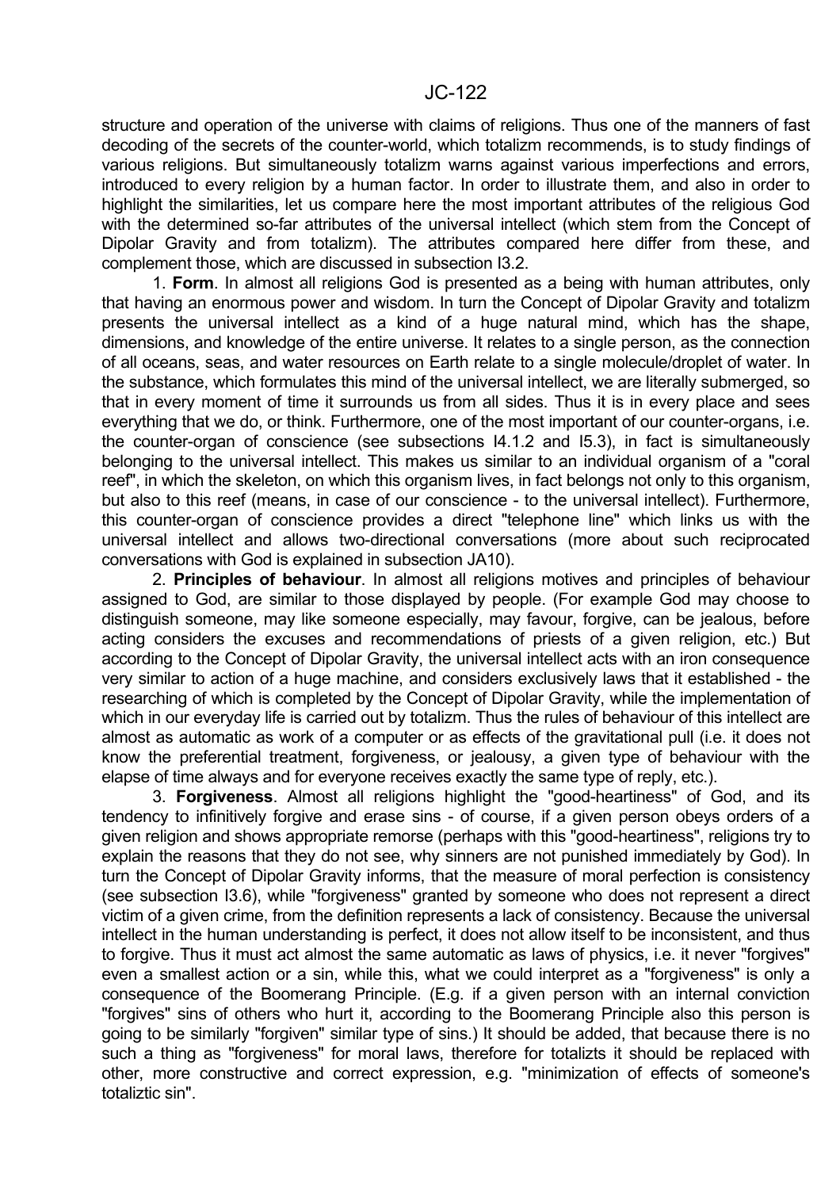structure and operation of the universe with claims of religions. Thus one of the manners of fast decoding of the secrets of the counter-world, which totalizm recommends, is to study findings of various religions. But simultaneously totalizm warns against various imperfections and errors, introduced to every religion by a human factor. In order to illustrate them, and also in order to highlight the similarities, let us compare here the most important attributes of the religious God with the determined so-far attributes of the universal intellect (which stem from the Concept of Dipolar Gravity and from totalizm). The attributes compared here differ from these, and complement those, which are discussed in subsection I3.2.

1. **Form**. In almost all religions God is presented as a being with human attributes, only that having an enormous power and wisdom. In turn the Concept of Dipolar Gravity and totalizm presents the universal intellect as a kind of a huge natural mind, which has the shape, dimensions, and knowledge of the entire universe. It relates to a single person, as the connection of all oceans, seas, and water resources on Earth relate to a single molecule/droplet of water. In the substance, which formulates this mind of the universal intellect, we are literally submerged, so that in every moment of time it surrounds us from all sides. Thus it is in every place and sees everything that we do, or think. Furthermore, one of the most important of our counter-organs, i.e. the counter-organ of conscience (see subsections I4.1.2 and I5.3), in fact is simultaneously belonging to the universal intellect. This makes us similar to an individual organism of a "coral reef", in which the skeleton, on which this organism lives, in fact belongs not only to this organism, but also to this reef (means, in case of our conscience - to the universal intellect). Furthermore, this counter-organ of conscience provides a direct "telephone line" which links us with the universal intellect and allows two-directional conversations (more about such reciprocated conversations with God is explained in subsection JA10).

2. **Principles of behaviour**. In almost all religions motives and principles of behaviour assigned to God, are similar to those displayed by people. (For example God may choose to distinguish someone, may like someone especially, may favour, forgive, can be jealous, before acting considers the excuses and recommendations of priests of a given religion, etc.) But according to the Concept of Dipolar Gravity, the universal intellect acts with an iron consequence very similar to action of a huge machine, and considers exclusively laws that it established - the researching of which is completed by the Concept of Dipolar Gravity, while the implementation of which in our everyday life is carried out by totalizm. Thus the rules of behaviour of this intellect are almost as automatic as work of a computer or as effects of the gravitational pull (i.e. it does not know the preferential treatment, forgiveness, or jealousy, a given type of behaviour with the elapse of time always and for everyone receives exactly the same type of reply, etc.).

3. **Forgiveness**. Almost all religions highlight the "good-heartiness" of God, and its tendency to infinitively forgive and erase sins - of course, if a given person obeys orders of a given religion and shows appropriate remorse (perhaps with this "good-heartiness", religions try to explain the reasons that they do not see, why sinners are not punished immediately by God). In turn the Concept of Dipolar Gravity informs, that the measure of moral perfection is consistency (see subsection I3.6), while "forgiveness" granted by someone who does not represent a direct victim of a given crime, from the definition represents a lack of consistency. Because the universal intellect in the human understanding is perfect, it does not allow itself to be inconsistent, and thus to forgive. Thus it must act almost the same automatic as laws of physics, i.e. it never "forgives" even a smallest action or a sin, while this, what we could interpret as a "forgiveness" is only a consequence of the Boomerang Principle. (E.g. if a given person with an internal conviction "forgives" sins of others who hurt it, according to the Boomerang Principle also this person is going to be similarly "forgiven" similar type of sins.) It should be added, that because there is no such a thing as "forgiveness" for moral laws, therefore for totalizts it should be replaced with other, more constructive and correct expression, e.g. "minimization of effects of someone's totaliztic sin".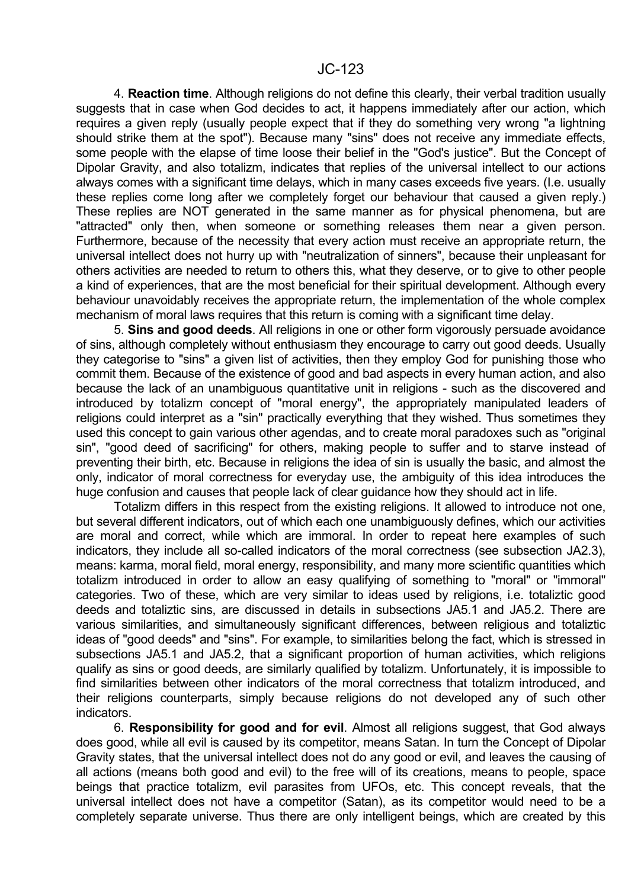4. **Reaction time**. Although religions do not define this clearly, their verbal tradition usually suggests that in case when God decides to act, it happens immediately after our action, which requires a given reply (usually people expect that if they do something very wrong "a lightning should strike them at the spot"). Because many "sins" does not receive any immediate effects, some people with the elapse of time loose their belief in the "God's justice". But the Concept of Dipolar Gravity, and also totalizm, indicates that replies of the universal intellect to our actions always comes with a significant time delays, which in many cases exceeds five years. (I.e. usually these replies come long after we completely forget our behaviour that caused a given reply.) These replies are NOT generated in the same manner as for physical phenomena, but are "attracted" only then, when someone or something releases them near a given person. Furthermore, because of the necessity that every action must receive an appropriate return, the universal intellect does not hurry up with "neutralization of sinners", because their unpleasant for others activities are needed to return to others this, what they deserve, or to give to other people a kind of experiences, that are the most beneficial for their spiritual development. Although every behaviour unavoidably receives the appropriate return, the implementation of the whole complex mechanism of moral laws requires that this return is coming with a significant time delay.

5. **Sins and good deeds**. All religions in one or other form vigorously persuade avoidance of sins, although completely without enthusiasm they encourage to carry out good deeds. Usually they categorise to "sins" a given list of activities, then they employ God for punishing those who commit them. Because of the existence of good and bad aspects in every human action, and also because the lack of an unambiguous quantitative unit in religions - such as the discovered and introduced by totalizm concept of "moral energy", the appropriately manipulated leaders of religions could interpret as a "sin" practically everything that they wished. Thus sometimes they used this concept to gain various other agendas, and to create moral paradoxes such as "original sin", "good deed of sacrificing" for others, making people to suffer and to starve instead of preventing their birth, etc. Because in religions the idea of sin is usually the basic, and almost the only, indicator of moral correctness for everyday use, the ambiguity of this idea introduces the huge confusion and causes that people lack of clear guidance how they should act in life.

Totalizm differs in this respect from the existing religions. It allowed to introduce not one, but several different indicators, out of which each one unambiguously defines, which our activities are moral and correct, while which are immoral. In order to repeat here examples of such indicators, they include all so-called indicators of the moral correctness (see subsection JA2.3), means: karma, moral field, moral energy, responsibility, and many more scientific quantities which totalizm introduced in order to allow an easy qualifying of something to "moral" or "immoral" categories. Two of these, which are very similar to ideas used by religions, i.e. totaliztic good deeds and totaliztic sins, are discussed in details in subsections JA5.1 and JA5.2. There are various similarities, and simultaneously significant differences, between religious and totaliztic ideas of "good deeds" and "sins". For example, to similarities belong the fact, which is stressed in subsections JA5.1 and JA5.2, that a significant proportion of human activities, which religions qualify as sins or good deeds, are similarly qualified by totalizm. Unfortunately, it is impossible to find similarities between other indicators of the moral correctness that totalizm introduced, and their religions counterparts, simply because religions do not developed any of such other indicators.

6. **Responsibility for good and for evil**. Almost all religions suggest, that God always does good, while all evil is caused by its competitor, means Satan. In turn the Concept of Dipolar Gravity states, that the universal intellect does not do any good or evil, and leaves the causing of all actions (means both good and evil) to the free will of its creations, means to people, space beings that practice totalizm, evil parasites from UFOs, etc. This concept reveals, that the universal intellect does not have a competitor (Satan), as its competitor would need to be a completely separate universe. Thus there are only intelligent beings, which are created by this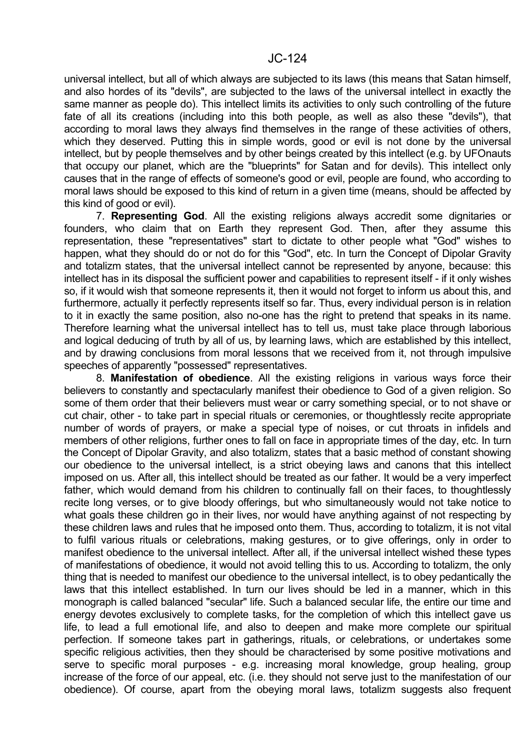universal intellect, but all of which always are subjected to its laws (this means that Satan himself, and also hordes of its "devils", are subjected to the laws of the universal intellect in exactly the same manner as people do). This intellect limits its activities to only such controlling of the future fate of all its creations (including into this both people, as well as also these "devils"), that according to moral laws they always find themselves in the range of these activities of others, which they deserved. Putting this in simple words, good or evil is not done by the universal intellect, but by people themselves and by other beings created by this intellect (e.g. by UFOnauts that occupy our planet, which are the "blueprints" for Satan and for devils). This intellect only causes that in the range of effects of someone's good or evil, people are found, who according to moral laws should be exposed to this kind of return in a given time (means, should be affected by this kind of good or evil).

7. **Representing God**. All the existing religions always accredit some dignitaries or founders, who claim that on Earth they represent God. Then, after they assume this representation, these "representatives" start to dictate to other people what "God" wishes to happen, what they should do or not do for this "God", etc. In turn the Concept of Dipolar Gravity and totalizm states, that the universal intellect cannot be represented by anyone, because: this intellect has in its disposal the sufficient power and capabilities to represent itself - if it only wishes so, if it would wish that someone represents it, then it would not forget to inform us about this, and furthermore, actually it perfectly represents itself so far. Thus, every individual person is in relation to it in exactly the same position, also no-one has the right to pretend that speaks in its name. Therefore learning what the universal intellect has to tell us, must take place through laborious and logical deducing of truth by all of us, by learning laws, which are established by this intellect, and by drawing conclusions from moral lessons that we received from it, not through impulsive speeches of apparently "possessed" representatives.

8. **Manifestation of obedience**. All the existing religions in various ways force their believers to constantly and spectacularly manifest their obedience to God of a given religion. So some of them order that their believers must wear or carry something special, or to not shave or cut chair, other - to take part in special rituals or ceremonies, or thoughtlessly recite appropriate number of words of prayers, or make a special type of noises, or cut throats in infidels and members of other religions, further ones to fall on face in appropriate times of the day, etc. In turn the Concept of Dipolar Gravity, and also totalizm, states a basic method of constant showing our obedience to the universal intellect, is a strict obeying laws and canons that this intellect imposed on us. After all, this intellect should be treated as our father. It would be a very imperfect father, which would demand from his children to continually fall on their faces, to thoughtlessly recite long verses, or to give bloody offerings, but who simultaneously would not take notice to what goals these children go in their lives, nor would have anything against of not respecting by these children laws and rules that he imposed onto them. Thus, according to totalizm, it is not vital to fulfil various rituals or celebrations, making gestures, or to give offerings, only in order to manifest obedience to the universal intellect. After all, if the universal intellect wished these types of manifestations of obedience, it would not avoid telling this to us. According to totalizm, the only thing that is needed to manifest our obedience to the universal intellect, is to obey pedantically the laws that this intellect established. In turn our lives should be led in a manner, which in this monograph is called balanced "secular" life. Such a balanced secular life, the entire our time and energy devotes exclusively to complete tasks, for the completion of which this intellect gave us life, to lead a full emotional life, and also to deepen and make more complete our spiritual perfection. If someone takes part in gatherings, rituals, or celebrations, or undertakes some specific religious activities, then they should be characterised by some positive motivations and serve to specific moral purposes - e.g. increasing moral knowledge, group healing, group increase of the force of our appeal, etc. (i.e. they should not serve just to the manifestation of our obedience). Of course, apart from the obeying moral laws, totalizm suggests also frequent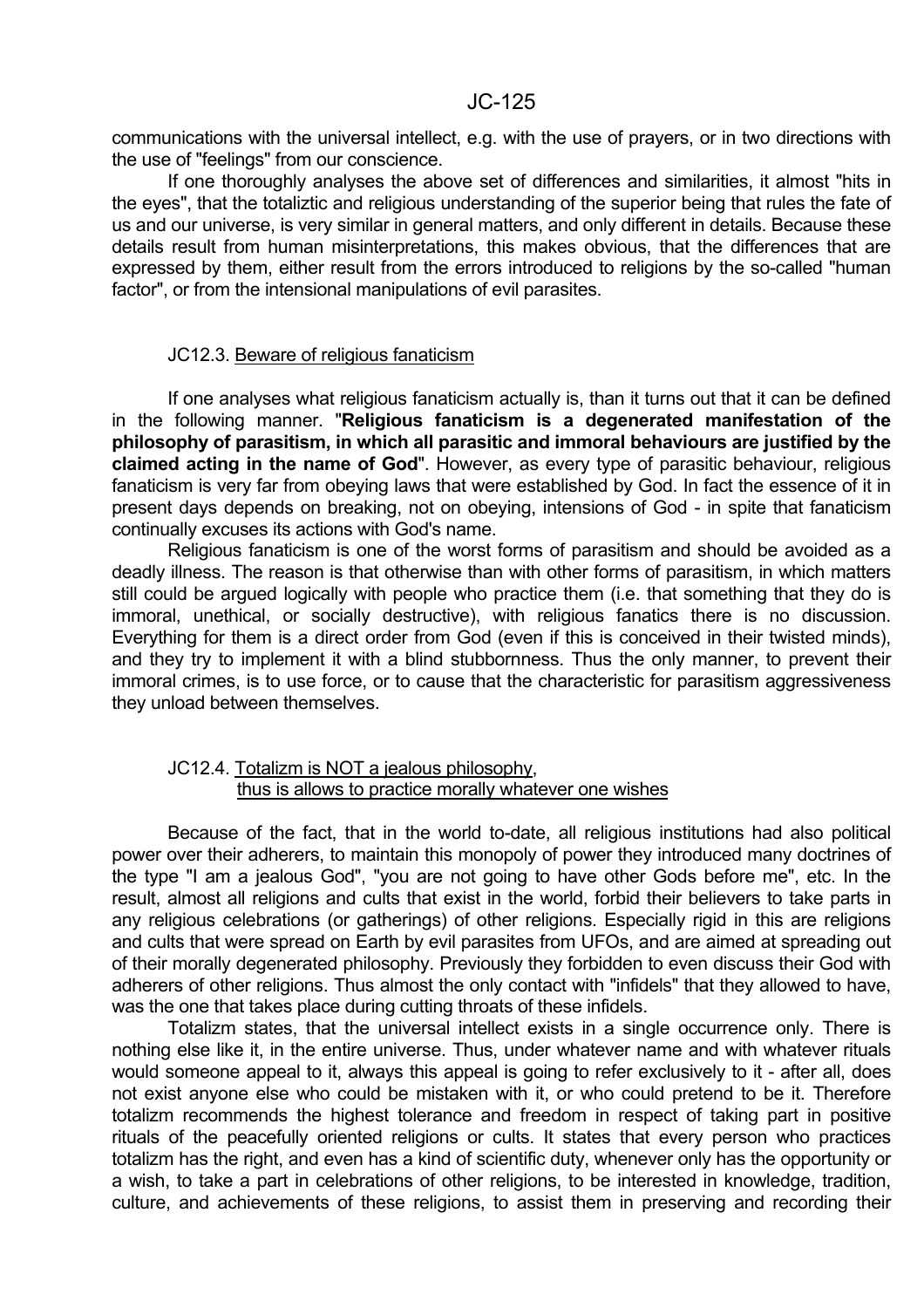communications with the universal intellect, e.g. with the use of prayers, or in two directions with the use of "feelings" from our conscience.

If one thoroughly analyses the above set of differences and similarities, it almost "hits in the eyes", that the totaliztic and religious understanding of the superior being that rules the fate of us and our universe, is very similar in general matters, and only different in details. Because these details result from human misinterpretations, this makes obvious, that the differences that are expressed by them, either result from the errors introduced to religions by the so-called "human factor", or from the intensional manipulations of evil parasites.

### JC12.3. Beware of religious fanaticism

If one analyses what religious fanaticism actually is, than it turns out that it can be defined in the following manner. "**Religious fanaticism is a degenerated manifestation of the philosophy of parasitism, in which all parasitic and immoral behaviours are justified by the claimed acting in the name of God**". However, as every type of parasitic behaviour, religious fanaticism is very far from obeying laws that were established by God. In fact the essence of it in present days depends on breaking, not on obeying, intensions of God - in spite that fanaticism continually excuses its actions with God's name.

Religious fanaticism is one of the worst forms of parasitism and should be avoided as a deadly illness. The reason is that otherwise than with other forms of parasitism, in which matters still could be argued logically with people who practice them (i.e. that something that they do is immoral, unethical, or socially destructive), with religious fanatics there is no discussion. Everything for them is a direct order from God (even if this is conceived in their twisted minds), and they try to implement it with a blind stubbornness. Thus the only manner, to prevent their immoral crimes, is to use force, or to cause that the characteristic for parasitism aggressiveness they unload between themselves.

### JC12.4. Totalizm is NOT a jealous philosophy, thus is allows to practice morally whatever one wishes

Because of the fact, that in the world to-date, all religious institutions had also political power over their adherers, to maintain this monopoly of power they introduced many doctrines of the type "I am a jealous God", "you are not going to have other Gods before me", etc. In the result, almost all religions and cults that exist in the world, forbid their believers to take parts in any religious celebrations (or gatherings) of other religions. Especially rigid in this are religions and cults that were spread on Earth by evil parasites from UFOs, and are aimed at spreading out of their morally degenerated philosophy. Previously they forbidden to even discuss their God with adherers of other religions. Thus almost the only contact with "infidels" that they allowed to have, was the one that takes place during cutting throats of these infidels.

Totalizm states, that the universal intellect exists in a single occurrence only. There is nothing else like it, in the entire universe. Thus, under whatever name and with whatever rituals would someone appeal to it, always this appeal is going to refer exclusively to it - after all, does not exist anyone else who could be mistaken with it, or who could pretend to be it. Therefore totalizm recommends the highest tolerance and freedom in respect of taking part in positive rituals of the peacefully oriented religions or cults. It states that every person who practices totalizm has the right, and even has a kind of scientific duty, whenever only has the opportunity or a wish, to take a part in celebrations of other religions, to be interested in knowledge, tradition, culture, and achievements of these religions, to assist them in preserving and recording their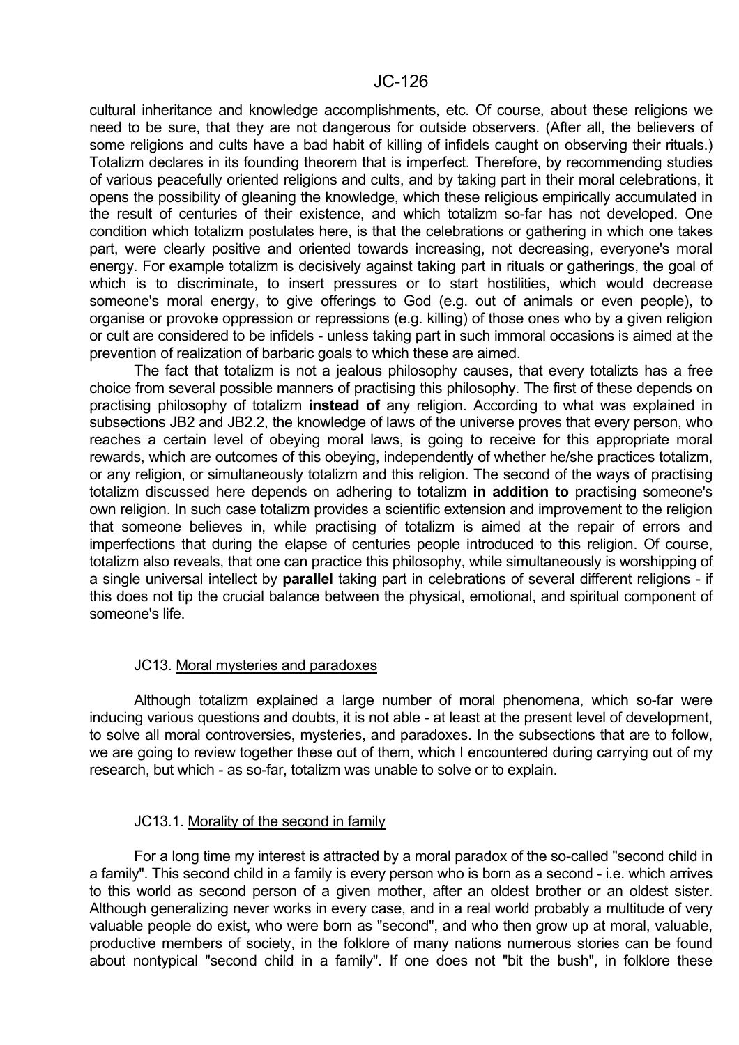cultural inheritance and knowledge accomplishments, etc. Of course, about these religions we need to be sure, that they are not dangerous for outside observers. (After all, the believers of some religions and cults have a bad habit of killing of infidels caught on observing their rituals.) Totalizm declares in its founding theorem that is imperfect. Therefore, by recommending studies of various peacefully oriented religions and cults, and by taking part in their moral celebrations, it opens the possibility of gleaning the knowledge, which these religious empirically accumulated in the result of centuries of their existence, and which totalizm so-far has not developed. One condition which totalizm postulates here, is that the celebrations or gathering in which one takes part, were clearly positive and oriented towards increasing, not decreasing, everyone's moral energy. For example totalizm is decisively against taking part in rituals or gatherings, the goal of which is to discriminate, to insert pressures or to start hostilities, which would decrease someone's moral energy, to give offerings to God (e.g. out of animals or even people), to organise or provoke oppression or repressions (e.g. killing) of those ones who by a given religion or cult are considered to be infidels - unless taking part in such immoral occasions is aimed at the prevention of realization of barbaric goals to which these are aimed.

The fact that totalizm is not a jealous philosophy causes, that every totalizts has a free choice from several possible manners of practising this philosophy. The first of these depends on practising philosophy of totalizm **instead of** any religion. According to what was explained in subsections JB2 and JB2.2, the knowledge of laws of the universe proves that every person, who reaches a certain level of obeying moral laws, is going to receive for this appropriate moral rewards, which are outcomes of this obeying, independently of whether he/she practices totalizm, or any religion, or simultaneously totalizm and this religion. The second of the ways of practising totalizm discussed here depends on adhering to totalizm **in addition to** practising someone's own religion. In such case totalizm provides a scientific extension and improvement to the religion that someone believes in, while practising of totalizm is aimed at the repair of errors and imperfections that during the elapse of centuries people introduced to this religion. Of course, totalizm also reveals, that one can practice this philosophy, while simultaneously is worshipping of a single universal intellect by **parallel** taking part in celebrations of several different religions - if this does not tip the crucial balance between the physical, emotional, and spiritual component of someone's life.

## JC13. Moral mysteries and paradoxes

Although totalizm explained a large number of moral phenomena, which so-far were inducing various questions and doubts, it is not able - at least at the present level of development, to solve all moral controversies, mysteries, and paradoxes. In the subsections that are to follow, we are going to review together these out of them, which I encountered during carrying out of my research, but which - as so-far, totalizm was unable to solve or to explain.

### JC13.1. Morality of the second in family

For a long time my interest is attracted by a moral paradox of the so-called "second child in a family". This second child in a family is every person who is born as a second - i.e. which arrives to this world as second person of a given mother, after an oldest brother or an oldest sister. Although generalizing never works in every case, and in a real world probably a multitude of very valuable people do exist, who were born as "second", and who then grow up at moral, valuable, productive members of society, in the folklore of many nations numerous stories can be found about nontypical "second child in a family". If one does not "bit the bush", in folklore these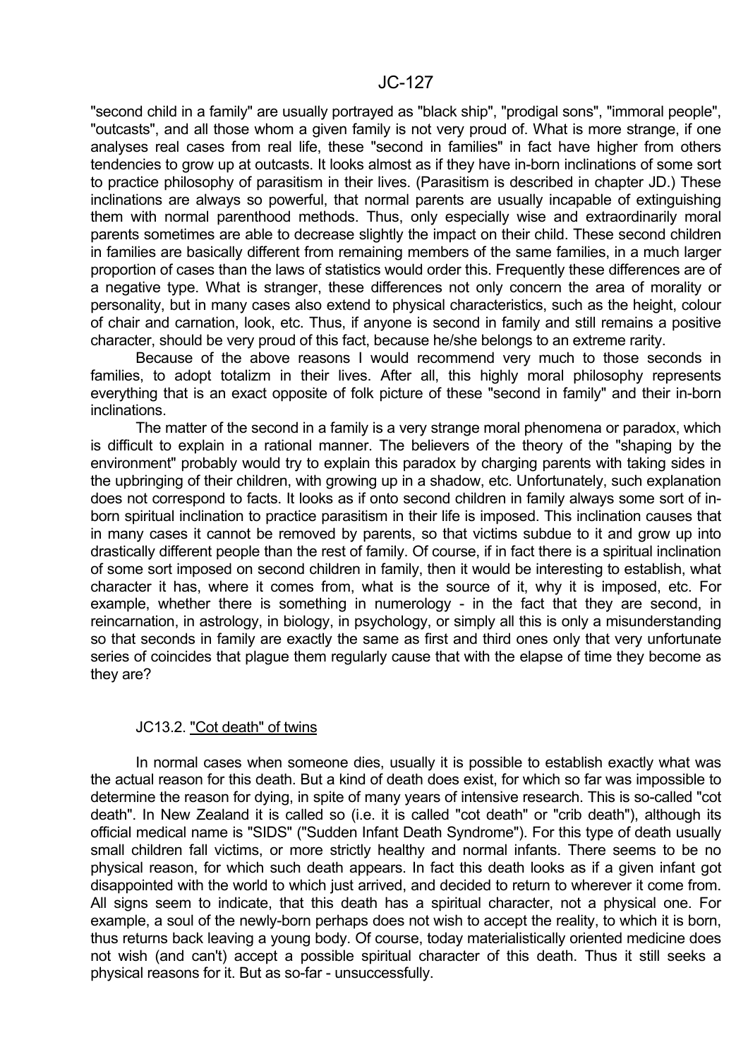"second child in a family" are usually portrayed as "black ship", "prodigal sons", "immoral people", "outcasts", and all those whom a given family is not very proud of. What is more strange, if one analyses real cases from real life, these "second in families" in fact have higher from others tendencies to grow up at outcasts. It looks almost as if they have in-born inclinations of some sort to practice philosophy of parasitism in their lives. (Parasitism is described in chapter JD.) These inclinations are always so powerful, that normal parents are usually incapable of extinguishing them with normal parenthood methods. Thus, only especially wise and extraordinarily moral parents sometimes are able to decrease slightly the impact on their child. These second children in families are basically different from remaining members of the same families, in a much larger proportion of cases than the laws of statistics would order this. Frequently these differences are of a negative type. What is stranger, these differences not only concern the area of morality or personality, but in many cases also extend to physical characteristics, such as the height, colour of chair and carnation, look, etc. Thus, if anyone is second in family and still remains a positive character, should be very proud of this fact, because he/she belongs to an extreme rarity.

Because of the above reasons I would recommend very much to those seconds in families, to adopt totalizm in their lives. After all, this highly moral philosophy represents everything that is an exact opposite of folk picture of these "second in family" and their in-born inclinations.

The matter of the second in a family is a very strange moral phenomena or paradox, which is difficult to explain in a rational manner. The believers of the theory of the "shaping by the environment" probably would try to explain this paradox by charging parents with taking sides in the upbringing of their children, with growing up in a shadow, etc. Unfortunately, such explanation does not correspond to facts. It looks as if onto second children in family always some sort of in-born spiritual inclination to practice parasitism in their life is imposed. This inclination causes that in many cases it cannot be removed by parents, so that victims subdue to it and grow up into drastically different people than the rest of family. Of course, if in fact there is a spiritual inclination of some sort imposed on second children in family, then it would be interesting to establish, what character it has, where it comes from, what is the source of it, why it is imposed, etc. For example, whether there is something in numerology - in the fact that they are second, in reincarnation, in astrology, in biology, in psychology, or simply all this is only a misunderstanding so that seconds in family are exactly the same as first and third ones only that very unfortunate series of coincides that plague them regularly cause that with the elapse of time they become as they are?

### JC13.2. "Cot death" of twins

In normal cases when someone dies, usually it is possible to establish exactly what was the actual reason for this death. But a kind of death does exist, for which so far was impossible to determine the reason for dying, in spite of many years of intensive research. This is so-called "cot death". In New Zealand it is called so (i.e. it is called "cot death" or "crib death"), although its official medical name is "SIDS" ("Sudden Infant Death Syndrome"). For this type of death usually small children fall victims, or more strictly healthy and normal infants. There seems to be no physical reason, for which such death appears. In fact this death looks as if a given infant got disappointed with the world to which just arrived, and decided to return to wherever it come from. All signs seem to indicate, that this death has a spiritual character, not a physical one. For example, a soul of the newly-born perhaps does not wish to accept the reality, to which it is born, thus returns back leaving a young body. Of course, today materialistically oriented medicine does not wish (and can't) accept a possible spiritual character of this death. Thus it still seeks a physical reasons for it. But as so-far - unsuccessfully.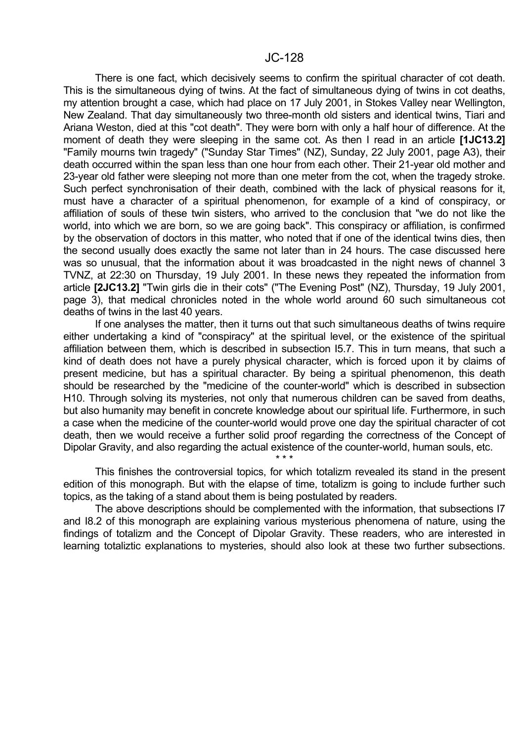There is one fact, which decisively seems to confirm the spiritual character of cot death. This is the simultaneous dying of twins. At the fact of simultaneous dying of twins in cot deaths, my attention brought a case, which had place on 17 July 2001, in Stokes Valley near Wellington, New Zealand. That day simultaneously two three-month old sisters and identical twins, Tiari and Ariana Weston, died at this "cot death". They were born with only a half hour of difference. At the moment of death they were sleeping in the same cot. As then I read in an article **[1JC13.2]** "Family mourns twin tragedy" ("Sunday Star Times" (NZ), Sunday, 22 July 2001, page A3), their death occurred within the span less than one hour from each other. Their 21-year old mother and 23-year old father were sleeping not more than one meter from the cot, when the tragedy stroke. Such perfect synchronisation of their death, combined with the lack of physical reasons for it, must have a character of a spiritual phenomenon, for example of a kind of conspiracy, or affiliation of souls of these twin sisters, who arrived to the conclusion that "we do not like the world, into which we are born, so we are going back". This conspiracy or affiliation, is confirmed by the observation of doctors in this matter, who noted that if one of the identical twins dies, then the second usually does exactly the same not later than in 24 hours. The case discussed here was so unusual, that the information about it was broadcasted in the night news of channel 3 TVNZ, at 22:30 on Thursday, 19 July 2001. In these news they repeated the information from article **[2JC13.2]** "Twin girls die in their cots" ("The Evening Post" (NZ), Thursday, 19 July 2001, page 3), that medical chronicles noted in the whole world around 60 such simultaneous cot deaths of twins in the last 40 years.

If one analyses the matter, then it turns out that such simultaneous deaths of twins require either undertaking a kind of "conspiracy" at the spiritual level, or the existence of the spiritual affiliation between them, which is described in subsection I5.7. This in turn means, that such a kind of death does not have a purely physical character, which is forced upon it by claims of present medicine, but has a spiritual character. By being a spiritual phenomenon, this death should be researched by the "medicine of the counter-world" which is described in subsection H10. Through solving its mysteries, not only that numerous children can be saved from deaths, but also humanity may benefit in concrete knowledge about our spiritual life. Furthermore, in such a case when the medicine of the counter-world would prove one day the spiritual character of cot death, then we would receive a further solid proof regarding the correctness of the Concept of Dipolar Gravity, and also regarding the actual existence of the counter-world, human souls, etc.

\* \* \*

This finishes the controversial topics, for which totalizm revealed its stand in the present edition of this monograph. But with the elapse of time, totalizm is going to include further such topics, as the taking of a stand about them is being postulated by readers.

The above descriptions should be complemented with the information, that subsections I7 and I8.2 of this monograph are explaining various mysterious phenomena of nature, using the findings of totalizm and the Concept of Dipolar Gravity. These readers, who are interested in learning totaliztic explanations to mysteries, should also look at these two further subsections.